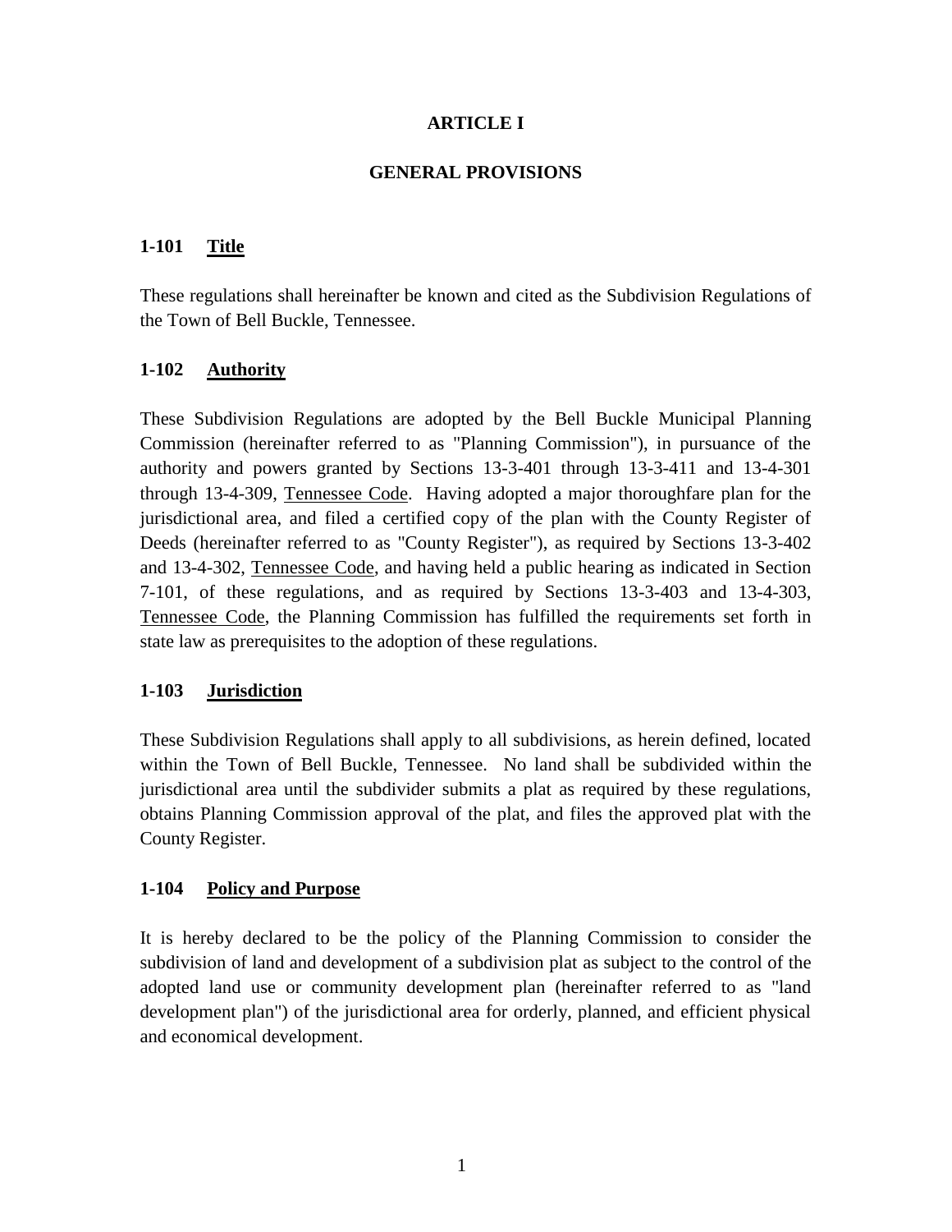# ARTICLE I

## GENERAL PROVISIONS

### 1-101 Title

These regulations shall hereinafter be known and cited as the Subdivision Regulations of the Town of Bell Buckle, Tennessee.

### 1-102 Authority

These Subdivision Regulations are adopted by the Bell Buckle Municipal Planning Commission (hereinafter referred to as "Planning Commission"), in pursuance of the authority and powers granted by Sections 13-3-401 through 13-3-411 and 13-4-301 through 13-4-309, Tennessee Code. Having adopted a major thoroughfare plan for the jurisdictional area, and filed a certified copy of the plan with the County Register of Deeds (hereinafter referred to as "County Register"), as required by Sections 13-3-402 and 13-4-302, Tennessee Code, and having held a public hearing as indicated in Section 7-101, of these regulations, and as required by Sections 13-3-403 and 13-4-303, Tennessee Code, the Planning Commission has fulfilled the requirements set forth in state law as prerequisites to the adoption of these regulations.

### 1-103 Jurisdiction

These Subdivision Regulations shall apply to all subdivisions, as herein defined, located within the Town of Bell Buckle, Tennessee. No land shall be subdivided within the jurisdictional area until the subdivider submits a plat as required by these regulations, obtains Planning Commission approval of the plat, and files the approved plat with the County Register.

### 1-104 Policy and Purpose

It is hereby declared to be the policy of the Planning Commission to consider the subdivision of land and development of a subdivision plat as subject to the control of the adopted land use or community development plan (hereinafter referred to as "land development plan") of the jurisdictional area for orderly, planned, and efficient physical and economical development.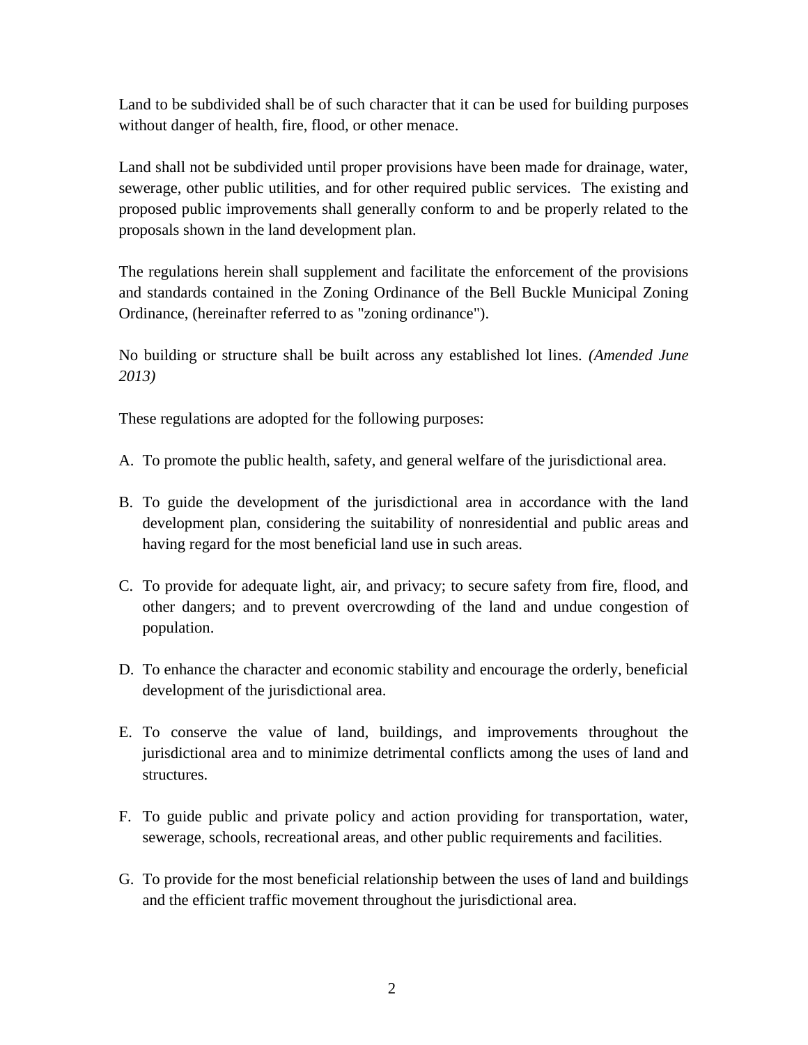Land to be subdivided shall be of such character that it can be used for building purposes without danger of health, fire, flood, or other menace.

Land shall not be subdivided until proper provisions have been made for drainage, water, sewerage, other public utilities, and for other required public services. The existing and proposed public improvements shall generally conform to and be properly related to the proposals shown in the land development plan.

The regulations herein shall supplement and facilitate the enforcement of the provisions and standards contained in the Zoning Ordinance of the Bell Buckle Municipal Zoning Ordinance, (hereinafter referred to as "zoning ordinance").

No building or structure shall be built across any established lot lines. *(Amended June 2013)*

These regulations are adopted for the following purposes:

A. To promote the public health, safety, and general welfare of the jurisdictional area.

B. To guide the development of the jurisdictional area in accordance with the land development plan, considering the suitability of nonresidential and public areas and having regard for the most beneficial land use in such areas.

C. To provide for adequate light, air, and privacy; to secure safety from fire, flood, and other dangers; and to prevent overcrowding of the land and undue congestion of population.

D. To enhance the character and economic stability and encourage the orderly, beneficial development of the jurisdictional area.

E. To conserve the value of land, buildings, and improvements throughout the jurisdictional area and to minimize detrimental conflicts among the uses of land and structures.

F. To guide public and private policy and action providing for transportation, water, sewerage, schools, recreational areas, and other public requirements and facilities.

G. To provide for the most beneficial relationship between the uses of land and buildings and the efficient traffic movement throughout the jurisdictional area.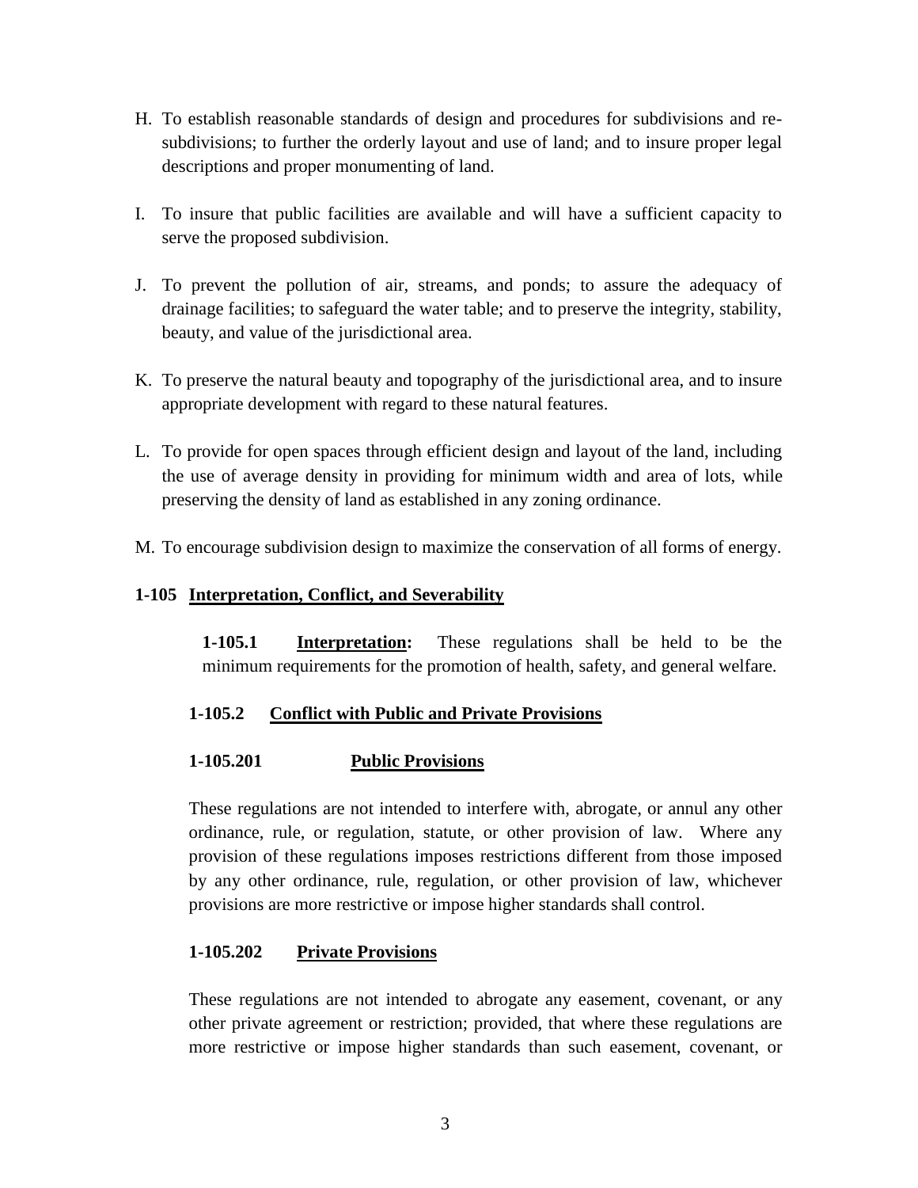H. To establish reasonable standards of design and procedures for subdivisions and re-subdivisions; to further the orderly layout and use of land; and to insure proper legal descriptions and proper monumenting of land.

I. To insure that public facilities are available and will have a sufficient capacity to serve the proposed subdivision.

J. To prevent the pollution of air, streams, and ponds; to assure the adequacy of drainage facilities; to safeguard the water table; and to preserve the integrity, stability, beauty, and value of the jurisdictional area.

K. To preserve the natural beauty and topography of the jurisdictional area, and to insure appropriate development with regard to these natural features.

L. To provide for open spaces through efficient design and layout of the land, including the use of average density in providing for minimum width and area of lots, while preserving the density of land as established in any zoning ordinance.

M. To encourage subdivision design to maximize the conservation of all forms of energy.

## 1-105 Interpretation, Conflict, and Severability

**1-105.1 Interpretation:** These regulations shall be held to be the minimum requirements for the promotion of health, safety, and general welfare.

### 1-105.2 Conflict with Public and Private Provisions

#### 1-105.201 Public Provisions

These regulations are not intended to interfere with, abrogate, or annul any other ordinance, rule, or regulation, statute, or other provision of law. Where any provision of these regulations imposes restrictions different from those imposed by any other ordinance, rule, regulation, or other provision of law, whichever provisions are more restrictive or impose higher standards shall control.

#### 1-105.202 Private Provisions

These regulations are not intended to abrogate any easement, covenant, or any other private agreement or restriction; provided, that where these regulations are more restrictive or impose higher standards than such easement, covenant, or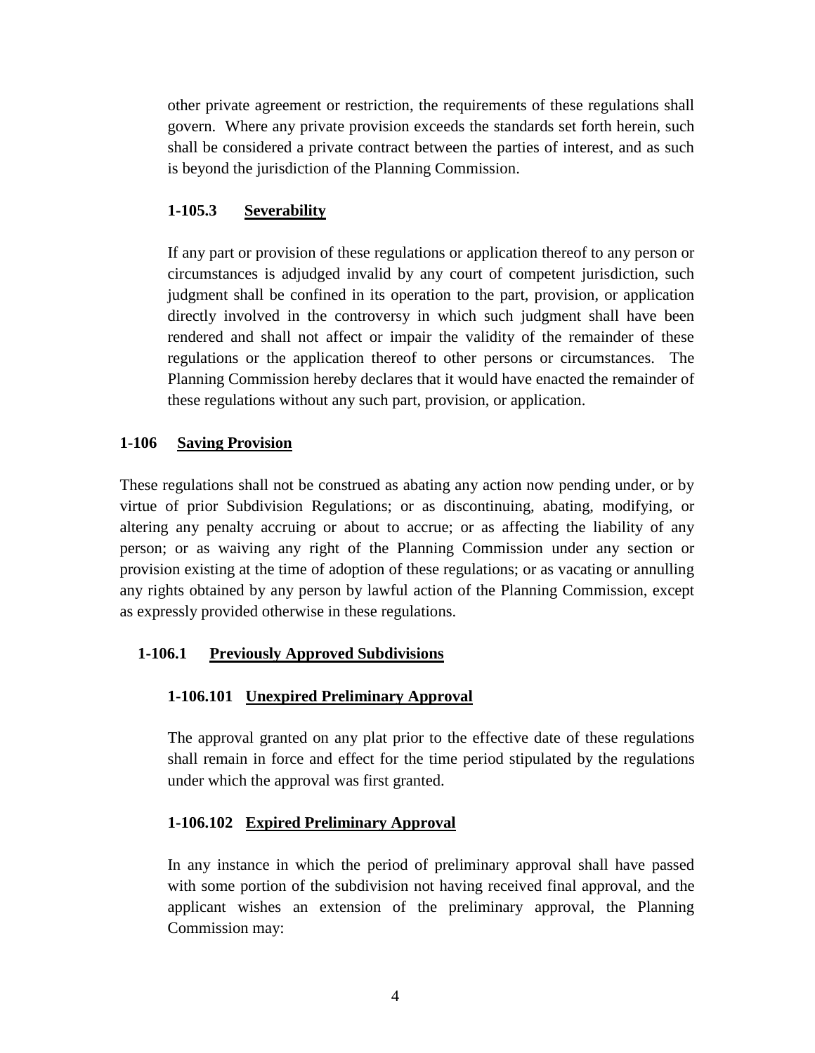other private agreement or restriction, the requirements of these regulations shall govern. Where any private provision exceeds the standards set forth herein, such shall be considered a private contract between the parties of interest, and as such is beyond the jurisdiction of the Planning Commission.

#### 1-105.3 Severability

If any part or provision of these regulations or application thereof to any person or circumstances is adjudged invalid by any court of competent jurisdiction, such judgment shall be confined in its operation to the part, provision, or application directly involved in the controversy in which such judgment shall have been rendered and shall not affect or impair the validity of the remainder of these regulations or the application thereof to other persons or circumstances. The Planning Commission hereby declares that it would have enacted the remainder of these regulations without any such part, provision, or application.

## 1-106 Saving Provision

These regulations shall not be construed as abating any action now pending under, or by virtue of prior Subdivision Regulations; or as discontinuing, abating, modifying, or altering any penalty accruing or about to accrue; or as affecting the liability of any person; or as waiving any right of the Planning Commission under any section or provision existing at the time of adoption of these regulations; or as vacating or annulling any rights obtained by any person by lawful action of the Planning Commission, except as expressly provided otherwise in these regulations.

### 1-106.1 Previously Approved Subdivisions

#### 1-106.101 Unexpired Preliminary Approval

The approval granted on any plat prior to the effective date of these regulations shall remain in force and effect for the time period stipulated by the regulations under which the approval was first granted.

#### 1-106.102 Expired Preliminary Approval

In any instance in which the period of preliminary approval shall have passed with some portion of the subdivision not having received final approval, and the applicant wishes an extension of the preliminary approval, the Planning Commission may: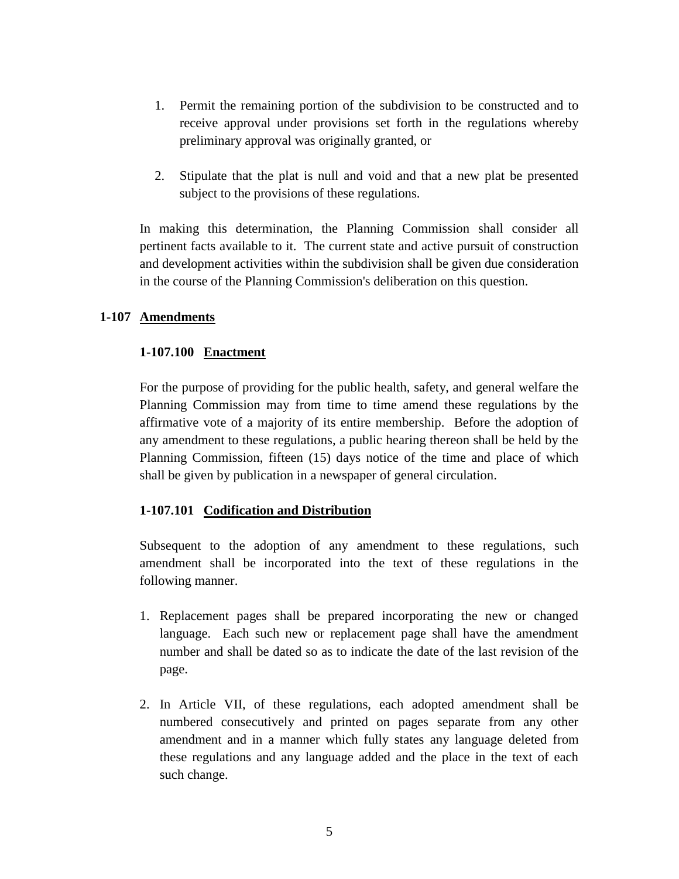1. Permit the remaining portion of the subdivision to be constructed and to receive approval under provisions set forth in the regulations whereby preliminary approval was originally granted, or

2. Stipulate that the plat is null and void and that a new plat be presented subject to the provisions of these regulations.

In making this determination, the Planning Commission shall consider all pertinent facts available to it. The current state and active pursuit of construction and development activities within the subdivision shall be given due consideration in the course of the Planning Commission's deliberation on this question.

## 1-107 Amendments

### 1-107.100 Enactment

For the purpose of providing for the public health, safety, and general welfare the Planning Commission may from time to time amend these regulations by the affirmative vote of a majority of its entire membership. Before the adoption of any amendment to these regulations, a public hearing thereon shall be held by the Planning Commission, fifteen (15) days notice of the time and place of which shall be given by publication in a newspaper of general circulation.

### 1-107.101 Codification and Distribution

Subsequent to the adoption of any amendment to these regulations, such amendment shall be incorporated into the text of these regulations in the following manner.

1. Replacement pages shall be prepared incorporating the new or changed language. Each such new or replacement page shall have the amendment number and shall be dated so as to indicate the date of the last revision of the page.

2. In Article VII, of these regulations, each adopted amendment shall be numbered consecutively and printed on pages separate from any other amendment and in a manner which fully states any language deleted from these regulations and any language added and the place in the text of each such change.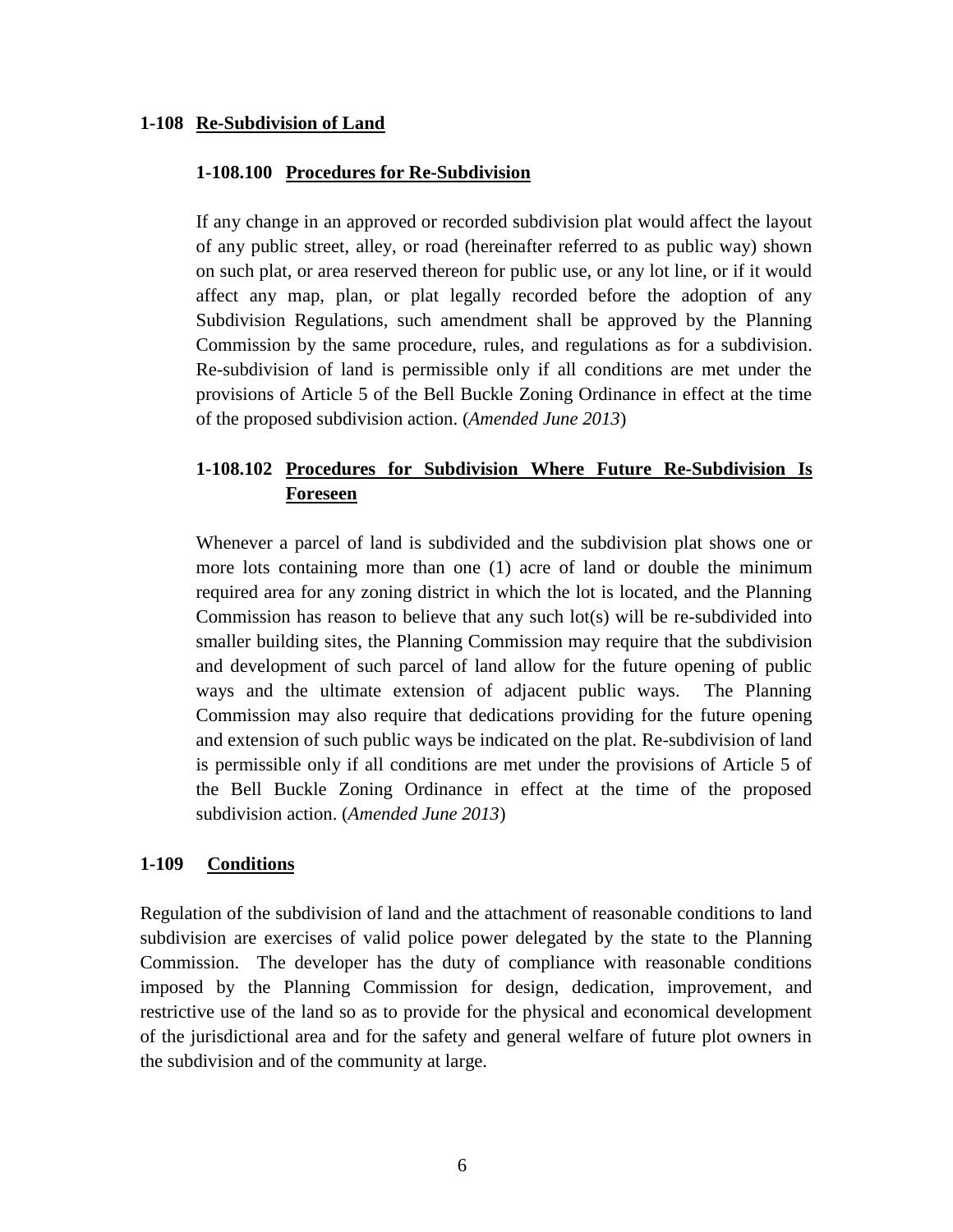### 1-108 Re-Subdivision of Land

#### 1-108.100 Procedures for Re-Subdivision

If any change in an approved or recorded subdivision plat would affect the layout of any public street, alley, or road (hereinafter referred to as public way) shown on such plat, or area reserved thereon for public use, or any lot line, or if it would affect any map, plan, or plat legally recorded before the adoption of any Subdivision Regulations, such amendment shall be approved by the Planning Commission by the same procedure, rules, and regulations as for a subdivision. Re-subdivision of land is permissible only if all conditions are met under the provisions of Article 5 of the Bell Buckle Zoning Ordinance in effect at the time of the proposed subdivision action. (*Amended June 2013*)

#### 1-108.102 Procedures for Subdivision Where Future Re-Subdivision Is Foreseen

Whenever a parcel of land is subdivided and the subdivision plat shows one or more lots containing more than one (1) acre of land or double the minimum required area for any zoning district in which the lot is located, and the Planning Commission has reason to believe that any such lot(s) will be re-subdivided into smaller building sites, the Planning Commission may require that the subdivision and development of such parcel of land allow for the future opening of public ways and the ultimate extension of adjacent public ways. The Planning Commission may also require that dedications providing for the future opening and extension of such public ways be indicated on the plat. Re-subdivision of land is permissible only if all conditions are met under the provisions of Article 5 of the Bell Buckle Zoning Ordinance in effect at the time of the proposed subdivision action. (*Amended June 2013*)

### 1-109 Conditions

Regulation of the subdivision of land and the attachment of reasonable conditions to land subdivision are exercises of valid police power delegated by the state to the Planning Commission. The developer has the duty of compliance with reasonable conditions imposed by the Planning Commission for design, dedication, improvement, and restrictive use of the land so as to provide for the physical and economical development of the jurisdictional area and for the safety and general welfare of future plot owners in the subdivision and of the community at large.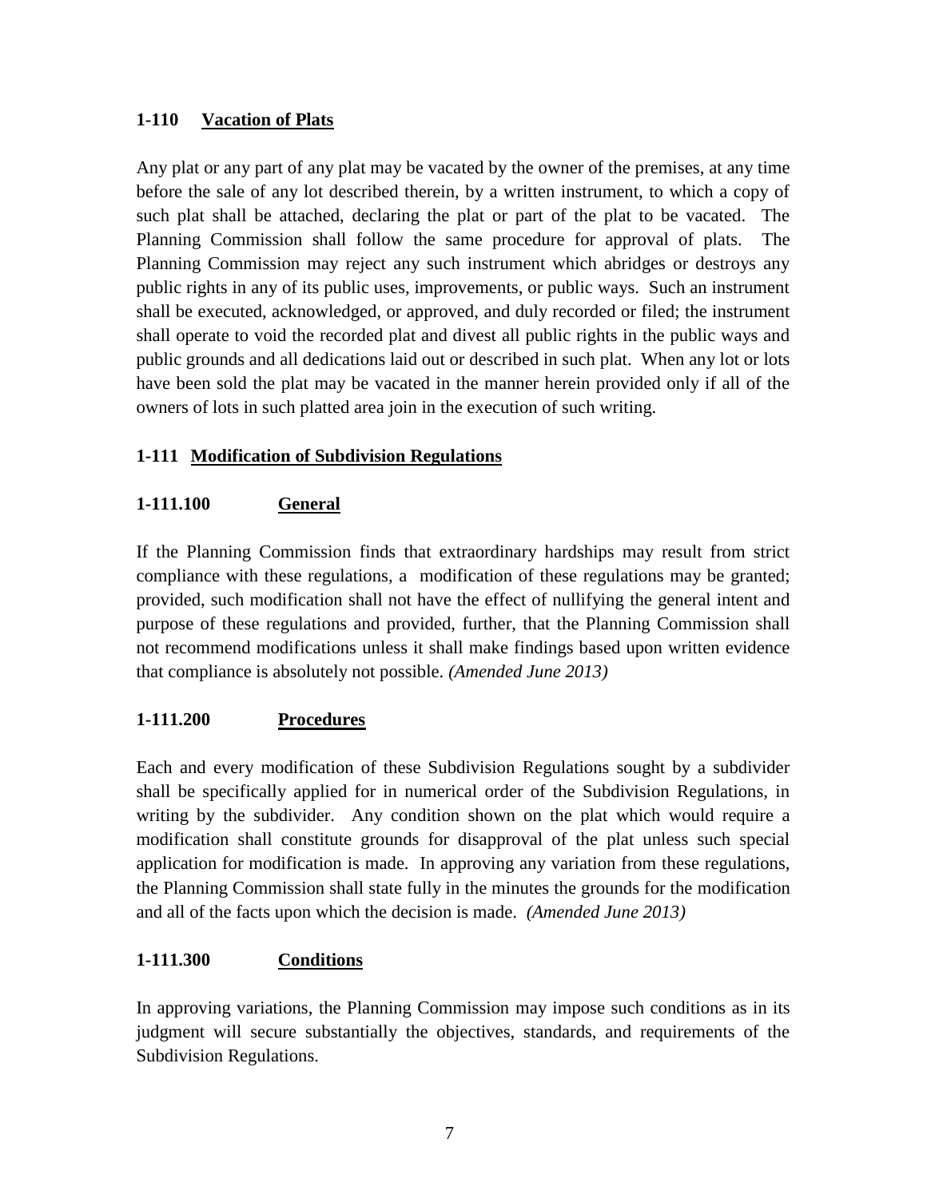### 1-110 Vacation of Plats

Any plat or any part of any plat may be vacated by the owner of the premises, at any time before the sale of any lot described therein, by a written instrument, to which a copy of such plat shall be attached, declaring the plat or part of the plat to be vacated. The Planning Commission shall follow the same procedure for approval of plats. The Planning Commission may reject any such instrument which abridges or destroys any public rights in any of its public uses, improvements, or public ways. Such an instrument shall be executed, acknowledged, or approved, and duly recorded or filed; the instrument shall operate to void the recorded plat and divest all public rights in the public ways and public grounds and all dedications laid out or described in such plat. When any lot or lots have been sold the plat may be vacated in the manner herein provided only if all of the owners of lots in such platted area join in the execution of such writing.

### 1-111 Modification of Subdivision Regulations

#### 1-111.100 General

If the Planning Commission finds that extraordinary hardships may result from strict compliance with these regulations, a modification of these regulations may be granted; provided, such modification shall not have the effect of nullifying the general intent and purpose of these regulations and provided, further, that the Planning Commission shall not recommend modifications unless it shall make findings based upon written evidence that compliance is absolutely not possible. *(Amended June 2013)*

#### 1-111.200 Procedures

Each and every modification of these Subdivision Regulations sought by a subdivider shall be specifically applied for in numerical order of the Subdivision Regulations, in writing by the subdivider. Any condition shown on the plat which would require a modification shall constitute grounds for disapproval of the plat unless such special application for modification is made. In approving any variation from these regulations, the Planning Commission shall state fully in the minutes the grounds for the modification and all of the facts upon which the decision is made. *(Amended June 2013)*

#### 1-111.300 Conditions

In approving variations, the Planning Commission may impose such conditions as in its judgment will secure substantially the objectives, standards, and requirements of the Subdivision Regulations.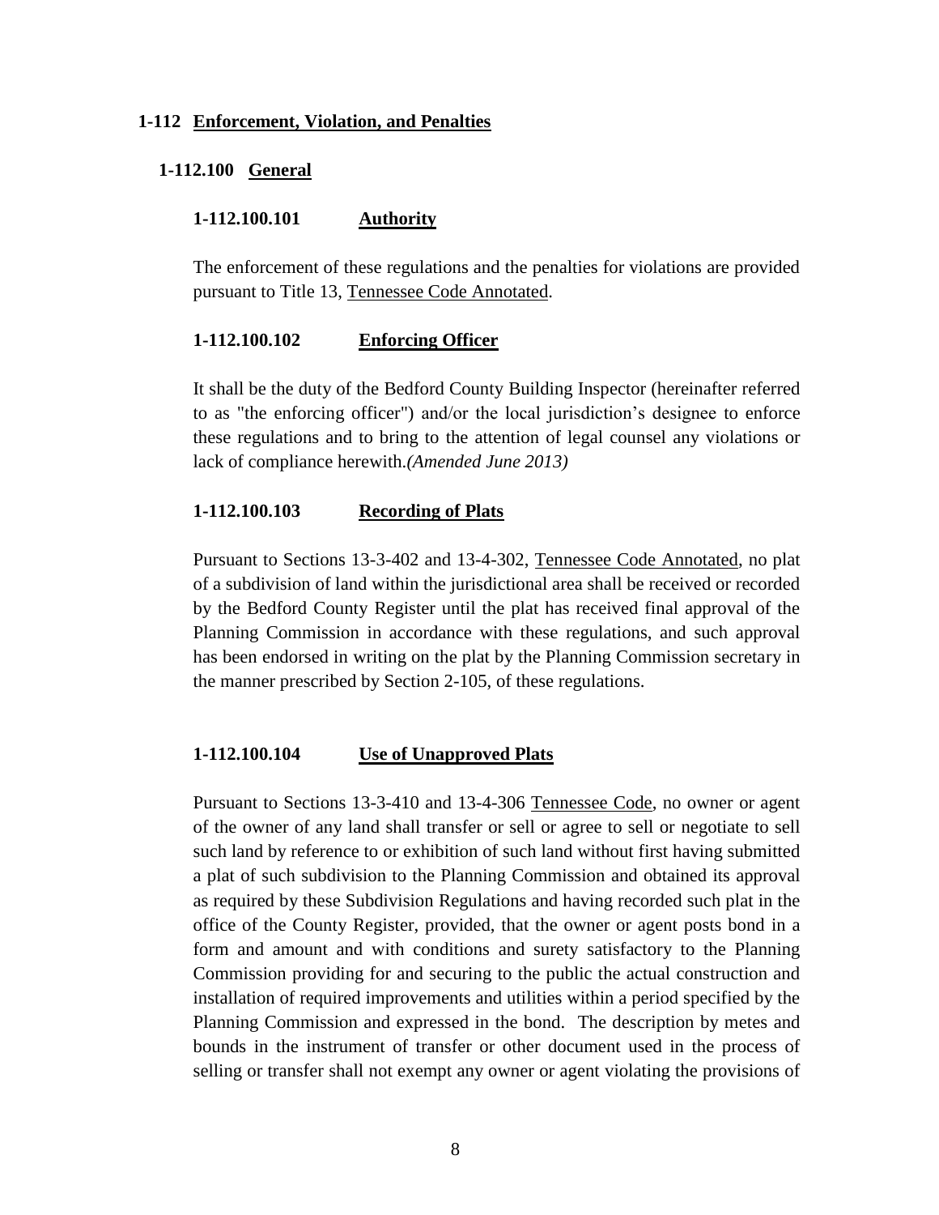## 1-112 Enforcement, Violation, and Penalties

### 1-112.100 General

#### 1-112.100.101 Authority

The enforcement of these regulations and the penalties for violations are provided pursuant to Title 13, Tennessee Code Annotated.

#### 1-112.100.102 Enforcing Officer

It shall be the duty of the Bedford County Building Inspector (hereinafter referred to as "the enforcing officer") and/or the local jurisdiction's designee to enforce these regulations and to bring to the attention of legal counsel any violations or lack of compliance herewith.*(Amended June 2013)*

#### 1-112.100.103 Recording of Plats

Pursuant to Sections 13-3-402 and 13-4-302, Tennessee Code Annotated, no plat of a subdivision of land within the jurisdictional area shall be received or recorded by the Bedford County Register until the plat has received final approval of the Planning Commission in accordance with these regulations, and such approval has been endorsed in writing on the plat by the Planning Commission secretary in the manner prescribed by Section 2-105, of these regulations.

#### 1-112.100.104 Use of Unapproved Plats

Pursuant to Sections 13-3-410 and 13-4-306 Tennessee Code, no owner or agent of the owner of any land shall transfer or sell or agree to sell or negotiate to sell such land by reference to or exhibition of such land without first having submitted a plat of such subdivision to the Planning Commission and obtained its approval as required by these Subdivision Regulations and having recorded such plat in the office of the County Register, provided, that the owner or agent posts bond in a form and amount and with conditions and surety satisfactory to the Planning Commission providing for and securing to the public the actual construction and installation of required improvements and utilities within a period specified by the Planning Commission and expressed in the bond. The description by metes and bounds in the instrument of transfer or other document used in the process of selling or transfer shall not exempt any owner or agent violating the provisions of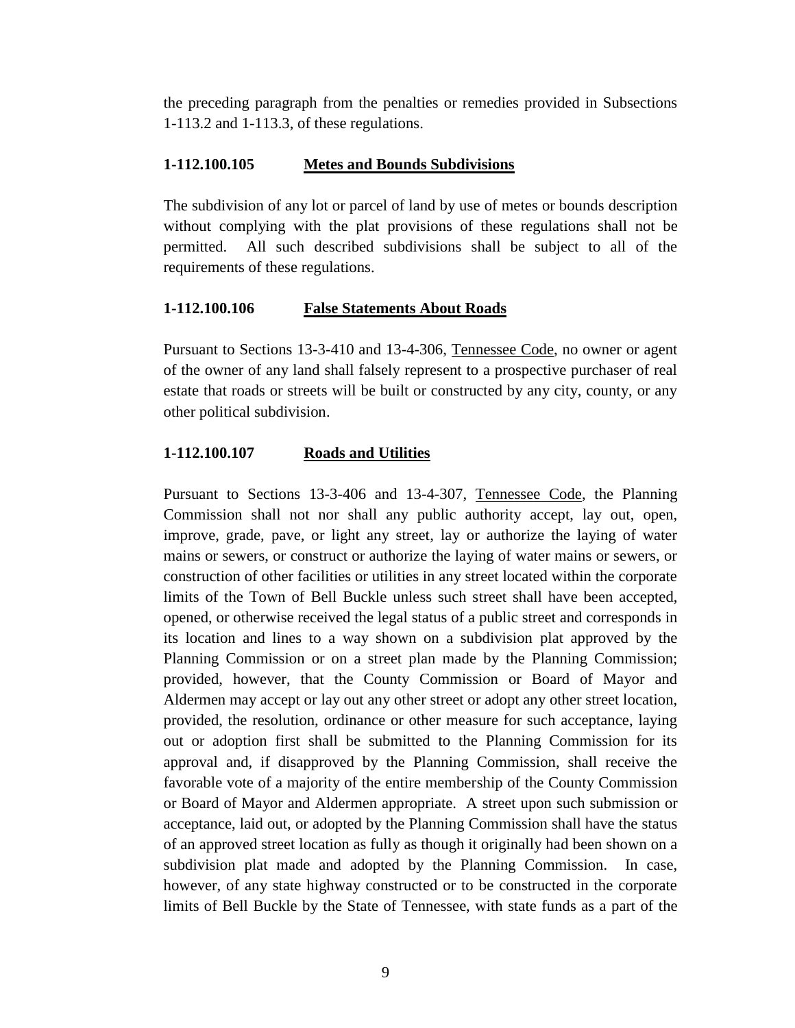the preceding paragraph from the penalties or remedies provided in Subsections 1-113.2 and 1-113.3, of these regulations.

### 1-112.100.105 Metes and Bounds Subdivisions

The subdivision of any lot or parcel of land by use of metes or bounds description without complying with the plat provisions of these regulations shall not be permitted. All such described subdivisions shall be subject to all of the requirements of these regulations.

### 1-112.100.106 False Statements About Roads

Pursuant to Sections 13-3-410 and 13-4-306, Tennessee Code, no owner or agent of the owner of any land shall falsely represent to a prospective purchaser of real estate that roads or streets will be built or constructed by any city, county, or any other political subdivision.

### 1-112.100.107 Roads and Utilities

Pursuant to Sections 13-3-406 and 13-4-307, Tennessee Code, the Planning Commission shall not nor shall any public authority accept, lay out, open, improve, grade, pave, or light any street, lay or authorize the laying of water mains or sewers, or construct or authorize the laying of water mains or sewers, or construction of other facilities or utilities in any street located within the corporate limits of the Town of Bell Buckle unless such street shall have been accepted, opened, or otherwise received the legal status of a public street and corresponds in its location and lines to a way shown on a subdivision plat approved by the Planning Commission or on a street plan made by the Planning Commission; provided, however, that the County Commission or Board of Mayor and Aldermen may accept or lay out any other street or adopt any other street location, provided, the resolution, ordinance or other measure for such acceptance, laying out or adoption first shall be submitted to the Planning Commission for its approval and, if disapproved by the Planning Commission, shall receive the favorable vote of a majority of the entire membership of the County Commission or Board of Mayor and Aldermen appropriate. A street upon such submission or acceptance, laid out, or adopted by the Planning Commission shall have the status of an approved street location as fully as though it originally had been shown on a subdivision plat made and adopted by the Planning Commission. In case, however, of any state highway constructed or to be constructed in the corporate limits of Bell Buckle by the State of Tennessee, with state funds as a part of the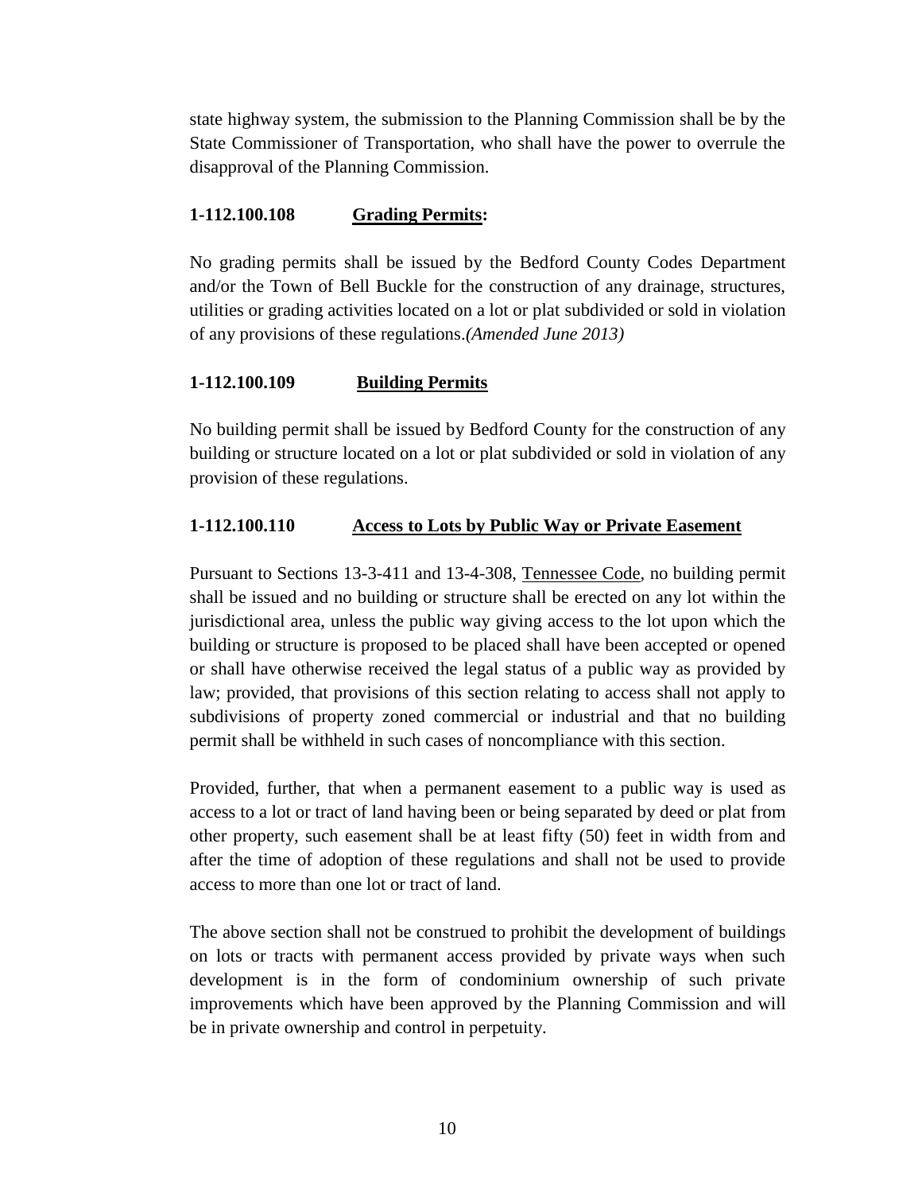state highway system, the submission to the Planning Commission shall be by the State Commissioner of Transportation, who shall have the power to overrule the disapproval of the Planning Commission.

**1-112.100.108 Grading Permits:**

No grading permits shall be issued by the Bedford County Codes Department and/or the Town of Bell Buckle for the construction of any drainage, structures, utilities or grading activities located on a lot or plat subdivided or sold in violation of any provisions of these regulations.*(Amended June 2013)*

**1-112.100.109 Building Permits**

No building permit shall be issued by Bedford County for the construction of any building or structure located on a lot or plat subdivided or sold in violation of any provision of these regulations.

**1-112.100.110 Access to Lots by Public Way or Private Easement**

Pursuant to Sections 13-3-411 and 13-4-308, Tennessee Code, no building permit shall be issued and no building or structure shall be erected on any lot within the jurisdictional area, unless the public way giving access to the lot upon which the building or structure is proposed to be placed shall have been accepted or opened or shall have otherwise received the legal status of a public way as provided by law; provided, that provisions of this section relating to access shall not apply to subdivisions of property zoned commercial or industrial and that no building permit shall be withheld in such cases of noncompliance with this section.

Provided, further, that when a permanent easement to a public way is used as access to a lot or tract of land having been or being separated by deed or plat from other property, such easement shall be at least fifty (50) feet in width from and after the time of adoption of these regulations and shall not be used to provide access to more than one lot or tract of land.

The above section shall not be construed to prohibit the development of buildings on lots or tracts with permanent access provided by private ways when such development is in the form of condominium ownership of such private improvements which have been approved by the Planning Commission and will be in private ownership and control in perpetuity.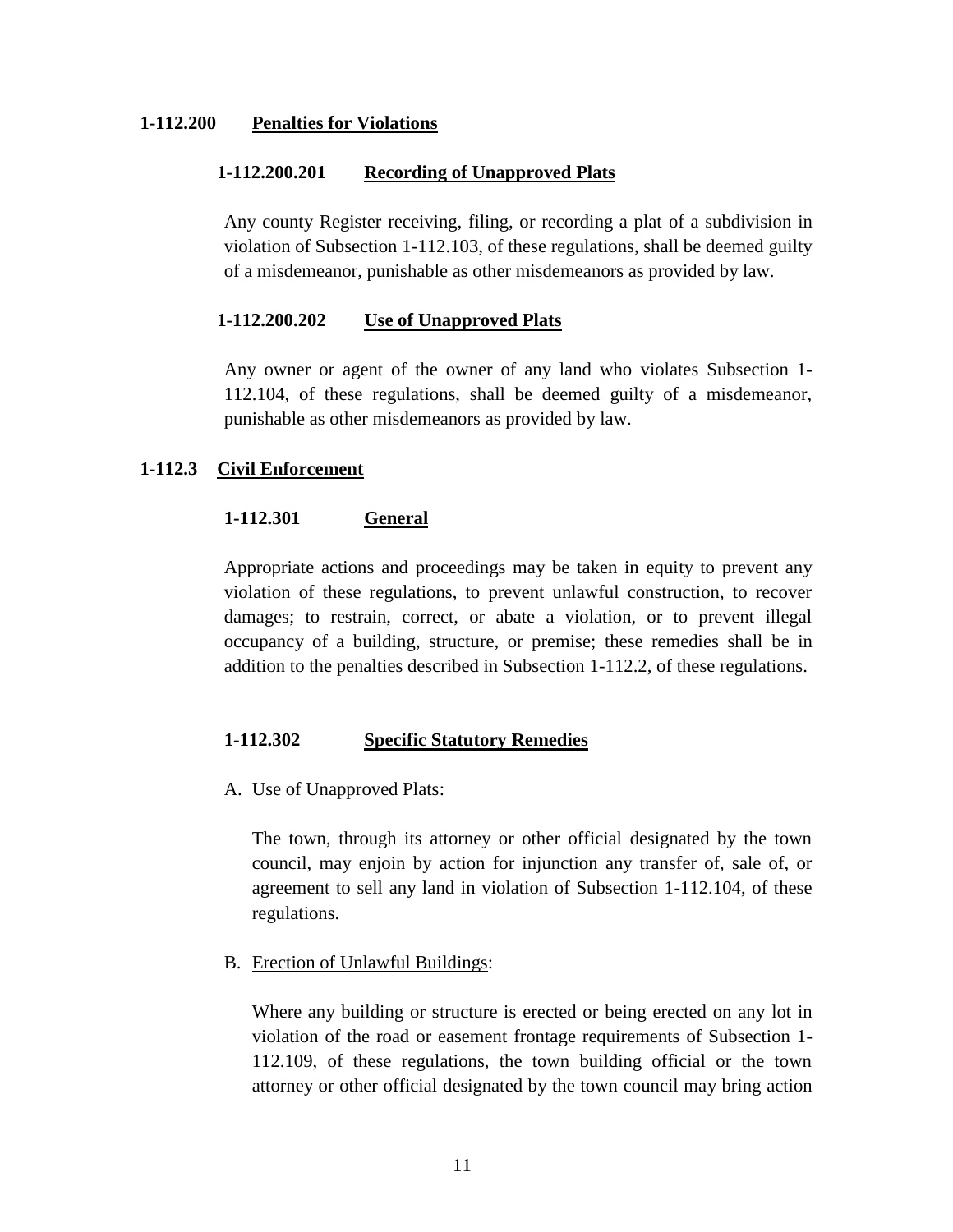## 1-112.200 Penalties for Violations

### 1-112.200.201 Recording of Unapproved Plats

Any county Register receiving, filing, or recording a plat of a subdivision in violation of Subsection 1-112.103, of these regulations, shall be deemed guilty of a misdemeanor, punishable as other misdemeanors as provided by law.

### 1-112.200.202 Use of Unapproved Plats

Any owner or agent of the owner of any land who violates Subsection 1-112.104, of these regulations, shall be deemed guilty of a misdemeanor, punishable as other misdemeanors as provided by law.

## 1-112.3 Civil Enforcement

### 1-112.301 General

Appropriate actions and proceedings may be taken in equity to prevent any violation of these regulations, to prevent unlawful construction, to recover damages; to restrain, correct, or abate a violation, or to prevent illegal occupancy of a building, structure, or premise; these remedies shall be in addition to the penalties described in Subsection 1-112.2, of these regulations.

### 1-112.302 Specific Statutory Remedies

A. Use of Unapproved Plats:

The town, through its attorney or other official designated by the town council, may enjoin by action for injunction any transfer of, sale of, or agreement to sell any land in violation of Subsection 1-112.104, of these regulations.

B. Erection of Unlawful Buildings:

Where any building or structure is erected or being erected on any lot in violation of the road or easement frontage requirements of Subsection 1-112.109, of these regulations, the town building official or the town attorney or other official designated by the town council may bring action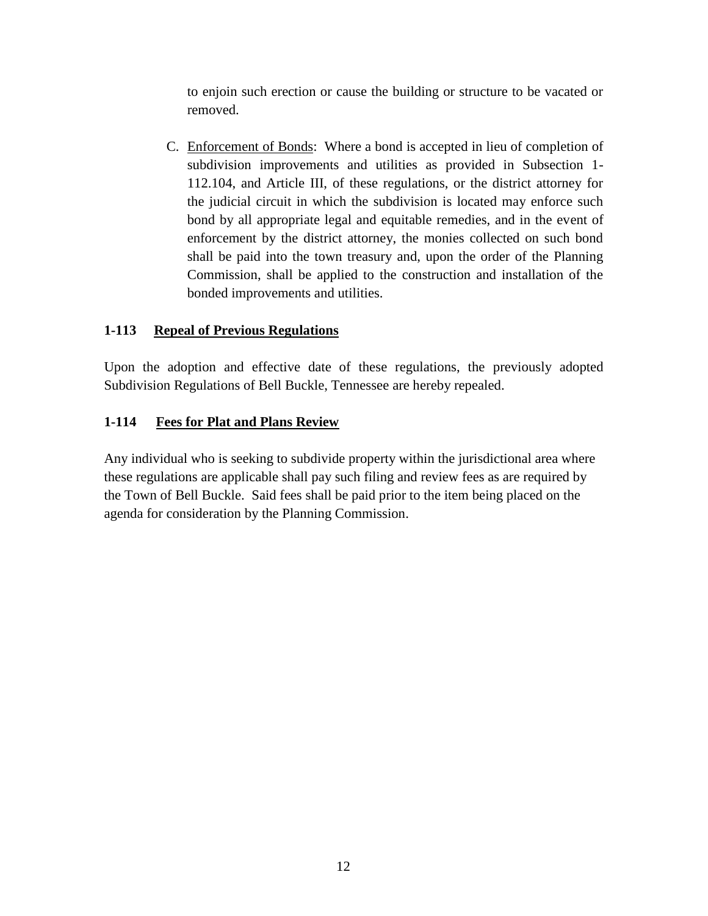to enjoin such erection or cause the building or structure to be vacated or removed.

C. Enforcement of Bonds: Where a bond is accepted in lieu of completion of subdivision improvements and utilities as provided in Subsection 1-112.104, and Article III, of these regulations, or the district attorney for the judicial circuit in which the subdivision is located may enforce such bond by all appropriate legal and equitable remedies, and in the event of enforcement by the district attorney, the monies collected on such bond shall be paid into the town treasury and, upon the order of the Planning Commission, shall be applied to the construction and installation of the bonded improvements and utilities.

**1-113 Repeal of Previous Regulations**

Upon the adoption and effective date of these regulations, the previously adopted Subdivision Regulations of Bell Buckle, Tennessee are hereby repealed.

**1-114 Fees for Plat and Plans Review**

Any individual who is seeking to subdivide property within the jurisdictional area where these regulations are applicable shall pay such filing and review fees as are required by the Town of Bell Buckle. Said fees shall be paid prior to the item being placed on the agenda for consideration by the Planning Commission.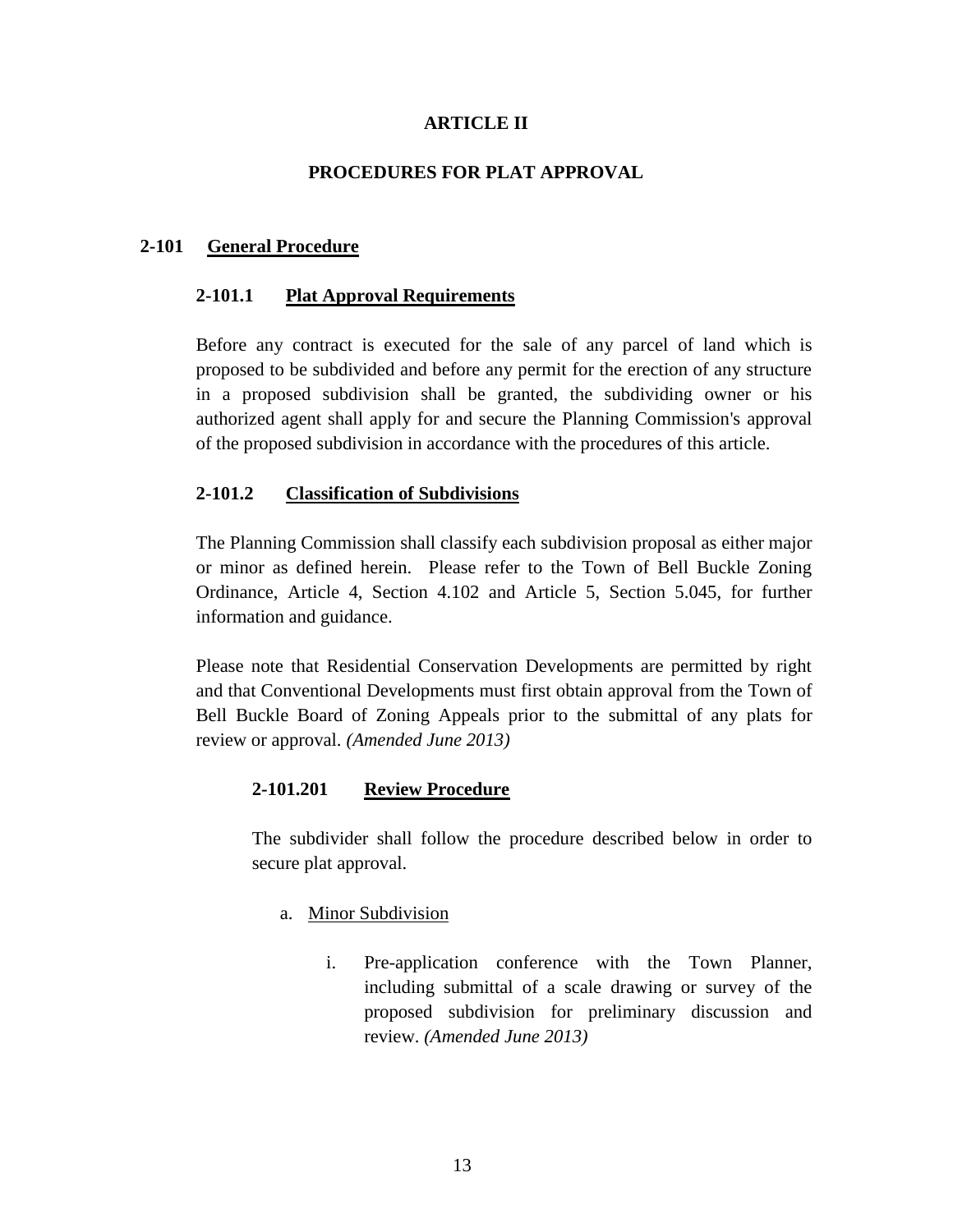# ARTICLE II

## PROCEDURES FOR PLAT APPROVAL

## 2-101 General Procedure

### 2-101.1 Plat Approval Requirements

Before any contract is executed for the sale of any parcel of land which is proposed to be subdivided and before any permit for the erection of any structure in a proposed subdivision shall be granted, the subdividing owner or his authorized agent shall apply for and secure the Planning Commission's approval of the proposed subdivision in accordance with the procedures of this article.

### 2-101.2 Classification of Subdivisions

The Planning Commission shall classify each subdivision proposal as either major or minor as defined herein. Please refer to the Town of Bell Buckle Zoning Ordinance, Article 4, Section 4.102 and Article 5, Section 5.045, for further information and guidance.

Please note that Residential Conservation Developments are permitted by right and that Conventional Developments must first obtain approval from the Town of Bell Buckle Board of Zoning Appeals prior to the submittal of any plats for review or approval. *(Amended June 2013)*

#### 2-101.201 Review Procedure

The subdivider shall follow the procedure described below in order to secure plat approval.

a. Minor Subdivision

   i. Pre-application conference with the Town Planner, including submittal of a scale drawing or survey of the proposed subdivision for preliminary discussion and review. *(Amended June 2013)*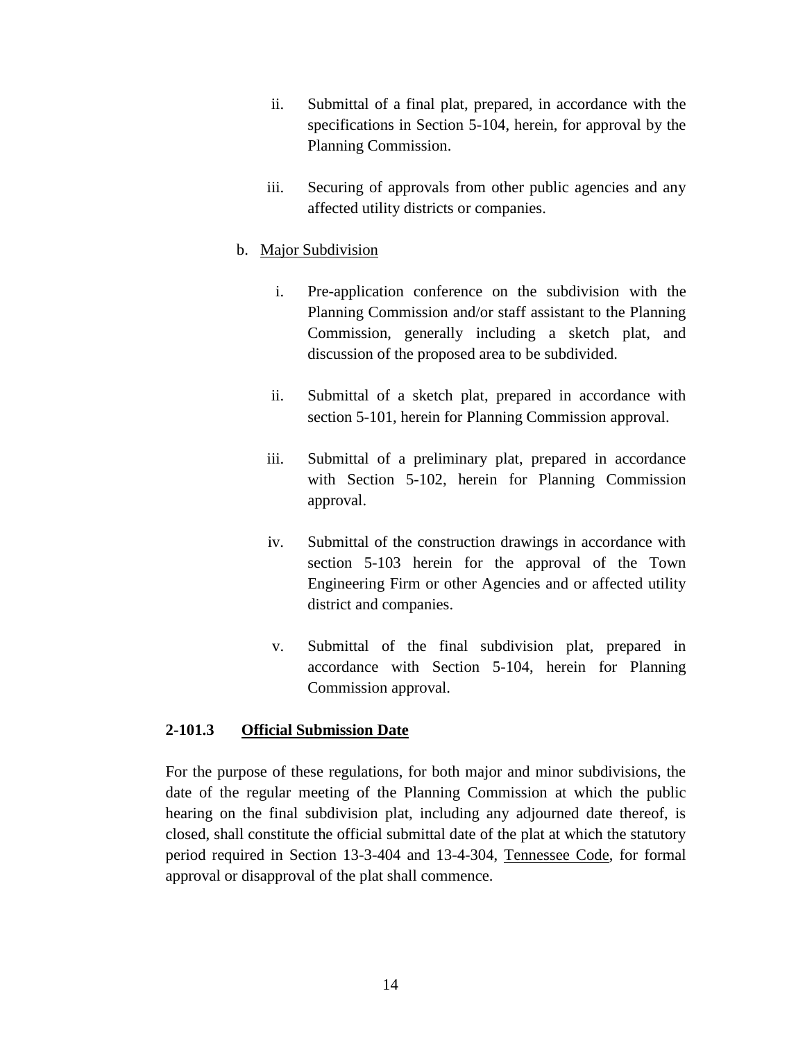ii. Submittal of a final plat, prepared, in accordance with the specifications in Section 5-104, herein, for approval by the Planning Commission.

iii. Securing of approvals from other public agencies and any affected utility districts or companies.

b. <u>Major Subdivision</u>

i. Pre-application conference on the subdivision with the Planning Commission and/or staff assistant to the Planning Commission, generally including a sketch plat, and discussion of the proposed area to be subdivided.

ii. Submittal of a sketch plat, prepared in accordance with section 5-101, herein for Planning Commission approval.

iii. Submittal of a preliminary plat, prepared in accordance with Section 5-102, herein for Planning Commission approval.

iv. Submittal of the construction drawings in accordance with section 5-103 herein for the approval of the Town Engineering Firm or other Agencies and or affected utility district and companies.

v. Submittal of the final subdivision plat, prepared in accordance with Section 5-104, herein for Planning Commission approval.

**2-101.3 <u>Official Submission Date</u>**

For the purpose of these regulations, for both major and minor subdivisions, the date of the regular meeting of the Planning Commission at which the public hearing on the final subdivision plat, including any adjourned date thereof, is closed, shall constitute the official submittal date of the plat at which the statutory period required in Section 13-3-404 and 13-4-304, <u>Tennessee Code</u>, for formal approval or disapproval of the plat shall commence.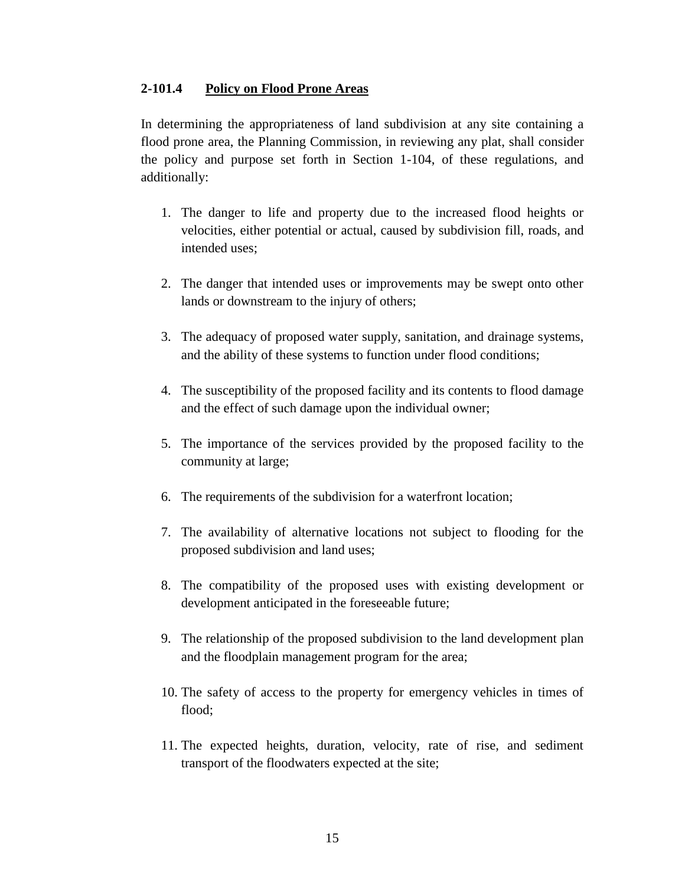### 2-101.4 **Policy on Flood Prone Areas**

In determining the appropriateness of land subdivision at any site containing a flood prone area, the Planning Commission, in reviewing any plat, shall consider the policy and purpose set forth in Section 1-104, of these regulations, and additionally:

1. The danger to life and property due to the increased flood heights or velocities, either potential or actual, caused by subdivision fill, roads, and intended uses;
2. The danger that intended uses or improvements may be swept onto other lands or downstream to the injury of others;
3. The adequacy of proposed water supply, sanitation, and drainage systems, and the ability of these systems to function under flood conditions;
4. The susceptibility of the proposed facility and its contents to flood damage and the effect of such damage upon the individual owner;
5. The importance of the services provided by the proposed facility to the community at large;
6. The requirements of the subdivision for a waterfront location;
7. The availability of alternative locations not subject to flooding for the proposed subdivision and land uses;
8. The compatibility of the proposed uses with existing development or development anticipated in the foreseeable future;
9. The relationship of the proposed subdivision to the land development plan and the floodplain management program for the area;
10. The safety of access to the property for emergency vehicles in times of flood;
11. The expected heights, duration, velocity, rate of rise, and sediment transport of the floodwaters expected at the site;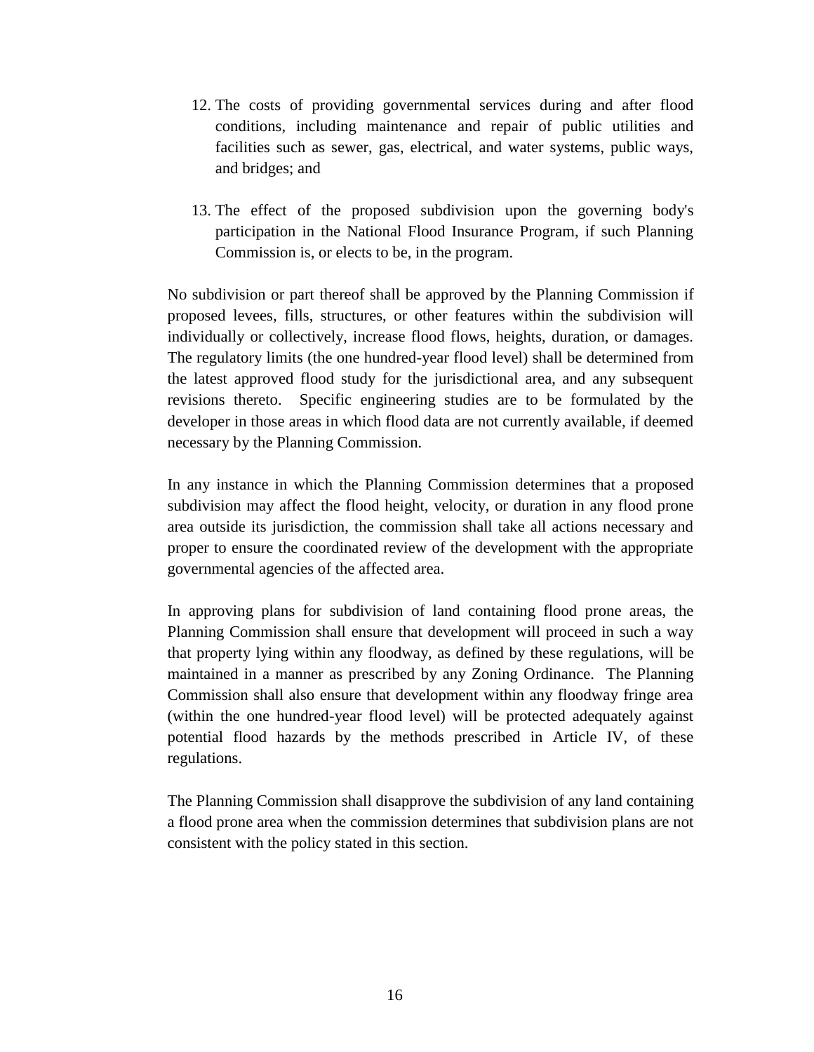12. The costs of providing governmental services during and after flood conditions, including maintenance and repair of public utilities and facilities such as sewer, gas, electrical, and water systems, public ways, and bridges; and

13. The effect of the proposed subdivision upon the governing body's participation in the National Flood Insurance Program, if such Planning Commission is, or elects to be, in the program.

No subdivision or part thereof shall be approved by the Planning Commission if proposed levees, fills, structures, or other features within the subdivision will individually or collectively, increase flood flows, heights, duration, or damages. The regulatory limits (the one hundred-year flood level) shall be determined from the latest approved flood study for the jurisdictional area, and any subsequent revisions thereto. Specific engineering studies are to be formulated by the developer in those areas in which flood data are not currently available, if deemed necessary by the Planning Commission.

In any instance in which the Planning Commission determines that a proposed subdivision may affect the flood height, velocity, or duration in any flood prone area outside its jurisdiction, the commission shall take all actions necessary and proper to ensure the coordinated review of the development with the appropriate governmental agencies of the affected area.

In approving plans for subdivision of land containing flood prone areas, the Planning Commission shall ensure that development will proceed in such a way that property lying within any floodway, as defined by these regulations, will be maintained in a manner as prescribed by any Zoning Ordinance. The Planning Commission shall also ensure that development within any floodway fringe area (within the one hundred-year flood level) will be protected adequately against potential flood hazards by the methods prescribed in Article IV, of these regulations.

The Planning Commission shall disapprove the subdivision of any land containing a flood prone area when the commission determines that subdivision plans are not consistent with the policy stated in this section.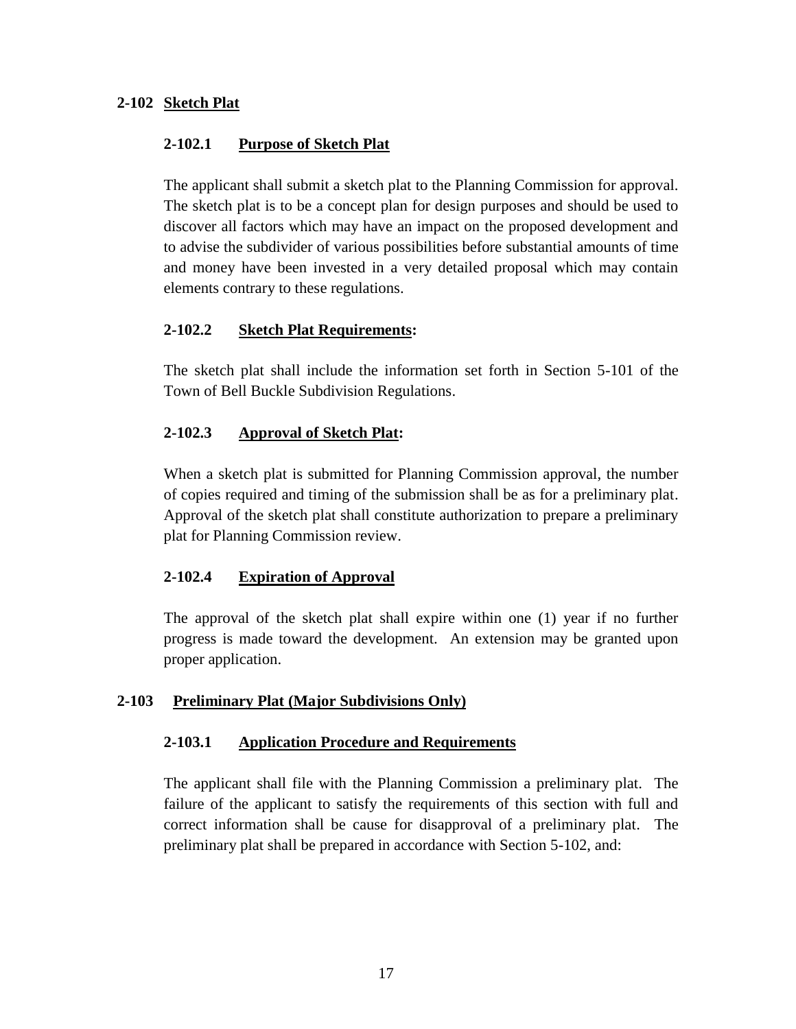## 2-102 Sketch Plat

### 2-102.1 Purpose of Sketch Plat

The applicant shall submit a sketch plat to the Planning Commission for approval. The sketch plat is to be a concept plan for design purposes and should be used to discover all factors which may have an impact on the proposed development and to advise the subdivider of various possibilities before substantial amounts of time and money have been invested in a very detailed proposal which may contain elements contrary to these regulations.

### 2-102.2 Sketch Plat Requirements:

The sketch plat shall include the information set forth in Section 5-101 of the Town of Bell Buckle Subdivision Regulations.

### 2-102.3 Approval of Sketch Plat:

When a sketch plat is submitted for Planning Commission approval, the number of copies required and timing of the submission shall be as for a preliminary plat. Approval of the sketch plat shall constitute authorization to prepare a preliminary plat for Planning Commission review.

### 2-102.4 Expiration of Approval

The approval of the sketch plat shall expire within one (1) year if no further progress is made toward the development. An extension may be granted upon proper application.

## 2-103 Preliminary Plat (Major Subdivisions Only)

### 2-103.1 Application Procedure and Requirements

The applicant shall file with the Planning Commission a preliminary plat. The failure of the applicant to satisfy the requirements of this section with full and correct information shall be cause for disapproval of a preliminary plat. The preliminary plat shall be prepared in accordance with Section 5-102, and: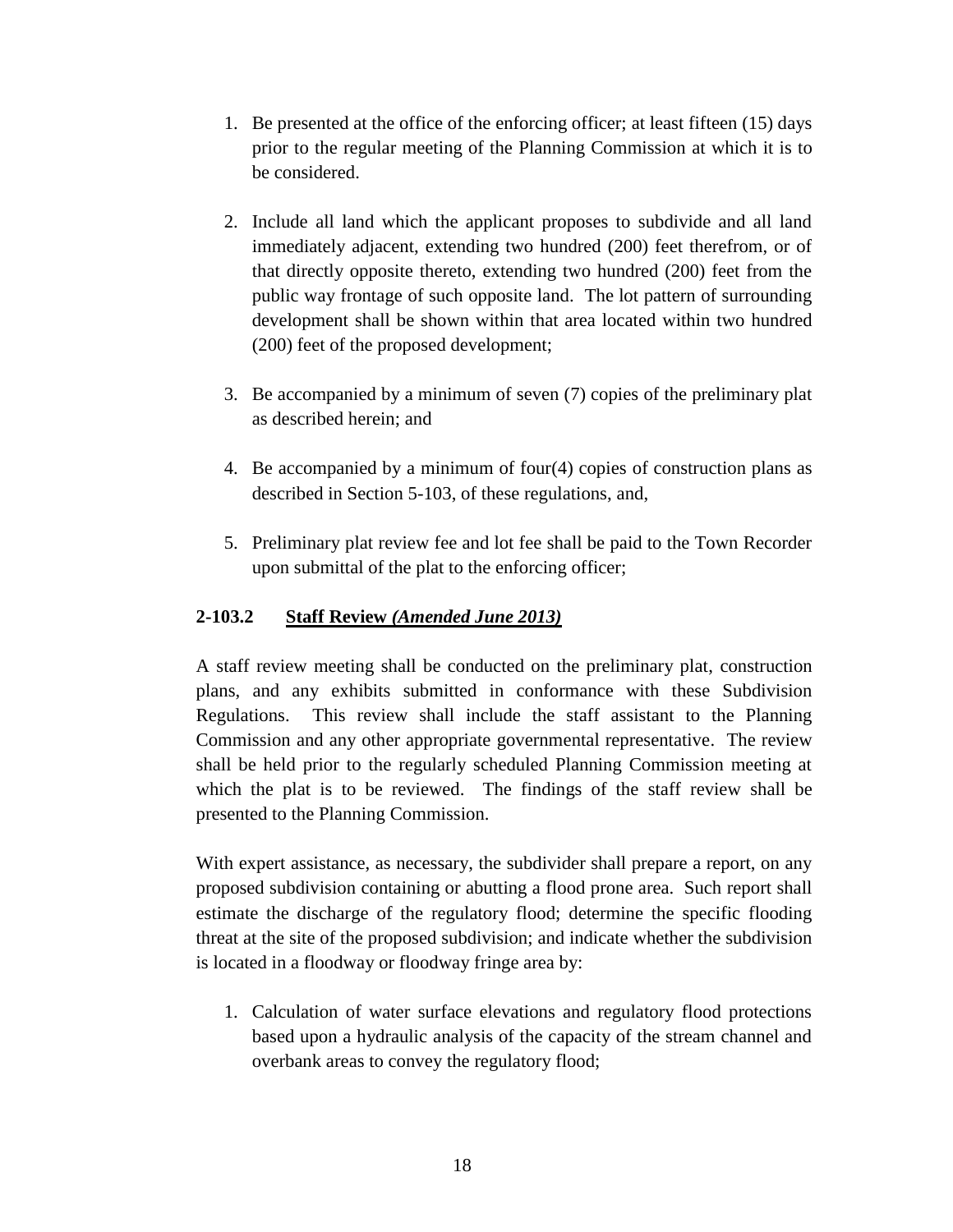1. Be presented at the office of the enforcing officer; at least fifteen (15) days prior to the regular meeting of the Planning Commission at which it is to be considered.

2. Include all land which the applicant proposes to subdivide and all land immediately adjacent, extending two hundred (200) feet therefrom, or of that directly opposite thereto, extending two hundred (200) feet from the public way frontage of such opposite land. The lot pattern of surrounding development shall be shown within that area located within two hundred (200) feet of the proposed development;

3. Be accompanied by a minimum of seven (7) copies of the preliminary plat as described herein; and

4. Be accompanied by a minimum of four(4) copies of construction plans as described in Section 5-103, of these regulations, and,

5. Preliminary plat review fee and lot fee shall be paid to the Town Recorder upon submittal of the plat to the enforcing officer;

### 2-103.2 Staff Review *(Amended June 2013)*

A staff review meeting shall be conducted on the preliminary plat, construction plans, and any exhibits submitted in conformance with these Subdivision Regulations. This review shall include the staff assistant to the Planning Commission and any other appropriate governmental representative. The review shall be held prior to the regularly scheduled Planning Commission meeting at which the plat is to be reviewed. The findings of the staff review shall be presented to the Planning Commission.

With expert assistance, as necessary, the subdivider shall prepare a report, on any proposed subdivision containing or abutting a flood prone area. Such report shall estimate the discharge of the regulatory flood; determine the specific flooding threat at the site of the proposed subdivision; and indicate whether the subdivision is located in a floodway or floodway fringe area by:

1. Calculation of water surface elevations and regulatory flood protections based upon a hydraulic analysis of the capacity of the stream channel and overbank areas to convey the regulatory flood;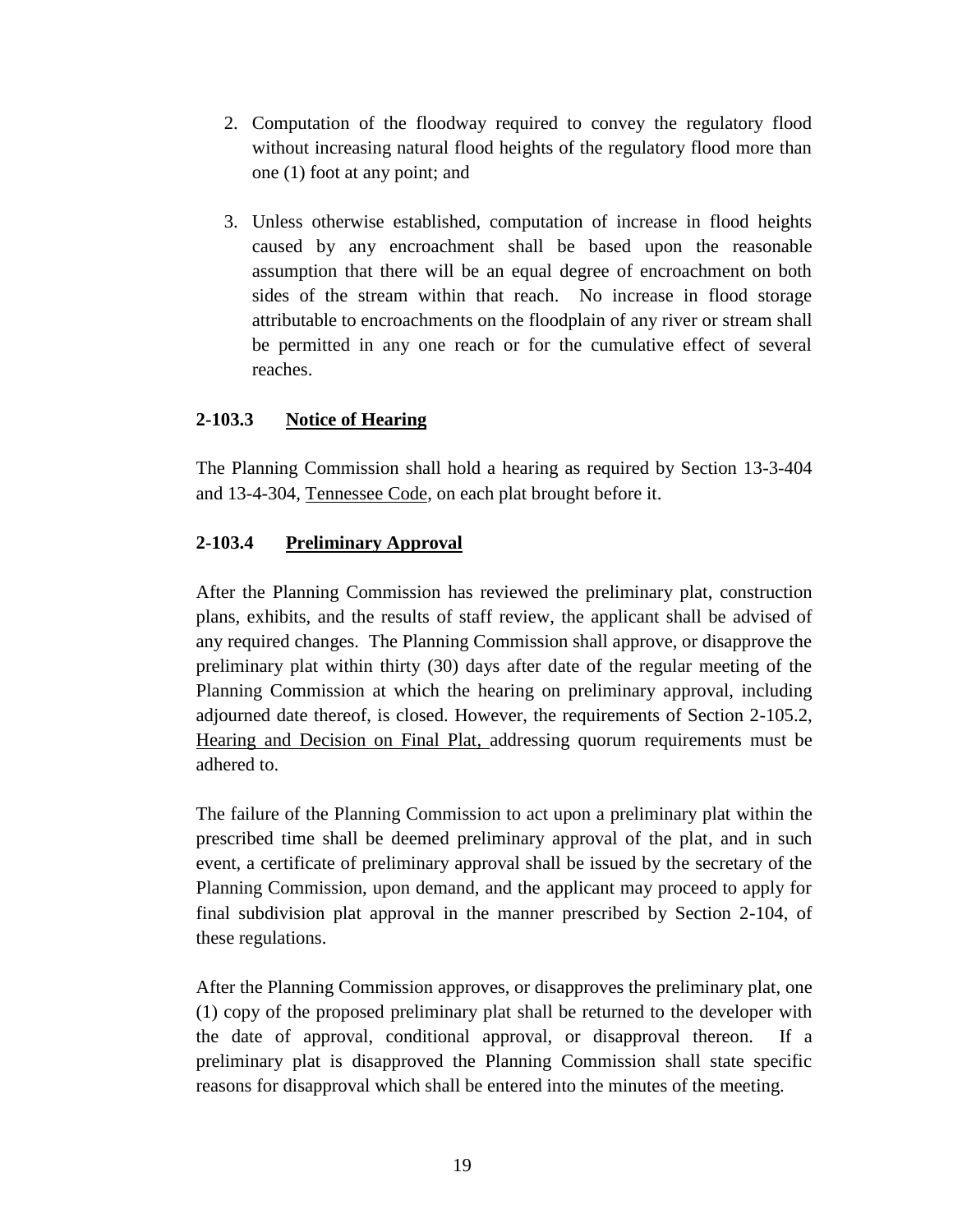2. Computation of the floodway required to convey the regulatory flood without increasing natural flood heights of the regulatory flood more than one (1) foot at any point; and

3. Unless otherwise established, computation of increase in flood heights caused by any encroachment shall be based upon the reasonable assumption that there will be an equal degree of encroachment on both sides of the stream within that reach. No increase in flood storage attributable to encroachments on the floodplain of any river or stream shall be permitted in any one reach or for the cumulative effect of several reaches.

### 2-103.3 Notice of Hearing

The Planning Commission shall hold a hearing as required by Section 13-3-404 and 13-4-304, Tennessee Code, on each plat brought before it.

### 2-103.4 Preliminary Approval

After the Planning Commission has reviewed the preliminary plat, construction plans, exhibits, and the results of staff review, the applicant shall be advised of any required changes. The Planning Commission shall approve, or disapprove the preliminary plat within thirty (30) days after date of the regular meeting of the Planning Commission at which the hearing on preliminary approval, including adjourned date thereof, is closed. However, the requirements of Section 2-105.2, Hearing and Decision on Final Plat, addressing quorum requirements must be adhered to.

The failure of the Planning Commission to act upon a preliminary plat within the prescribed time shall be deemed preliminary approval of the plat, and in such event, a certificate of preliminary approval shall be issued by the secretary of the Planning Commission, upon demand, and the applicant may proceed to apply for final subdivision plat approval in the manner prescribed by Section 2-104, of these regulations.

After the Planning Commission approves, or disapproves the preliminary plat, one (1) copy of the proposed preliminary plat shall be returned to the developer with the date of approval, conditional approval, or disapproval thereon. If a preliminary plat is disapproved the Planning Commission shall state specific reasons for disapproval which shall be entered into the minutes of the meeting.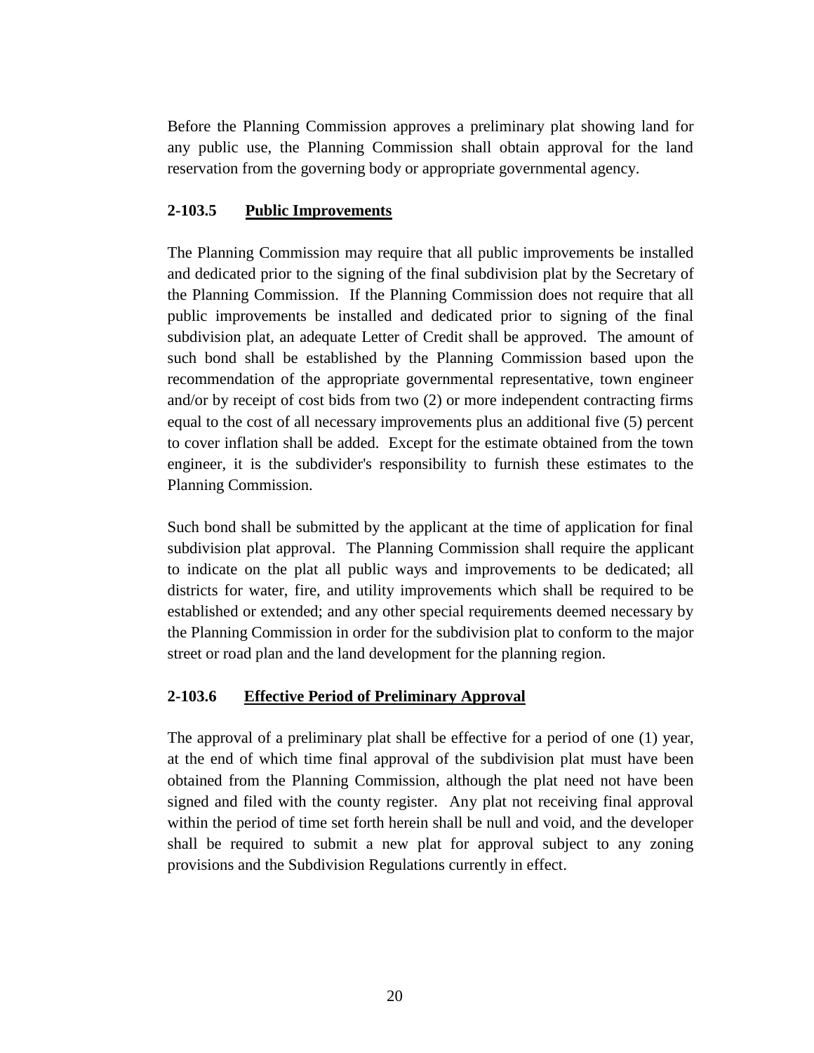Before the Planning Commission approves a preliminary plat showing land for any public use, the Planning Commission shall obtain approval for the land reservation from the governing body or appropriate governmental agency.

### 2-103.5 Public Improvements

The Planning Commission may require that all public improvements be installed and dedicated prior to the signing of the final subdivision plat by the Secretary of the Planning Commission. If the Planning Commission does not require that all public improvements be installed and dedicated prior to signing of the final subdivision plat, an adequate Letter of Credit shall be approved. The amount of such bond shall be established by the Planning Commission based upon the recommendation of the appropriate governmental representative, town engineer and/or by receipt of cost bids from two (2) or more independent contracting firms equal to the cost of all necessary improvements plus an additional five (5) percent to cover inflation shall be added. Except for the estimate obtained from the town engineer, it is the subdivider's responsibility to furnish these estimates to the Planning Commission.

Such bond shall be submitted by the applicant at the time of application for final subdivision plat approval. The Planning Commission shall require the applicant to indicate on the plat all public ways and improvements to be dedicated; all districts for water, fire, and utility improvements which shall be required to be established or extended; and any other special requirements deemed necessary by the Planning Commission in order for the subdivision plat to conform to the major street or road plan and the land development for the planning region.

### 2-103.6 Effective Period of Preliminary Approval

The approval of a preliminary plat shall be effective for a period of one (1) year, at the end of which time final approval of the subdivision plat must have been obtained from the Planning Commission, although the plat need not have been signed and filed with the county register. Any plat not receiving final approval within the period of time set forth herein shall be null and void, and the developer shall be required to submit a new plat for approval subject to any zoning provisions and the Subdivision Regulations currently in effect.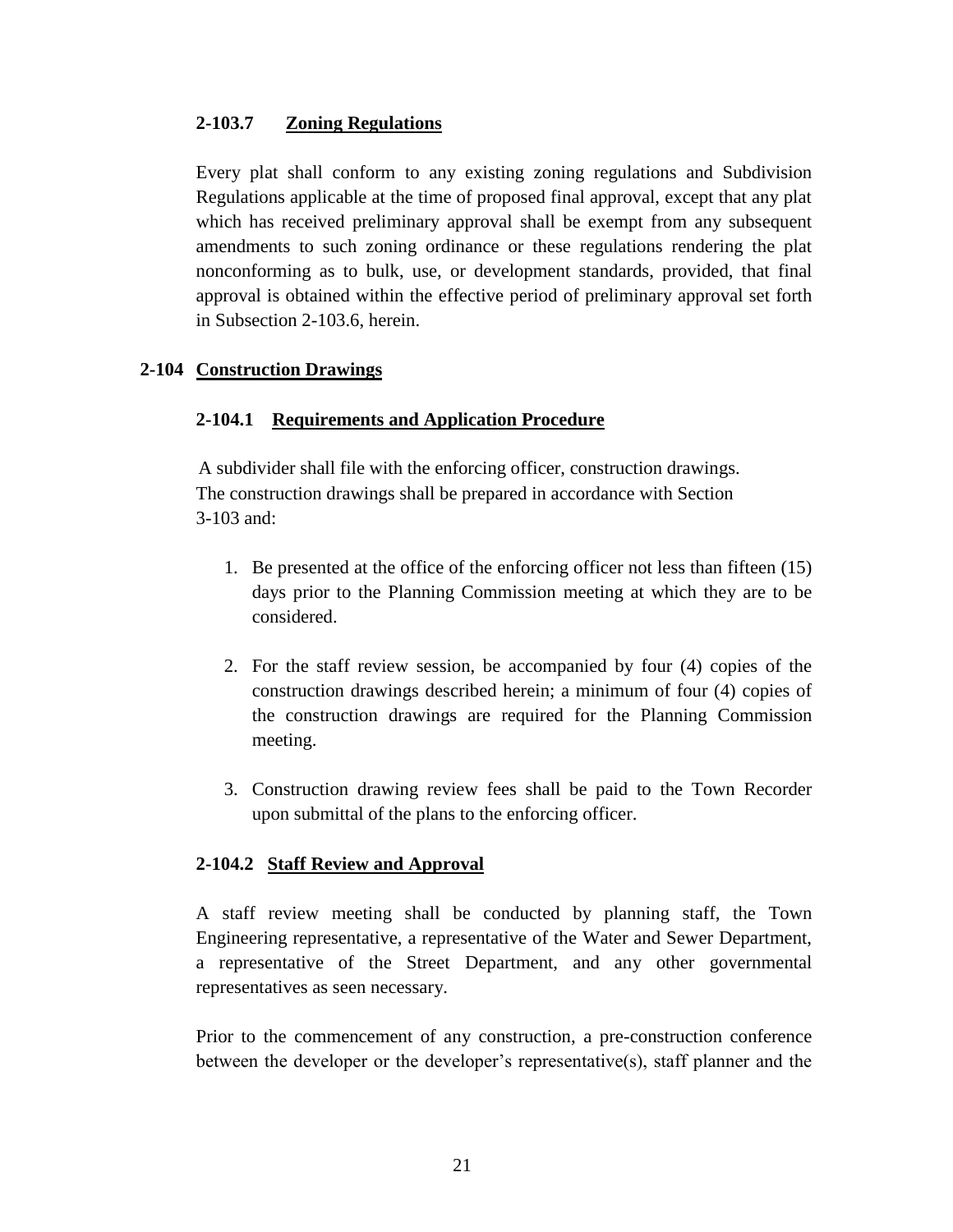### 2-103.7 Zoning Regulations

Every plat shall conform to any existing zoning regulations and Subdivision Regulations applicable at the time of proposed final approval, except that any plat which has received preliminary approval shall be exempt from any subsequent amendments to such zoning ordinance or these regulations rendering the plat nonconforming as to bulk, use, or development standards, provided, that final approval is obtained within the effective period of preliminary approval set forth in Subsection 2-103.6, herein.

## 2-104 Construction Drawings

### 2-104.1 Requirements and Application Procedure

A subdivider shall file with the enforcing officer, construction drawings. The construction drawings shall be prepared in accordance with Section 3-103 and:

1. Be presented at the office of the enforcing officer not less than fifteen (15) days prior to the Planning Commission meeting at which they are to be considered.
2. For the staff review session, be accompanied by four (4) copies of the construction drawings described herein; a minimum of four (4) copies of the construction drawings are required for the Planning Commission meeting.
3. Construction drawing review fees shall be paid to the Town Recorder upon submittal of the plans to the enforcing officer.

### 2-104.2 Staff Review and Approval

A staff review meeting shall be conducted by planning staff, the Town Engineering representative, a representative of the Water and Sewer Department, a representative of the Street Department, and any other governmental representatives as seen necessary.

Prior to the commencement of any construction, a pre-construction conference between the developer or the developer's representative(s), staff planner and the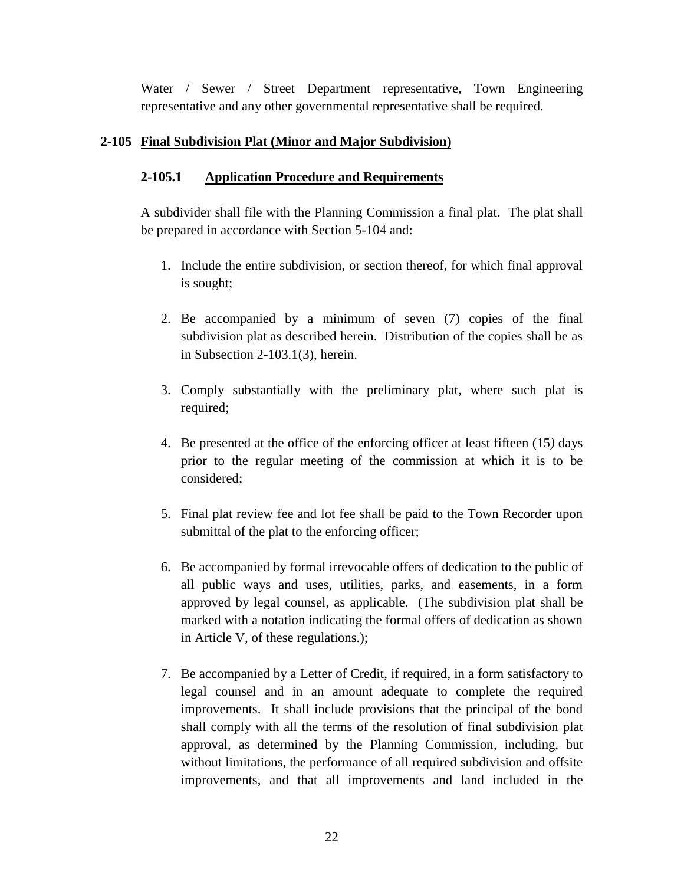Water / Sewer / Street Department representative, Town Engineering representative and any other governmental representative shall be required.

## 2-105 Final Subdivision Plat (Minor and Major Subdivision)

### 2-105.1 Application Procedure and Requirements

A subdivider shall file with the Planning Commission a final plat. The plat shall be prepared in accordance with Section 5-104 and:

1. Include the entire subdivision, or section thereof, for which final approval is sought;

2. Be accompanied by a minimum of seven (7) copies of the final subdivision plat as described herein. Distribution of the copies shall be as in Subsection 2-103.1(3), herein.

3. Comply substantially with the preliminary plat, where such plat is required;

4. Be presented at the office of the enforcing officer at least fifteen (15) days prior to the regular meeting of the commission at which it is to be considered;

5. Final plat review fee and lot fee shall be paid to the Town Recorder upon submittal of the plat to the enforcing officer;

6. Be accompanied by formal irrevocable offers of dedication to the public of all public ways and uses, utilities, parks, and easements, in a form approved by legal counsel, as applicable. (The subdivision plat shall be marked with a notation indicating the formal offers of dedication as shown in Article V, of these regulations.);

7. Be accompanied by a Letter of Credit, if required, in a form satisfactory to legal counsel and in an amount adequate to complete the required improvements. It shall include provisions that the principal of the bond shall comply with all the terms of the resolution of final subdivision plat approval, as determined by the Planning Commission, including, but without limitations, the performance of all required subdivision and offsite improvements, and that all improvements and land included in the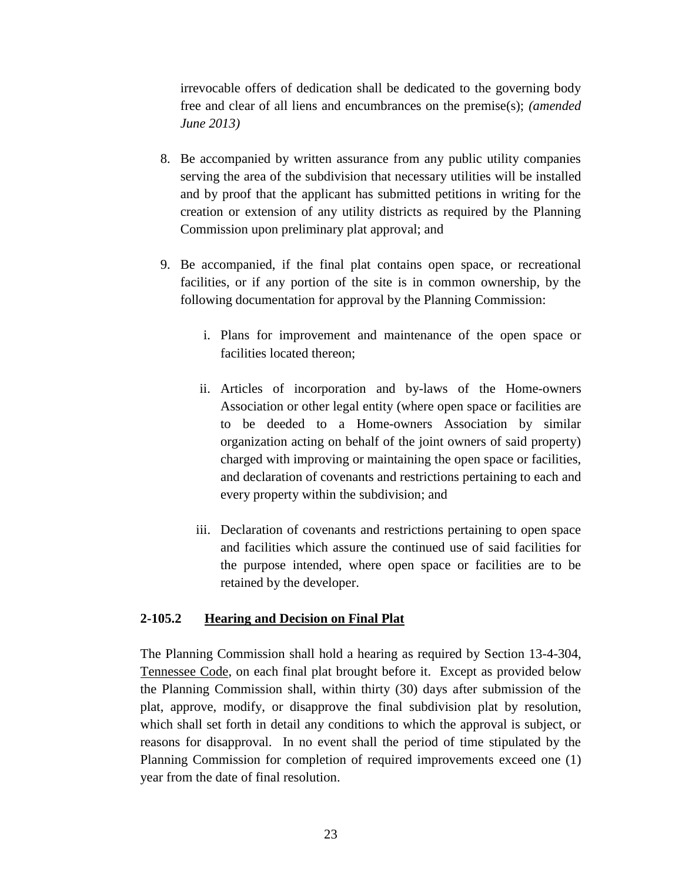irrevocable offers of dedication shall be dedicated to the governing body free and clear of all liens and encumbrances on the premise(s); *(amended June 2013)*

8. Be accompanied by written assurance from any public utility companies serving the area of the subdivision that necessary utilities will be installed and by proof that the applicant has submitted petitions in writing for the creation or extension of any utility districts as required by the Planning Commission upon preliminary plat approval; and

9. Be accompanied, if the final plat contains open space, or recreational facilities, or if any portion of the site is in common ownership, by the following documentation for approval by the Planning Commission:

   i. Plans for improvement and maintenance of the open space or facilities located thereon;

   ii. Articles of incorporation and by-laws of the Home-owners Association or other legal entity (where open space or facilities are to be deeded to a Home-owners Association by similar organization acting on behalf of the joint owners of said property) charged with improving or maintaining the open space or facilities, and declaration of covenants and restrictions pertaining to each and every property within the subdivision; and

   iii. Declaration of covenants and restrictions pertaining to open space and facilities which assure the continued use of said facilities for the purpose intended, where open space or facilities are to be retained by the developer.

**2-105.2 Hearing and Decision on Final Plat**

The Planning Commission shall hold a hearing as required by Section 13-4-304, Tennessee Code, on each final plat brought before it. Except as provided below the Planning Commission shall, within thirty (30) days after submission of the plat, approve, modify, or disapprove the final subdivision plat by resolution, which shall set forth in detail any conditions to which the approval is subject, or reasons for disapproval. In no event shall the period of time stipulated by the Planning Commission for completion of required improvements exceed one (1) year from the date of final resolution.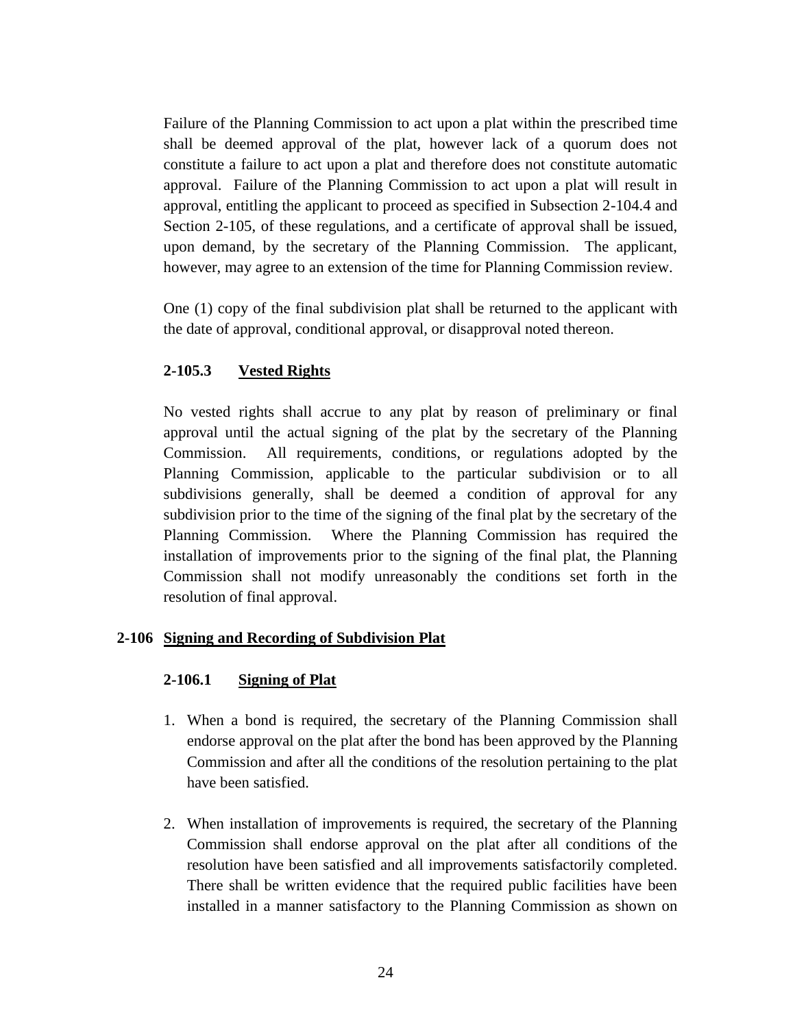Failure of the Planning Commission to act upon a plat within the prescribed time shall be deemed approval of the plat, however lack of a quorum does not constitute a failure to act upon a plat and therefore does not constitute automatic approval. Failure of the Planning Commission to act upon a plat will result in approval, entitling the applicant to proceed as specified in Subsection 2-104.4 and Section 2-105, of these regulations, and a certificate of approval shall be issued, upon demand, by the secretary of the Planning Commission. The applicant, however, may agree to an extension of the time for Planning Commission review.

One (1) copy of the final subdivision plat shall be returned to the applicant with the date of approval, conditional approval, or disapproval noted thereon.

### 2-105.3 Vested Rights

No vested rights shall accrue to any plat by reason of preliminary or final approval until the actual signing of the plat by the secretary of the Planning Commission. All requirements, conditions, or regulations adopted by the Planning Commission, applicable to the particular subdivision or to all subdivisions generally, shall be deemed a condition of approval for any subdivision prior to the time of the signing of the final plat by the secretary of the Planning Commission. Where the Planning Commission has required the installation of improvements prior to the signing of the final plat, the Planning Commission shall not modify unreasonably the conditions set forth in the resolution of final approval.

## 2-106 Signing and Recording of Subdivision Plat

### 2-106.1 Signing of Plat

1. When a bond is required, the secretary of the Planning Commission shall endorse approval on the plat after the bond has been approved by the Planning Commission and after all the conditions of the resolution pertaining to the plat have been satisfied.

2. When installation of improvements is required, the secretary of the Planning Commission shall endorse approval on the plat after all conditions of the resolution have been satisfied and all improvements satisfactorily completed. There shall be written evidence that the required public facilities have been installed in a manner satisfactory to the Planning Commission as shown on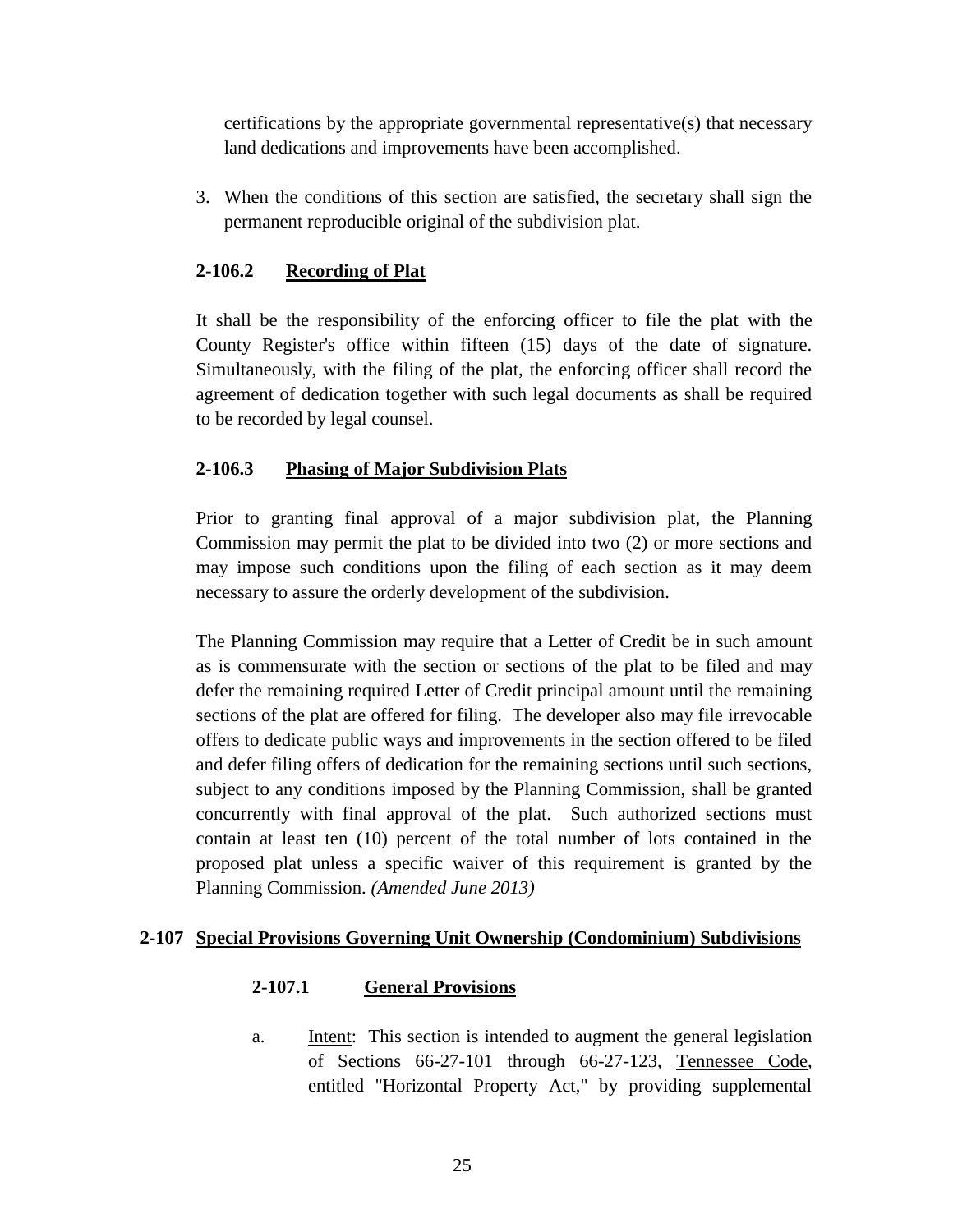certifications by the appropriate governmental representative(s) that necessary land dedications and improvements have been accomplished.

3. When the conditions of this section are satisfied, the secretary shall sign the permanent reproducible original of the subdivision plat.

### 2-106.2 Recording of Plat

It shall be the responsibility of the enforcing officer to file the plat with the County Register's office within fifteen (15) days of the date of signature. Simultaneously, with the filing of the plat, the enforcing officer shall record the agreement of dedication together with such legal documents as shall be required to be recorded by legal counsel.

### 2-106.3 Phasing of Major Subdivision Plats

Prior to granting final approval of a major subdivision plat, the Planning Commission may permit the plat to be divided into two (2) or more sections and may impose such conditions upon the filing of each section as it may deem necessary to assure the orderly development of the subdivision.

The Planning Commission may require that a Letter of Credit be in such amount as is commensurate with the section or sections of the plat to be filed and may defer the remaining required Letter of Credit principal amount until the remaining sections of the plat are offered for filing. The developer also may file irrevocable offers to dedicate public ways and improvements in the section offered to be filed and defer filing offers of dedication for the remaining sections until such sections, subject to any conditions imposed by the Planning Commission, shall be granted concurrently with final approval of the plat. Such authorized sections must contain at least ten (10) percent of the total number of lots contained in the proposed plat unless a specific waiver of this requirement is granted by the Planning Commission. *(Amended June 2013)*

## 2-107 Special Provisions Governing Unit Ownership (Condominium) Subdivisions

### 2-107.1 General Provisions

a. Intent: This section is intended to augment the general legislation of Sections 66-27-101 through 66-27-123, Tennessee Code, entitled "Horizontal Property Act," by providing supplemental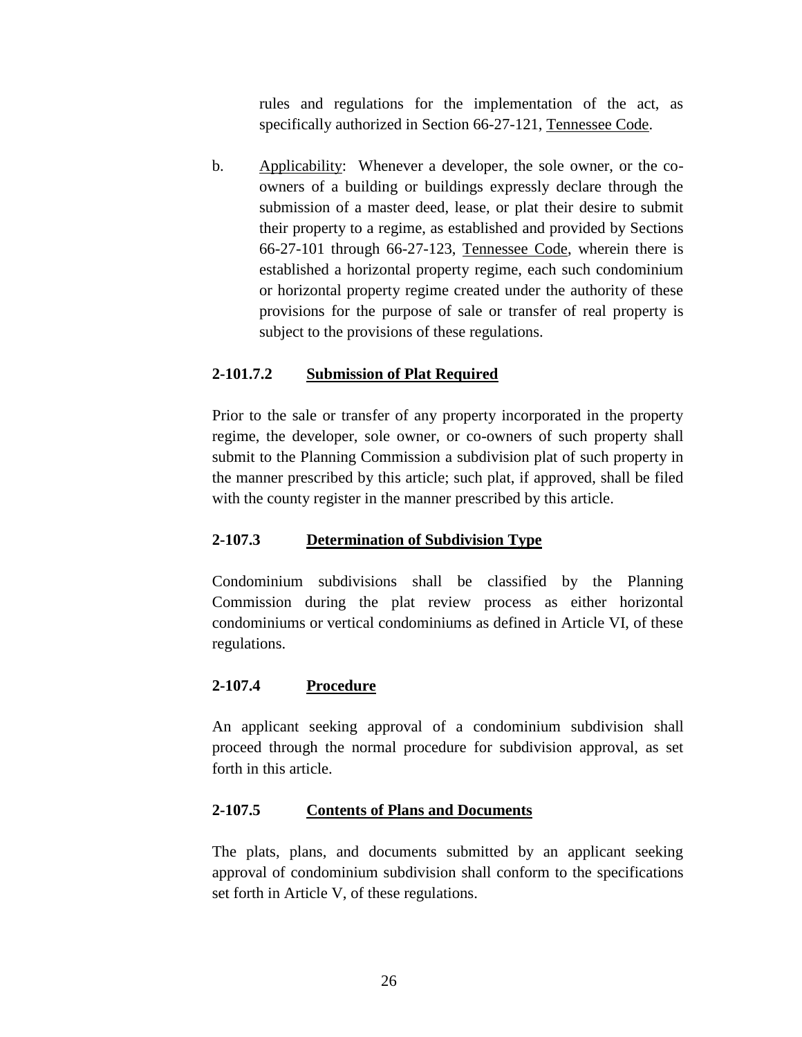rules and regulations for the implementation of the act, as specifically authorized in Section 66-27-121, Tennessee Code.

b. Applicability: Whenever a developer, the sole owner, or the co-owners of a building or buildings expressly declare through the submission of a master deed, lease, or plat their desire to submit their property to a regime, as established and provided by Sections 66-27-101 through 66-27-123, Tennessee Code, wherein there is established a horizontal property regime, each such condominium or horizontal property regime created under the authority of these provisions for the purpose of sale or transfer of real property is subject to the provisions of these regulations.

### 2-101.7.2 Submission of Plat Required

Prior to the sale or transfer of any property incorporated in the property regime, the developer, sole owner, or co-owners of such property shall submit to the Planning Commission a subdivision plat of such property in the manner prescribed by this article; such plat, if approved, shall be filed with the county register in the manner prescribed by this article.

### 2-107.3 Determination of Subdivision Type

Condominium subdivisions shall be classified by the Planning Commission during the plat review process as either horizontal condominiums or vertical condominiums as defined in Article VI, of these regulations.

### 2-107.4 Procedure

An applicant seeking approval of a condominium subdivision shall proceed through the normal procedure for subdivision approval, as set forth in this article.

### 2-107.5 Contents of Plans and Documents

The plats, plans, and documents submitted by an applicant seeking approval of condominium subdivision shall conform to the specifications set forth in Article V, of these regulations.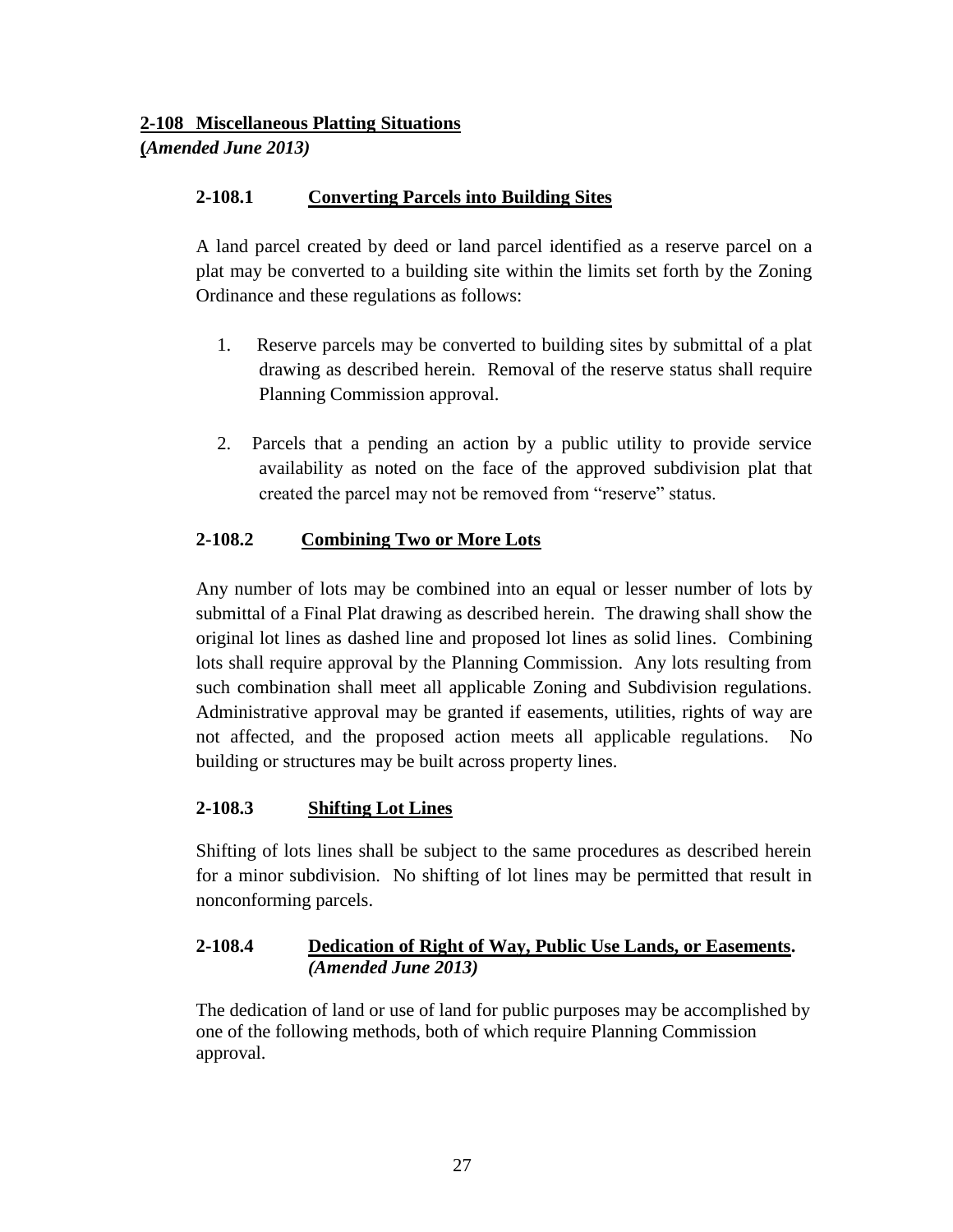## 2-108 Miscellaneous Platting Situations
**(*Amended June 2013)***

### 2-108.1 Converting Parcels into Building Sites

A land parcel created by deed or land parcel identified as a reserve parcel on a plat may be converted to a building site within the limits set forth by the Zoning Ordinance and these regulations as follows:

1. Reserve parcels may be converted to building sites by submittal of a plat drawing as described herein. Removal of the reserve status shall require Planning Commission approval.

2. Parcels that a pending an action by a public utility to provide service availability as noted on the face of the approved subdivision plat that created the parcel may not be removed from "reserve" status.

### 2-108.2 Combining Two or More Lots

Any number of lots may be combined into an equal or lesser number of lots by submittal of a Final Plat drawing as described herein. The drawing shall show the original lot lines as dashed line and proposed lot lines as solid lines. Combining lots shall require approval by the Planning Commission. Any lots resulting from such combination shall meet all applicable Zoning and Subdivision regulations. Administrative approval may be granted if easements, utilities, rights of way are not affected, and the proposed action meets all applicable regulations. No building or structures may be built across property lines.

### 2-108.3 Shifting Lot Lines

Shifting of lots lines shall be subject to the same procedures as described herein for a minor subdivision. No shifting of lot lines may be permitted that result in nonconforming parcels.

### 2-108.4 Dedication of Right of Way, Public Use Lands, or Easements. *(Amended June 2013)*

The dedication of land or use of land for public purposes may be accomplished by one of the following methods, both of which require Planning Commission approval.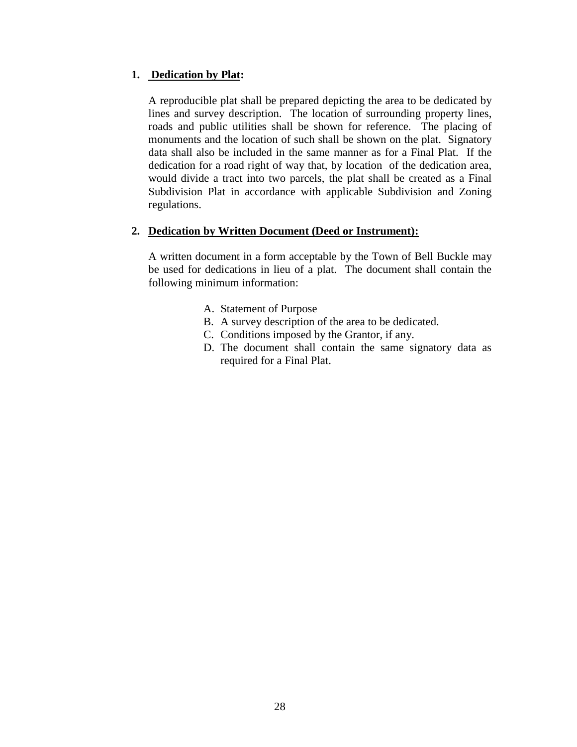1. **Dedication by Plat:**

   A reproducible plat shall be prepared depicting the area to be dedicated by lines and survey description. The location of surrounding property lines, roads and public utilities shall be shown for reference. The placing of monuments and the location of such shall be shown on the plat. Signatory data shall also be included in the same manner as for a Final Plat. If the dedication for a road right of way that, by location of the dedication area, would divide a tract into two parcels, the plat shall be created as a Final Subdivision Plat in accordance with applicable Subdivision and Zoning regulations.

2. **Dedication by Written Document (Deed or Instrument):**

   A written document in a form acceptable by the Town of Bell Buckle may be used for dedications in lieu of a plat. The document shall contain the following minimum information:

   A. Statement of Purpose
   B. A survey description of the area to be dedicated.
   C. Conditions imposed by the Grantor, if any.
   D. The document shall contain the same signatory data as required for a Final Plat.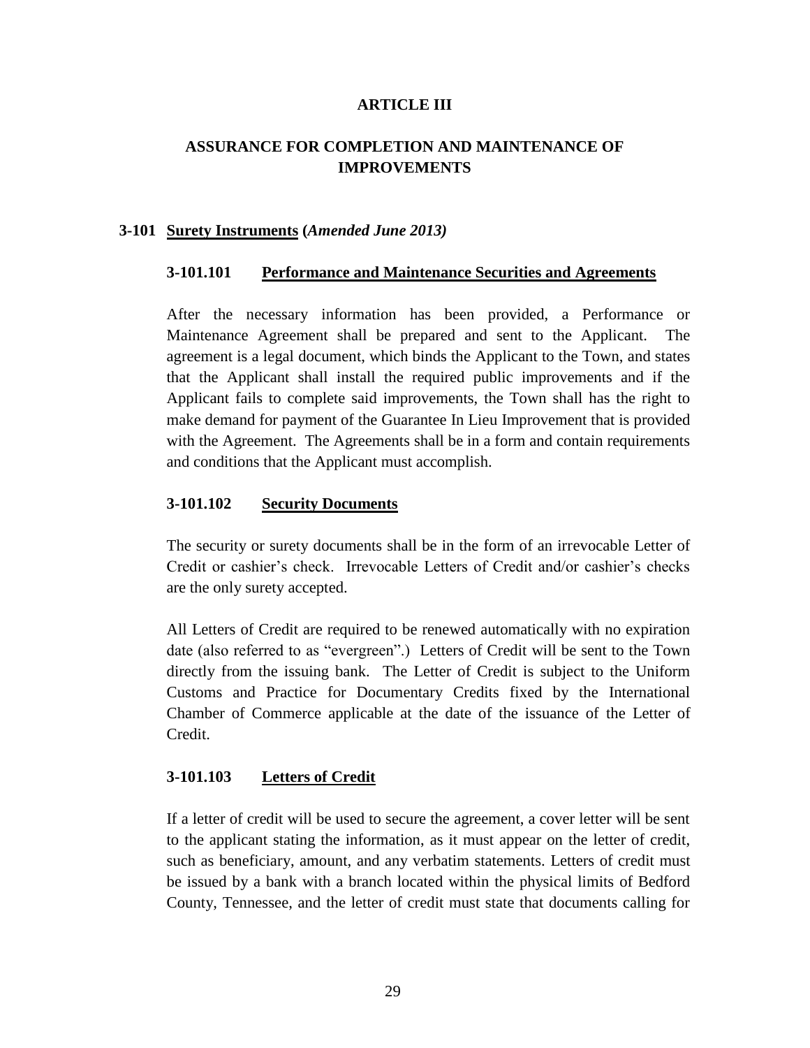# ARTICLE III

## ASSURANCE FOR COMPLETION AND MAINTENANCE OF IMPROVEMENTS

### 3-101 Surety Instruments (*Amended June 2013)*

#### 3-101.101 Performance and Maintenance Securities and Agreements

After the necessary information has been provided, a Performance or Maintenance Agreement shall be prepared and sent to the Applicant. The agreement is a legal document, which binds the Applicant to the Town, and states that the Applicant shall install the required public improvements and if the Applicant fails to complete said improvements, the Town shall has the right to make demand for payment of the Guarantee In Lieu Improvement that is provided with the Agreement. The Agreements shall be in a form and contain requirements and conditions that the Applicant must accomplish.

#### 3-101.102 Security Documents

The security or surety documents shall be in the form of an irrevocable Letter of Credit or cashier's check. Irrevocable Letters of Credit and/or cashier's checks are the only surety accepted.

All Letters of Credit are required to be renewed automatically with no expiration date (also referred to as "evergreen".) Letters of Credit will be sent to the Town directly from the issuing bank. The Letter of Credit is subject to the Uniform Customs and Practice for Documentary Credits fixed by the International Chamber of Commerce applicable at the date of the issuance of the Letter of Credit.

#### 3-101.103 Letters of Credit

If a letter of credit will be used to secure the agreement, a cover letter will be sent to the applicant stating the information, as it must appear on the letter of credit, such as beneficiary, amount, and any verbatim statements. Letters of credit must be issued by a bank with a branch located within the physical limits of Bedford County, Tennessee, and the letter of credit must state that documents calling for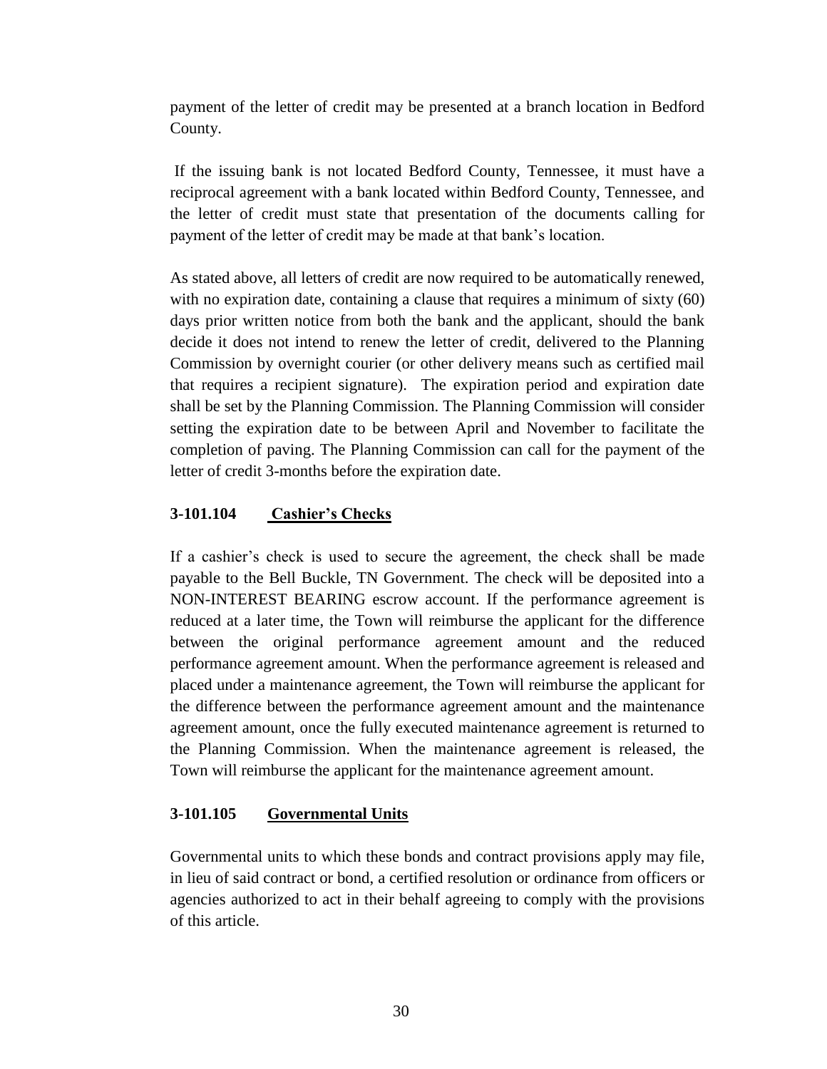payment of the letter of credit may be presented at a branch location in Bedford County.

If the issuing bank is not located Bedford County, Tennessee, it must have a reciprocal agreement with a bank located within Bedford County, Tennessee, and the letter of credit must state that presentation of the documents calling for payment of the letter of credit may be made at that bank's location.

As stated above, all letters of credit are now required to be automatically renewed, with no expiration date, containing a clause that requires a minimum of sixty (60) days prior written notice from both the bank and the applicant, should the bank decide it does not intend to renew the letter of credit, delivered to the Planning Commission by overnight courier (or other delivery means such as certified mail that requires a recipient signature). The expiration period and expiration date shall be set by the Planning Commission. The Planning Commission will consider setting the expiration date to be between April and November to facilitate the completion of paving. The Planning Commission can call for the payment of the letter of credit 3-months before the expiration date.

### 3-101.104 Cashier's Checks

If a cashier's check is used to secure the agreement, the check shall be made payable to the Bell Buckle, TN Government. The check will be deposited into a NON-INTEREST BEARING escrow account. If the performance agreement is reduced at a later time, the Town will reimburse the applicant for the difference between the original performance agreement amount and the reduced performance agreement amount. When the performance agreement is released and placed under a maintenance agreement, the Town will reimburse the applicant for the difference between the performance agreement amount and the maintenance agreement amount, once the fully executed maintenance agreement is returned to the Planning Commission. When the maintenance agreement is released, the Town will reimburse the applicant for the maintenance agreement amount.

### 3-101.105 Governmental Units

Governmental units to which these bonds and contract provisions apply may file, in lieu of said contract or bond, a certified resolution or ordinance from officers or agencies authorized to act in their behalf agreeing to comply with the provisions of this article.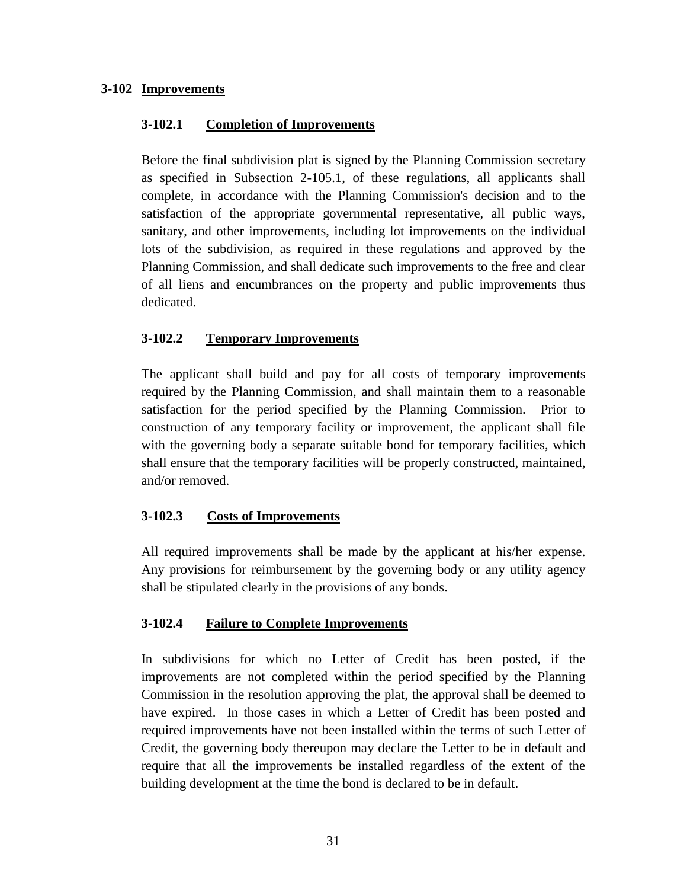## 3-102 Improvements

### 3-102.1 Completion of Improvements

Before the final subdivision plat is signed by the Planning Commission secretary as specified in Subsection 2-105.1, of these regulations, all applicants shall complete, in accordance with the Planning Commission's decision and to the satisfaction of the appropriate governmental representative, all public ways, sanitary, and other improvements, including lot improvements on the individual lots of the subdivision, as required in these regulations and approved by the Planning Commission, and shall dedicate such improvements to the free and clear of all liens and encumbrances on the property and public improvements thus dedicated.

### 3-102.2 Temporary Improvements

The applicant shall build and pay for all costs of temporary improvements required by the Planning Commission, and shall maintain them to a reasonable satisfaction for the period specified by the Planning Commission. Prior to construction of any temporary facility or improvement, the applicant shall file with the governing body a separate suitable bond for temporary facilities, which shall ensure that the temporary facilities will be properly constructed, maintained, and/or removed.

### 3-102.3 Costs of Improvements

All required improvements shall be made by the applicant at his/her expense. Any provisions for reimbursement by the governing body or any utility agency shall be stipulated clearly in the provisions of any bonds.

### 3-102.4 Failure to Complete Improvements

In subdivisions for which no Letter of Credit has been posted, if the improvements are not completed within the period specified by the Planning Commission in the resolution approving the plat, the approval shall be deemed to have expired. In those cases in which a Letter of Credit has been posted and required improvements have not been installed within the terms of such Letter of Credit, the governing body thereupon may declare the Letter to be in default and require that all the improvements be installed regardless of the extent of the building development at the time the bond is declared to be in default.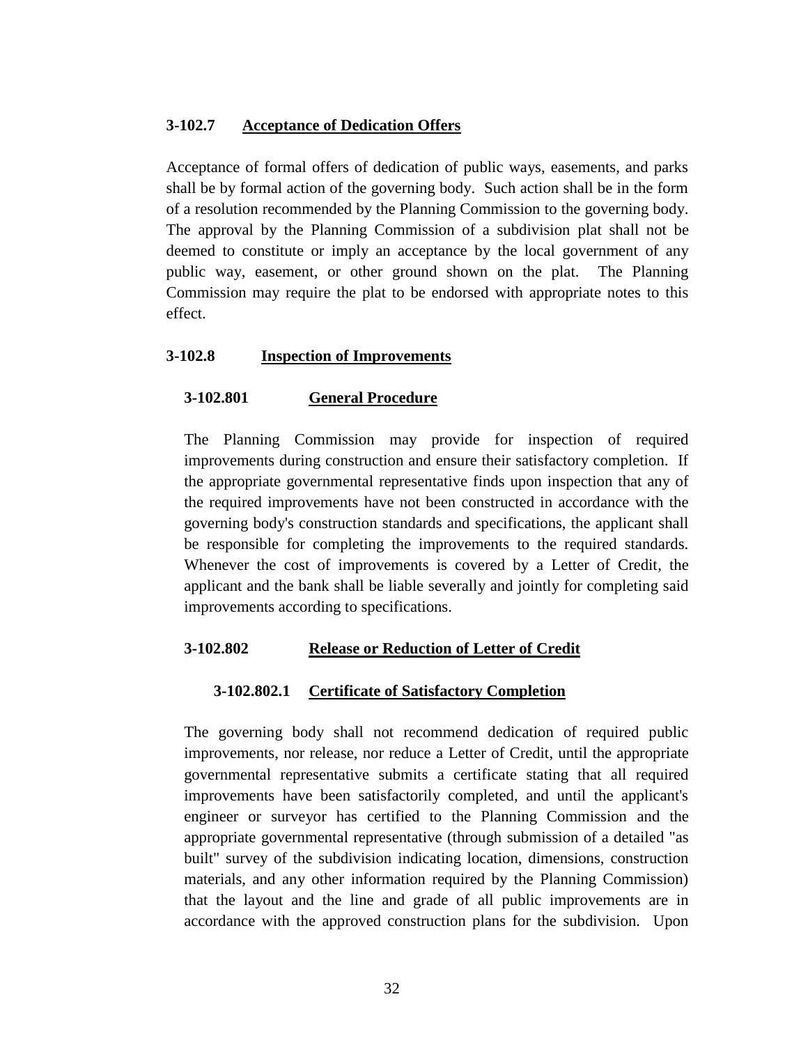### 3-102.7 Acceptance of Dedication Offers

Acceptance of formal offers of dedication of public ways, easements, and parks shall be by formal action of the governing body. Such action shall be in the form of a resolution recommended by the Planning Commission to the governing body. The approval by the Planning Commission of a subdivision plat shall not be deemed to constitute or imply an acceptance by the local government of any public way, easement, or other ground shown on the plat. The Planning Commission may require the plat to be endorsed with appropriate notes to this effect.

### 3-102.8 Inspection of Improvements

#### 3-102.801 General Procedure

The Planning Commission may provide for inspection of required improvements during construction and ensure their satisfactory completion. If the appropriate governmental representative finds upon inspection that any of the required improvements have not been constructed in accordance with the governing body's construction standards and specifications, the applicant shall be responsible for completing the improvements to the required standards. Whenever the cost of improvements is covered by a Letter of Credit, the applicant and the bank shall be liable severally and jointly for completing said improvements according to specifications.

#### 3-102.802 Release or Reduction of Letter of Credit

##### 3-102.802.1 Certificate of Satisfactory Completion

The governing body shall not recommend dedication of required public improvements, nor release, nor reduce a Letter of Credit, until the appropriate governmental representative submits a certificate stating that all required improvements have been satisfactorily completed, and until the applicant's engineer or surveyor has certified to the Planning Commission and the appropriate governmental representative (through submission of a detailed "as built" survey of the subdivision indicating location, dimensions, construction materials, and any other information required by the Planning Commission) that the layout and the line and grade of all public improvements are in accordance with the approved construction plans for the subdivision. Upon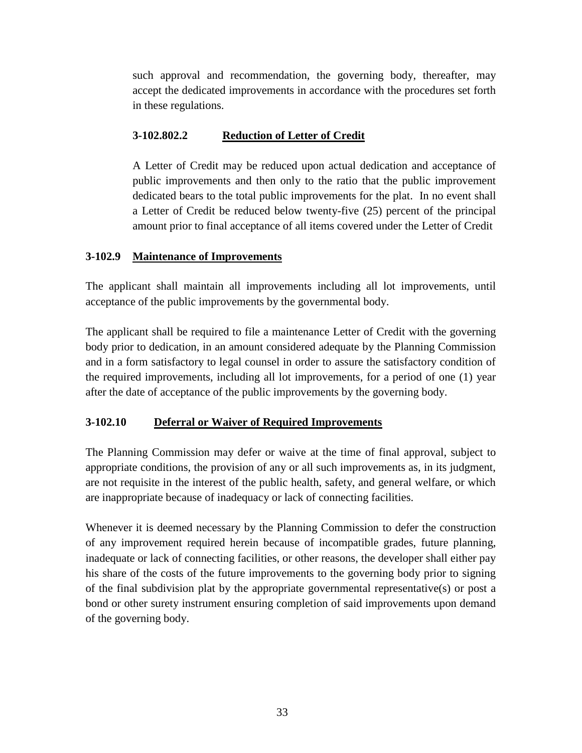such approval and recommendation, the governing body, thereafter, may accept the dedicated improvements in accordance with the procedures set forth in these regulations.

#### 3-102.802.2 Reduction of Letter of Credit

A Letter of Credit may be reduced upon actual dedication and acceptance of public improvements and then only to the ratio that the public improvement dedicated bears to the total public improvements for the plat. In no event shall a Letter of Credit be reduced below twenty-five (25) percent of the principal amount prior to final acceptance of all items covered under the Letter of Credit

### 3-102.9 Maintenance of Improvements

The applicant shall maintain all improvements including all lot improvements, until acceptance of the public improvements by the governmental body.

The applicant shall be required to file a maintenance Letter of Credit with the governing body prior to dedication, in an amount considered adequate by the Planning Commission and in a form satisfactory to legal counsel in order to assure the satisfactory condition of the required improvements, including all lot improvements, for a period of one (1) year after the date of acceptance of the public improvements by the governing body.

### 3-102.10 Deferral or Waiver of Required Improvements

The Planning Commission may defer or waive at the time of final approval, subject to appropriate conditions, the provision of any or all such improvements as, in its judgment, are not requisite in the interest of the public health, safety, and general welfare, or which are inappropriate because of inadequacy or lack of connecting facilities.

Whenever it is deemed necessary by the Planning Commission to defer the construction of any improvement required herein because of incompatible grades, future planning, inadequate or lack of connecting facilities, or other reasons, the developer shall either pay his share of the costs of the future improvements to the governing body prior to signing of the final subdivision plat by the appropriate governmental representative(s) or post a bond or other surety instrument ensuring completion of said improvements upon demand of the governing body.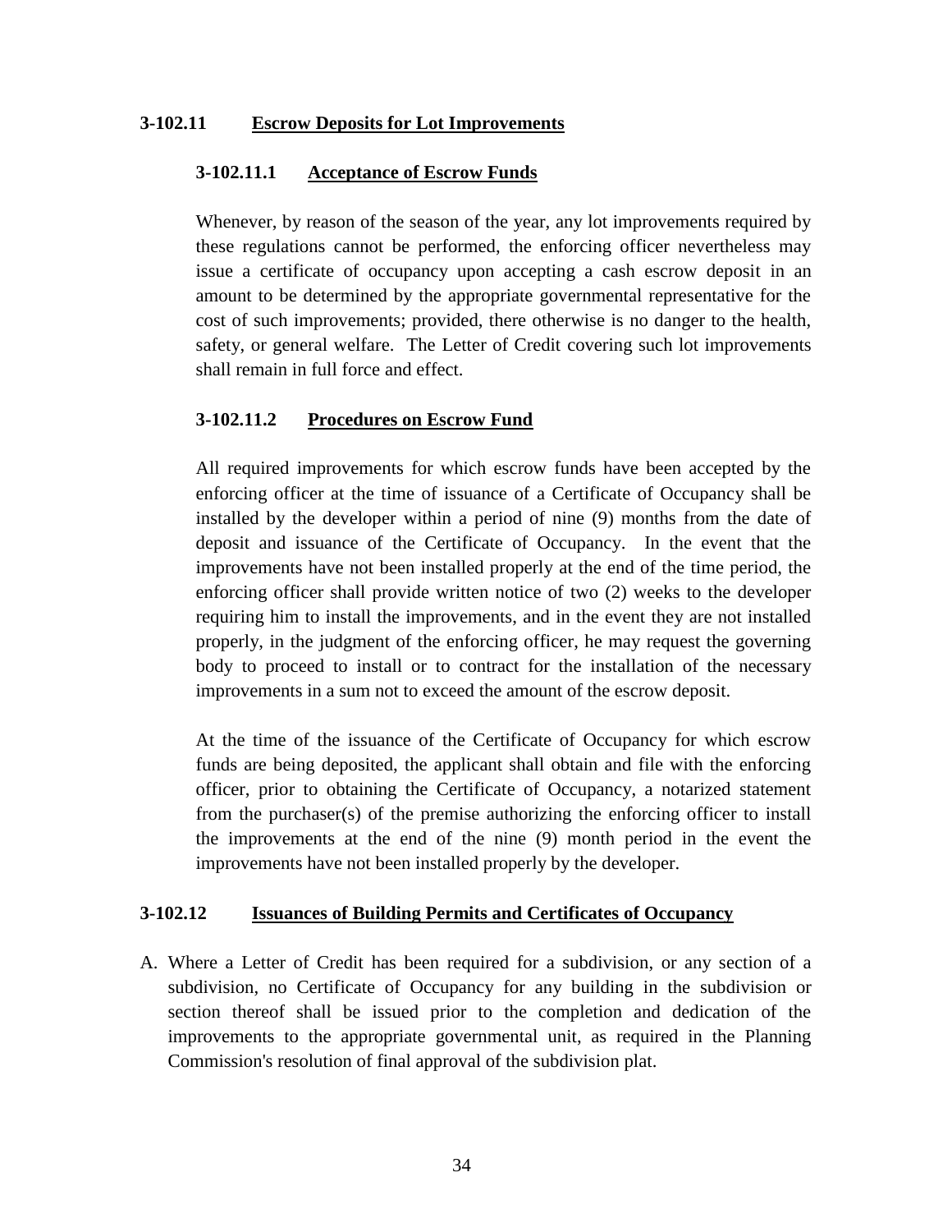### 3-102.11 **Escrow Deposits for Lot Improvements**

#### 3-102.11.1 **Acceptance of Escrow Funds**

Whenever, by reason of the season of the year, any lot improvements required by these regulations cannot be performed, the enforcing officer nevertheless may issue a certificate of occupancy upon accepting a cash escrow deposit in an amount to be determined by the appropriate governmental representative for the cost of such improvements; provided, there otherwise is no danger to the health, safety, or general welfare. The Letter of Credit covering such lot improvements shall remain in full force and effect.

#### 3-102.11.2 **Procedures on Escrow Fund**

All required improvements for which escrow funds have been accepted by the enforcing officer at the time of issuance of a Certificate of Occupancy shall be installed by the developer within a period of nine (9) months from the date of deposit and issuance of the Certificate of Occupancy. In the event that the improvements have not been installed properly at the end of the time period, the enforcing officer shall provide written notice of two (2) weeks to the developer requiring him to install the improvements, and in the event they are not installed properly, in the judgment of the enforcing officer, he may request the governing body to proceed to install or to contract for the installation of the necessary improvements in a sum not to exceed the amount of the escrow deposit.

At the time of the issuance of the Certificate of Occupancy for which escrow funds are being deposited, the applicant shall obtain and file with the enforcing officer, prior to obtaining the Certificate of Occupancy, a notarized statement from the purchaser(s) of the premise authorizing the enforcing officer to install the improvements at the end of the nine (9) month period in the event the improvements have not been installed properly by the developer.

### 3-102.12 **Issuances of Building Permits and Certificates of Occupancy**

A. Where a Letter of Credit has been required for a subdivision, or any section of a subdivision, no Certificate of Occupancy for any building in the subdivision or section thereof shall be issued prior to the completion and dedication of the improvements to the appropriate governmental unit, as required in the Planning Commission's resolution of final approval of the subdivision plat.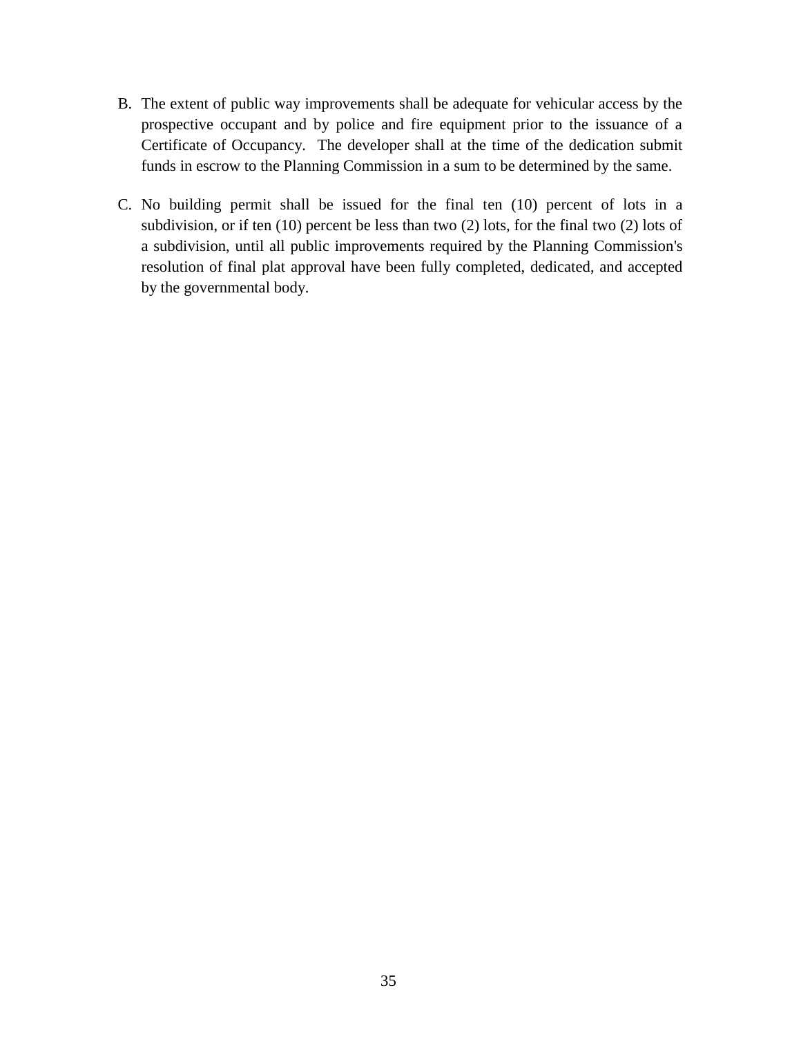B. The extent of public way improvements shall be adequate for vehicular access by the prospective occupant and by police and fire equipment prior to the issuance of a Certificate of Occupancy. The developer shall at the time of the dedication submit funds in escrow to the Planning Commission in a sum to be determined by the same.

C. No building permit shall be issued for the final ten (10) percent of lots in a subdivision, or if ten (10) percent be less than two (2) lots, for the final two (2) lots of a subdivision, until all public improvements required by the Planning Commission's resolution of final plat approval have been fully completed, dedicated, and accepted by the governmental body.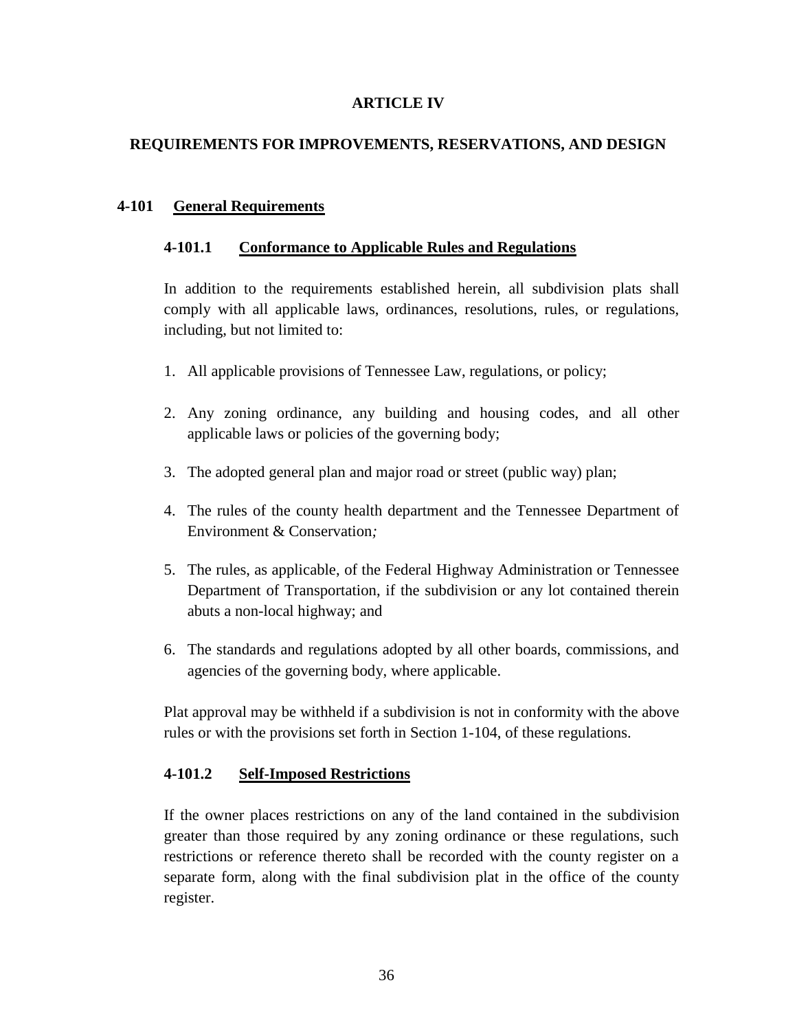# ARTICLE IV

## REQUIREMENTS FOR IMPROVEMENTS, RESERVATIONS, AND DESIGN

### 4-101 General Requirements

#### 4-101.1 Conformance to Applicable Rules and Regulations

In addition to the requirements established herein, all subdivision plats shall comply with all applicable laws, ordinances, resolutions, rules, or regulations, including, but not limited to:

1. All applicable provisions of Tennessee Law, regulations, or policy;
2. Any zoning ordinance, any building and housing codes, and all other applicable laws or policies of the governing body;
3. The adopted general plan and major road or street (public way) plan;
4. The rules of the county health department and the Tennessee Department of Environment & Conservation*;*
5. The rules, as applicable, of the Federal Highway Administration or Tennessee Department of Transportation, if the subdivision or any lot contained therein abuts a non-local highway; and
6. The standards and regulations adopted by all other boards, commissions, and agencies of the governing body, where applicable.

Plat approval may be withheld if a subdivision is not in conformity with the above rules or with the provisions set forth in Section 1-104, of these regulations.

#### 4-101.2 Self-Imposed Restrictions

If the owner places restrictions on any of the land contained in the subdivision greater than those required by any zoning ordinance or these regulations, such restrictions or reference thereto shall be recorded with the county register on a separate form, along with the final subdivision plat in the office of the county register.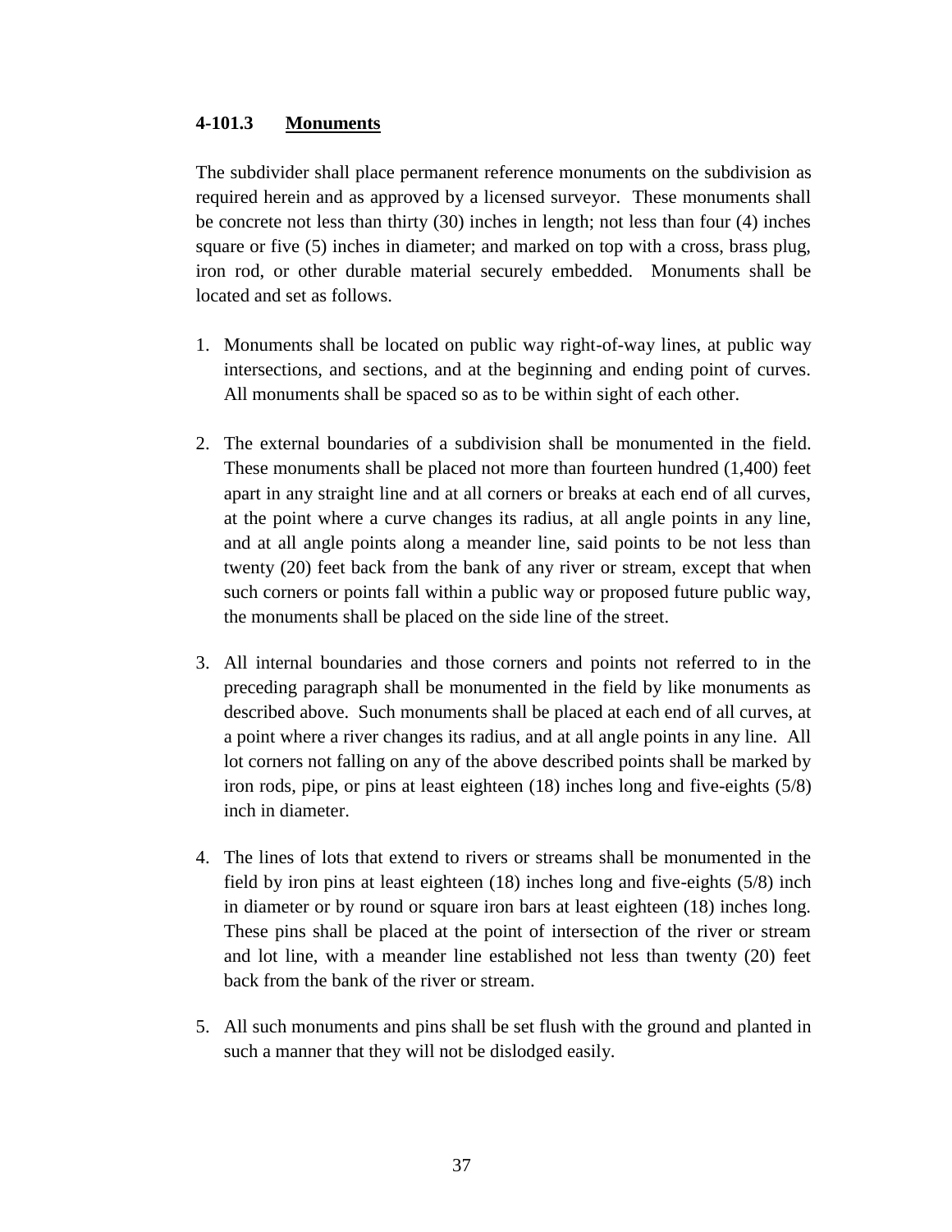### 4-101.3 Monuments

The subdivider shall place permanent reference monuments on the subdivision as required herein and as approved by a licensed surveyor. These monuments shall be concrete not less than thirty (30) inches in length; not less than four (4) inches square or five (5) inches in diameter; and marked on top with a cross, brass plug, iron rod, or other durable material securely embedded. Monuments shall be located and set as follows.

1. Monuments shall be located on public way right-of-way lines, at public way intersections, and sections, and at the beginning and ending point of curves. All monuments shall be spaced so as to be within sight of each other.

2. The external boundaries of a subdivision shall be monumented in the field. These monuments shall be placed not more than fourteen hundred (1,400) feet apart in any straight line and at all corners or breaks at each end of all curves, at the point where a curve changes its radius, at all angle points in any line, and at all angle points along a meander line, said points to be not less than twenty (20) feet back from the bank of any river or stream, except that when such corners or points fall within a public way or proposed future public way, the monuments shall be placed on the side line of the street.

3. All internal boundaries and those corners and points not referred to in the preceding paragraph shall be monumented in the field by like monuments as described above. Such monuments shall be placed at each end of all curves, at a point where a river changes its radius, and at all angle points in any line. All lot corners not falling on any of the above described points shall be marked by iron rods, pipe, or pins at least eighteen (18) inches long and five-eights (5/8) inch in diameter.

4. The lines of lots that extend to rivers or streams shall be monumented in the field by iron pins at least eighteen (18) inches long and five-eights (5/8) inch in diameter or by round or square iron bars at least eighteen (18) inches long. These pins shall be placed at the point of intersection of the river or stream and lot line, with a meander line established not less than twenty (20) feet back from the bank of the river or stream.

5. All such monuments and pins shall be set flush with the ground and planted in such a manner that they will not be dislodged easily.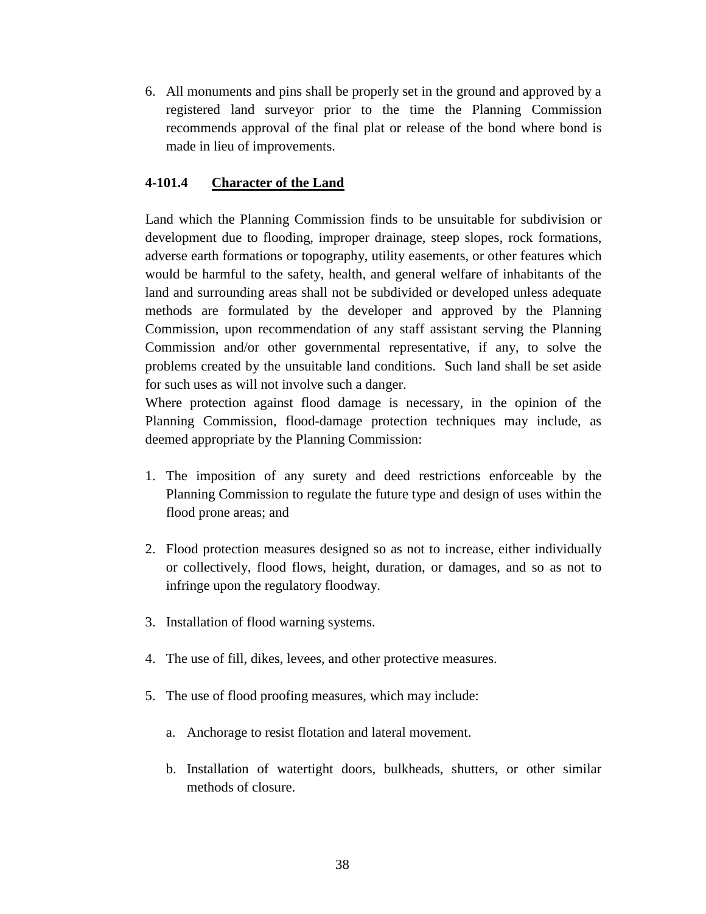6. All monuments and pins shall be properly set in the ground and approved by a registered land surveyor prior to the time the Planning Commission recommends approval of the final plat or release of the bond where bond is made in lieu of improvements.

### 4-101.4 Character of the Land

Land which the Planning Commission finds to be unsuitable for subdivision or development due to flooding, improper drainage, steep slopes, rock formations, adverse earth formations or topography, utility easements, or other features which would be harmful to the safety, health, and general welfare of inhabitants of the land and surrounding areas shall not be subdivided or developed unless adequate methods are formulated by the developer and approved by the Planning Commission, upon recommendation of any staff assistant serving the Planning Commission and/or other governmental representative, if any, to solve the problems created by the unsuitable land conditions. Such land shall be set aside for such uses as will not involve such a danger.

Where protection against flood damage is necessary, in the opinion of the Planning Commission, flood-damage protection techniques may include, as deemed appropriate by the Planning Commission:

1. The imposition of any surety and deed restrictions enforceable by the Planning Commission to regulate the future type and design of uses within the flood prone areas; and
2. Flood protection measures designed so as not to increase, either individually or collectively, flood flows, height, duration, or damages, and so as not to infringe upon the regulatory floodway.
3. Installation of flood warning systems.
4. The use of fill, dikes, levees, and other protective measures.
5. The use of flood proofing measures, which may include:
   a. Anchorage to resist flotation and lateral movement.
   b. Installation of watertight doors, bulkheads, shutters, or other similar methods of closure.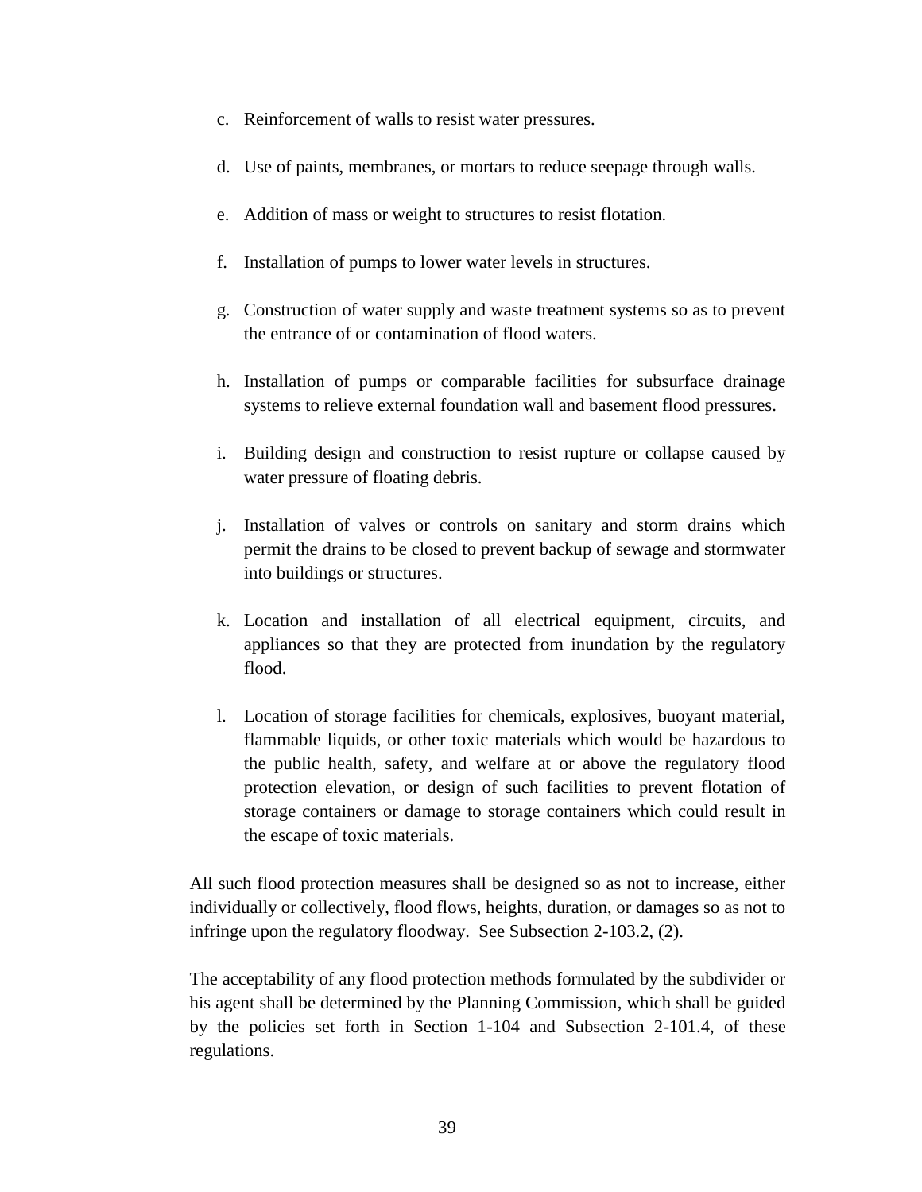c. Reinforcement of walls to resist water pressures.

d. Use of paints, membranes, or mortars to reduce seepage through walls.

e. Addition of mass or weight to structures to resist flotation.

f. Installation of pumps to lower water levels in structures.

g. Construction of water supply and waste treatment systems so as to prevent the entrance of or contamination of flood waters.

h. Installation of pumps or comparable facilities for subsurface drainage systems to relieve external foundation wall and basement flood pressures.

i. Building design and construction to resist rupture or collapse caused by water pressure of floating debris.

j. Installation of valves or controls on sanitary and storm drains which permit the drains to be closed to prevent backup of sewage and stormwater into buildings or structures.

k. Location and installation of all electrical equipment, circuits, and appliances so that they are protected from inundation by the regulatory flood.

l. Location of storage facilities for chemicals, explosives, buoyant material, flammable liquids, or other toxic materials which would be hazardous to the public health, safety, and welfare at or above the regulatory flood protection elevation, or design of such facilities to prevent flotation of storage containers or damage to storage containers which could result in the escape of toxic materials.

All such flood protection measures shall be designed so as not to increase, either individually or collectively, flood flows, heights, duration, or damages so as not to infringe upon the regulatory floodway. See Subsection 2-103.2, (2).

The acceptability of any flood protection methods formulated by the subdivider or his agent shall be determined by the Planning Commission, which shall be guided by the policies set forth in Section 1-104 and Subsection 2-101.4, of these regulations.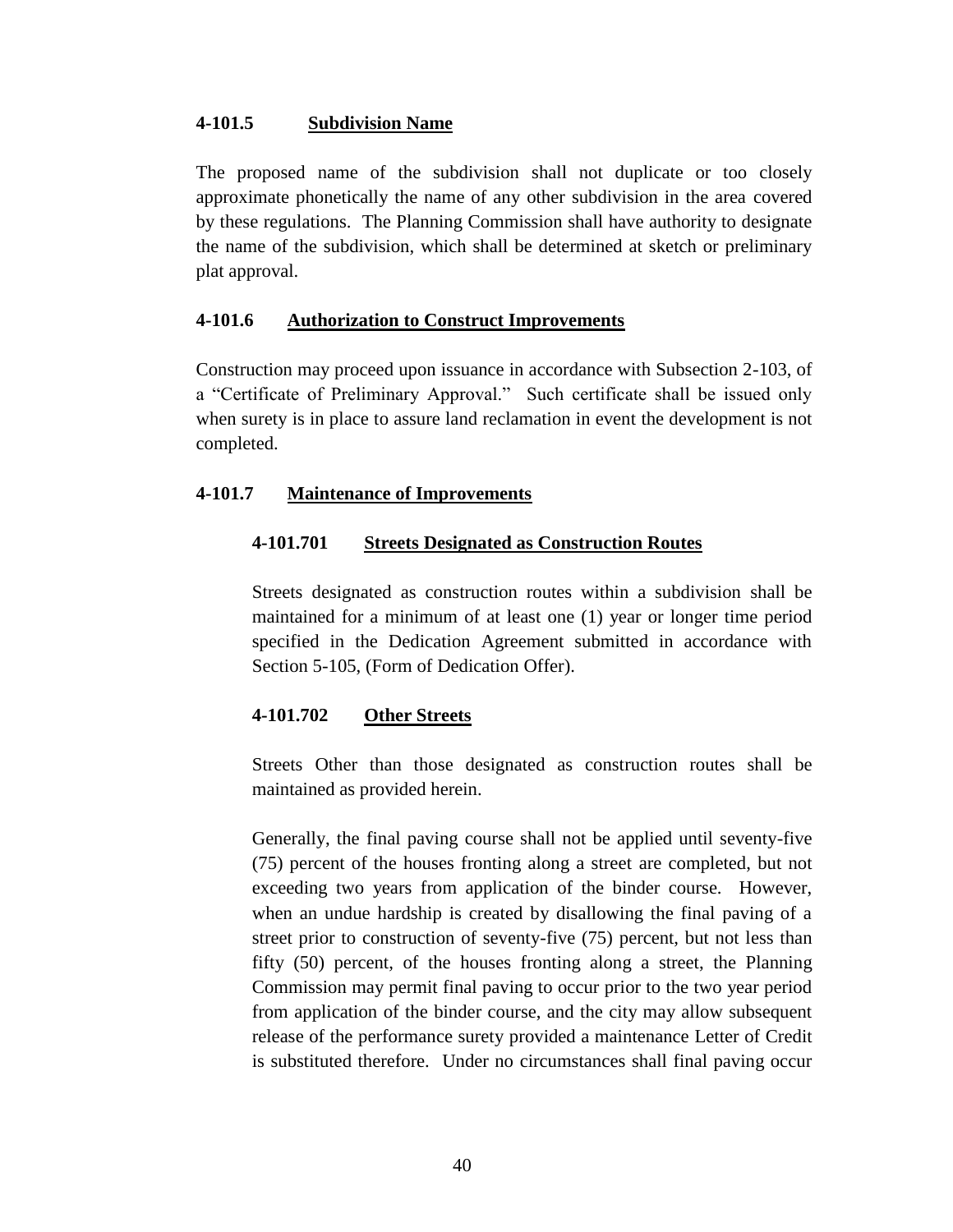### 4-101.5 Subdivision Name

The proposed name of the subdivision shall not duplicate or too closely approximate phonetically the name of any other subdivision in the area covered by these regulations. The Planning Commission shall have authority to designate the name of the subdivision, which shall be determined at sketch or preliminary plat approval.

### 4-101.6 Authorization to Construct Improvements

Construction may proceed upon issuance in accordance with Subsection 2-103, of a "Certificate of Preliminary Approval." Such certificate shall be issued only when surety is in place to assure land reclamation in event the development is not completed.

### 4-101.7 Maintenance of Improvements

#### 4-101.701 Streets Designated as Construction Routes

Streets designated as construction routes within a subdivision shall be maintained for a minimum of at least one (1) year or longer time period specified in the Dedication Agreement submitted in accordance with Section 5-105, (Form of Dedication Offer).

#### 4-101.702 Other Streets

Streets Other than those designated as construction routes shall be maintained as provided herein.

Generally, the final paving course shall not be applied until seventy-five (75) percent of the houses fronting along a street are completed, but not exceeding two years from application of the binder course. However, when an undue hardship is created by disallowing the final paving of a street prior to construction of seventy-five (75) percent, but not less than fifty (50) percent, of the houses fronting along a street, the Planning Commission may permit final paving to occur prior to the two year period from application of the binder course, and the city may allow subsequent release of the performance surety provided a maintenance Letter of Credit is substituted therefore. Under no circumstances shall final paving occur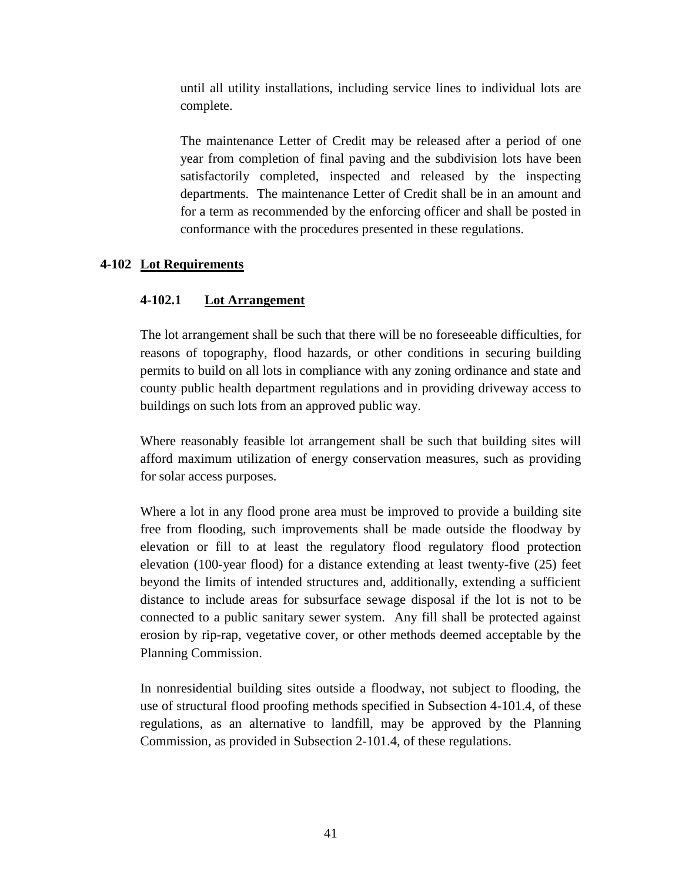until all utility installations, including service lines to individual lots are complete.

The maintenance Letter of Credit may be released after a period of one year from completion of final paving and the subdivision lots have been satisfactorily completed, inspected and released by the inspecting departments. The maintenance Letter of Credit shall be in an amount and for a term as recommended by the enforcing officer and shall be posted in conformance with the procedures presented in these regulations.

## 4-102 Lot Requirements

### 4-102.1 Lot Arrangement

The lot arrangement shall be such that there will be no foreseeable difficulties, for reasons of topography, flood hazards, or other conditions in securing building permits to build on all lots in compliance with any zoning ordinance and state and county public health department regulations and in providing driveway access to buildings on such lots from an approved public way.

Where reasonably feasible lot arrangement shall be such that building sites will afford maximum utilization of energy conservation measures, such as providing for solar access purposes.

Where a lot in any flood prone area must be improved to provide a building site free from flooding, such improvements shall be made outside the floodway by elevation or fill to at least the regulatory flood regulatory flood protection elevation (100-year flood) for a distance extending at least twenty-five (25) feet beyond the limits of intended structures and, additionally, extending a sufficient distance to include areas for subsurface sewage disposal if the lot is not to be connected to a public sanitary sewer system. Any fill shall be protected against erosion by rip-rap, vegetative cover, or other methods deemed acceptable by the Planning Commission.

In nonresidential building sites outside a floodway, not subject to flooding, the use of structural flood proofing methods specified in Subsection 4-101.4, of these regulations, as an alternative to landfill, may be approved by the Planning Commission, as provided in Subsection 2-101.4, of these regulations.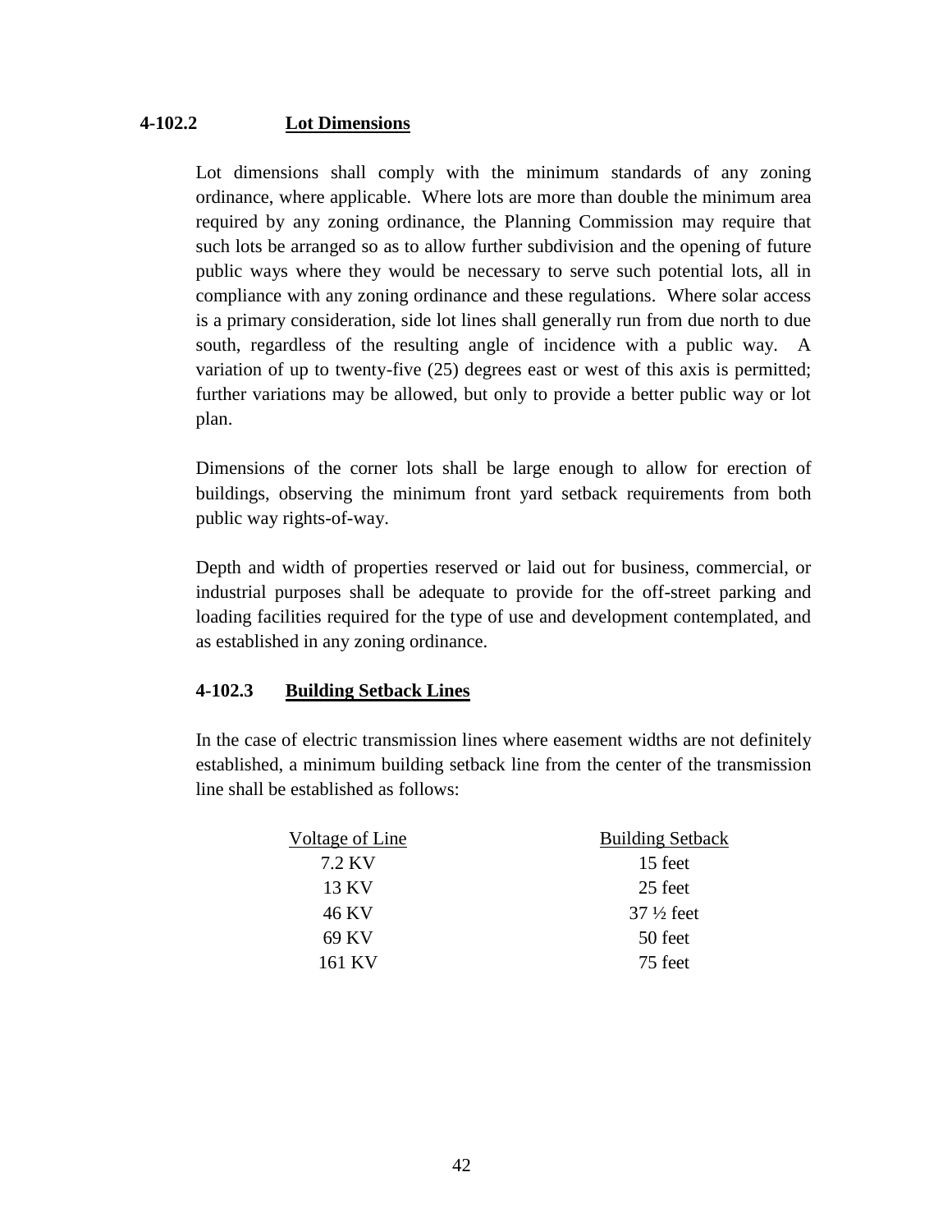### 4-102.2 Lot Dimensions

Lot dimensions shall comply with the minimum standards of any zoning ordinance, where applicable. Where lots are more than double the minimum area required by any zoning ordinance, the Planning Commission may require that such lots be arranged so as to allow further subdivision and the opening of future public ways where they would be necessary to serve such potential lots, all in compliance with any zoning ordinance and these regulations. Where solar access is a primary consideration, side lot lines shall generally run from due north to due south, regardless of the resulting angle of incidence with a public way. A variation of up to twenty-five (25) degrees east or west of this axis is permitted; further variations may be allowed, but only to provide a better public way or lot plan.

Dimensions of the corner lots shall be large enough to allow for erection of buildings, observing the minimum front yard setback requirements from both public way rights-of-way.

Depth and width of properties reserved or laid out for business, commercial, or industrial purposes shall be adequate to provide for the off-street parking and loading facilities required for the type of use and development contemplated, and as established in any zoning ordinance.

### 4-102.3 Building Setback Lines

In the case of electric transmission lines where easement widths are not definitely established, a minimum building setback line from the center of the transmission line shall be established as follows:

| Voltage of Line | Building Setback |
|---|---|
| 7.2 KV | 15 feet |
| 13 KV | 25 feet |
| 46 KV | 37 ½ feet |
| 69 KV | 50 feet |
| 161 KV | 75 feet |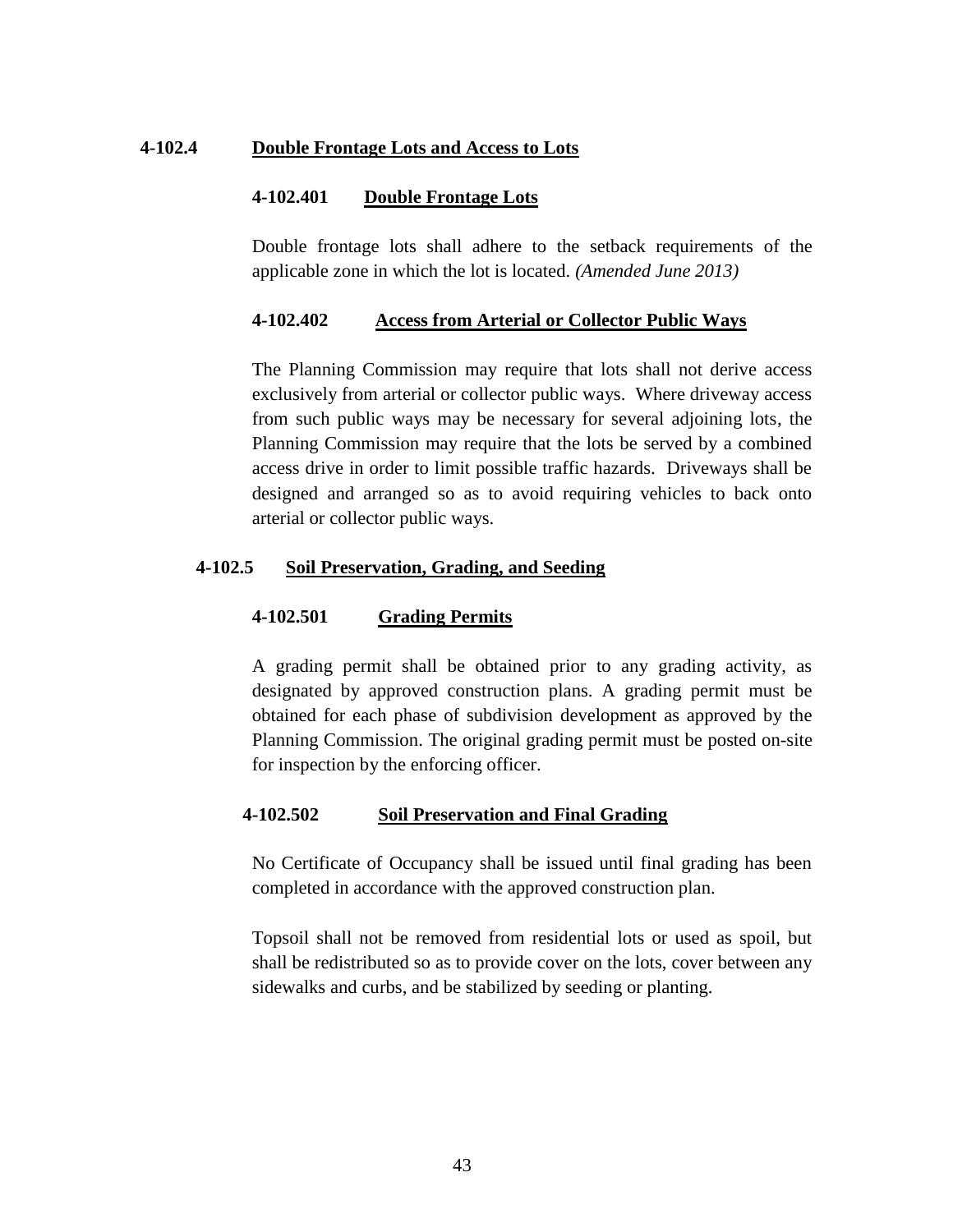## 4-102.4 Double Frontage Lots and Access to Lots

### 4-102.401 Double Frontage Lots

Double frontage lots shall adhere to the setback requirements of the applicable zone in which the lot is located. *(Amended June 2013)*

### 4-102.402 Access from Arterial or Collector Public Ways

The Planning Commission may require that lots shall not derive access exclusively from arterial or collector public ways. Where driveway access from such public ways may be necessary for several adjoining lots, the Planning Commission may require that the lots be served by a combined access drive in order to limit possible traffic hazards. Driveways shall be designed and arranged so as to avoid requiring vehicles to back onto arterial or collector public ways.

## 4-102.5 Soil Preservation, Grading, and Seeding

### 4-102.501 Grading Permits

A grading permit shall be obtained prior to any grading activity, as designated by approved construction plans. A grading permit must be obtained for each phase of subdivision development as approved by the Planning Commission. The original grading permit must be posted on-site for inspection by the enforcing officer.

### 4-102.502 Soil Preservation and Final Grading

No Certificate of Occupancy shall be issued until final grading has been completed in accordance with the approved construction plan.

Topsoil shall not be removed from residential lots or used as spoil, but shall be redistributed so as to provide cover on the lots, cover between any sidewalks and curbs, and be stabilized by seeding or planting.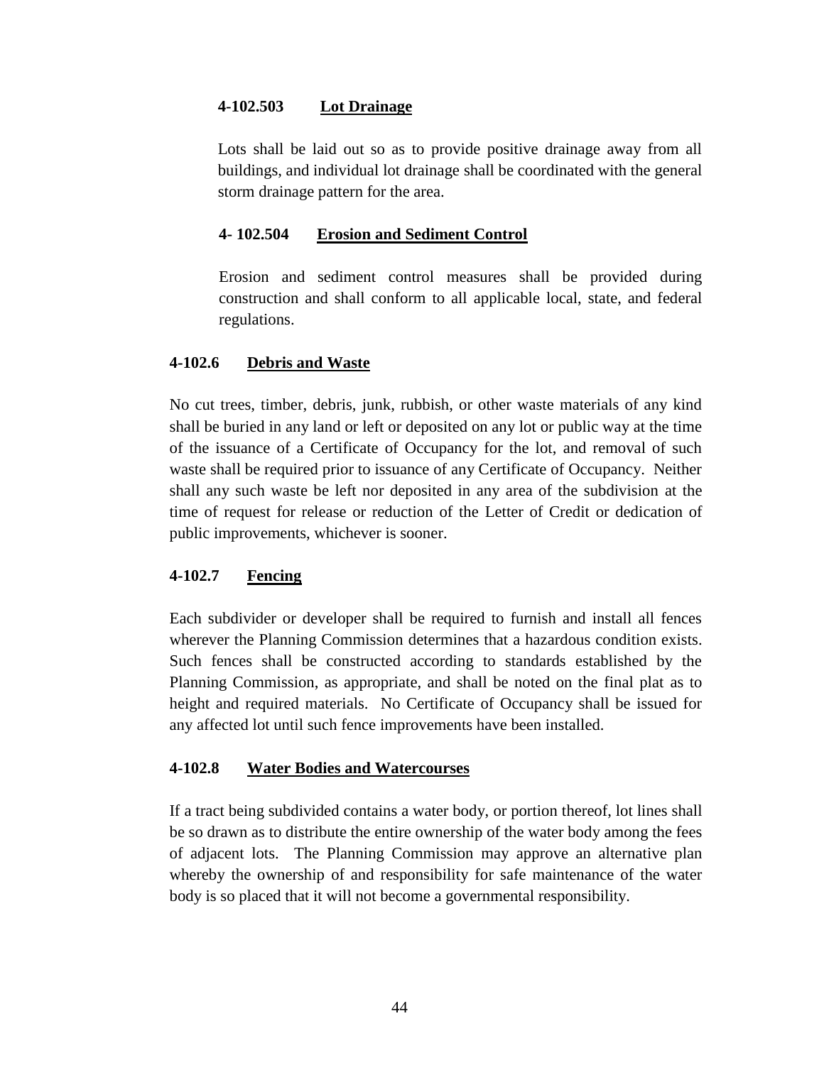#### 4-102.503 Lot Drainage

Lots shall be laid out so as to provide positive drainage away from all buildings, and individual lot drainage shall be coordinated with the general storm drainage pattern for the area.

#### 4- 102.504 Erosion and Sediment Control

Erosion and sediment control measures shall be provided during construction and shall conform to all applicable local, state, and federal regulations.

### 4-102.6 Debris and Waste

No cut trees, timber, debris, junk, rubbish, or other waste materials of any kind shall be buried in any land or left or deposited on any lot or public way at the time of the issuance of a Certificate of Occupancy for the lot, and removal of such waste shall be required prior to issuance of any Certificate of Occupancy. Neither shall any such waste be left nor deposited in any area of the subdivision at the time of request for release or reduction of the Letter of Credit or dedication of public improvements, whichever is sooner.

### 4-102.7 Fencing

Each subdivider or developer shall be required to furnish and install all fences wherever the Planning Commission determines that a hazardous condition exists. Such fences shall be constructed according to standards established by the Planning Commission, as appropriate, and shall be noted on the final plat as to height and required materials. No Certificate of Occupancy shall be issued for any affected lot until such fence improvements have been installed.

### 4-102.8 Water Bodies and Watercourses

If a tract being subdivided contains a water body, or portion thereof, lot lines shall be so drawn as to distribute the entire ownership of the water body among the fees of adjacent lots. The Planning Commission may approve an alternative plan whereby the ownership of and responsibility for safe maintenance of the water body is so placed that it will not become a governmental responsibility.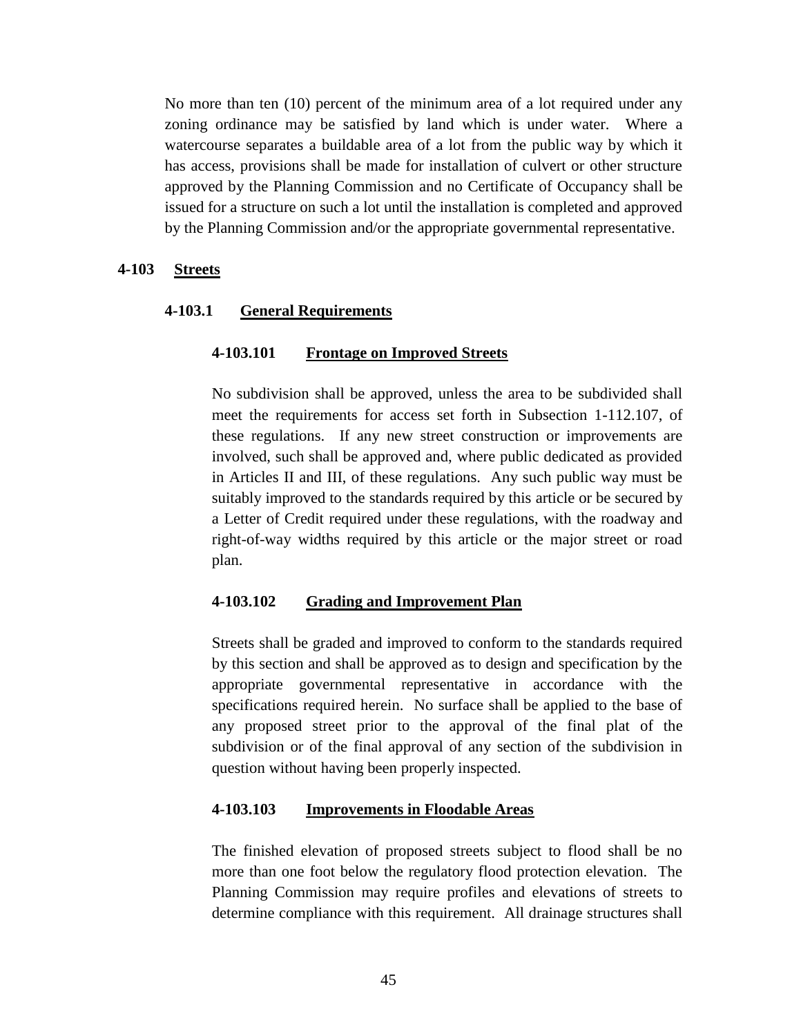No more than ten (10) percent of the minimum area of a lot required under any zoning ordinance may be satisfied by land which is under water. Where a watercourse separates a buildable area of a lot from the public way by which it has access, provisions shall be made for installation of culvert or other structure approved by the Planning Commission and no Certificate of Occupancy shall be issued for a structure on such a lot until the installation is completed and approved by the Planning Commission and/or the appropriate governmental representative.

## 4-103 Streets

### 4-103.1 General Requirements

#### 4-103.101 Frontage on Improved Streets

No subdivision shall be approved, unless the area to be subdivided shall meet the requirements for access set forth in Subsection 1-112.107, of these regulations. If any new street construction or improvements are involved, such shall be approved and, where public dedicated as provided in Articles II and III, of these regulations. Any such public way must be suitably improved to the standards required by this article or be secured by a Letter of Credit required under these regulations, with the roadway and right-of-way widths required by this article or the major street or road plan.

#### 4-103.102 Grading and Improvement Plan

Streets shall be graded and improved to conform to the standards required by this section and shall be approved as to design and specification by the appropriate governmental representative in accordance with the specifications required herein. No surface shall be applied to the base of any proposed street prior to the approval of the final plat of the subdivision or of the final approval of any section of the subdivision in question without having been properly inspected.

#### 4-103.103 Improvements in Floodable Areas

The finished elevation of proposed streets subject to flood shall be no more than one foot below the regulatory flood protection elevation. The Planning Commission may require profiles and elevations of streets to determine compliance with this requirement. All drainage structures shall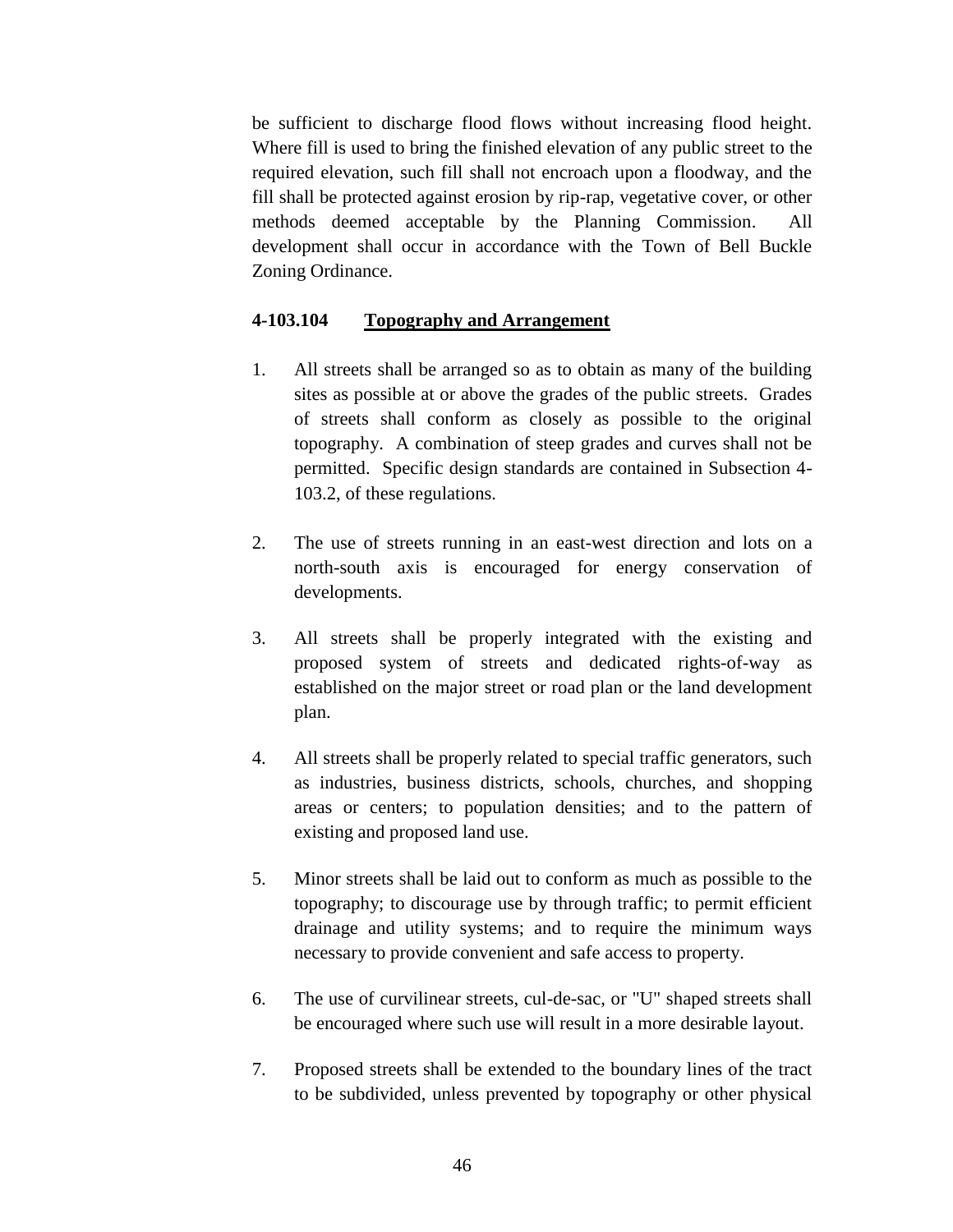be sufficient to discharge flood flows without increasing flood height. Where fill is used to bring the finished elevation of any public street to the required elevation, such fill shall not encroach upon a floodway, and the fill shall be protected against erosion by rip-rap, vegetative cover, or other methods deemed acceptable by the Planning Commission. All development shall occur in accordance with the Town of Bell Buckle Zoning Ordinance.

**4-103.104 Topography and Arrangement**

1. All streets shall be arranged so as to obtain as many of the building sites as possible at or above the grades of the public streets. Grades of streets shall conform as closely as possible to the original topography. A combination of steep grades and curves shall not be permitted. Specific design standards are contained in Subsection 4-103.2, of these regulations.

2. The use of streets running in an east-west direction and lots on a north-south axis is encouraged for energy conservation of developments.

3. All streets shall be properly integrated with the existing and proposed system of streets and dedicated rights-of-way as established on the major street or road plan or the land development plan.

4. All streets shall be properly related to special traffic generators, such as industries, business districts, schools, churches, and shopping areas or centers; to population densities; and to the pattern of existing and proposed land use.

5. Minor streets shall be laid out to conform as much as possible to the topography; to discourage use by through traffic; to permit efficient drainage and utility systems; and to require the minimum ways necessary to provide convenient and safe access to property.

6. The use of curvilinear streets, cul-de-sac, or "U" shaped streets shall be encouraged where such use will result in a more desirable layout.

7. Proposed streets shall be extended to the boundary lines of the tract to be subdivided, unless prevented by topography or other physical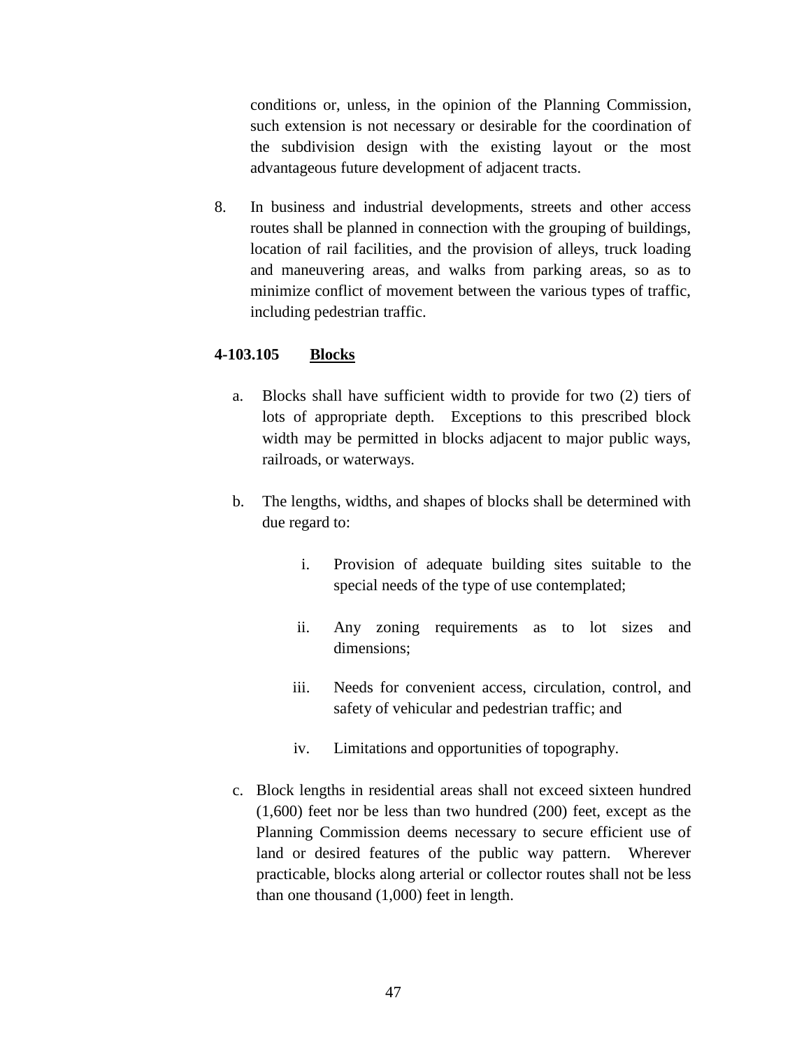conditions or, unless, in the opinion of the Planning Commission, such extension is not necessary or desirable for the coordination of the subdivision design with the existing layout or the most advantageous future development of adjacent tracts.

8. In business and industrial developments, streets and other access routes shall be planned in connection with the grouping of buildings, location of rail facilities, and the provision of alleys, truck loading and maneuvering areas, and walks from parking areas, so as to minimize conflict of movement between the various types of traffic, including pedestrian traffic.

**4-103.105 <u>Blocks</u>**

a. Blocks shall have sufficient width to provide for two (2) tiers of lots of appropriate depth. Exceptions to this prescribed block width may be permitted in blocks adjacent to major public ways, railroads, or waterways.

b. The lengths, widths, and shapes of blocks shall be determined with due regard to:

   i. Provision of adequate building sites suitable to the special needs of the type of use contemplated;

   ii. Any zoning requirements as to lot sizes and dimensions;

   iii. Needs for convenient access, circulation, control, and safety of vehicular and pedestrian traffic; and

   iv. Limitations and opportunities of topography.

c. Block lengths in residential areas shall not exceed sixteen hundred (1,600) feet nor be less than two hundred (200) feet, except as the Planning Commission deems necessary to secure efficient use of land or desired features of the public way pattern. Wherever practicable, blocks along arterial or collector routes shall not be less than one thousand (1,000) feet in length.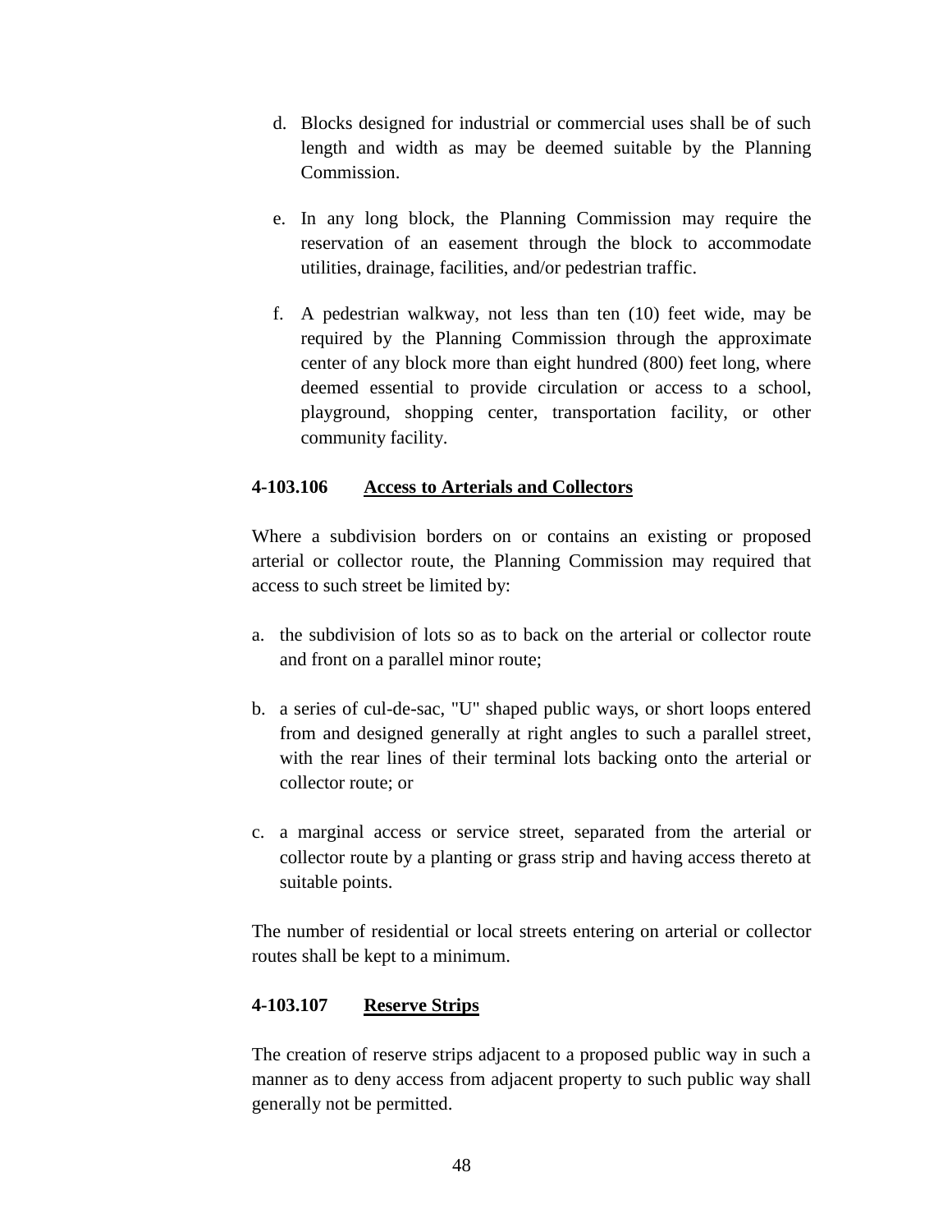d. Blocks designed for industrial or commercial uses shall be of such length and width as may be deemed suitable by the Planning Commission.

e. In any long block, the Planning Commission may require the reservation of an easement through the block to accommodate utilities, drainage, facilities, and/or pedestrian traffic.

f. A pedestrian walkway, not less than ten (10) feet wide, may be required by the Planning Commission through the approximate center of any block more than eight hundred (800) feet long, where deemed essential to provide circulation or access to a school, playground, shopping center, transportation facility, or other community facility.

**4-103.106 <u>Access to Arterials and Collectors</u>**

Where a subdivision borders on or contains an existing or proposed arterial or collector route, the Planning Commission may required that access to such street be limited by:

a. the subdivision of lots so as to back on the arterial or collector route and front on a parallel minor route;

b. a series of cul-de-sac, "U" shaped public ways, or short loops entered from and designed generally at right angles to such a parallel street, with the rear lines of their terminal lots backing onto the arterial or collector route; or

c. a marginal access or service street, separated from the arterial or collector route by a planting or grass strip and having access thereto at suitable points.

The number of residential or local streets entering on arterial or collector routes shall be kept to a minimum.

**4-103.107 <u>Reserve Strips</u>**

The creation of reserve strips adjacent to a proposed public way in such a manner as to deny access from adjacent property to such public way shall generally not be permitted.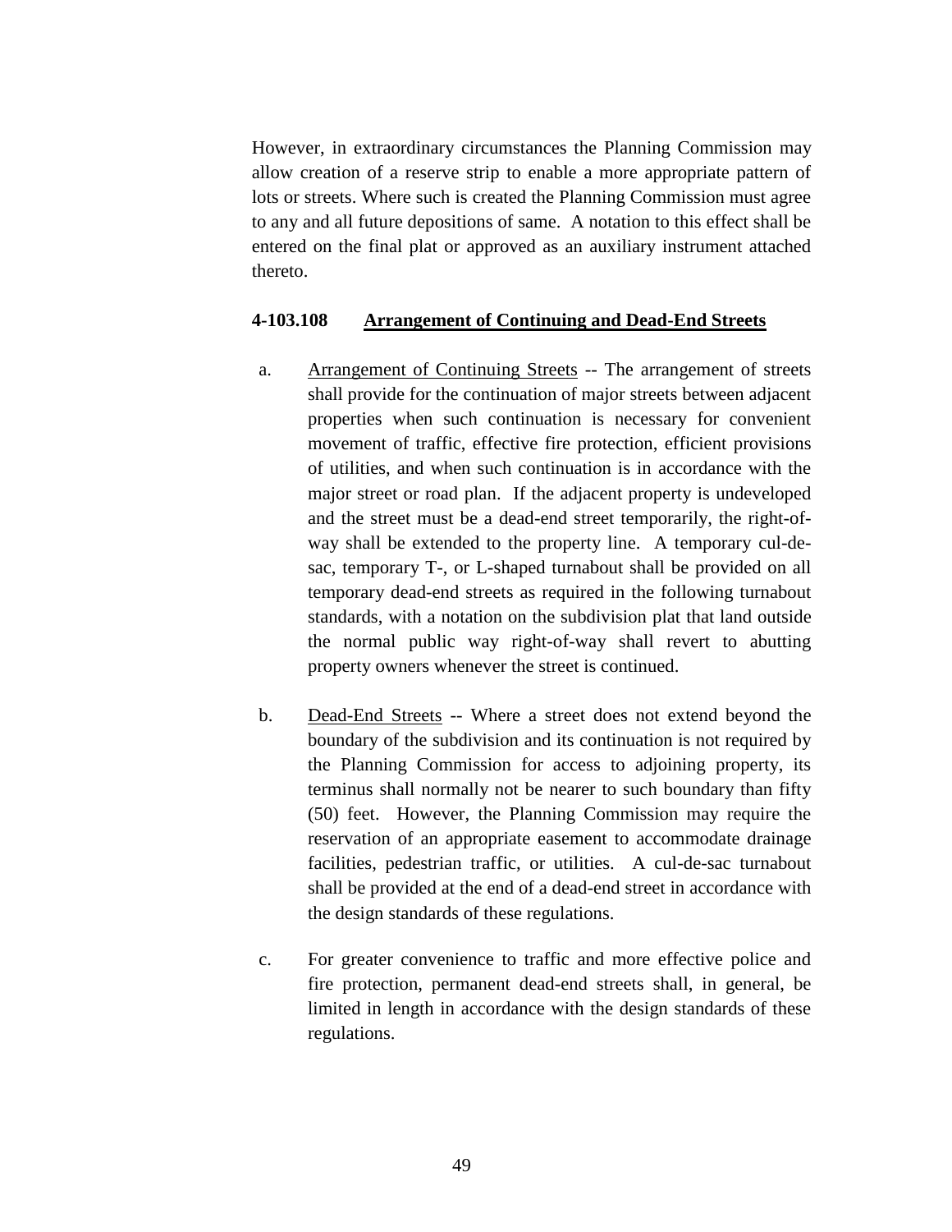However, in extraordinary circumstances the Planning Commission may allow creation of a reserve strip to enable a more appropriate pattern of lots or streets. Where such is created the Planning Commission must agree to any and all future depositions of same. A notation to this effect shall be entered on the final plat or approved as an auxiliary instrument attached thereto.

**4-103.108 Arrangement of Continuing and Dead-End Streets**

a. Arrangement of Continuing Streets -- The arrangement of streets shall provide for the continuation of major streets between adjacent properties when such continuation is necessary for convenient movement of traffic, effective fire protection, efficient provisions of utilities, and when such continuation is in accordance with the major street or road plan. If the adjacent property is undeveloped and the street must be a dead-end street temporarily, the right-of-way shall be extended to the property line. A temporary cul-de-sac, temporary T-, or L-shaped turnabout shall be provided on all temporary dead-end streets as required in the following turnabout standards, with a notation on the subdivision plat that land outside the normal public way right-of-way shall revert to abutting property owners whenever the street is continued.

b. Dead-End Streets -- Where a street does not extend beyond the boundary of the subdivision and its continuation is not required by the Planning Commission for access to adjoining property, its terminus shall normally not be nearer to such boundary than fifty (50) feet. However, the Planning Commission may require the reservation of an appropriate easement to accommodate drainage facilities, pedestrian traffic, or utilities. A cul-de-sac turnabout shall be provided at the end of a dead-end street in accordance with the design standards of these regulations.

c. For greater convenience to traffic and more effective police and fire protection, permanent dead-end streets shall, in general, be limited in length in accordance with the design standards of these regulations.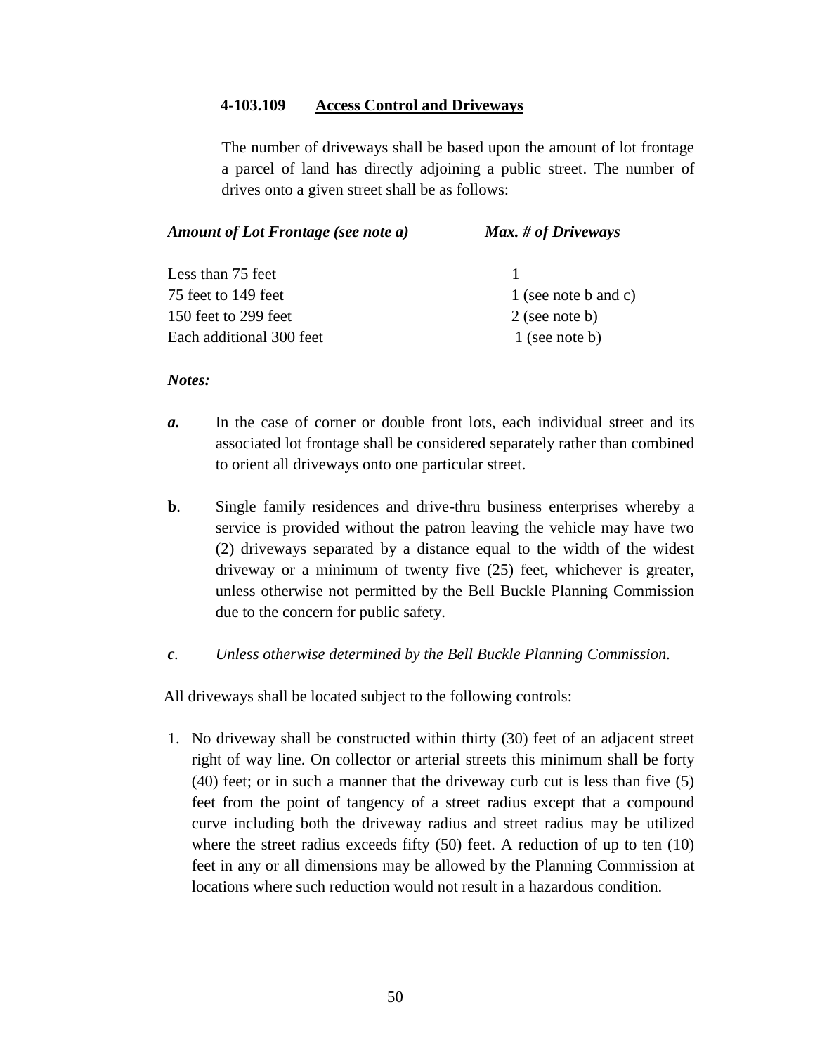#### 4-103.109 Access Control and Driveways

The number of driveways shall be based upon the amount of lot frontage a parcel of land has directly adjoining a public street. The number of drives onto a given street shall be as follows:

| *Amount of Lot Frontage (see note a)* | *Max. # of Driveways* |
|---|---|
| Less than 75 feet | 1 |
| 75 feet to 149 feet | 1 (see note b and c) |
| 150 feet to 299 feet | 2 (see note b) |
| Each additional 300 feet | 1 (see note b) |

***Notes:***

***a.*** In the case of corner or double front lots, each individual street and its associated lot frontage shall be considered separately rather than combined to orient all driveways onto one particular street.

**b**. Single family residences and drive-thru business enterprises whereby a service is provided without the patron leaving the vehicle may have two (2) driveways separated by a distance equal to the width of the widest driveway or a minimum of twenty five (25) feet, whichever is greater, unless otherwise not permitted by the Bell Buckle Planning Commission due to the concern for public safety.

***c**. Unless otherwise determined by the Bell Buckle Planning Commission.*

All driveways shall be located subject to the following controls:

1. No driveway shall be constructed within thirty (30) feet of an adjacent street right of way line. On collector or arterial streets this minimum shall be forty (40) feet; or in such a manner that the driveway curb cut is less than five (5) feet from the point of tangency of a street radius except that a compound curve including both the driveway radius and street radius may be utilized where the street radius exceeds fifty (50) feet. A reduction of up to ten (10) feet in any or all dimensions may be allowed by the Planning Commission at locations where such reduction would not result in a hazardous condition.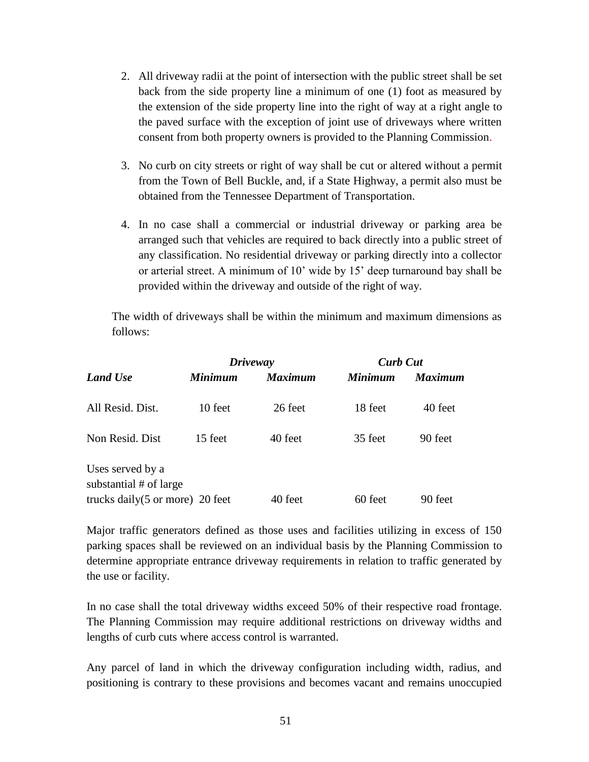2. All driveway radii at the point of intersection with the public street shall be set back from the side property line a minimum of one (1) foot as measured by the extension of the side property line into the right of way at a right angle to the paved surface with the exception of joint use of driveways where written consent from both property owners is provided to the Planning Commission.

3. No curb on city streets or right of way shall be cut or altered without a permit from the Town of Bell Buckle, and, if a State Highway, a permit also must be obtained from the Tennessee Department of Transportation.

4. In no case shall a commercial or industrial driveway or parking area be arranged such that vehicles are required to back directly into a public street of any classification. No residential driveway or parking directly into a collector or arterial street. A minimum of 10' wide by 15' deep turnaround bay shall be provided within the driveway and outside of the right of way.

The width of driveways shall be within the minimum and maximum dimensions as follows:

| | ***Driveway*** | | ***Curb Cut*** | |
|---|---|---|---|---|
| ***Land Use*** | ***Minimum*** | ***Maximum*** | ***Minimum*** | ***Maximum*** |
| All Resid. Dist. | 10 feet | 26 feet | 18 feet | 40 feet |
| Non Resid. Dist | 15 feet | 40 feet | 35 feet | 90 feet |
| Uses served by a substantial # of large trucks daily(5 or more) | 20 feet | 40 feet | 60 feet | 90 feet |

Major traffic generators defined as those uses and facilities utilizing in excess of 150 parking spaces shall be reviewed on an individual basis by the Planning Commission to determine appropriate entrance driveway requirements in relation to traffic generated by the use or facility.

In no case shall the total driveway widths exceed 50% of their respective road frontage. The Planning Commission may require additional restrictions on driveway widths and lengths of curb cuts where access control is warranted.

Any parcel of land in which the driveway configuration including width, radius, and positioning is contrary to these provisions and becomes vacant and remains unoccupied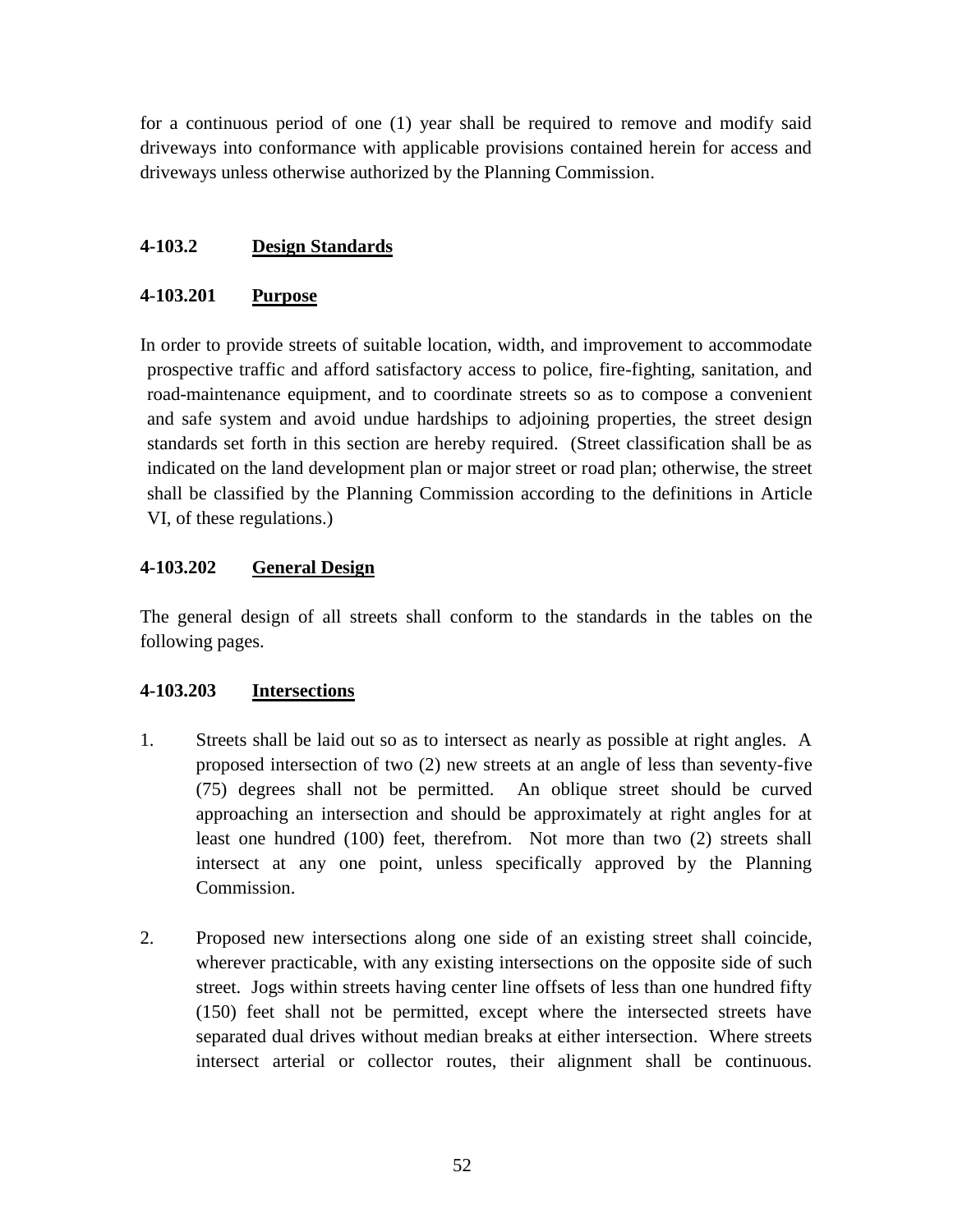for a continuous period of one (1) year shall be required to remove and modify said driveways into conformance with applicable provisions contained herein for access and driveways unless otherwise authorized by the Planning Commission.

**4-103.2 Design Standards**

**4-103.201 Purpose**

In order to provide streets of suitable location, width, and improvement to accommodate prospective traffic and afford satisfactory access to police, fire-fighting, sanitation, and road-maintenance equipment, and to coordinate streets so as to compose a convenient and safe system and avoid undue hardships to adjoining properties, the street design standards set forth in this section are hereby required. (Street classification shall be as indicated on the land development plan or major street or road plan; otherwise, the street shall be classified by the Planning Commission according to the definitions in Article VI, of these regulations.)

**4-103.202 General Design**

The general design of all streets shall conform to the standards in the tables on the following pages.

**4-103.203 Intersections**

1. Streets shall be laid out so as to intersect as nearly as possible at right angles. A proposed intersection of two (2) new streets at an angle of less than seventy-five (75) degrees shall not be permitted. An oblique street should be curved approaching an intersection and should be approximately at right angles for at least one hundred (100) feet, therefrom. Not more than two (2) streets shall intersect at any one point, unless specifically approved by the Planning Commission.

2. Proposed new intersections along one side of an existing street shall coincide, wherever practicable, with any existing intersections on the opposite side of such street. Jogs within streets having center line offsets of less than one hundred fifty (150) feet shall not be permitted, except where the intersected streets have separated dual drives without median breaks at either intersection. Where streets intersect arterial or collector routes, their alignment shall be continuous.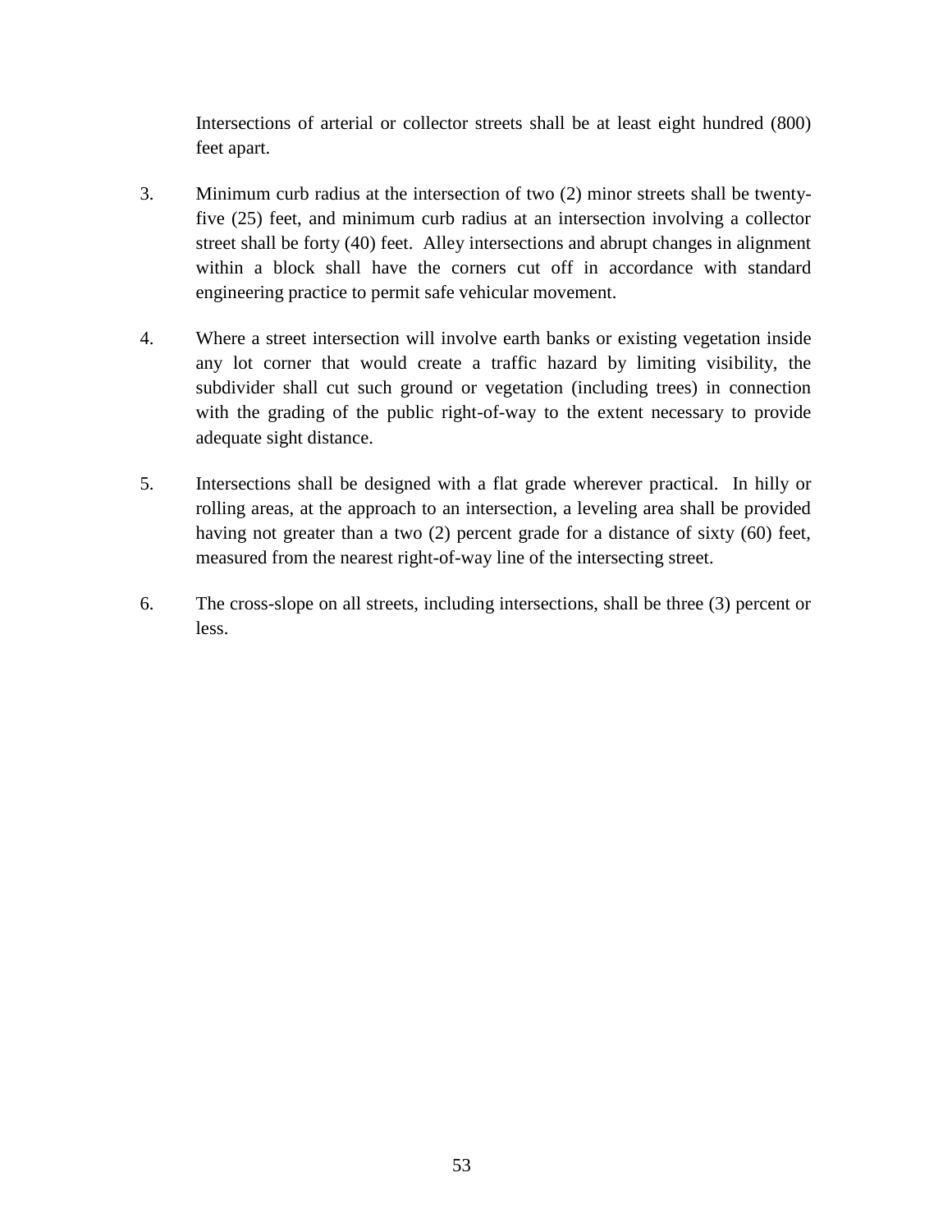Intersections of arterial or collector streets shall be at least eight hundred (800) feet apart.

3. Minimum curb radius at the intersection of two (2) minor streets shall be twenty-five (25) feet, and minimum curb radius at an intersection involving a collector street shall be forty (40) feet. Alley intersections and abrupt changes in alignment within a block shall have the corners cut off in accordance with standard engineering practice to permit safe vehicular movement.

4. Where a street intersection will involve earth banks or existing vegetation inside any lot corner that would create a traffic hazard by limiting visibility, the subdivider shall cut such ground or vegetation (including trees) in connection with the grading of the public right-of-way to the extent necessary to provide adequate sight distance.

5. Intersections shall be designed with a flat grade wherever practical. In hilly or rolling areas, at the approach to an intersection, a leveling area shall be provided having not greater than a two (2) percent grade for a distance of sixty (60) feet, measured from the nearest right-of-way line of the intersecting street.

6. The cross-slope on all streets, including intersections, shall be three (3) percent or less.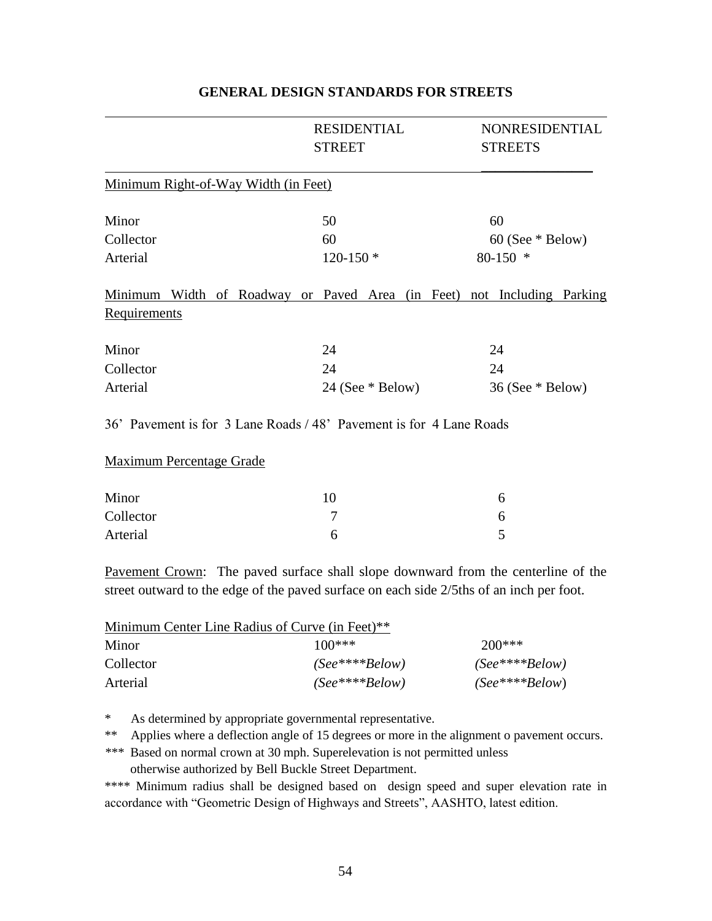## GENERAL DESIGN STANDARDS FOR STREETS

| | RESIDENTIAL STREET | NONRESIDENTIAL STREETS |
|---|---|---|
| **Minimum Right-of-Way Width (in Feet)** | | |
| Minor | 50 | 60 |
| Collector | 60 | 60 (See * Below) |
| Arterial | 120-150 * | 80-150 * |
| **Minimum Width of Roadway or Paved Area (in Feet) not Including Parking Requirements** | | |
| Minor | 24 | 24 |
| Collector | 24 | 24 |
| Arterial | 24 (See * Below) | 36 (See * Below) |

36' Pavement is for 3 Lane Roads / 48' Pavement is for 4 Lane Roads

| | RESIDENTIAL STREET | NONRESIDENTIAL STREETS |
|---|---|---|
| **Maximum Percentage Grade** | | |
| Minor | 10 | 6 |
| Collector | 7 | 6 |
| Arterial | 6 | 5 |

Pavement Crown: The paved surface shall slope downward from the centerline of the street outward to the edge of the paved surface on each side 2/5ths of an inch per foot.

| Minimum Center Line Radius of Curve (in Feet)** | RESIDENTIAL STREET | NONRESIDENTIAL STREETS |
|---|---|---|
| Minor | 100*** | 200*** |
| Collector | *(See****Below)* | *(See****Below)* |
| Arterial | *(See****Below)* | *(See****Below)* |

\* As determined by appropriate governmental representative.

** Applies where a deflection angle of 15 degrees or more in the alignment o pavement occurs.

*** Based on normal crown at 30 mph. Superelevation is not permitted unless otherwise authorized by Bell Buckle Street Department.

**** Minimum radius shall be designed based on design speed and super elevation rate in accordance with "Geometric Design of Highways and Streets", AASHTO, latest edition.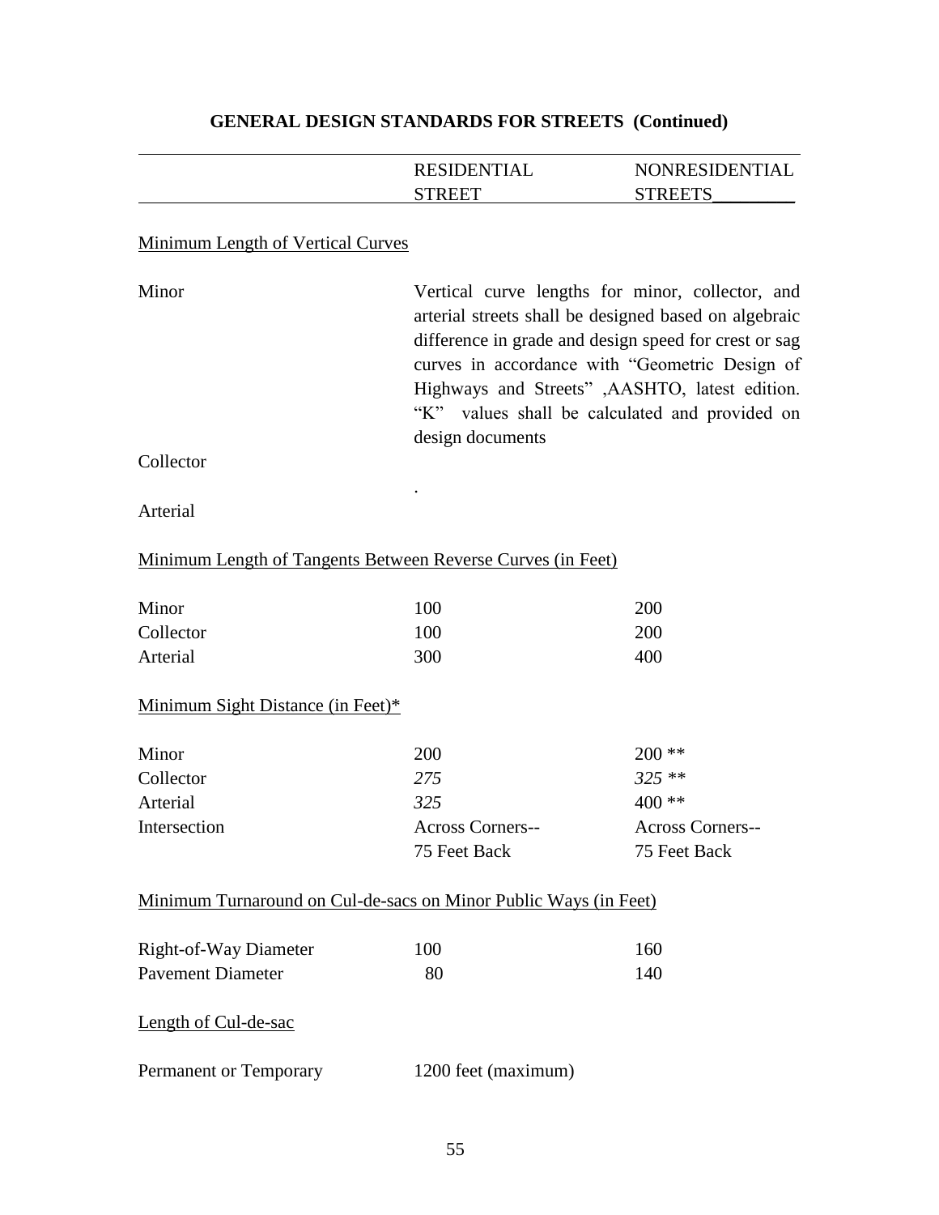## GENERAL DESIGN STANDARDS FOR STREETS (Continued)

| | RESIDENTIAL STREET | NONRESIDENTIAL STREETS |
|---|---|---|
| **Minimum Length of Vertical Curves** | | |
| Minor | Vertical curve lengths for minor, collector, and arterial streets shall be designed based on algebraic difference in grade and design speed for crest or sag curves in accordance with "Geometric Design of Highways and Streets" ,AASHTO, latest edition. "K" values shall be calculated and provided on design documents | |
| Collector | . | |
| Arterial | | |
| **Minimum Length of Tangents Between Reverse Curves (in Feet)** | | |
| Minor | 100 | 200 |
| Collector | 100 | 200 |
| Arterial | 300 | 400 |
| **Minimum Sight Distance (in Feet)*** | | |
| Minor | 200 | 200 ** |
| Collector | *275* | *325* ** |
| Arterial | *325* | 400 ** |
| Intersection | Across Corners-- 75 Feet Back | Across Corners-- 75 Feet Back |
| **Minimum Turnaround on Cul-de-sacs on Minor Public Ways (in Feet)** | | |
| Right-of-Way Diameter | 100 | 160 |
| Pavement Diameter | 80 | 140 |
| **Length of Cul-de-sac** | | |
| Permanent or Temporary | 1200 feet (maximum) | |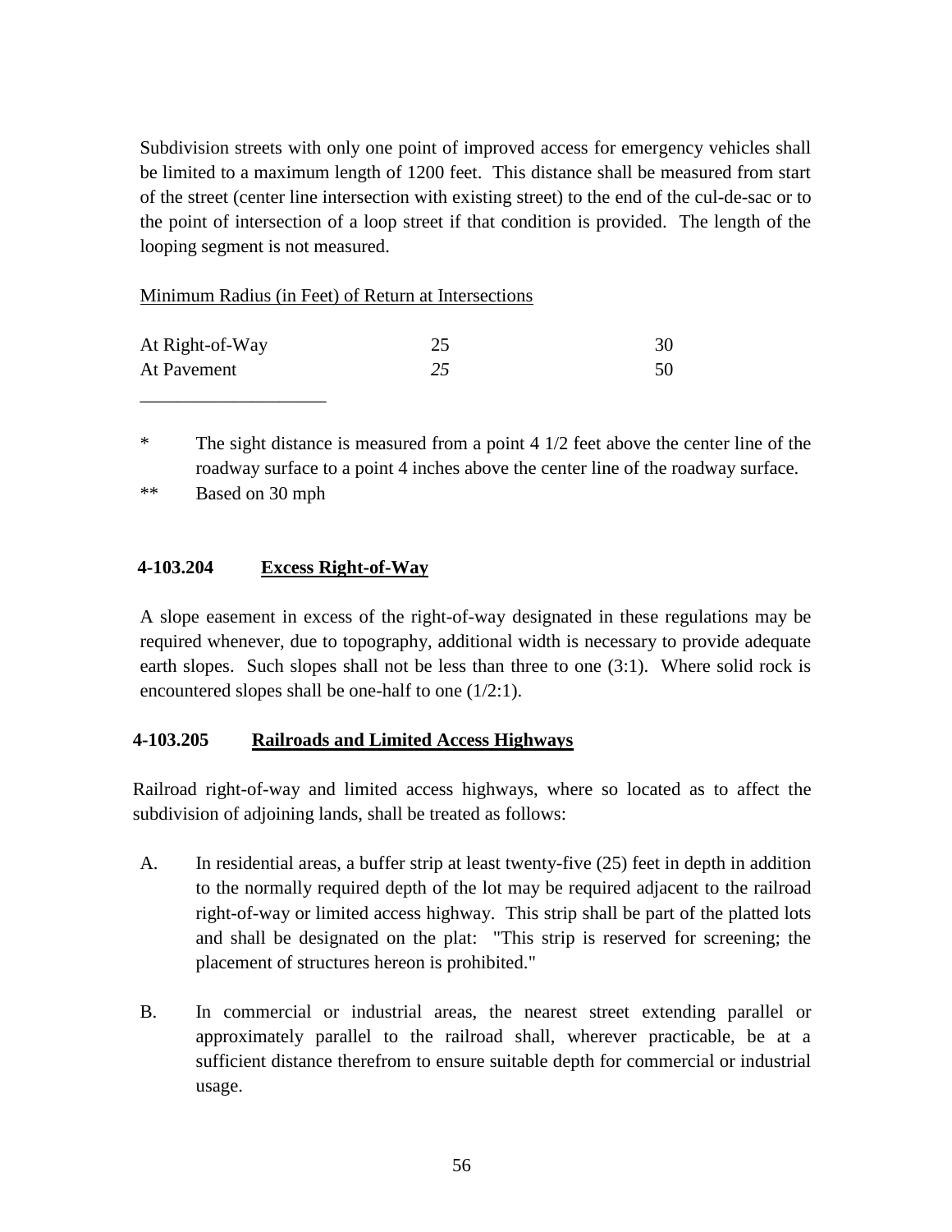Subdivision streets with only one point of improved access for emergency vehicles shall be limited to a maximum length of 1200 feet. This distance shall be measured from start of the street (center line intersection with existing street) to the end of the cul-de-sac or to the point of intersection of a loop street if that condition is provided. The length of the looping segment is not measured.

Minimum Radius (in Feet) of Return at Intersections

| | | |
|---|---|---|
| At Right-of-Way | 25 | 30 |
| At Pavement | *25* | 50 |

____________________

\* The sight distance is measured from a point 4 1/2 feet above the center line of the roadway surface to a point 4 inches above the center line of the roadway surface.

\*\* Based on 30 mph

### 4-103.204 Excess Right-of-Way

A slope easement in excess of the right-of-way designated in these regulations may be required whenever, due to topography, additional width is necessary to provide adequate earth slopes. Such slopes shall not be less than three to one (3:1). Where solid rock is encountered slopes shall be one-half to one (1/2:1).

### 4-103.205 Railroads and Limited Access Highways

Railroad right-of-way and limited access highways, where so located as to affect the subdivision of adjoining lands, shall be treated as follows:

A. In residential areas, a buffer strip at least twenty-five (25) feet in depth in addition to the normally required depth of the lot may be required adjacent to the railroad right-of-way or limited access highway. This strip shall be part of the platted lots and shall be designated on the plat: "This strip is reserved for screening; the placement of structures hereon is prohibited."

B. In commercial or industrial areas, the nearest street extending parallel or approximately parallel to the railroad shall, wherever practicable, be at a sufficient distance therefrom to ensure suitable depth for commercial or industrial usage.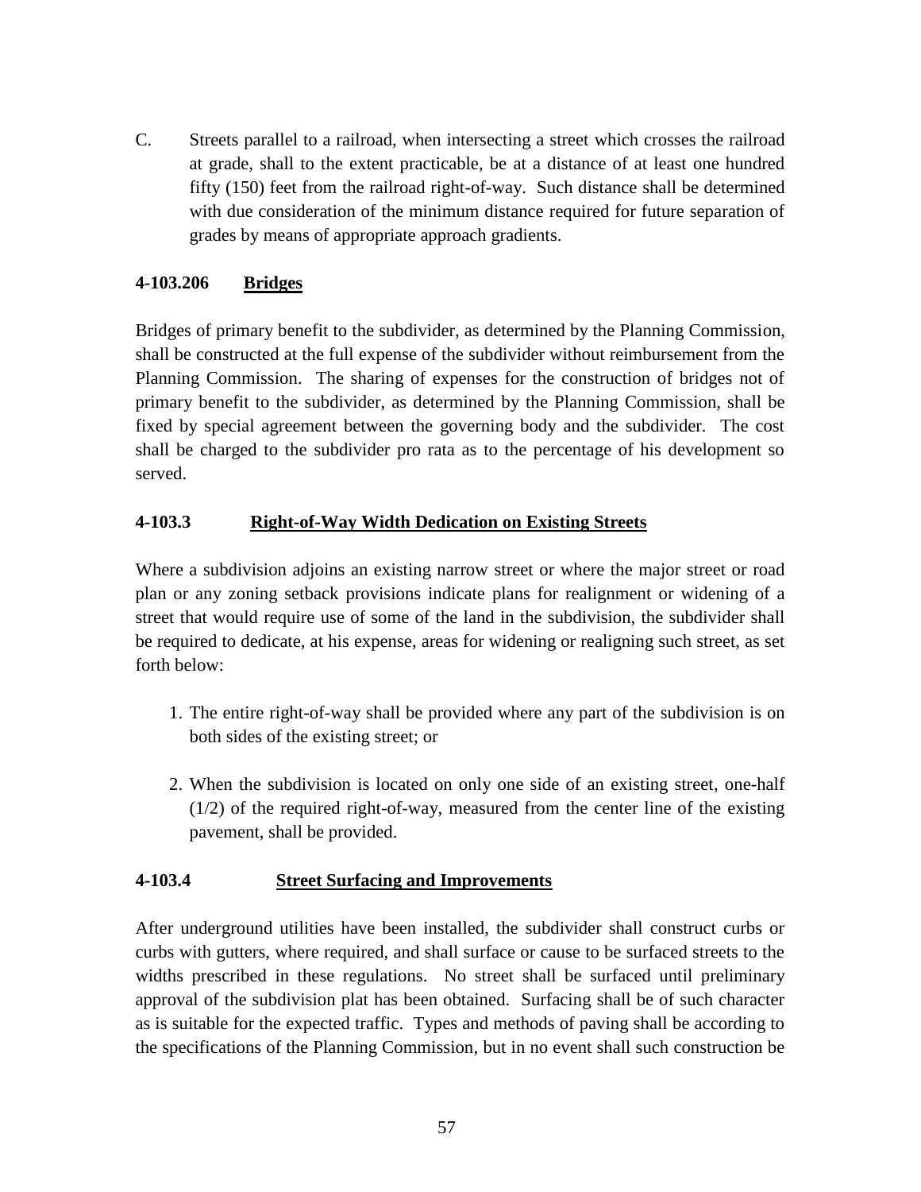C. Streets parallel to a railroad, when intersecting a street which crosses the railroad at grade, shall to the extent practicable, be at a distance of at least one hundred fifty (150) feet from the railroad right-of-way. Such distance shall be determined with due consideration of the minimum distance required for future separation of grades by means of appropriate approach gradients.

**4-103.206 <u>Bridges</u>**

Bridges of primary benefit to the subdivider, as determined by the Planning Commission, shall be constructed at the full expense of the subdivider without reimbursement from the Planning Commission. The sharing of expenses for the construction of bridges not of primary benefit to the subdivider, as determined by the Planning Commission, shall be fixed by special agreement between the governing body and the subdivider. The cost shall be charged to the subdivider pro rata as to the percentage of his development so served.

**4-103.3 <u>Right-of-Way Width Dedication on Existing Streets</u>**

Where a subdivision adjoins an existing narrow street or where the major street or road plan or any zoning setback provisions indicate plans for realignment or widening of a street that would require use of some of the land in the subdivision, the subdivider shall be required to dedicate, at his expense, areas for widening or realigning such street, as set forth below:

1. The entire right-of-way shall be provided where any part of the subdivision is on both sides of the existing street; or

2. When the subdivision is located on only one side of an existing street, one-half (1/2) of the required right-of-way, measured from the center line of the existing pavement, shall be provided.

**4-103.4 <u>Street Surfacing and Improvements</u>**

After underground utilities have been installed, the subdivider shall construct curbs or curbs with gutters, where required, and shall surface or cause to be surfaced streets to the widths prescribed in these regulations. No street shall be surfaced until preliminary approval of the subdivision plat has been obtained. Surfacing shall be of such character as is suitable for the expected traffic. Types and methods of paving shall be according to the specifications of the Planning Commission, but in no event shall such construction be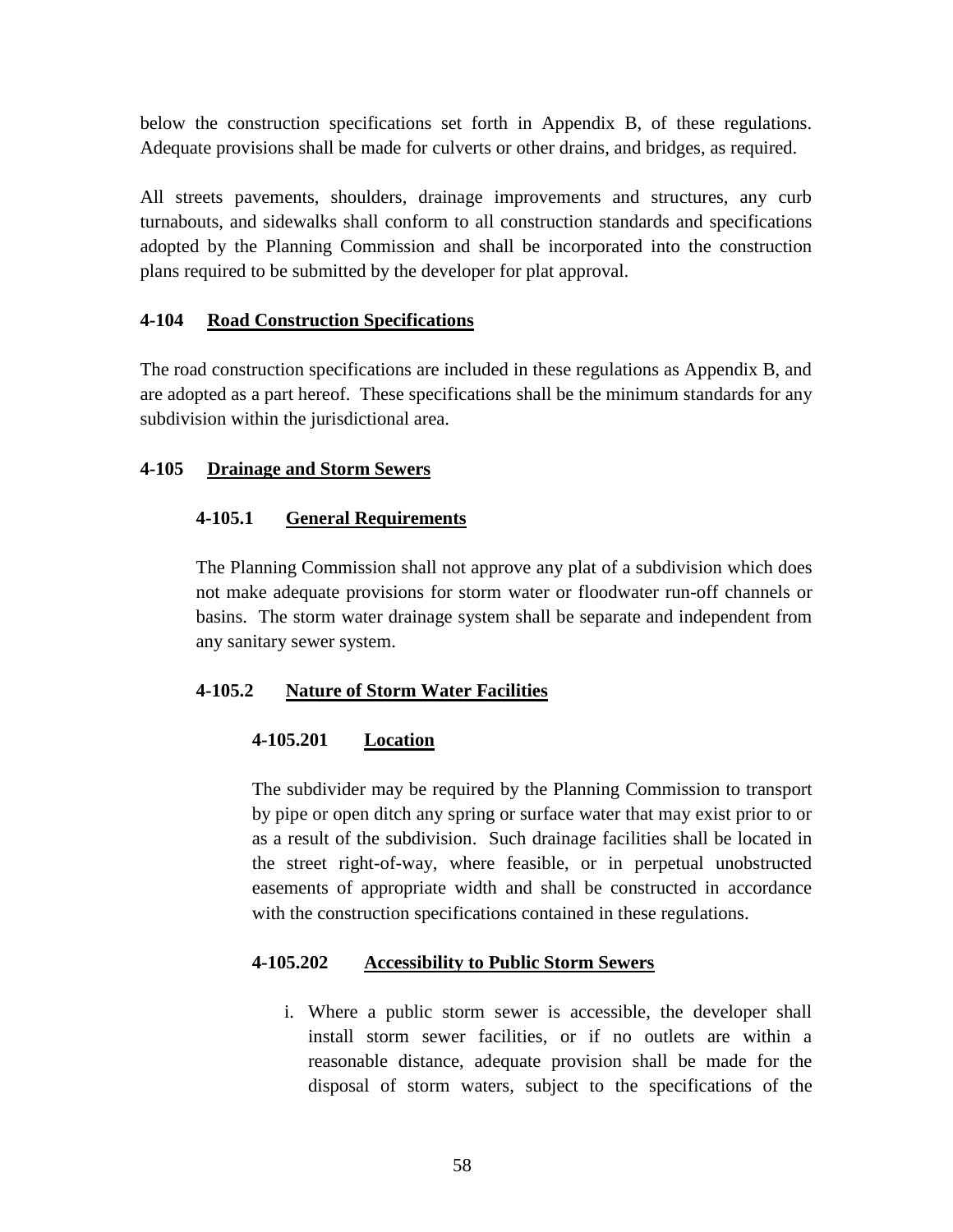below the construction specifications set forth in Appendix B, of these regulations. Adequate provisions shall be made for culverts or other drains, and bridges, as required.

All streets pavements, shoulders, drainage improvements and structures, any curb turnabouts, and sidewalks shall conform to all construction standards and specifications adopted by the Planning Commission and shall be incorporated into the construction plans required to be submitted by the developer for plat approval.

## 4-104 <u>Road Construction Specifications</u>

The road construction specifications are included in these regulations as Appendix B, and are adopted as a part hereof. These specifications shall be the minimum standards for any subdivision within the jurisdictional area.

## 4-105 <u>Drainage and Storm Sewers</u>

### 4-105.1 <u>General Requirements</u>

The Planning Commission shall not approve any plat of a subdivision which does not make adequate provisions for storm water or floodwater run-off channels or basins. The storm water drainage system shall be separate and independent from any sanitary sewer system.

### 4-105.2 <u>Nature of Storm Water Facilities</u>

#### 4-105.201 <u>Location</u>

The subdivider may be required by the Planning Commission to transport by pipe or open ditch any spring or surface water that may exist prior to or as a result of the subdivision. Such drainage facilities shall be located in the street right-of-way, where feasible, or in perpetual unobstructed easements of appropriate width and shall be constructed in accordance with the construction specifications contained in these regulations.

#### 4-105.202 <u>Accessibility to Public Storm Sewers</u>

i. Where a public storm sewer is accessible, the developer shall install storm sewer facilities, or if no outlets are within a reasonable distance, adequate provision shall be made for the disposal of storm waters, subject to the specifications of the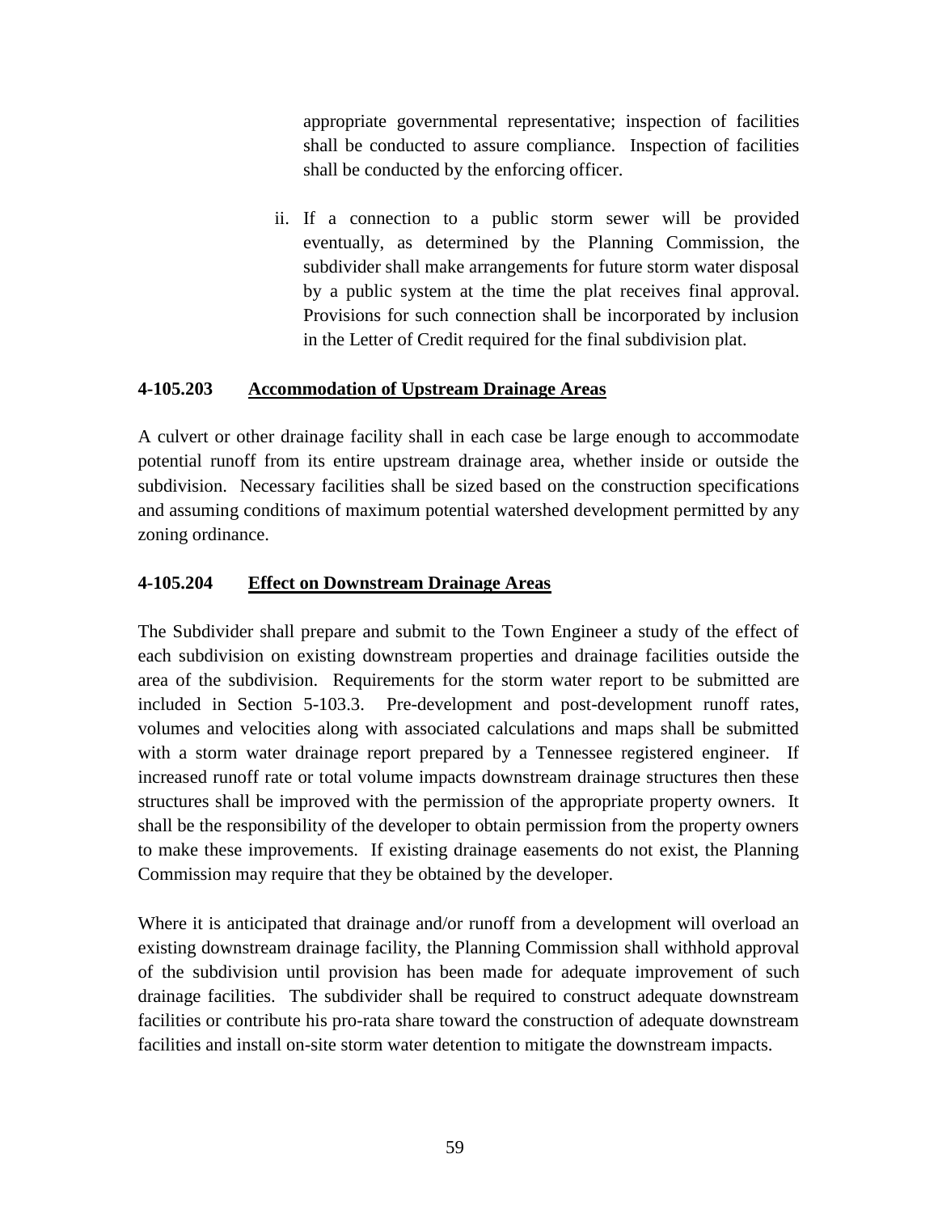appropriate governmental representative; inspection of facilities shall be conducted to assure compliance. Inspection of facilities shall be conducted by the enforcing officer.

ii. If a connection to a public storm sewer will be provided eventually, as determined by the Planning Commission, the subdivider shall make arrangements for future storm water disposal by a public system at the time the plat receives final approval. Provisions for such connection shall be incorporated by inclusion in the Letter of Credit required for the final subdivision plat.

#### 4-105.203 Accommodation of Upstream Drainage Areas

A culvert or other drainage facility shall in each case be large enough to accommodate potential runoff from its entire upstream drainage area, whether inside or outside the subdivision. Necessary facilities shall be sized based on the construction specifications and assuming conditions of maximum potential watershed development permitted by any zoning ordinance.

#### 4-105.204 Effect on Downstream Drainage Areas

The Subdivider shall prepare and submit to the Town Engineer a study of the effect of each subdivision on existing downstream properties and drainage facilities outside the area of the subdivision. Requirements for the storm water report to be submitted are included in Section 5-103.3. Pre-development and post-development runoff rates, volumes and velocities along with associated calculations and maps shall be submitted with a storm water drainage report prepared by a Tennessee registered engineer. If increased runoff rate or total volume impacts downstream drainage structures then these structures shall be improved with the permission of the appropriate property owners. It shall be the responsibility of the developer to obtain permission from the property owners to make these improvements. If existing drainage easements do not exist, the Planning Commission may require that they be obtained by the developer.

Where it is anticipated that drainage and/or runoff from a development will overload an existing downstream drainage facility, the Planning Commission shall withhold approval of the subdivision until provision has been made for adequate improvement of such drainage facilities. The subdivider shall be required to construct adequate downstream facilities or contribute his pro-rata share toward the construction of adequate downstream facilities and install on-site storm water detention to mitigate the downstream impacts.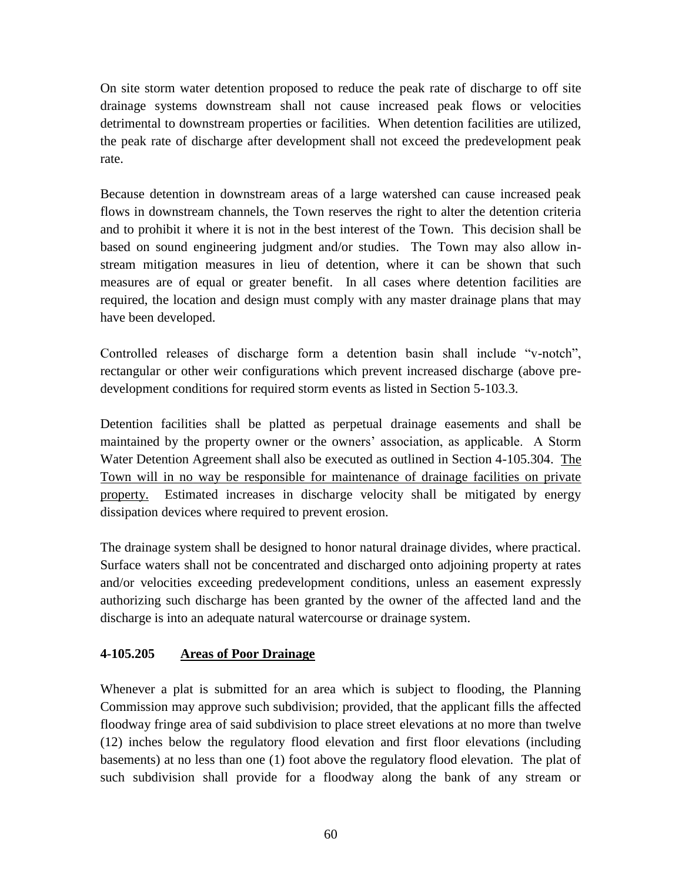On site storm water detention proposed to reduce the peak rate of discharge to off site drainage systems downstream shall not cause increased peak flows or velocities detrimental to downstream properties or facilities. When detention facilities are utilized, the peak rate of discharge after development shall not exceed the predevelopment peak rate.

Because detention in downstream areas of a large watershed can cause increased peak flows in downstream channels, the Town reserves the right to alter the detention criteria and to prohibit it where it is not in the best interest of the Town. This decision shall be based on sound engineering judgment and/or studies. The Town may also allow in-stream mitigation measures in lieu of detention, where it can be shown that such measures are of equal or greater benefit. In all cases where detention facilities are required, the location and design must comply with any master drainage plans that may have been developed.

Controlled releases of discharge form a detention basin shall include "v-notch", rectangular or other weir configurations which prevent increased discharge (above pre-development conditions for required storm events as listed in Section 5-103.3.

Detention facilities shall be platted as perpetual drainage easements and shall be maintained by the property owner or the owners' association, as applicable. A Storm Water Detention Agreement shall also be executed as outlined in Section 4-105.304. <u>The Town will in no way be responsible for maintenance of drainage facilities on private property.</u> Estimated increases in discharge velocity shall be mitigated by energy dissipation devices where required to prevent erosion.

The drainage system shall be designed to honor natural drainage divides, where practical. Surface waters shall not be concentrated and discharged onto adjoining property at rates and/or velocities exceeding predevelopment conditions, unless an easement expressly authorizing such discharge has been granted by the owner of the affected land and the discharge is into an adequate natural watercourse or drainage system.

### 4-105.205 <u>Areas of Poor Drainage</u>

Whenever a plat is submitted for an area which is subject to flooding, the Planning Commission may approve such subdivision; provided, that the applicant fills the affected floodway fringe area of said subdivision to place street elevations at no more than twelve (12) inches below the regulatory flood elevation and first floor elevations (including basements) at no less than one (1) foot above the regulatory flood elevation. The plat of such subdivision shall provide for a floodway along the bank of any stream or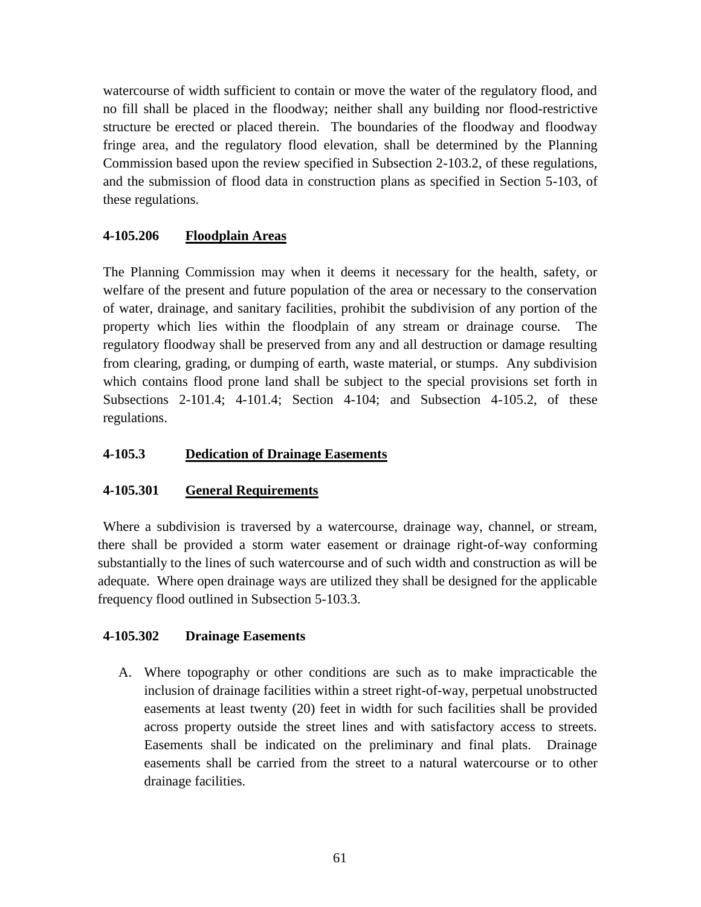watercourse of width sufficient to contain or move the water of the regulatory flood, and no fill shall be placed in the floodway; neither shall any building nor flood-restrictive structure be erected or placed therein. The boundaries of the floodway and floodway fringe area, and the regulatory flood elevation, shall be determined by the Planning Commission based upon the review specified in Subsection 2-103.2, of these regulations, and the submission of flood data in construction plans as specified in Section 5-103, of these regulations.

**4-105.206 Floodplain Areas**

The Planning Commission may when it deems it necessary for the health, safety, or welfare of the present and future population of the area or necessary to the conservation of water, drainage, and sanitary facilities, prohibit the subdivision of any portion of the property which lies within the floodplain of any stream or drainage course. The regulatory floodway shall be preserved from any and all destruction or damage resulting from clearing, grading, or dumping of earth, waste material, or stumps. Any subdivision which contains flood prone land shall be subject to the special provisions set forth in Subsections 2-101.4; 4-101.4; Section 4-104; and Subsection 4-105.2, of these regulations.

**4-105.3 Dedication of Drainage Easements**

**4-105.301 General Requirements**

Where a subdivision is traversed by a watercourse, drainage way, channel, or stream, there shall be provided a storm water easement or drainage right-of-way conforming substantially to the lines of such watercourse and of such width and construction as will be adequate. Where open drainage ways are utilized they shall be designed for the applicable frequency flood outlined in Subsection 5-103.3.

**4-105.302 Drainage Easements**

A. Where topography or other conditions are such as to make impracticable the inclusion of drainage facilities within a street right-of-way, perpetual unobstructed easements at least twenty (20) feet in width for such facilities shall be provided across property outside the street lines and with satisfactory access to streets. Easements shall be indicated on the preliminary and final plats. Drainage easements shall be carried from the street to a natural watercourse or to other drainage facilities.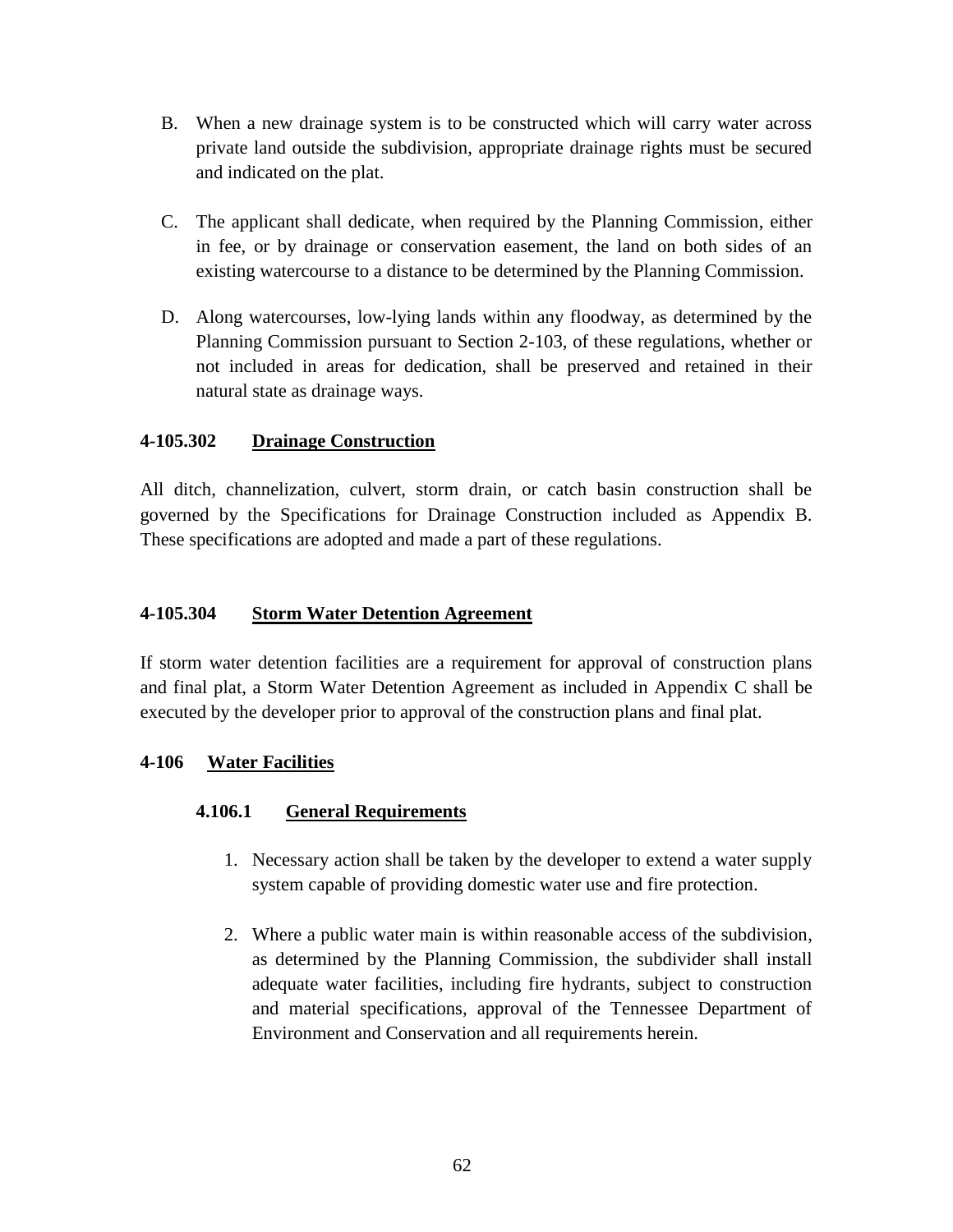B. When a new drainage system is to be constructed which will carry water across private land outside the subdivision, appropriate drainage rights must be secured and indicated on the plat.

C. The applicant shall dedicate, when required by the Planning Commission, either in fee, or by drainage or conservation easement, the land on both sides of an existing watercourse to a distance to be determined by the Planning Commission.

D. Along watercourses, low-lying lands within any floodway, as determined by the Planning Commission pursuant to Section 2-103, of these regulations, whether or not included in areas for dedication, shall be preserved and retained in their natural state as drainage ways.

### 4-105.302 Drainage Construction

All ditch, channelization, culvert, storm drain, or catch basin construction shall be governed by the Specifications for Drainage Construction included as Appendix B. These specifications are adopted and made a part of these regulations.

### 4-105.304 Storm Water Detention Agreement

If storm water detention facilities are a requirement for approval of construction plans and final plat, a Storm Water Detention Agreement as included in Appendix C shall be executed by the developer prior to approval of the construction plans and final plat.

## 4-106 Water Facilities

### 4.106.1 General Requirements

1. Necessary action shall be taken by the developer to extend a water supply system capable of providing domestic water use and fire protection.

2. Where a public water main is within reasonable access of the subdivision, as determined by the Planning Commission, the subdivider shall install adequate water facilities, including fire hydrants, subject to construction and material specifications, approval of the Tennessee Department of Environment and Conservation and all requirements herein.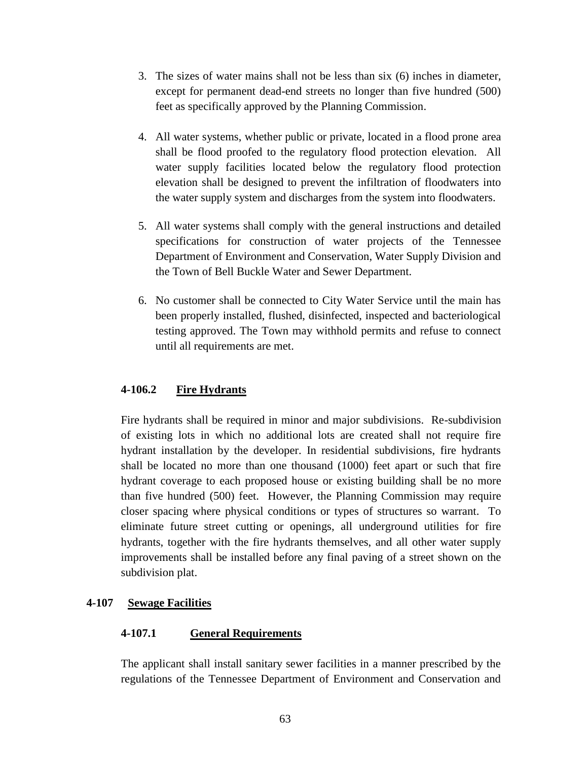3. The sizes of water mains shall not be less than six (6) inches in diameter, except for permanent dead-end streets no longer than five hundred (500) feet as specifically approved by the Planning Commission.

4. All water systems, whether public or private, located in a flood prone area shall be flood proofed to the regulatory flood protection elevation. All water supply facilities located below the regulatory flood protection elevation shall be designed to prevent the infiltration of floodwaters into the water supply system and discharges from the system into floodwaters.

5. All water systems shall comply with the general instructions and detailed specifications for construction of water projects of the Tennessee Department of Environment and Conservation, Water Supply Division and the Town of Bell Buckle Water and Sewer Department.

6. No customer shall be connected to City Water Service until the main has been properly installed, flushed, disinfected, inspected and bacteriological testing approved. The Town may withhold permits and refuse to connect until all requirements are met.

#### 4-106.2 Fire Hydrants

Fire hydrants shall be required in minor and major subdivisions. Re-subdivision of existing lots in which no additional lots are created shall not require fire hydrant installation by the developer. In residential subdivisions, fire hydrants shall be located no more than one thousand (1000) feet apart or such that fire hydrant coverage to each proposed house or existing building shall be no more than five hundred (500) feet. However, the Planning Commission may require closer spacing where physical conditions or types of structures so warrant. To eliminate future street cutting or openings, all underground utilities for fire hydrants, together with the fire hydrants themselves, and all other water supply improvements shall be installed before any final paving of a street shown on the subdivision plat.

### 4-107 Sewage Facilities

#### 4-107.1 General Requirements

The applicant shall install sanitary sewer facilities in a manner prescribed by the regulations of the Tennessee Department of Environment and Conservation and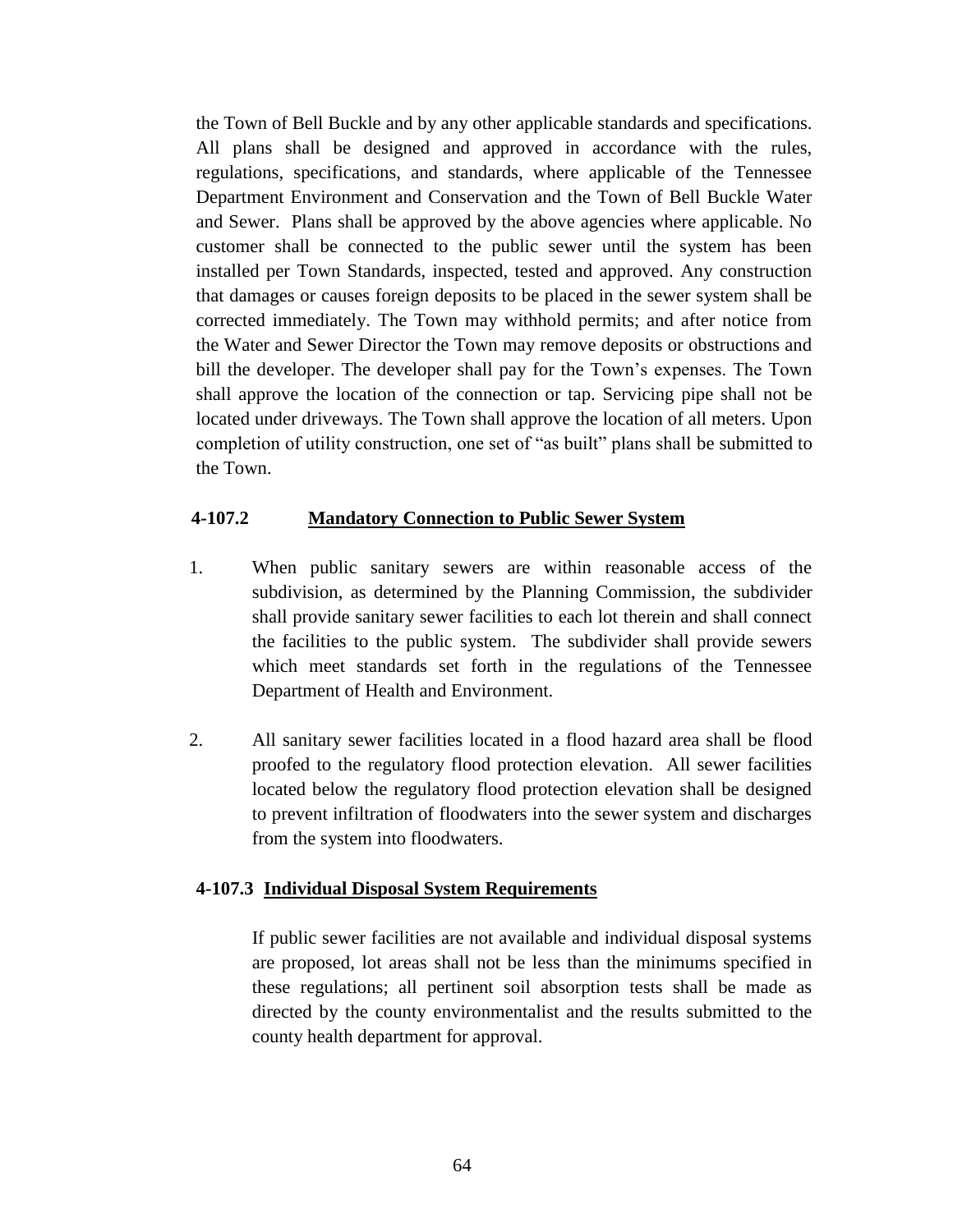the Town of Bell Buckle and by any other applicable standards and specifications. All plans shall be designed and approved in accordance with the rules, regulations, specifications, and standards, where applicable of the Tennessee Department Environment and Conservation and the Town of Bell Buckle Water and Sewer. Plans shall be approved by the above agencies where applicable. No customer shall be connected to the public sewer until the system has been installed per Town Standards, inspected, tested and approved. Any construction that damages or causes foreign deposits to be placed in the sewer system shall be corrected immediately. The Town may withhold permits; and after notice from the Water and Sewer Director the Town may remove deposits or obstructions and bill the developer. The developer shall pay for the Town's expenses. The Town shall approve the location of the connection or tap. Servicing pipe shall not be located under driveways. The Town shall approve the location of all meters. Upon completion of utility construction, one set of "as built" plans shall be submitted to the Town.

### 4-107.2 Mandatory Connection to Public Sewer System

1. When public sanitary sewers are within reasonable access of the subdivision, as determined by the Planning Commission, the subdivider shall provide sanitary sewer facilities to each lot therein and shall connect the facilities to the public system. The subdivider shall provide sewers which meet standards set forth in the regulations of the Tennessee Department of Health and Environment.

2. All sanitary sewer facilities located in a flood hazard area shall be flood proofed to the regulatory flood protection elevation. All sewer facilities located below the regulatory flood protection elevation shall be designed to prevent infiltration of floodwaters into the sewer system and discharges from the system into floodwaters.

### 4-107.3 Individual Disposal System Requirements

If public sewer facilities are not available and individual disposal systems are proposed, lot areas shall not be less than the minimums specified in these regulations; all pertinent soil absorption tests shall be made as directed by the county environmentalist and the results submitted to the county health department for approval.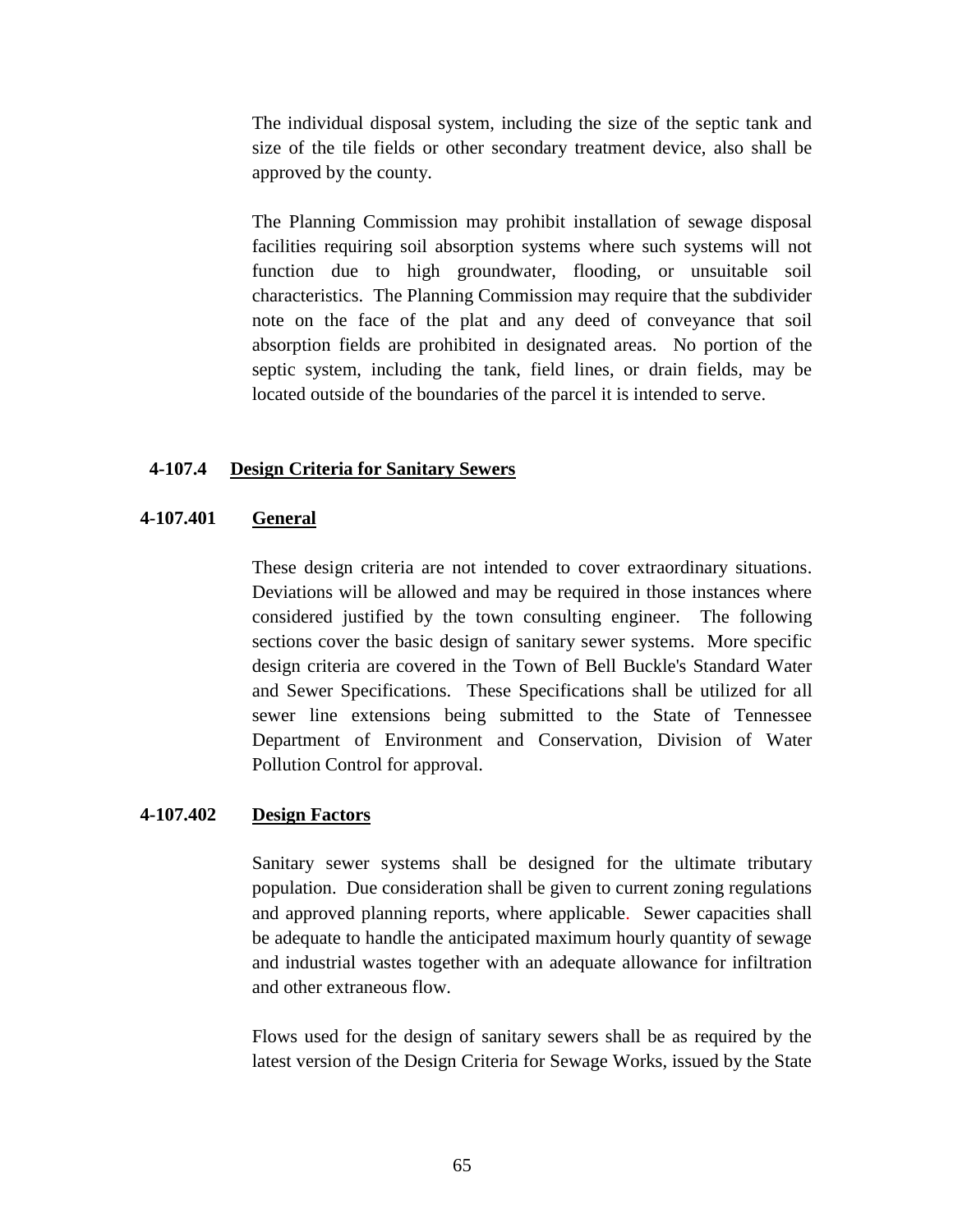The individual disposal system, including the size of the septic tank and size of the tile fields or other secondary treatment device, also shall be approved by the county.

The Planning Commission may prohibit installation of sewage disposal facilities requiring soil absorption systems where such systems will not function due to high groundwater, flooding, or unsuitable soil characteristics. The Planning Commission may require that the subdivider note on the face of the plat and any deed of conveyance that soil absorption fields are prohibited in designated areas. No portion of the septic system, including the tank, field lines, or drain fields, may be located outside of the boundaries of the parcel it is intended to serve.

### 4-107.4 Design Criteria for Sanitary Sewers

#### 4-107.401 General

These design criteria are not intended to cover extraordinary situations. Deviations will be allowed and may be required in those instances where considered justified by the town consulting engineer. The following sections cover the basic design of sanitary sewer systems. More specific design criteria are covered in the Town of Bell Buckle's Standard Water and Sewer Specifications. These Specifications shall be utilized for all sewer line extensions being submitted to the State of Tennessee Department of Environment and Conservation, Division of Water Pollution Control for approval.

#### 4-107.402 Design Factors

Sanitary sewer systems shall be designed for the ultimate tributary population. Due consideration shall be given to current zoning regulations and approved planning reports, where applicable. Sewer capacities shall be adequate to handle the anticipated maximum hourly quantity of sewage and industrial wastes together with an adequate allowance for infiltration and other extraneous flow.

Flows used for the design of sanitary sewers shall be as required by the latest version of the Design Criteria for Sewage Works, issued by the State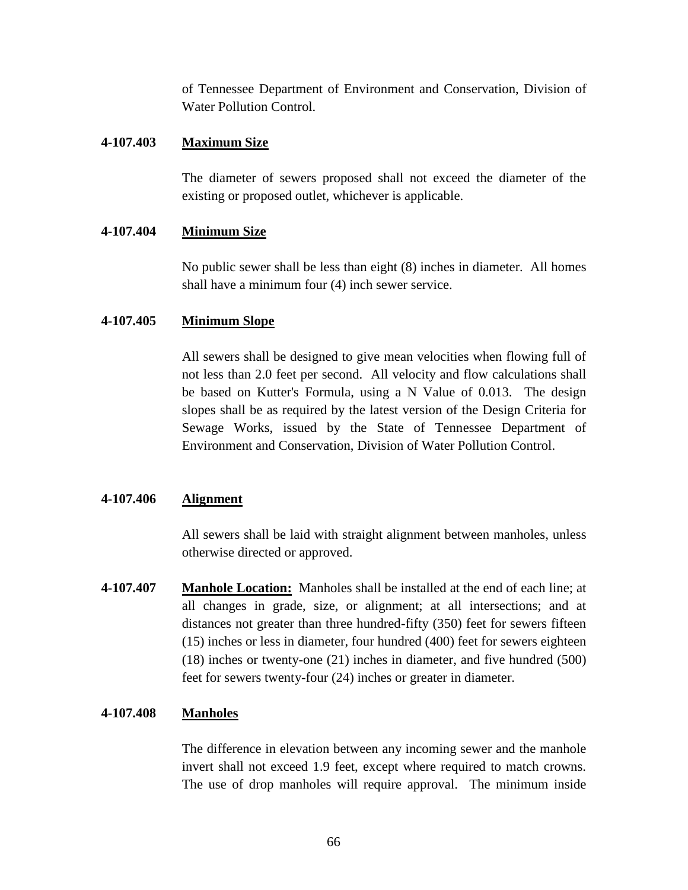of Tennessee Department of Environment and Conservation, Division of Water Pollution Control.

**4-107.403 Maximum Size**

The diameter of sewers proposed shall not exceed the diameter of the existing or proposed outlet, whichever is applicable.

**4-107.404 Minimum Size**

No public sewer shall be less than eight (8) inches in diameter. All homes shall have a minimum four (4) inch sewer service.

**4-107.405 Minimum Slope**

All sewers shall be designed to give mean velocities when flowing full of not less than 2.0 feet per second. All velocity and flow calculations shall be based on Kutter's Formula, using a N Value of 0.013. The design slopes shall be as required by the latest version of the Design Criteria for Sewage Works, issued by the State of Tennessee Department of Environment and Conservation, Division of Water Pollution Control.

**4-107.406 Alignment**

All sewers shall be laid with straight alignment between manholes, unless otherwise directed or approved.

**4-107.407 Manhole Location:** Manholes shall be installed at the end of each line; at all changes in grade, size, or alignment; at all intersections; and at distances not greater than three hundred-fifty (350) feet for sewers fifteen (15) inches or less in diameter, four hundred (400) feet for sewers eighteen (18) inches or twenty-one (21) inches in diameter, and five hundred (500) feet for sewers twenty-four (24) inches or greater in diameter.

**4-107.408 Manholes**

The difference in elevation between any incoming sewer and the manhole invert shall not exceed 1.9 feet, except where required to match crowns. The use of drop manholes will require approval. The minimum inside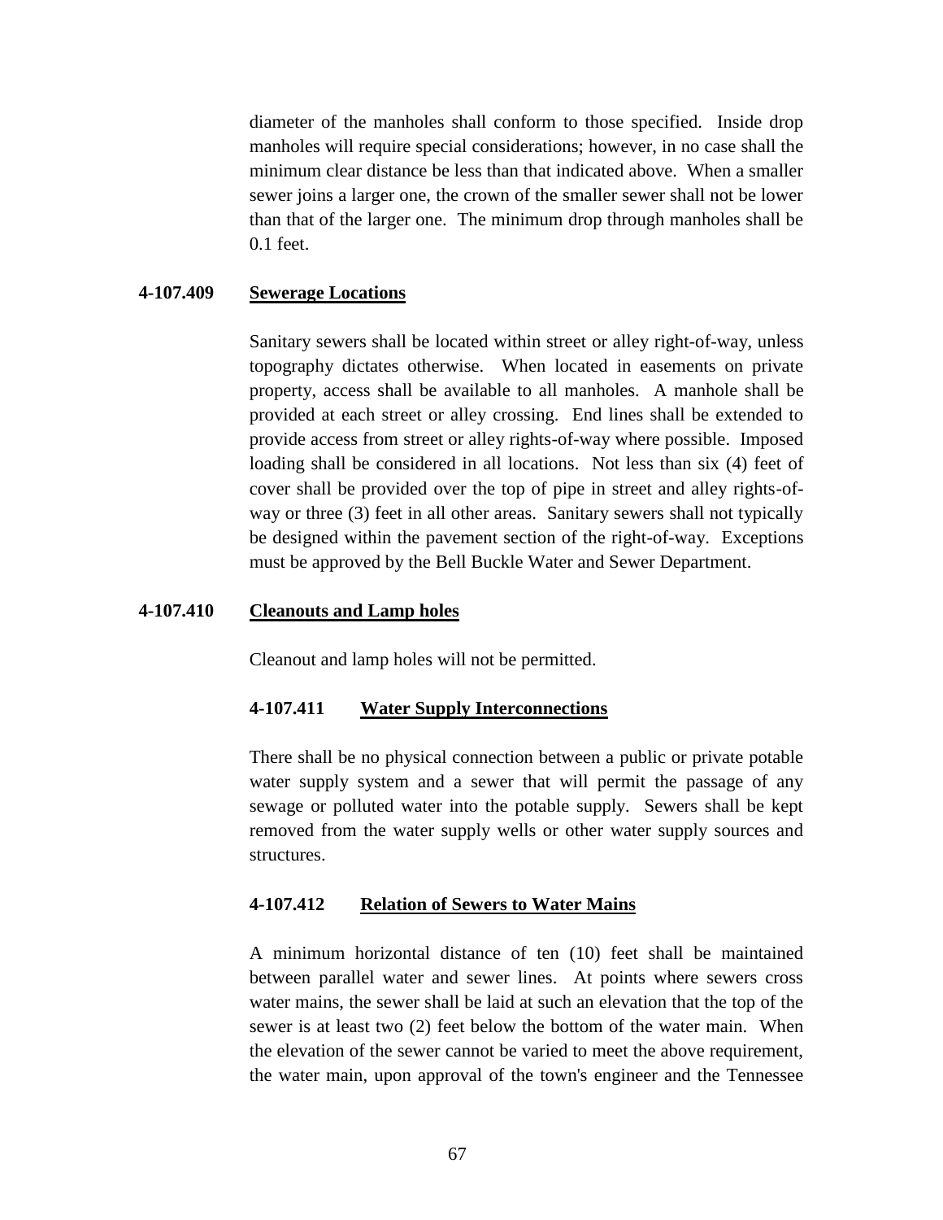diameter of the manholes shall conform to those specified. Inside drop manholes will require special considerations; however, in no case shall the minimum clear distance be less than that indicated above. When a smaller sewer joins a larger one, the crown of the smaller sewer shall not be lower than that of the larger one. The minimum drop through manholes shall be 0.1 feet.

### 4-107.409 Sewerage Locations

Sanitary sewers shall be located within street or alley right-of-way, unless topography dictates otherwise. When located in easements on private property, access shall be available to all manholes. A manhole shall be provided at each street or alley crossing. End lines shall be extended to provide access from street or alley rights-of-way where possible. Imposed loading shall be considered in all locations. Not less than six (4) feet of cover shall be provided over the top of pipe in street and alley rights-of-way or three (3) feet in all other areas. Sanitary sewers shall not typically be designed within the pavement section of the right-of-way. Exceptions must be approved by the Bell Buckle Water and Sewer Department.

### 4-107.410 Cleanouts and Lamp holes

Cleanout and lamp holes will not be permitted.

#### 4-107.411 Water Supply Interconnections

There shall be no physical connection between a public or private potable water supply system and a sewer that will permit the passage of any sewage or polluted water into the potable supply. Sewers shall be kept removed from the water supply wells or other water supply sources and structures.

#### 4-107.412 Relation of Sewers to Water Mains

A minimum horizontal distance of ten (10) feet shall be maintained between parallel water and sewer lines. At points where sewers cross water mains, the sewer shall be laid at such an elevation that the top of the sewer is at least two (2) feet below the bottom of the water main. When the elevation of the sewer cannot be varied to meet the above requirement, the water main, upon approval of the town's engineer and the Tennessee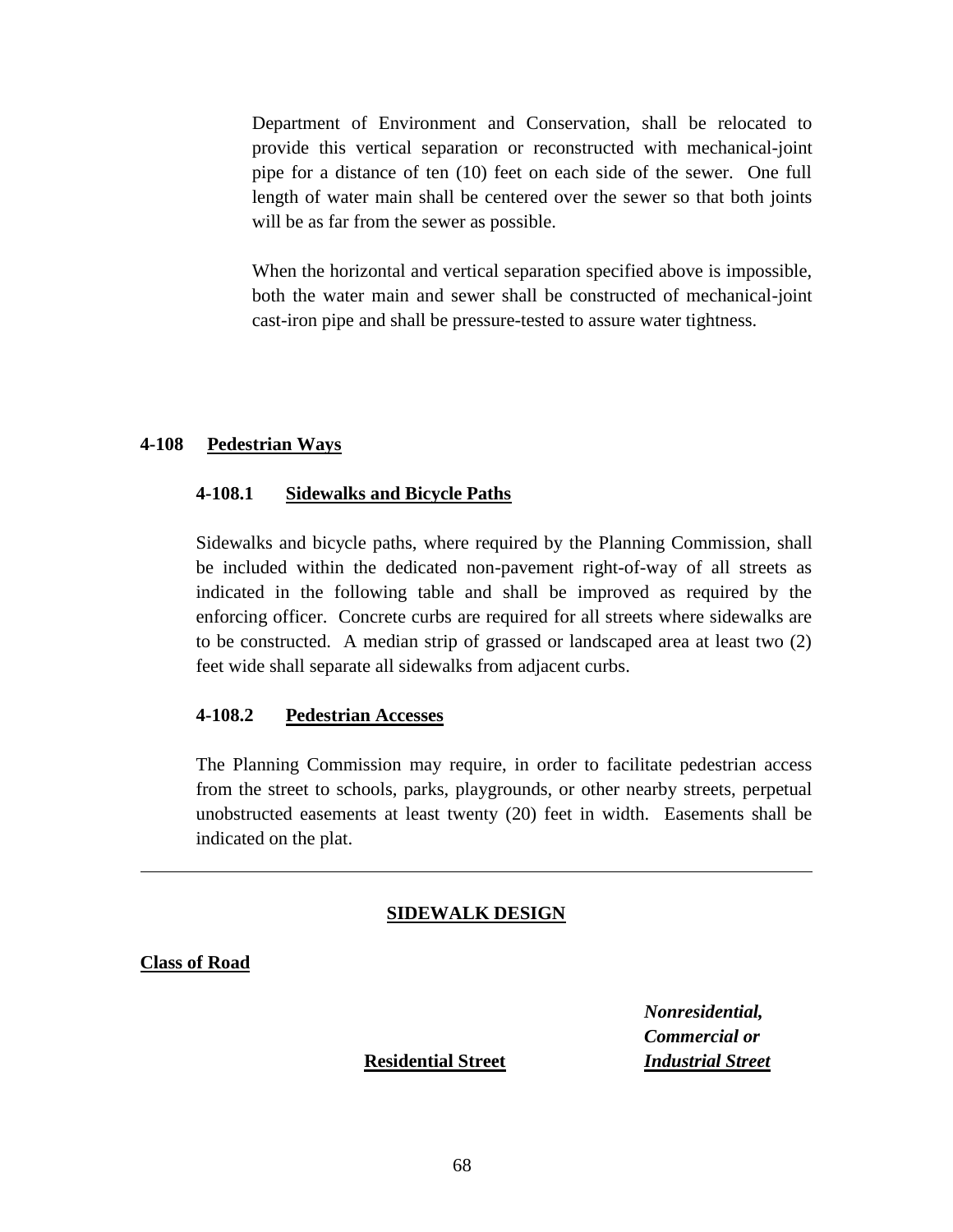Department of Environment and Conservation, shall be relocated to provide this vertical separation or reconstructed with mechanical-joint pipe for a distance of ten (10) feet on each side of the sewer. One full length of water main shall be centered over the sewer so that both joints will be as far from the sewer as possible.

When the horizontal and vertical separation specified above is impossible, both the water main and sewer shall be constructed of mechanical-joint cast-iron pipe and shall be pressure-tested to assure water tightness.

## 4-108 Pedestrian Ways

### 4-108.1 Sidewalks and Bicycle Paths

Sidewalks and bicycle paths, where required by the Planning Commission, shall be included within the dedicated non-pavement right-of-way of all streets as indicated in the following table and shall be improved as required by the enforcing officer. Concrete curbs are required for all streets where sidewalks are to be constructed. A median strip of grassed or landscaped area at least two (2) feet wide shall separate all sidewalks from adjacent curbs.

### 4-108.2 Pedestrian Accesses

The Planning Commission may require, in order to facilitate pedestrian access from the street to schools, parks, playgrounds, or other nearby streets, perpetual unobstructed easements at least twenty (20) feet in width. Easements shall be indicated on the plat.

---

**SIDEWALK DESIGN**

**Class of Road**

| | Residential Street | *Nonresidential, Commercial or Industrial Street* |
|---|---|---|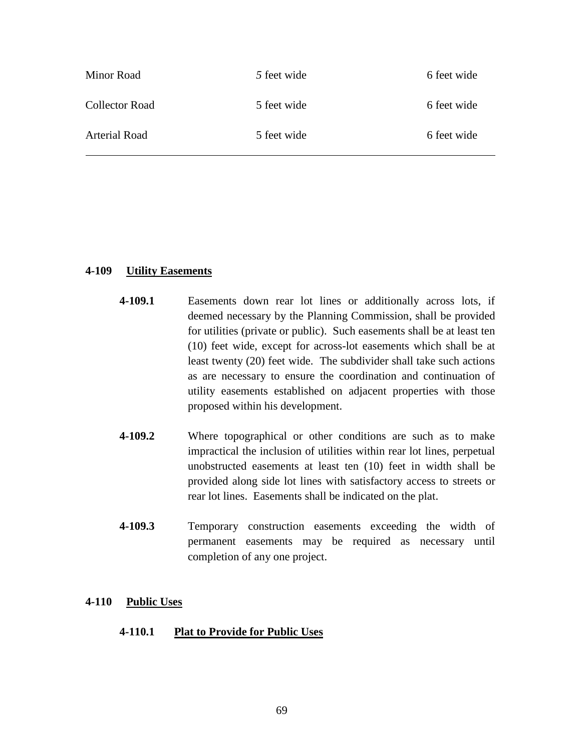| | | |
|---|---|---|
| Minor Road | *5* feet wide | 6 feet wide |
| Collector Road | 5 feet wide | 6 feet wide |
| Arterial Road | 5 feet wide | 6 feet wide |

### 4-109 Utility Easements

**4-109.1** Easements down rear lot lines or additionally across lots, if deemed necessary by the Planning Commission, shall be provided for utilities (private or public). Such easements shall be at least ten (10) feet wide, except for across-lot easements which shall be at least twenty (20) feet wide. The subdivider shall take such actions as are necessary to ensure the coordination and continuation of utility easements established on adjacent properties with those proposed within his development.

**4-109.2** Where topographical or other conditions are such as to make impractical the inclusion of utilities within rear lot lines, perpetual unobstructed easements at least ten (10) feet in width shall be provided along side lot lines with satisfactory access to streets or rear lot lines. Easements shall be indicated on the plat.

**4-109.3** Temporary construction easements exceeding the width of permanent easements may be required as necessary until completion of any one project.

### 4-110 Public Uses

#### 4-110.1 Plat to Provide for Public Uses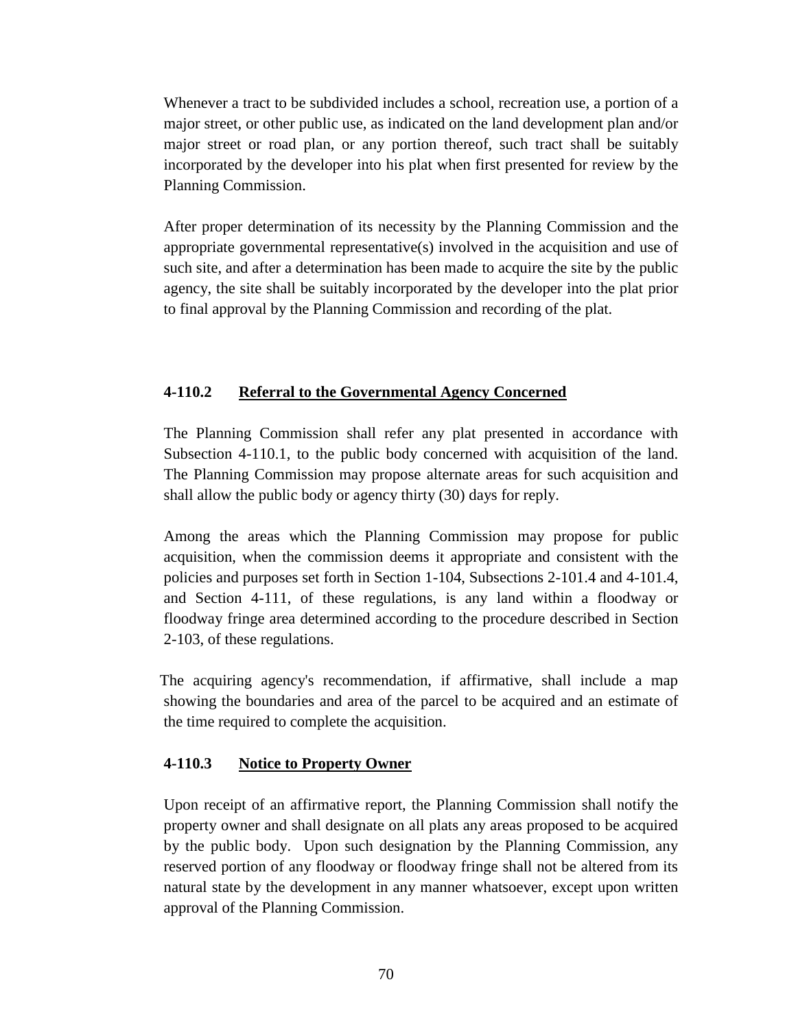Whenever a tract to be subdivided includes a school, recreation use, a portion of a major street, or other public use, as indicated on the land development plan and/or major street or road plan, or any portion thereof, such tract shall be suitably incorporated by the developer into his plat when first presented for review by the Planning Commission.

After proper determination of its necessity by the Planning Commission and the appropriate governmental representative(s) involved in the acquisition and use of such site, and after a determination has been made to acquire the site by the public agency, the site shall be suitably incorporated by the developer into the plat prior to final approval by the Planning Commission and recording of the plat.

### 4-110.2 Referral to the Governmental Agency Concerned

The Planning Commission shall refer any plat presented in accordance with Subsection 4-110.1, to the public body concerned with acquisition of the land. The Planning Commission may propose alternate areas for such acquisition and shall allow the public body or agency thirty (30) days for reply.

Among the areas which the Planning Commission may propose for public acquisition, when the commission deems it appropriate and consistent with the policies and purposes set forth in Section 1-104, Subsections 2-101.4 and 4-101.4, and Section 4-111, of these regulations, is any land within a floodway or floodway fringe area determined according to the procedure described in Section 2-103, of these regulations.

The acquiring agency's recommendation, if affirmative, shall include a map showing the boundaries and area of the parcel to be acquired and an estimate of the time required to complete the acquisition.

### 4-110.3 Notice to Property Owner

Upon receipt of an affirmative report, the Planning Commission shall notify the property owner and shall designate on all plats any areas proposed to be acquired by the public body. Upon such designation by the Planning Commission, any reserved portion of any floodway or floodway fringe shall not be altered from its natural state by the development in any manner whatsoever, except upon written approval of the Planning Commission.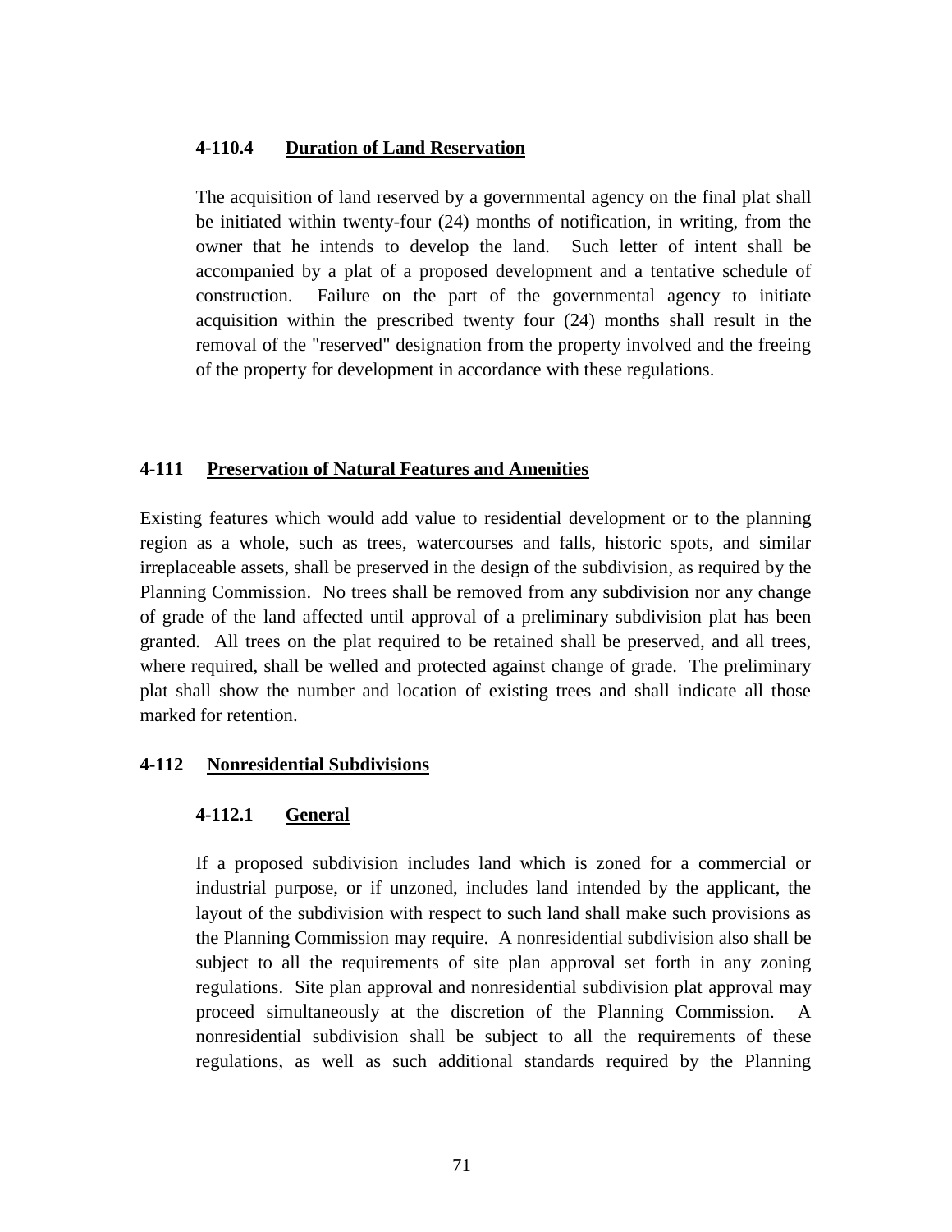#### 4-110.4 Duration of Land Reservation

The acquisition of land reserved by a governmental agency on the final plat shall be initiated within twenty-four (24) months of notification, in writing, from the owner that he intends to develop the land. Such letter of intent shall be accompanied by a plat of a proposed development and a tentative schedule of construction. Failure on the part of the governmental agency to initiate acquisition within the prescribed twenty four (24) months shall result in the removal of the "reserved" designation from the property involved and the freeing of the property for development in accordance with these regulations.

### 4-111 Preservation of Natural Features and Amenities

Existing features which would add value to residential development or to the planning region as a whole, such as trees, watercourses and falls, historic spots, and similar irreplaceable assets, shall be preserved in the design of the subdivision, as required by the Planning Commission. No trees shall be removed from any subdivision nor any change of grade of the land affected until approval of a preliminary subdivision plat has been granted. All trees on the plat required to be retained shall be preserved, and all trees, where required, shall be welled and protected against change of grade. The preliminary plat shall show the number and location of existing trees and shall indicate all those marked for retention.

### 4-112 Nonresidential Subdivisions

#### 4-112.1 General

If a proposed subdivision includes land which is zoned for a commercial or industrial purpose, or if unzoned, includes land intended by the applicant, the layout of the subdivision with respect to such land shall make such provisions as the Planning Commission may require. A nonresidential subdivision also shall be subject to all the requirements of site plan approval set forth in any zoning regulations. Site plan approval and nonresidential subdivision plat approval may proceed simultaneously at the discretion of the Planning Commission. A nonresidential subdivision shall be subject to all the requirements of these regulations, as well as such additional standards required by the Planning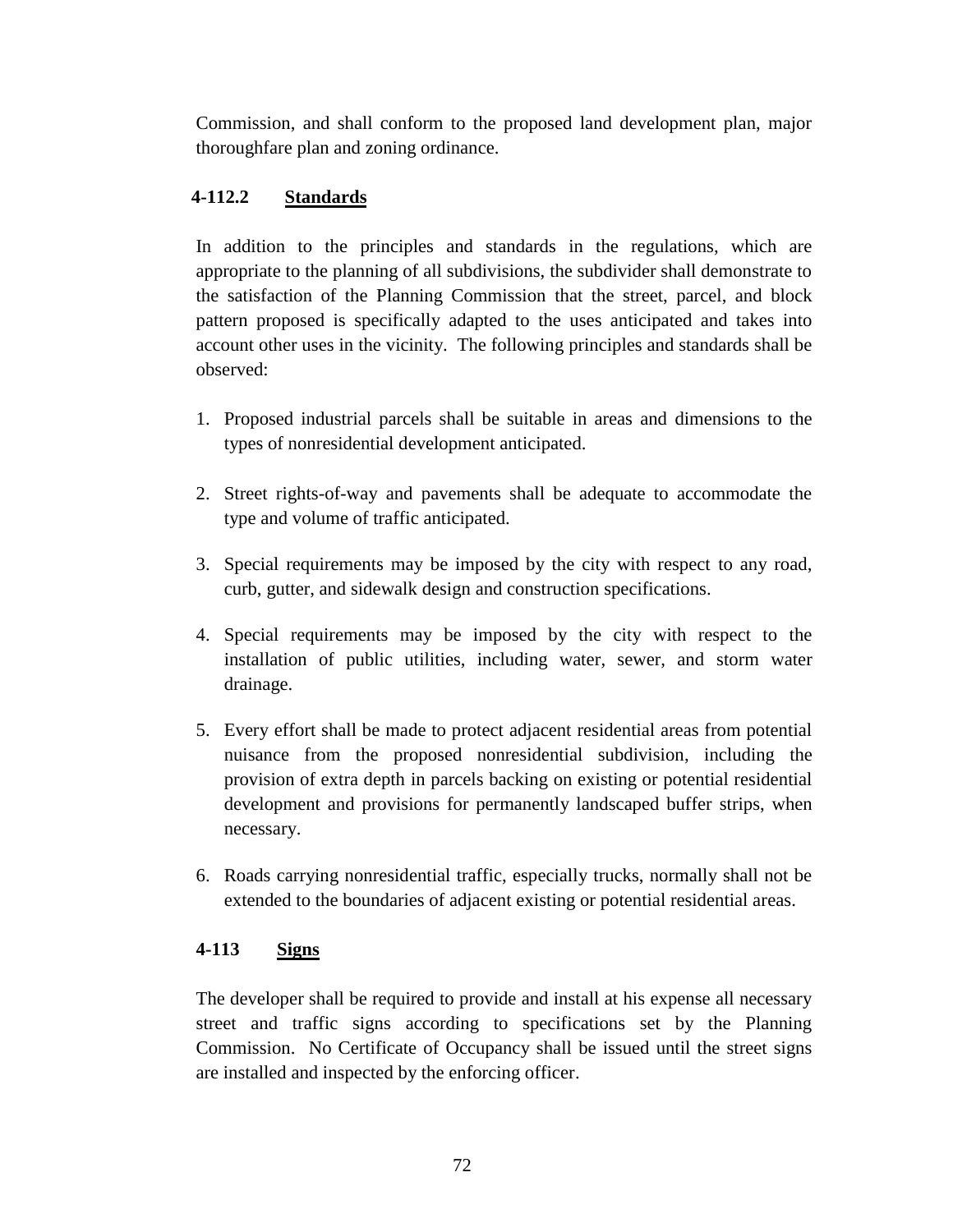Commission, and shall conform to the proposed land development plan, major thoroughfare plan and zoning ordinance.

### 4-112.2 Standards

In addition to the principles and standards in the regulations, which are appropriate to the planning of all subdivisions, the subdivider shall demonstrate to the satisfaction of the Planning Commission that the street, parcel, and block pattern proposed is specifically adapted to the uses anticipated and takes into account other uses in the vicinity. The following principles and standards shall be observed:

1. Proposed industrial parcels shall be suitable in areas and dimensions to the types of nonresidential development anticipated.
2. Street rights-of-way and pavements shall be adequate to accommodate the type and volume of traffic anticipated.
3. Special requirements may be imposed by the city with respect to any road, curb, gutter, and sidewalk design and construction specifications.
4. Special requirements may be imposed by the city with respect to the installation of public utilities, including water, sewer, and storm water drainage.
5. Every effort shall be made to protect adjacent residential areas from potential nuisance from the proposed nonresidential subdivision, including the provision of extra depth in parcels backing on existing or potential residential development and provisions for permanently landscaped buffer strips, when necessary.
6. Roads carrying nonresidential traffic, especially trucks, normally shall not be extended to the boundaries of adjacent existing or potential residential areas.

### 4-113 Signs

The developer shall be required to provide and install at his expense all necessary street and traffic signs according to specifications set by the Planning Commission. No Certificate of Occupancy shall be issued until the street signs are installed and inspected by the enforcing officer.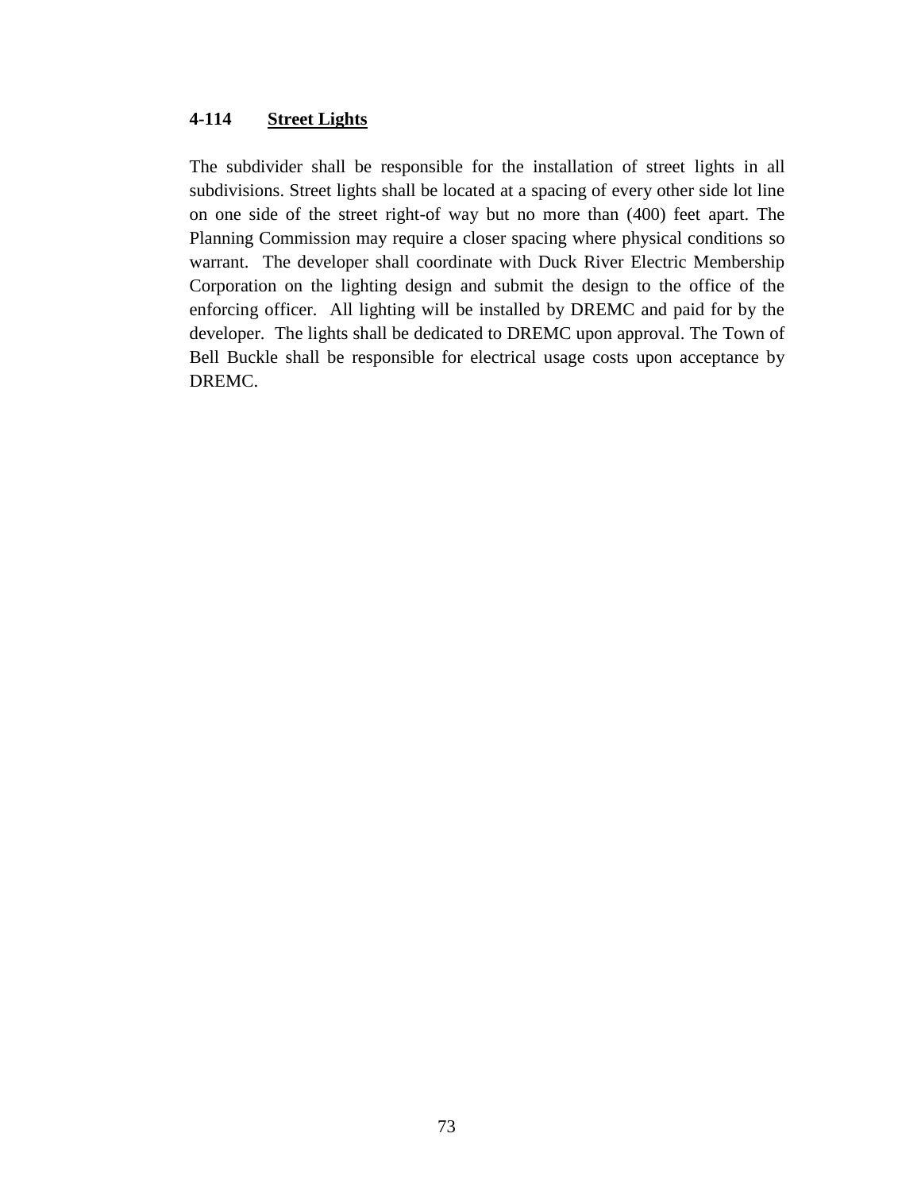### 4-114 Street Lights

The subdivider shall be responsible for the installation of street lights in all subdivisions. Street lights shall be located at a spacing of every other side lot line on one side of the street right-of way but no more than (400) feet apart. The Planning Commission may require a closer spacing where physical conditions so warrant. The developer shall coordinate with Duck River Electric Membership Corporation on the lighting design and submit the design to the office of the enforcing officer. All lighting will be installed by DREMC and paid for by the developer. The lights shall be dedicated to DREMC upon approval. The Town of Bell Buckle shall be responsible for electrical usage costs upon acceptance by DREMC.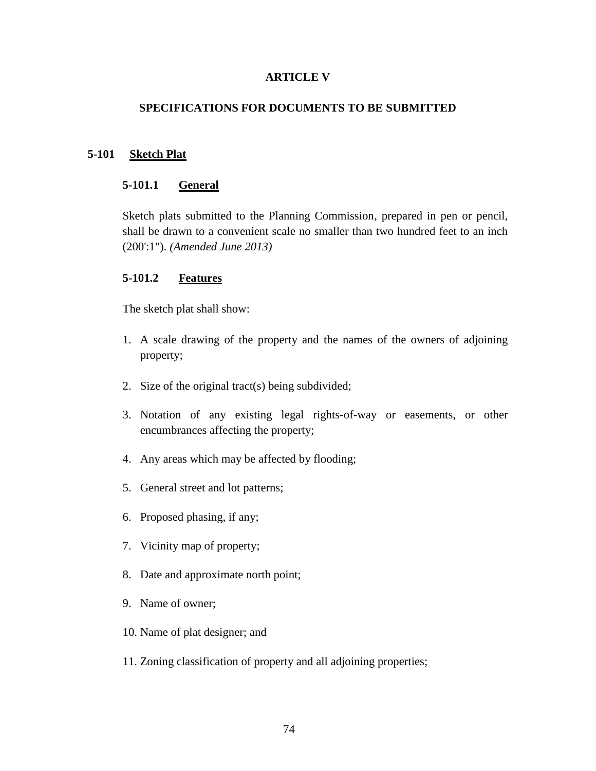# ARTICLE V

## SPECIFICATIONS FOR DOCUMENTS TO BE SUBMITTED

### 5-101 Sketch Plat

#### 5-101.1 General

Sketch plats submitted to the Planning Commission, prepared in pen or pencil, shall be drawn to a convenient scale no smaller than two hundred feet to an inch (200':1"). *(Amended June 2013)*

#### 5-101.2 Features

The sketch plat shall show:

1. A scale drawing of the property and the names of the owners of adjoining property;
2. Size of the original tract(s) being subdivided;
3. Notation of any existing legal rights-of-way or easements, or other encumbrances affecting the property;
4. Any areas which may be affected by flooding;
5. General street and lot patterns;
6. Proposed phasing, if any;
7. Vicinity map of property;
8. Date and approximate north point;
9. Name of owner;
10. Name of plat designer; and
11. Zoning classification of property and all adjoining properties;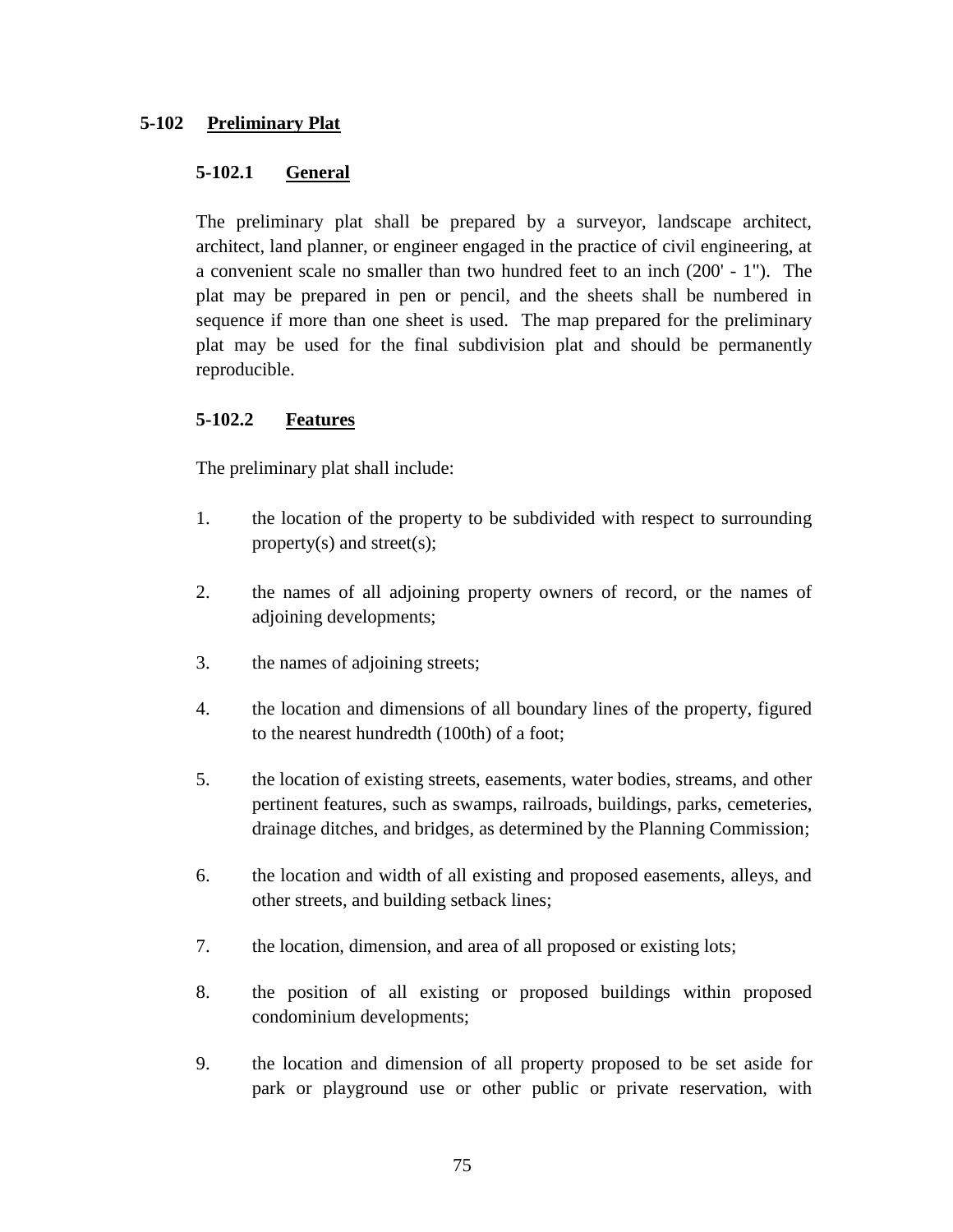## 5-102 Preliminary Plat

### 5-102.1 General

The preliminary plat shall be prepared by a surveyor, landscape architect, architect, land planner, or engineer engaged in the practice of civil engineering, at a convenient scale no smaller than two hundred feet to an inch (200' - 1"). The plat may be prepared in pen or pencil, and the sheets shall be numbered in sequence if more than one sheet is used. The map prepared for the preliminary plat may be used for the final subdivision plat and should be permanently reproducible.

### 5-102.2 Features

The preliminary plat shall include:

1. the location of the property to be subdivided with respect to surrounding property(s) and street(s);

2. the names of all adjoining property owners of record, or the names of adjoining developments;

3. the names of adjoining streets;

4. the location and dimensions of all boundary lines of the property, figured to the nearest hundredth (100th) of a foot;

5. the location of existing streets, easements, water bodies, streams, and other pertinent features, such as swamps, railroads, buildings, parks, cemeteries, drainage ditches, and bridges, as determined by the Planning Commission;

6. the location and width of all existing and proposed easements, alleys, and other streets, and building setback lines;

7. the location, dimension, and area of all proposed or existing lots;

8. the position of all existing or proposed buildings within proposed condominium developments;

9. the location and dimension of all property proposed to be set aside for park or playground use or other public or private reservation, with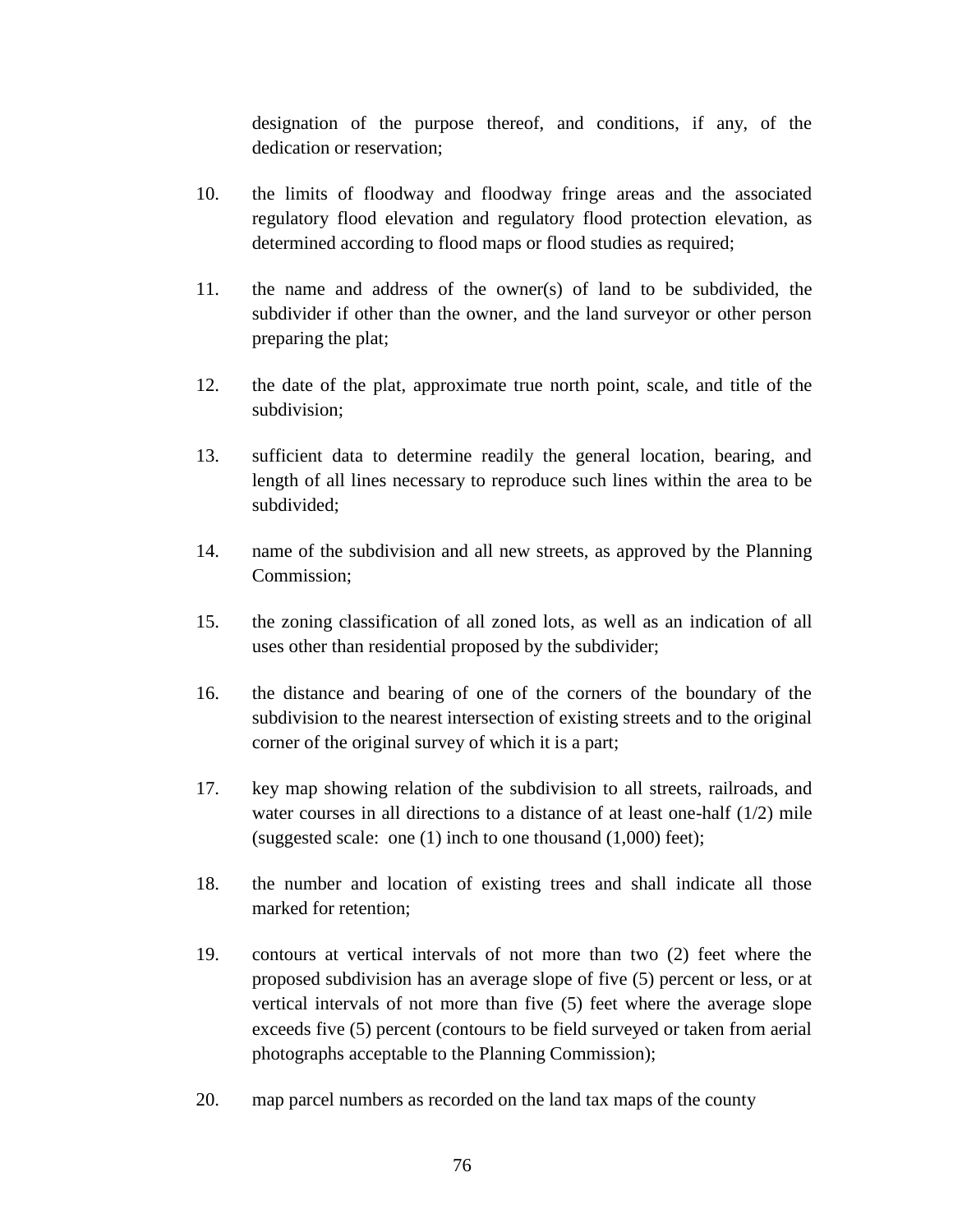designation of the purpose thereof, and conditions, if any, of the dedication or reservation;

10. the limits of floodway and floodway fringe areas and the associated regulatory flood elevation and regulatory flood protection elevation, as determined according to flood maps or flood studies as required;

11. the name and address of the owner(s) of land to be subdivided, the subdivider if other than the owner, and the land surveyor or other person preparing the plat;

12. the date of the plat, approximate true north point, scale, and title of the subdivision;

13. sufficient data to determine readily the general location, bearing, and length of all lines necessary to reproduce such lines within the area to be subdivided;

14. name of the subdivision and all new streets, as approved by the Planning Commission;

15. the zoning classification of all zoned lots, as well as an indication of all uses other than residential proposed by the subdivider;

16. the distance and bearing of one of the corners of the boundary of the subdivision to the nearest intersection of existing streets and to the original corner of the original survey of which it is a part;

17. key map showing relation of the subdivision to all streets, railroads, and water courses in all directions to a distance of at least one-half (1/2) mile (suggested scale: one (1) inch to one thousand (1,000) feet);

18. the number and location of existing trees and shall indicate all those marked for retention;

19. contours at vertical intervals of not more than two (2) feet where the proposed subdivision has an average slope of five (5) percent or less, or at vertical intervals of not more than five (5) feet where the average slope exceeds five (5) percent (contours to be field surveyed or taken from aerial photographs acceptable to the Planning Commission);

20. map parcel numbers as recorded on the land tax maps of the county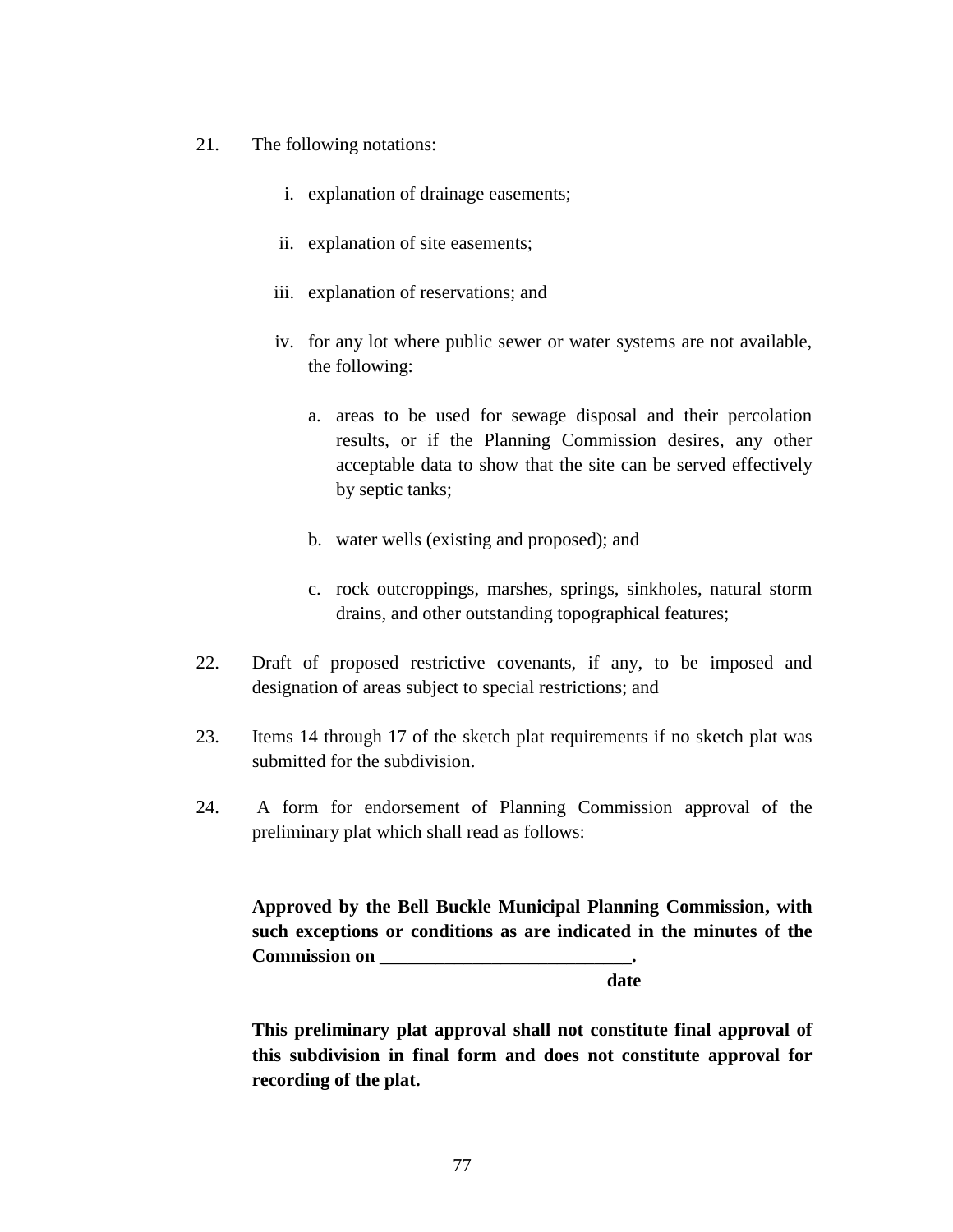21. The following notations:

    i. explanation of drainage easements;

    ii. explanation of site easements;

    iii. explanation of reservations; and

    iv. for any lot where public sewer or water systems are not available, the following:

        a. areas to be used for sewage disposal and their percolation results, or if the Planning Commission desires, any other acceptable data to show that the site can be served effectively by septic tanks;

        b. water wells (existing and proposed); and

        c. rock outcroppings, marshes, springs, sinkholes, natural storm drains, and other outstanding topographical features;

22. Draft of proposed restrictive covenants, if any, to be imposed and designation of areas subject to special restrictions; and

23. Items 14 through 17 of the sketch plat requirements if no sketch plat was submitted for the subdivision.

24. A form for endorsement of Planning Commission approval of the preliminary plat which shall read as follows:

    **Approved by the Bell Buckle Municipal Planning Commission, with such exceptions or conditions as are indicated in the minutes of the Commission on ___________________________.**
    **date**

    **This preliminary plat approval shall not constitute final approval of this subdivision in final form and does not constitute approval for recording of the plat.**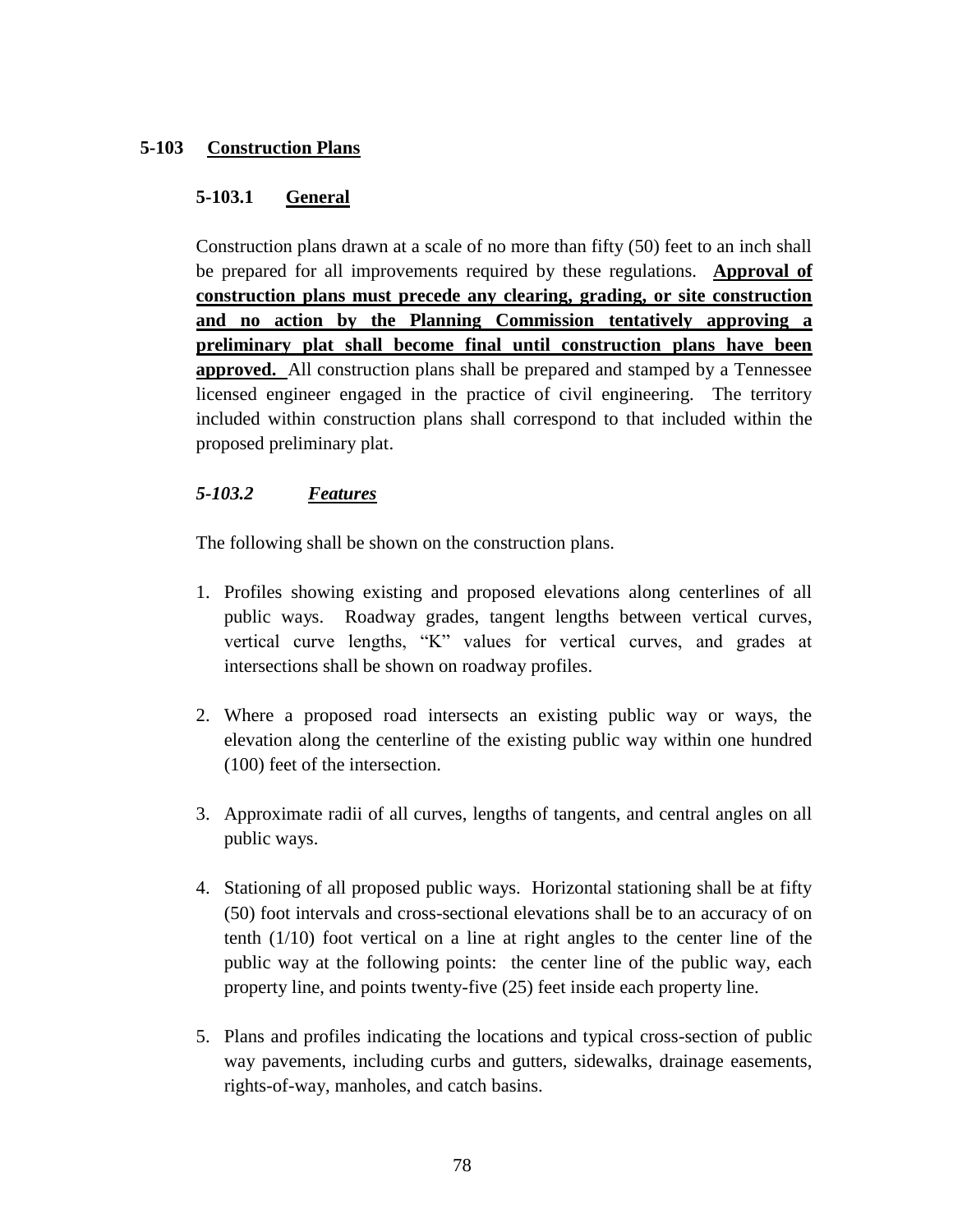## 5-103 Construction Plans

### 5-103.1 General

Construction plans drawn at a scale of no more than fifty (50) feet to an inch shall be prepared for all improvements required by these regulations. **Approval of construction plans must precede any clearing, grading, or site construction and no action by the Planning Commission tentatively approving a preliminary plat shall become final until construction plans have been approved.** All construction plans shall be prepared and stamped by a Tennessee licensed engineer engaged in the practice of civil engineering. The territory included within construction plans shall correspond to that included within the proposed preliminary plat.

### *5-103.2 Features*

The following shall be shown on the construction plans.

1. Profiles showing existing and proposed elevations along centerlines of all public ways. Roadway grades, tangent lengths between vertical curves, vertical curve lengths, "K" values for vertical curves, and grades at intersections shall be shown on roadway profiles.

2. Where a proposed road intersects an existing public way or ways, the elevation along the centerline of the existing public way within one hundred (100) feet of the intersection.

3. Approximate radii of all curves, lengths of tangents, and central angles on all public ways.

4. Stationing of all proposed public ways. Horizontal stationing shall be at fifty (50) foot intervals and cross-sectional elevations shall be to an accuracy of on tenth (1/10) foot vertical on a line at right angles to the center line of the public way at the following points: the center line of the public way, each property line, and points twenty-five (25) feet inside each property line.

5. Plans and profiles indicating the locations and typical cross-section of public way pavements, including curbs and gutters, sidewalks, drainage easements, rights-of-way, manholes, and catch basins.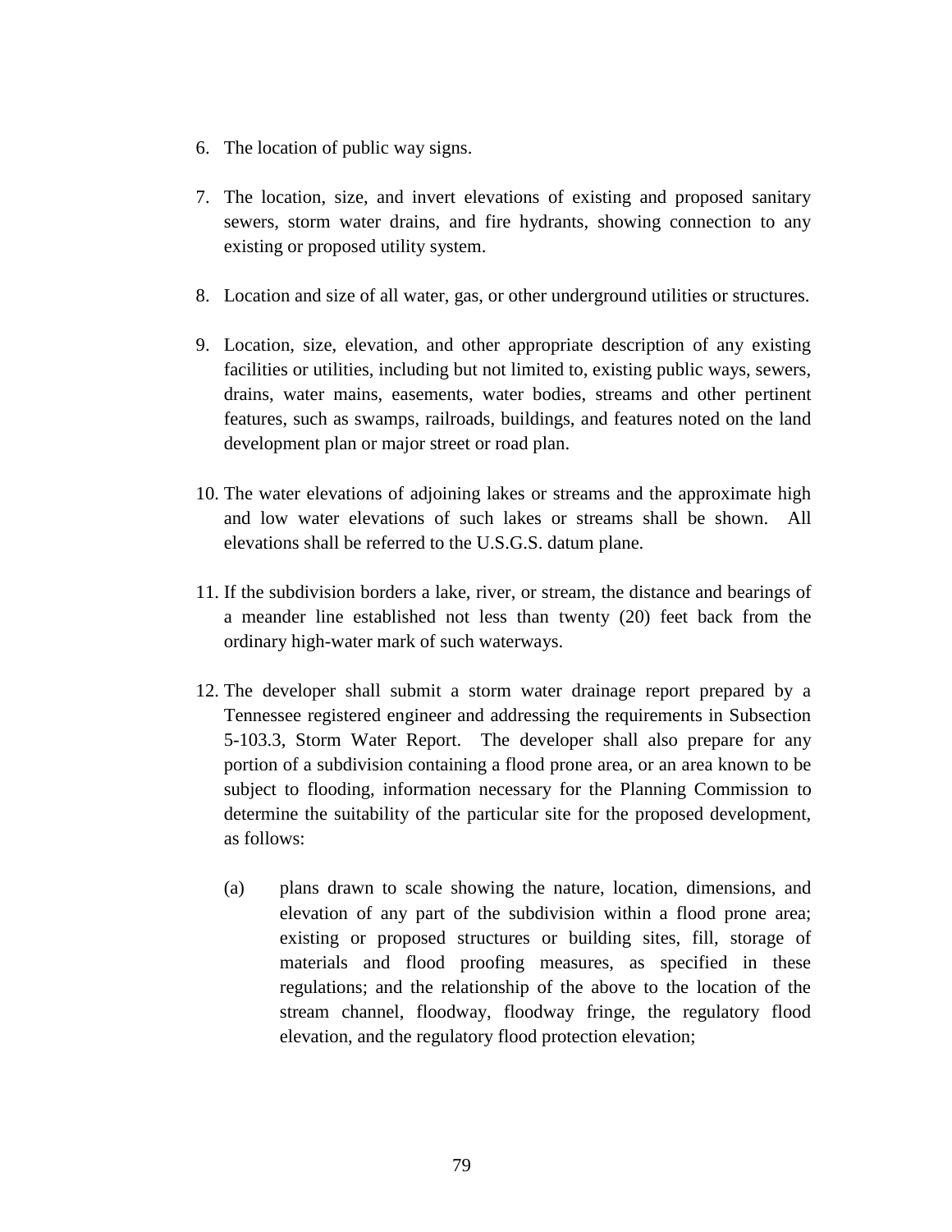6. The location of public way signs.

7. The location, size, and invert elevations of existing and proposed sanitary sewers, storm water drains, and fire hydrants, showing connection to any existing or proposed utility system.

8. Location and size of all water, gas, or other underground utilities or structures.

9. Location, size, elevation, and other appropriate description of any existing facilities or utilities, including but not limited to, existing public ways, sewers, drains, water mains, easements, water bodies, streams and other pertinent features, such as swamps, railroads, buildings, and features noted on the land development plan or major street or road plan.

10. The water elevations of adjoining lakes or streams and the approximate high and low water elevations of such lakes or streams shall be shown. All elevations shall be referred to the U.S.G.S. datum plane.

11. If the subdivision borders a lake, river, or stream, the distance and bearings of a meander line established not less than twenty (20) feet back from the ordinary high-water mark of such waterways.

12. The developer shall submit a storm water drainage report prepared by a Tennessee registered engineer and addressing the requirements in Subsection 5-103.3, Storm Water Report. The developer shall also prepare for any portion of a subdivision containing a flood prone area, or an area known to be subject to flooding, information necessary for the Planning Commission to determine the suitability of the particular site for the proposed development, as follows:

    (a) plans drawn to scale showing the nature, location, dimensions, and elevation of any part of the subdivision within a flood prone area; existing or proposed structures or building sites, fill, storage of materials and flood proofing measures, as specified in these regulations; and the relationship of the above to the location of the stream channel, floodway, floodway fringe, the regulatory flood elevation, and the regulatory flood protection elevation;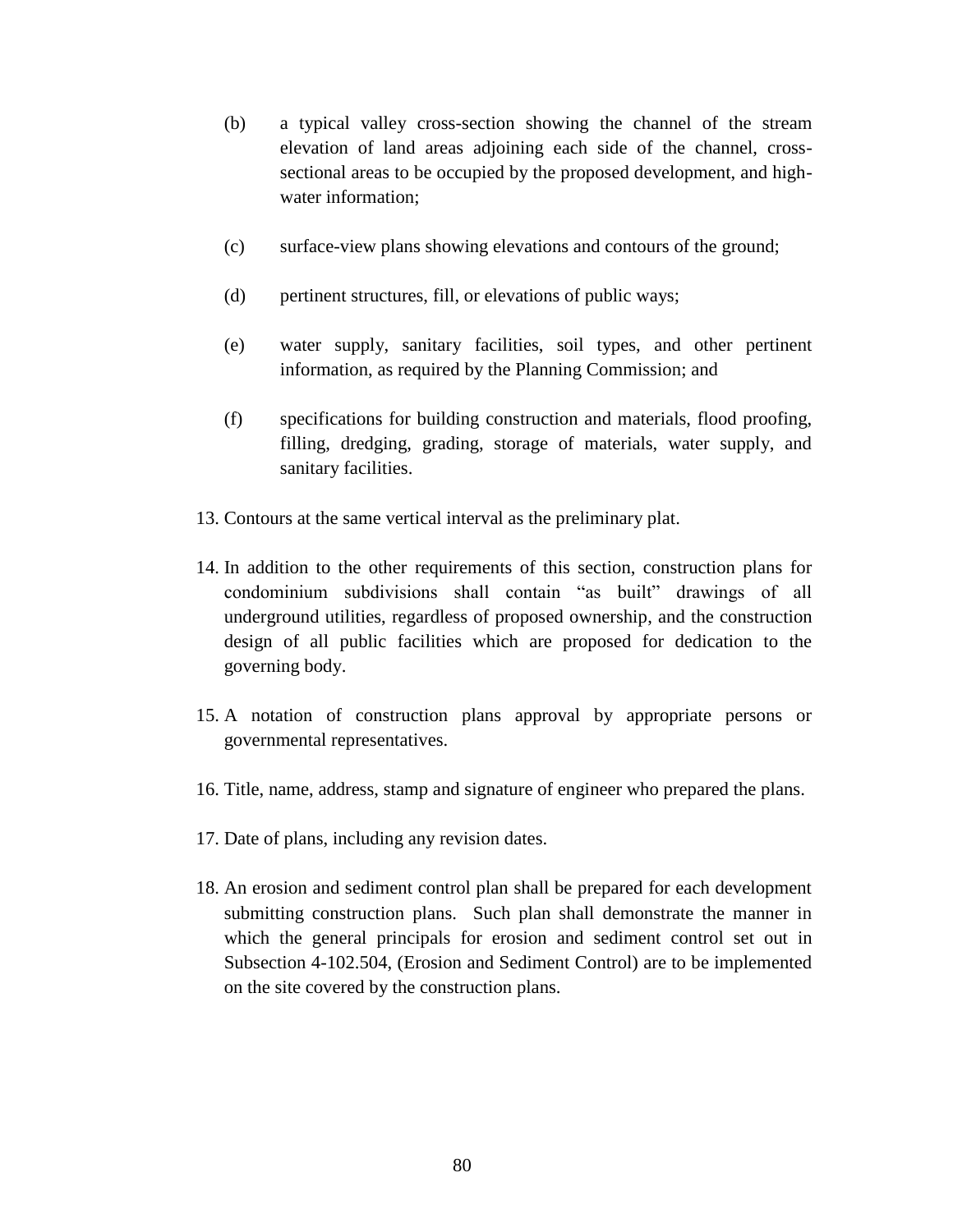(b) a typical valley cross-section showing the channel of the stream elevation of land areas adjoining each side of the channel, cross-sectional areas to be occupied by the proposed development, and high-water information;

(c) surface-view plans showing elevations and contours of the ground;

(d) pertinent structures, fill, or elevations of public ways;

(e) water supply, sanitary facilities, soil types, and other pertinent information, as required by the Planning Commission; and

(f) specifications for building construction and materials, flood proofing, filling, dredging, grading, storage of materials, water supply, and sanitary facilities.

13. Contours at the same vertical interval as the preliminary plat.

14. In addition to the other requirements of this section, construction plans for condominium subdivisions shall contain "as built" drawings of all underground utilities, regardless of proposed ownership, and the construction design of all public facilities which are proposed for dedication to the governing body.

15. A notation of construction plans approval by appropriate persons or governmental representatives.

16. Title, name, address, stamp and signature of engineer who prepared the plans.

17. Date of plans, including any revision dates.

18. An erosion and sediment control plan shall be prepared for each development submitting construction plans. Such plan shall demonstrate the manner in which the general principals for erosion and sediment control set out in Subsection 4-102.504, (Erosion and Sediment Control) are to be implemented on the site covered by the construction plans.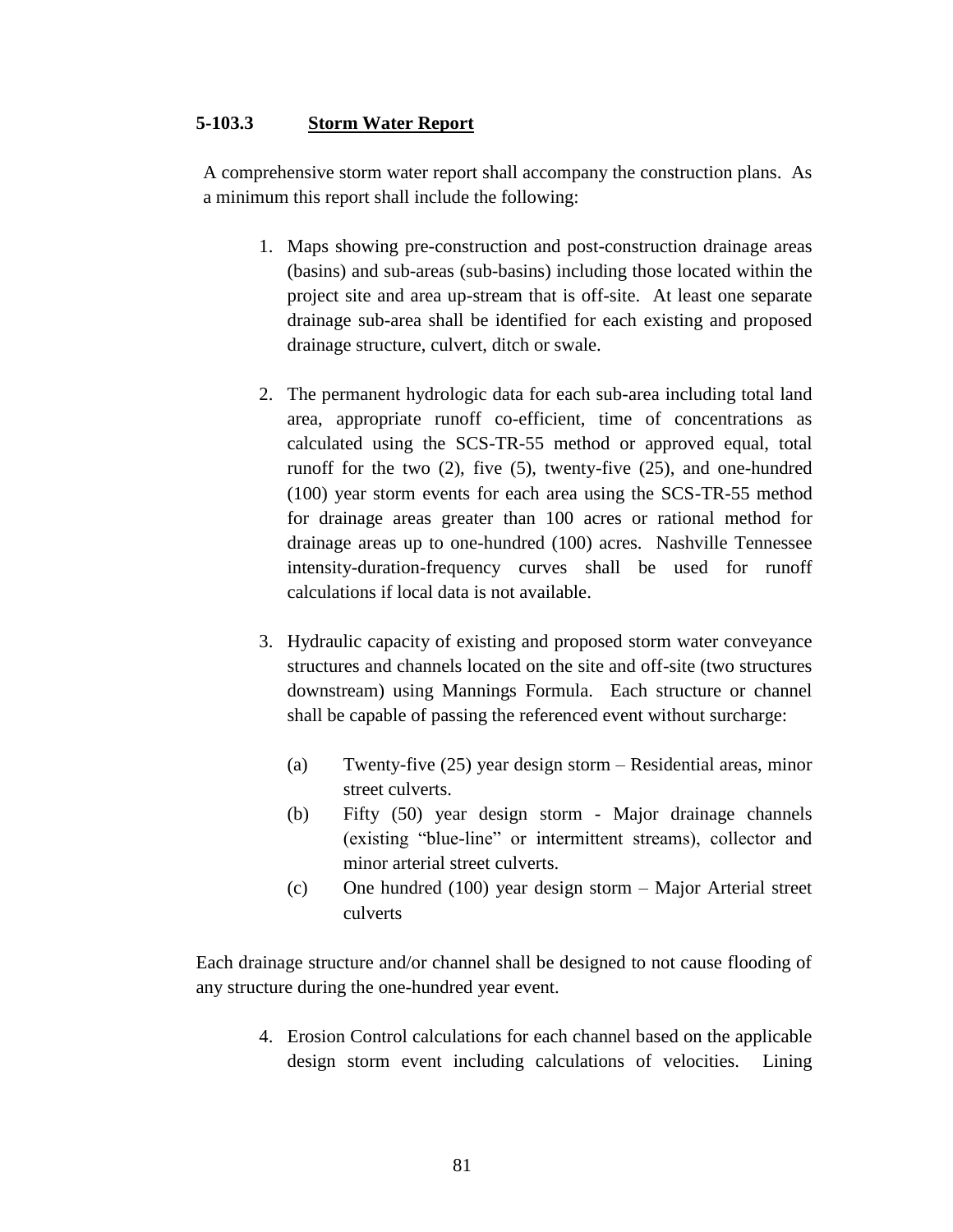### 5-103.3 **<u>Storm Water Report</u>**

A comprehensive storm water report shall accompany the construction plans. As a minimum this report shall include the following:

1. Maps showing pre-construction and post-construction drainage areas (basins) and sub-areas (sub-basins) including those located within the project site and area up-stream that is off-site. At least one separate drainage sub-area shall be identified for each existing and proposed drainage structure, culvert, ditch or swale.

2. The permanent hydrologic data for each sub-area including total land area, appropriate runoff co-efficient, time of concentrations as calculated using the SCS-TR-55 method or approved equal, total runoff for the two (2), five (5), twenty-five (25), and one-hundred (100) year storm events for each area using the SCS-TR-55 method for drainage areas greater than 100 acres or rational method for drainage areas up to one-hundred (100) acres. Nashville Tennessee intensity-duration-frequency curves shall be used for runoff calculations if local data is not available.

3. Hydraulic capacity of existing and proposed storm water conveyance structures and channels located on the site and off-site (two structures downstream) using Mannings Formula. Each structure or channel shall be capable of passing the referenced event without surcharge:

   (a) Twenty-five (25) year design storm – Residential areas, minor street culverts.
   
   (b) Fifty (50) year design storm - Major drainage channels (existing "blue-line" or intermittent streams), collector and minor arterial street culverts.
   
   (c) One hundred (100) year design storm – Major Arterial street culverts

Each drainage structure and/or channel shall be designed to not cause flooding of any structure during the one-hundred year event.

4. Erosion Control calculations for each channel based on the applicable design storm event including calculations of velocities. Lining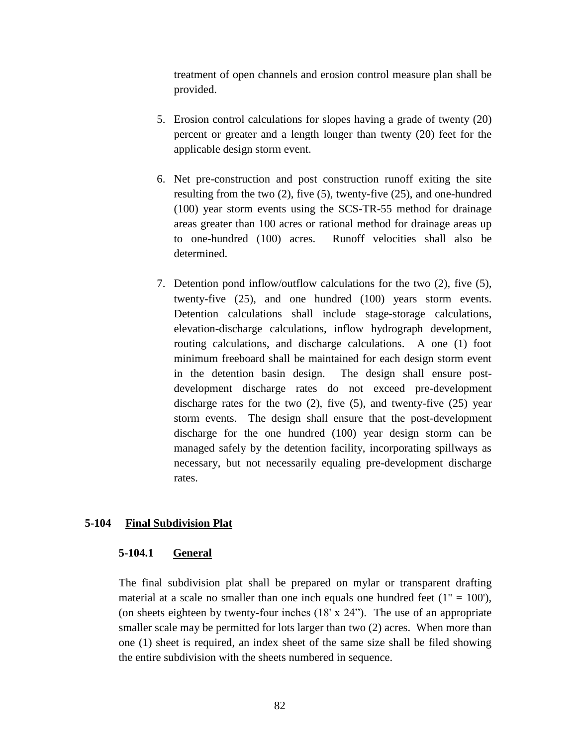treatment of open channels and erosion control measure plan shall be provided.

5. Erosion control calculations for slopes having a grade of twenty (20) percent or greater and a length longer than twenty (20) feet for the applicable design storm event.

6. Net pre-construction and post construction runoff exiting the site resulting from the two (2), five (5), twenty-five (25), and one-hundred (100) year storm events using the SCS-TR-55 method for drainage areas greater than 100 acres or rational method for drainage areas up to one-hundred (100) acres. Runoff velocities shall also be determined.

7. Detention pond inflow/outflow calculations for the two (2), five (5), twenty-five (25), and one hundred (100) years storm events. Detention calculations shall include stage-storage calculations, elevation-discharge calculations, inflow hydrograph development, routing calculations, and discharge calculations. A one (1) foot minimum freeboard shall be maintained for each design storm event in the detention basin design. The design shall ensure post-development discharge rates do not exceed pre-development discharge rates for the two (2), five (5), and twenty-five (25) year storm events. The design shall ensure that the post-development discharge for the one hundred (100) year design storm can be managed safely by the detention facility, incorporating spillways as necessary, but not necessarily equaling pre-development discharge rates.

## 5-104 Final Subdivision Plat

### 5-104.1 General

The final subdivision plat shall be prepared on mylar or transparent drafting material at a scale no smaller than one inch equals one hundred feet (1" = 100'), (on sheets eighteen by twenty-four inches (18' x 24"). The use of an appropriate smaller scale may be permitted for lots larger than two (2) acres. When more than one (1) sheet is required, an index sheet of the same size shall be filed showing the entire subdivision with the sheets numbered in sequence.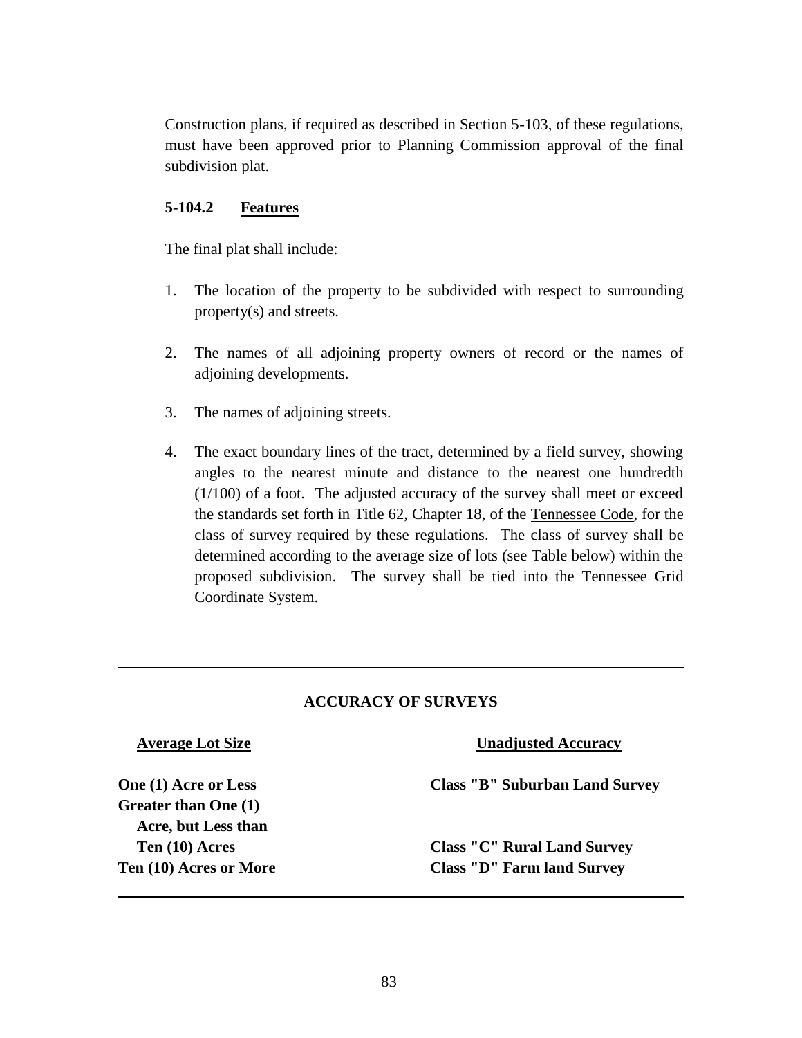Construction plans, if required as described in Section 5-103, of these regulations, must have been approved prior to Planning Commission approval of the final subdivision plat.

### 5-104.2 Features

The final plat shall include:

1. The location of the property to be subdivided with respect to surrounding property(s) and streets.

2. The names of all adjoining property owners of record or the names of adjoining developments.

3. The names of adjoining streets.

4. The exact boundary lines of the tract, determined by a field survey, showing angles to the nearest minute and distance to the nearest one hundredth (1/100) of a foot. The adjusted accuracy of the survey shall meet or exceed the standards set forth in Title 62, Chapter 18, of the Tennessee Code, for the class of survey required by these regulations. The class of survey shall be determined according to the average size of lots (see Table below) within the proposed subdivision. The survey shall be tied into the Tennessee Grid Coordinate System.

**ACCURACY OF SURVEYS**

| Average Lot Size | Unadjusted Accuracy |
|---|---|
| **One (1) Acre or Less** | **Class "B" Suburban Land Survey** |
| **Greater than One (1) Acre, but Less than Ten (10) Acres** | **Class "C" Rural Land Survey** |
| **Ten (10) Acres or More** | **Class "D" Farm land Survey** |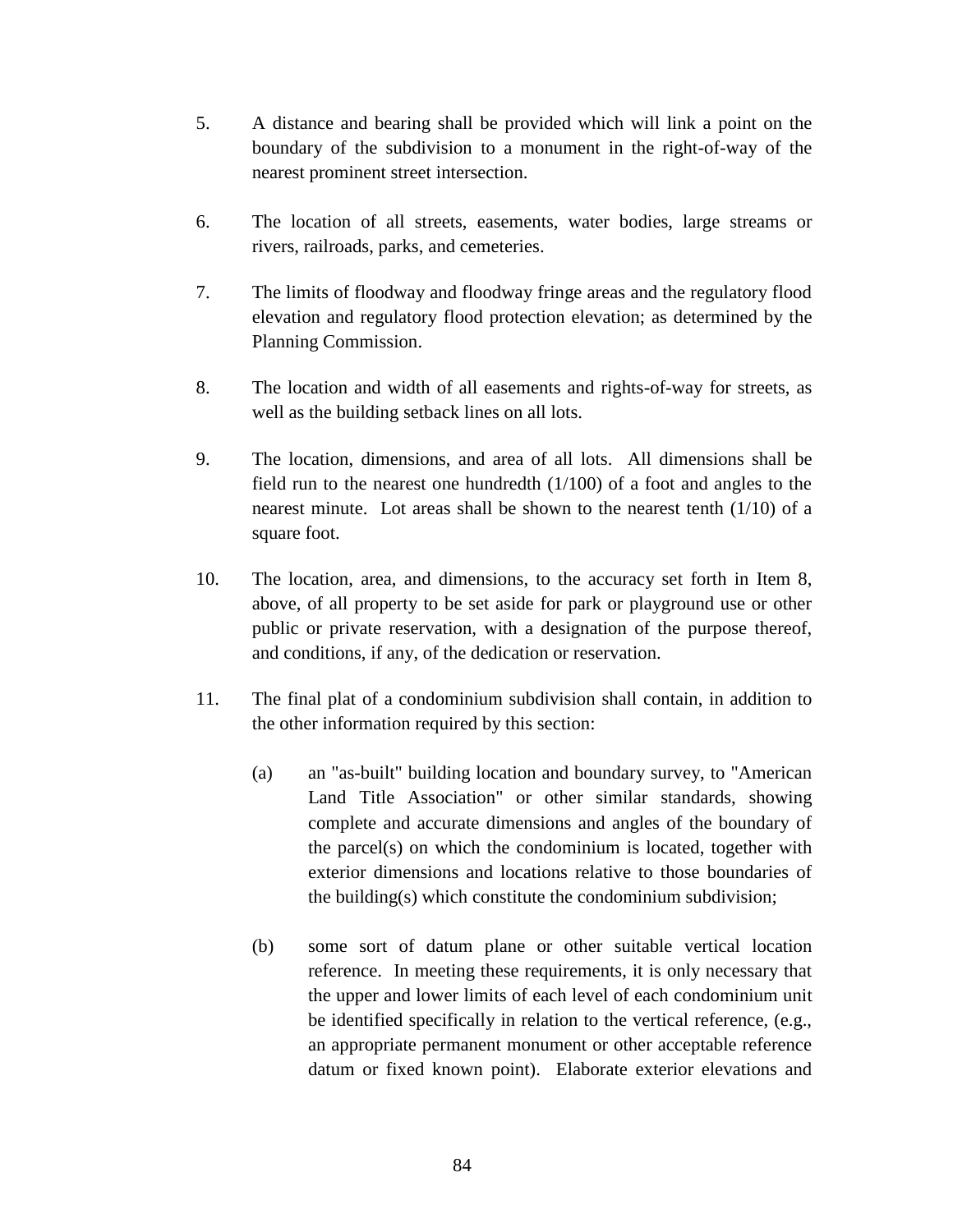5. A distance and bearing shall be provided which will link a point on the boundary of the subdivision to a monument in the right-of-way of the nearest prominent street intersection.

6. The location of all streets, easements, water bodies, large streams or rivers, railroads, parks, and cemeteries.

7. The limits of floodway and floodway fringe areas and the regulatory flood elevation and regulatory flood protection elevation; as determined by the Planning Commission.

8. The location and width of all easements and rights-of-way for streets, as well as the building setback lines on all lots.

9. The location, dimensions, and area of all lots. All dimensions shall be field run to the nearest one hundredth (1/100) of a foot and angles to the nearest minute. Lot areas shall be shown to the nearest tenth (1/10) of a square foot.

10. The location, area, and dimensions, to the accuracy set forth in Item 8, above, of all property to be set aside for park or playground use or other public or private reservation, with a designation of the purpose thereof, and conditions, if any, of the dedication or reservation.

11. The final plat of a condominium subdivision shall contain, in addition to the other information required by this section:

    (a) an "as-built" building location and boundary survey, to "American Land Title Association" or other similar standards, showing complete and accurate dimensions and angles of the boundary of the parcel(s) on which the condominium is located, together with exterior dimensions and locations relative to those boundaries of the building(s) which constitute the condominium subdivision;

    (b) some sort of datum plane or other suitable vertical location reference. In meeting these requirements, it is only necessary that the upper and lower limits of each level of each condominium unit be identified specifically in relation to the vertical reference, (e.g., an appropriate permanent monument or other acceptable reference datum or fixed known point). Elaborate exterior elevations and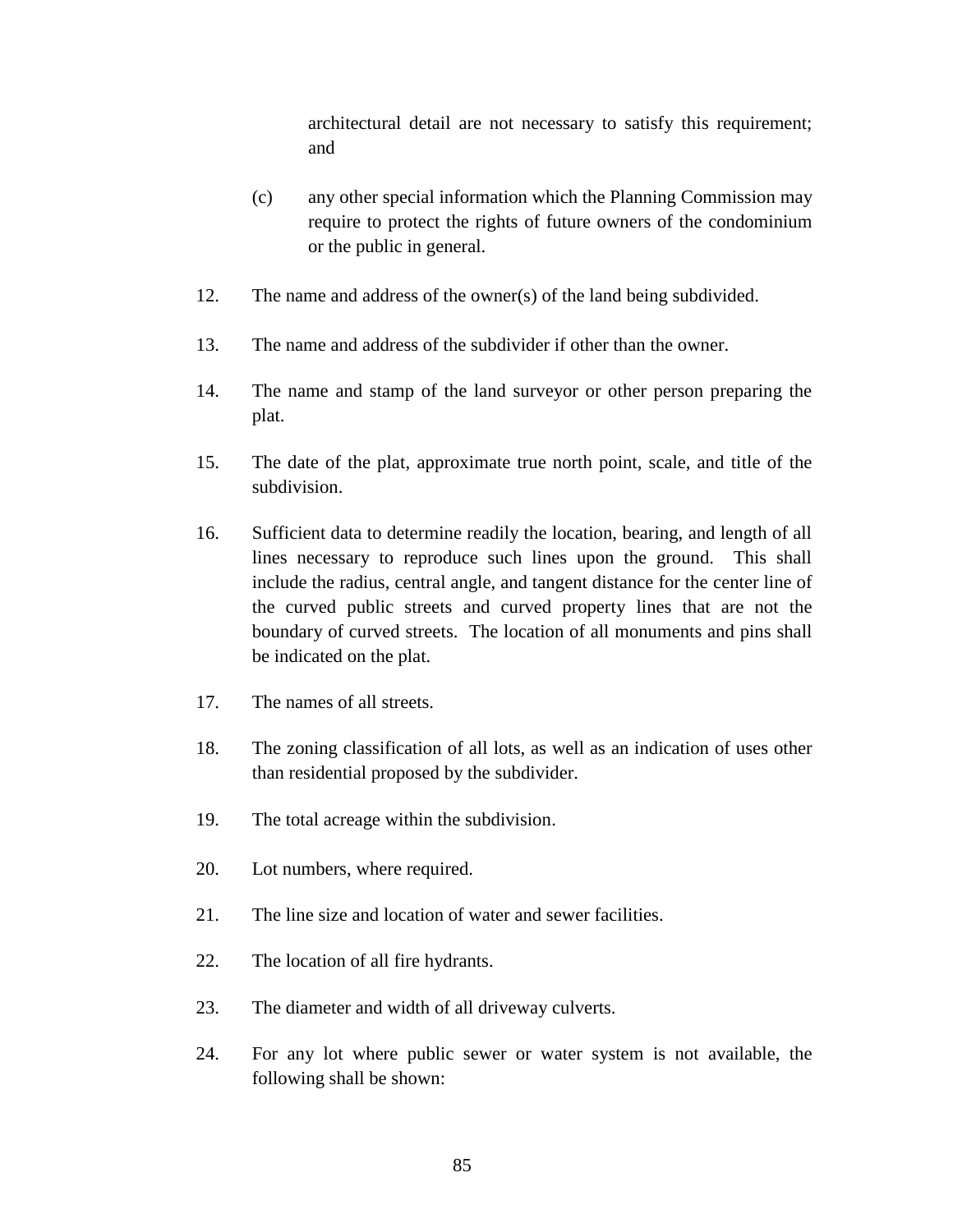architectural detail are not necessary to satisfy this requirement; and

(c) any other special information which the Planning Commission may require to protect the rights of future owners of the condominium or the public in general.

12. The name and address of the owner(s) of the land being subdivided.

13. The name and address of the subdivider if other than the owner.

14. The name and stamp of the land surveyor or other person preparing the plat.

15. The date of the plat, approximate true north point, scale, and title of the subdivision.

16. Sufficient data to determine readily the location, bearing, and length of all lines necessary to reproduce such lines upon the ground. This shall include the radius, central angle, and tangent distance for the center line of the curved public streets and curved property lines that are not the boundary of curved streets. The location of all monuments and pins shall be indicated on the plat.

17. The names of all streets.

18. The zoning classification of all lots, as well as an indication of uses other than residential proposed by the subdivider.

19. The total acreage within the subdivision.

20. Lot numbers, where required.

21. The line size and location of water and sewer facilities.

22. The location of all fire hydrants.

23. The diameter and width of all driveway culverts.

24. For any lot where public sewer or water system is not available, the following shall be shown: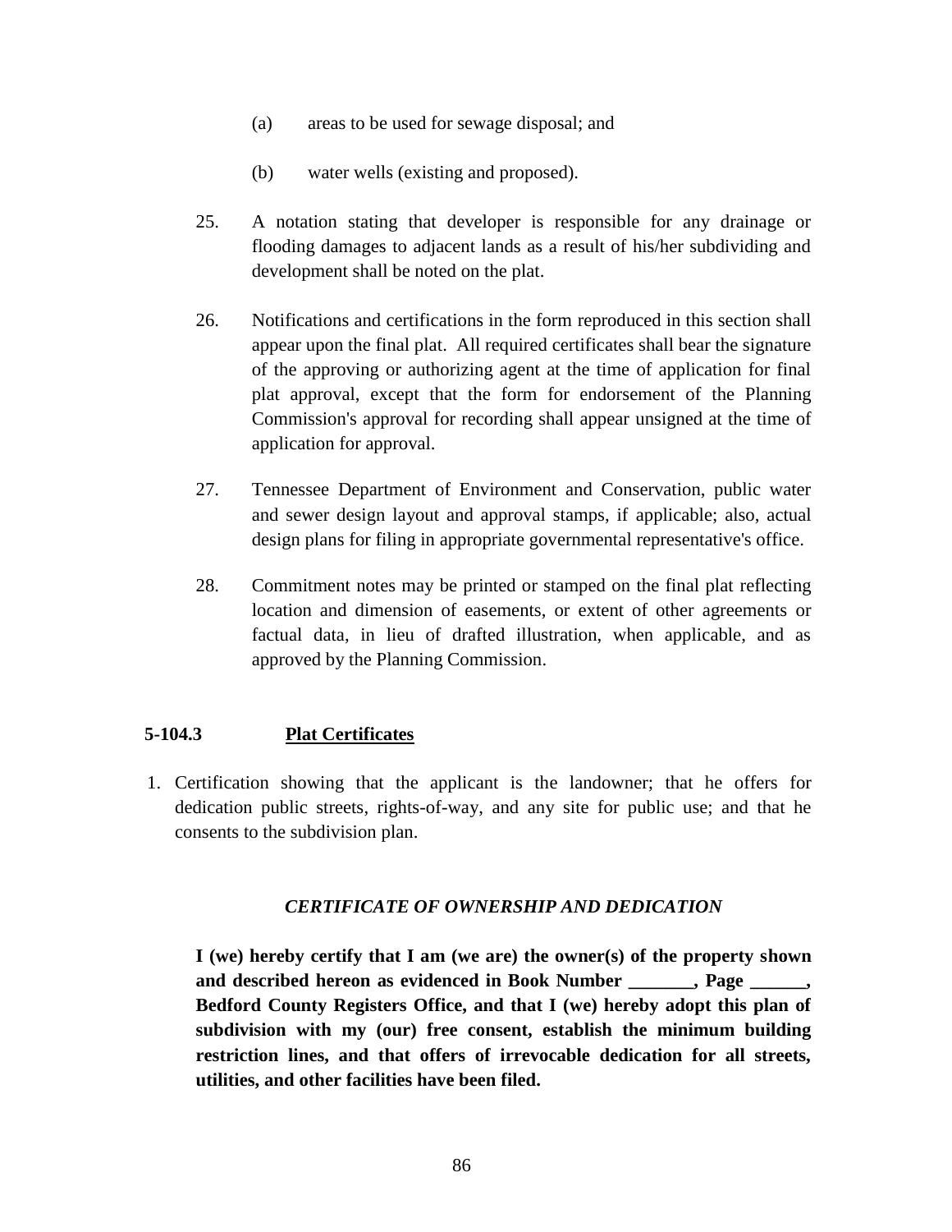(a) areas to be used for sewage disposal; and

(b) water wells (existing and proposed).

25. A notation stating that developer is responsible for any drainage or flooding damages to adjacent lands as a result of his/her subdividing and development shall be noted on the plat.

26. Notifications and certifications in the form reproduced in this section shall appear upon the final plat. All required certificates shall bear the signature of the approving or authorizing agent at the time of application for final plat approval, except that the form for endorsement of the Planning Commission's approval for recording shall appear unsigned at the time of application for approval.

27. Tennessee Department of Environment and Conservation, public water and sewer design layout and approval stamps, if applicable; also, actual design plans for filing in appropriate governmental representative's office.

28. Commitment notes may be printed or stamped on the final plat reflecting location and dimension of easements, or extent of other agreements or factual data, in lieu of drafted illustration, when applicable, and as approved by the Planning Commission.

**5-104.3** **Plat Certificates**

1. Certification showing that the applicant is the landowner; that he offers for dedication public streets, rights-of-way, and any site for public use; and that he consents to the subdivision plan.

***CERTIFICATE OF OWNERSHIP AND DEDICATION***

**I (we) hereby certify that I am (we are) the owner(s) of the property shown and described hereon as evidenced in Book Number _______, Page ______, Bedford County Registers Office, and that I (we) hereby adopt this plan of subdivision with my (our) free consent, establish the minimum building restriction lines, and that offers of irrevocable dedication for all streets, utilities, and other facilities have been filed.**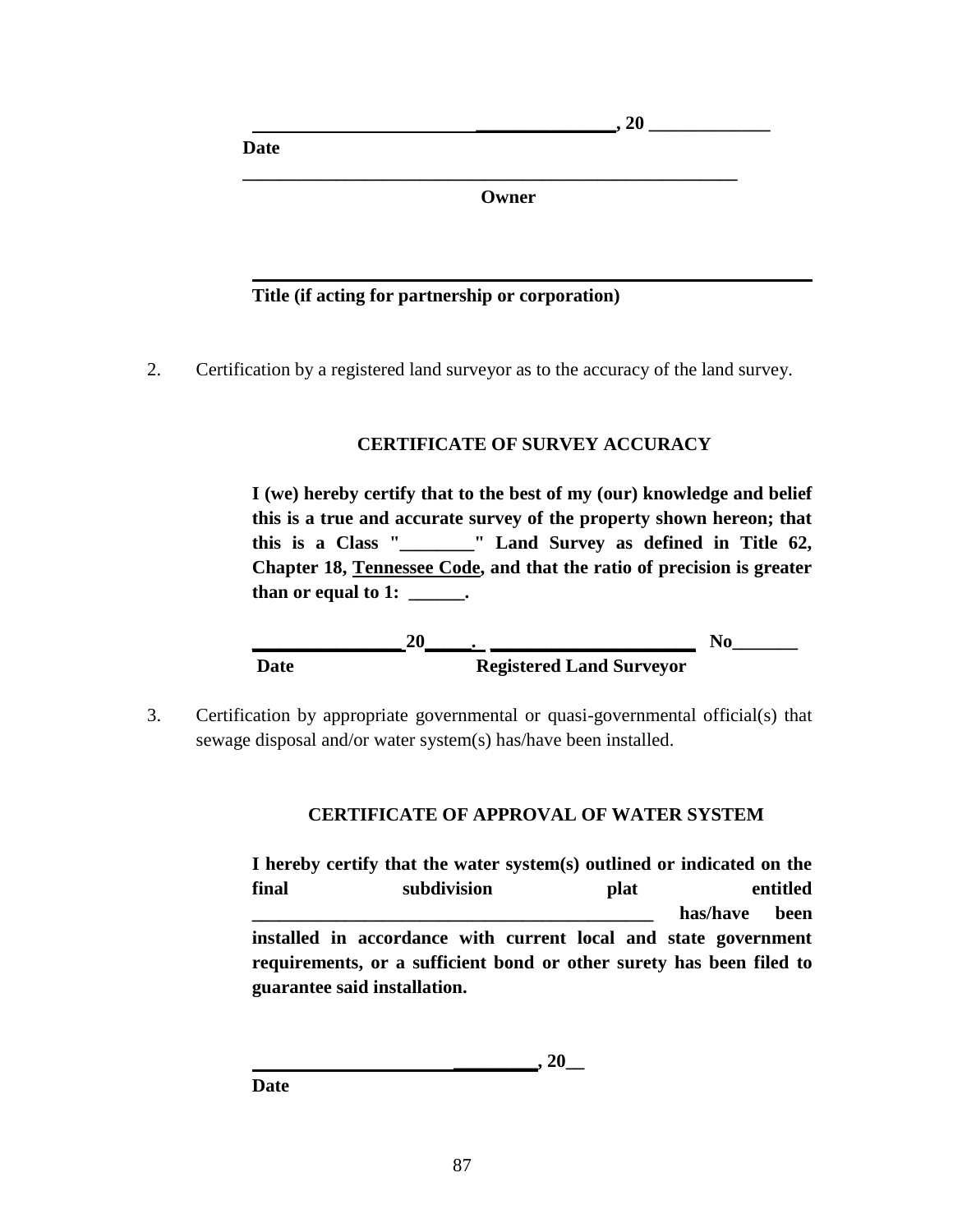**_________________________ _______________, 20 _____________**
**Date**

**_______________________________________________________**
**Owner**

**______________________________________________________________**
**Title (if acting for partnership or corporation)**

2. Certification by a registered land surveyor as to the accuracy of the land survey.

**CERTIFICATE OF SURVEY ACCURACY**

**I (we) hereby certify that to the best of my (our) knowledge and belief this is a true and accurate survey of the property shown hereon; that this is a Class "________" Land Survey as defined in Title 62, Chapter 18, <u>Tennessee Code</u>, and that the ratio of precision is greater than or equal to 1: ______.**

**________________20_____. ______________________ No_______**
**Date Registered Land Surveyor**

3. Certification by appropriate governmental or quasi-governmental official(s) that sewage disposal and/or water system(s) has/have been installed.

**CERTIFICATE OF APPROVAL OF WATER SYSTEM**

**I hereby certify that the water system(s) outlined or indicated on the final subdivision plat entitled _____________________________________________ has/have been installed in accordance with current local and state government requirements, or a sufficient bond or other surety has been filed to guarantee said installation.**

**______________________ _________, 20__**
**Date**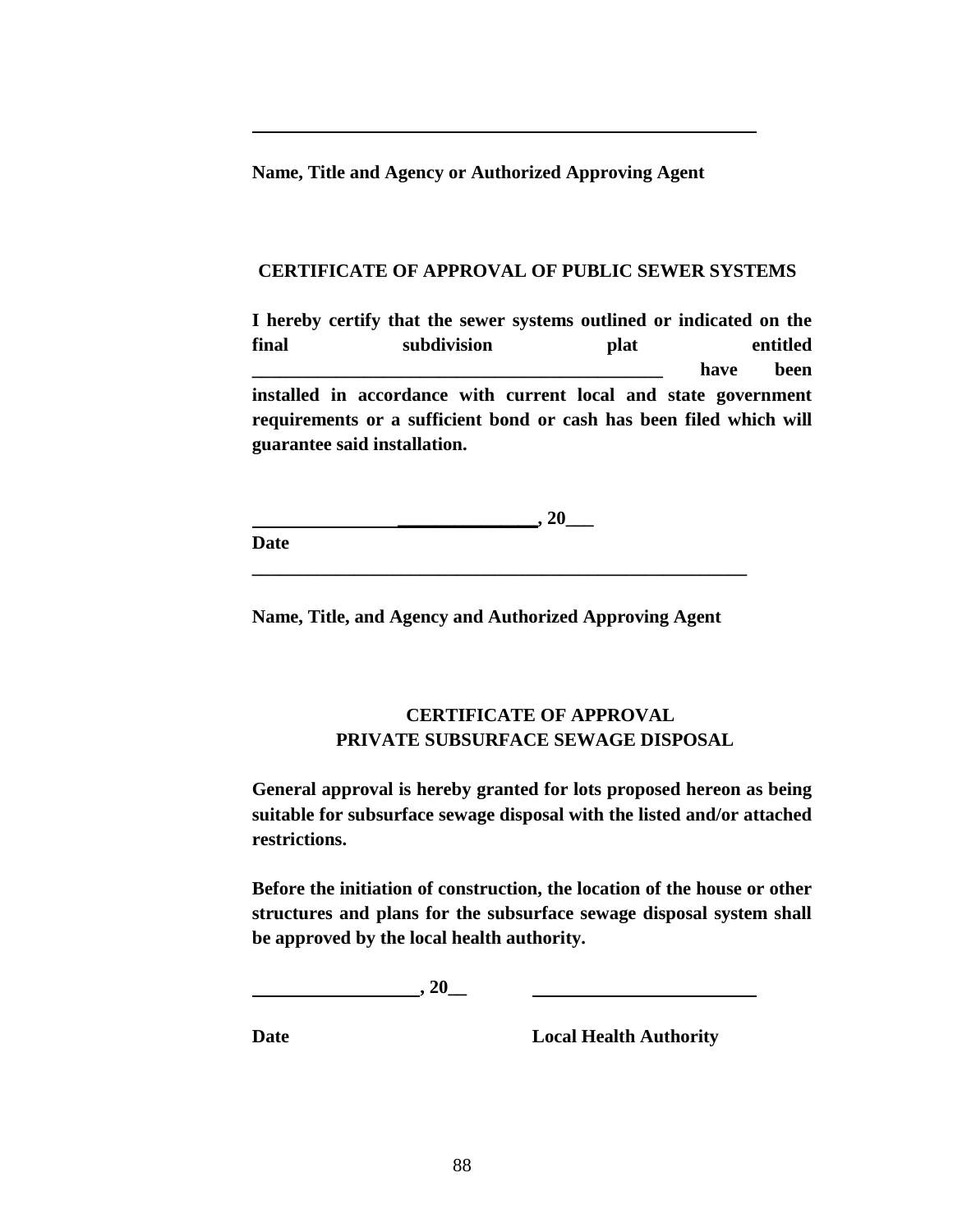\_\_\_\_\_\_\_\_\_\_\_\_\_\_\_\_\_\_\_\_\_\_\_\_\_\_\_\_\_\_\_\_\_\_\_\_\_\_\_\_\_\_\_\_\_\_\_\_

**Name, Title and Agency or Authorized Approving Agent**

**CERTIFICATE OF APPROVAL OF PUBLIC SEWER SYSTEMS**

**I hereby certify that the sewer systems outlined or indicated on the final subdivision plat entitled \_\_\_\_\_\_\_\_\_\_\_\_\_\_\_\_\_\_\_\_\_\_\_\_\_\_\_\_\_\_\_\_\_\_\_\_\_\_\_\_\_\_\_\_ have been installed in accordance with current local and state government requirements or a sufficient bond or cash has been filed which will guarantee said installation.**

**\_\_\_\_\_\_\_\_\_\_\_\_\_\_\_\_\_\_\_\_\_\_\_\_\_\_\_\_\_\_\_\_, 20\_\_\_**

**Date**

**\_\_\_\_\_\_\_\_\_\_\_\_\_\_\_\_\_\_\_\_\_\_\_\_\_\_\_\_\_\_\_\_\_\_\_\_\_\_\_\_\_\_\_\_\_\_\_\_\_\_\_\_\_\_**

**Name, Title, and Agency and Authorized Approving Agent**

**CERTIFICATE OF APPROVAL**
**PRIVATE SUBSURFACE SEWAGE DISPOSAL**

**General approval is hereby granted for lots proposed hereon as being suitable for subsurface sewage disposal with the listed and/or attached restrictions.**

**Before the initiation of construction, the location of the house or other structures and plans for the subsurface sewage disposal system shall be approved by the local health authority.**

**\_\_\_\_\_\_\_\_\_\_\_\_\_\_\_\_\_\_, 20\_\_** \_\_\_\_\_\_\_\_\_\_\_\_\_\_\_\_\_\_\_\_\_\_\_\_\_\_

**Date** **Local Health Authority**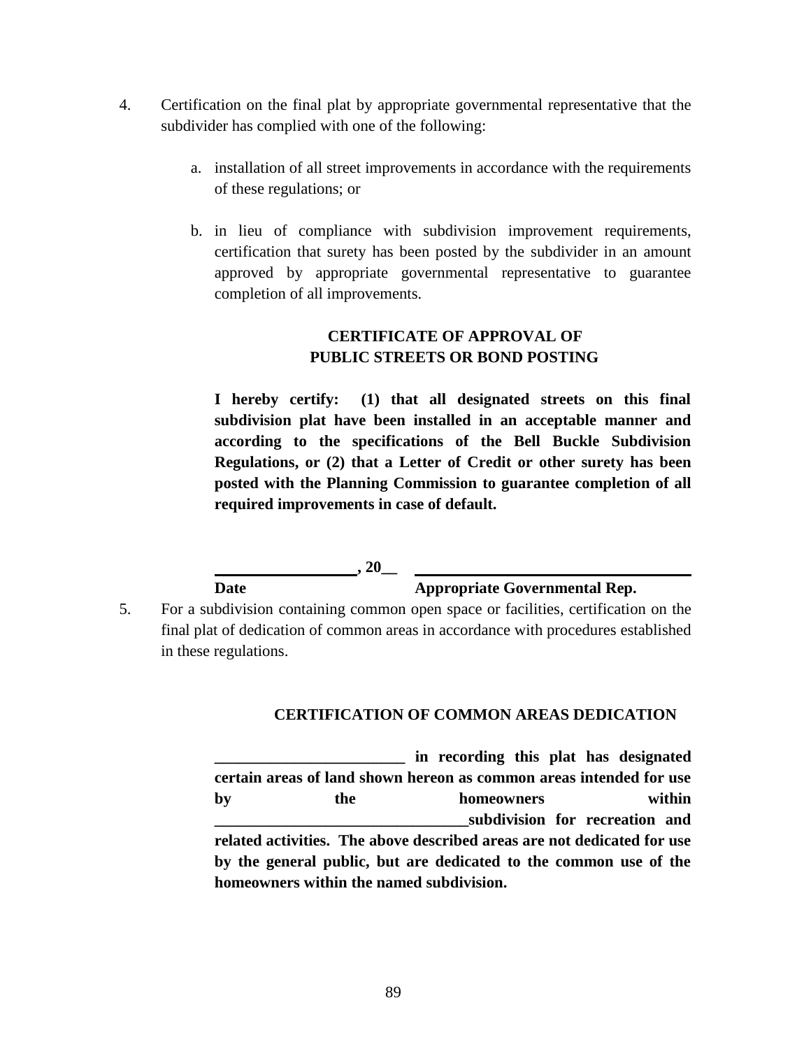4. Certification on the final plat by appropriate governmental representative that the subdivider has complied with one of the following:

   a. installation of all street improvements in accordance with the requirements of these regulations; or

   b. in lieu of compliance with subdivision improvement requirements, certification that surety has been posted by the subdivider in an amount approved by appropriate governmental representative to guarantee completion of all improvements.

**CERTIFICATE OF APPROVAL OF PUBLIC STREETS OR BOND POSTING**

**I hereby certify: (1) that all designated streets on this final subdivision plat have been installed in an acceptable manner and according to the specifications of the Bell Buckle Subdivision Regulations, or (2) that a Letter of Credit or other surety has been posted with the Planning Commission to guarantee completion of all required improvements in case of default.**

**_________________, 20__ ___________________________________**
**Date Appropriate Governmental Rep.**

5. For a subdivision containing common open space or facilities, certification on the final plat of dedication of common areas in accordance with procedures established in these regulations.

**CERTIFICATION OF COMMON AREAS DEDICATION**

**________________________ in recording this plat has designated certain areas of land shown hereon as common areas intended for use by the homeowners within _________________________________subdivision for recreation and related activities. The above described areas are not dedicated for use by the general public, but are dedicated to the common use of the homeowners within the named subdivision.**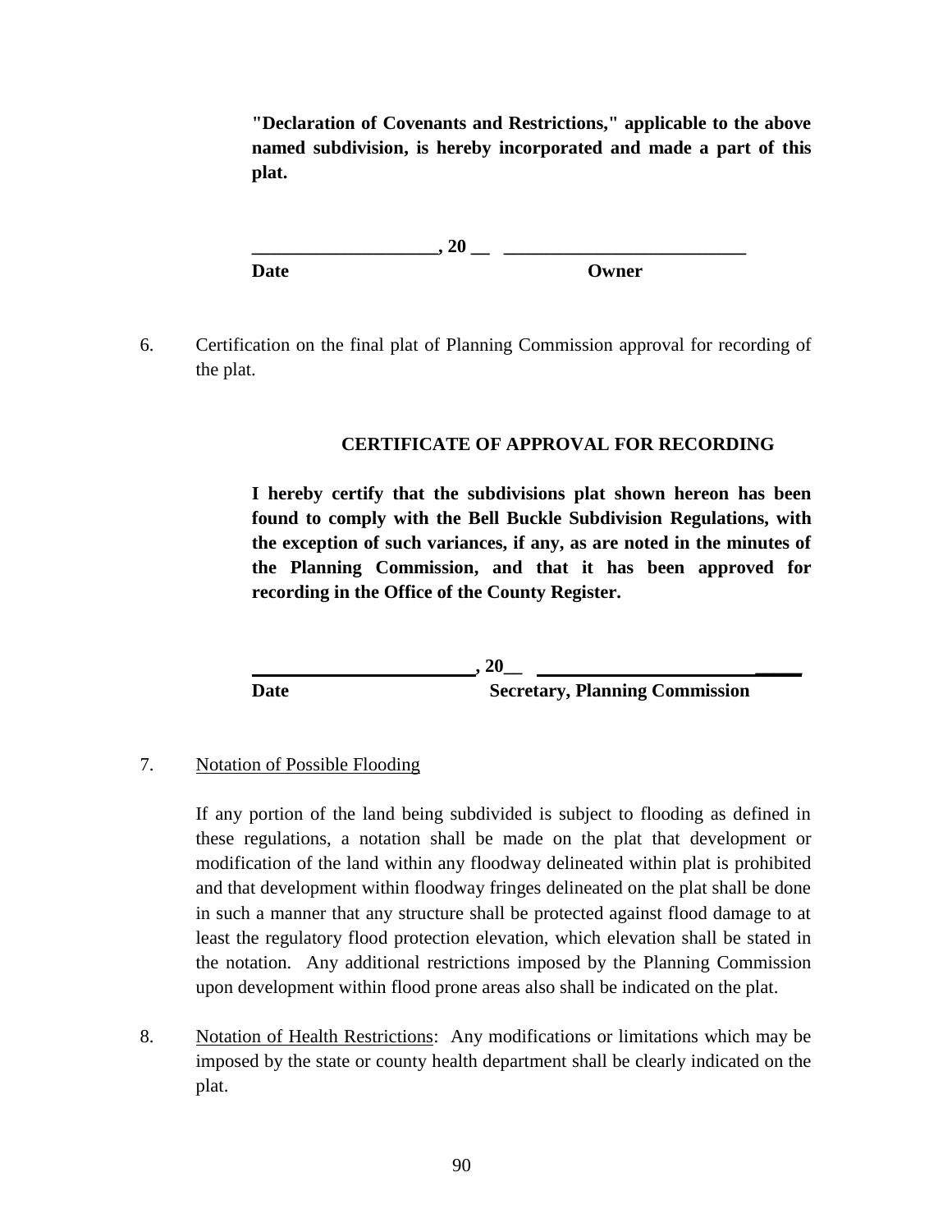**"Declaration of Covenants and Restrictions," applicable to the above named subdivision, is hereby incorporated and made a part of this plat.**

**____________________, 20 __   __________________________**
**Date                                                          Owner**

6. Certification on the final plat of Planning Commission approval for recording of the plat.

**CERTIFICATE OF APPROVAL FOR RECORDING**

**I hereby certify that the subdivisions plat shown hereon has been found to comply with the Bell Buckle Subdivision Regulations, with the exception of such variances, if any, as are noted in the minutes of the Planning Commission, and that it has been approved for recording in the Office of the County Register.**

**________________________, 20__   ___________________________**
**Date                                             Secretary, Planning Commission**

7. Notation of Possible Flooding

   If any portion of the land being subdivided is subject to flooding as defined in these regulations, a notation shall be made on the plat that development or modification of the land within any floodway delineated within plat is prohibited and that development within floodway fringes delineated on the plat shall be done in such a manner that any structure shall be protected against flood damage to at least the regulatory flood protection elevation, which elevation shall be stated in the notation. Any additional restrictions imposed by the Planning Commission upon development within flood prone areas also shall be indicated on the plat.

8. Notation of Health Restrictions: Any modifications or limitations which may be imposed by the state or county health department shall be clearly indicated on the plat.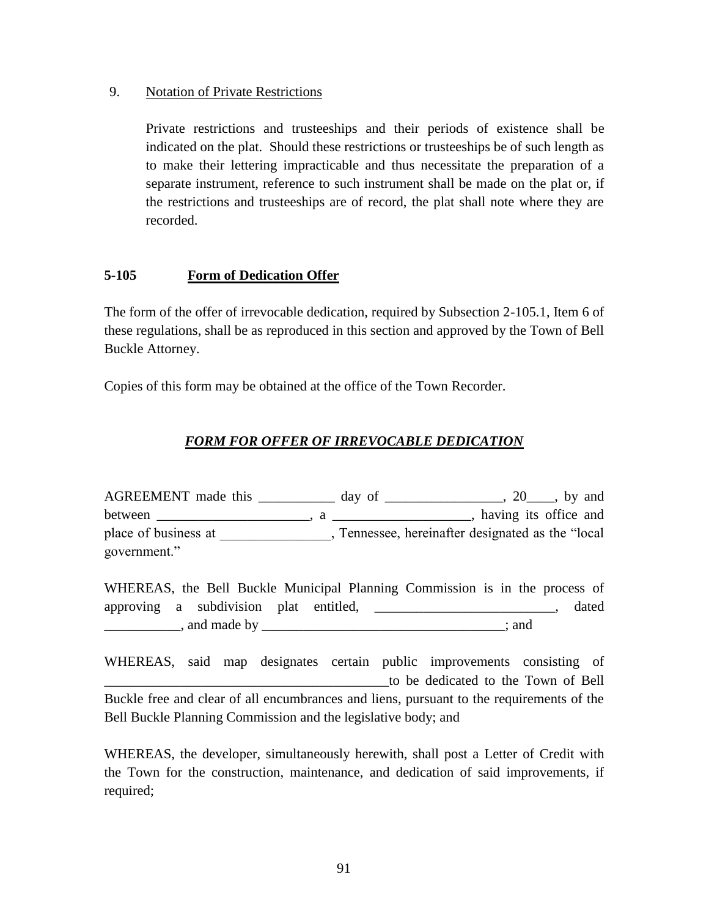9. Notation of Private Restrictions

Private restrictions and trusteeships and their periods of existence shall be indicated on the plat. Should these restrictions or trusteeships be of such length as to make their lettering impracticable and thus necessitate the preparation of a separate instrument, reference to such instrument shall be made on the plat or, if the restrictions and trusteeships are of record, the plat shall note where they are recorded.

**5-105 Form of Dedication Offer**

The form of the offer of irrevocable dedication, required by Subsection 2-105.1, Item 6 of these regulations, shall be as reproduced in this section and approved by the Town of Bell Buckle Attorney.

Copies of this form may be obtained at the office of the Town Recorder.

***FORM FOR OFFER OF IRREVOCABLE DEDICATION***

AGREEMENT made this ___________ day of _________________, 20____, by and between ______________________, a ____________________, having its office and place of business at ________________, Tennessee, hereinafter designated as the "local government."

WHEREAS, the Bell Buckle Municipal Planning Commission is in the process of approving a subdivision plat entitled, __________________________, dated ___________, and made by ____________________________________; and

WHEREAS, said map designates certain public improvements consisting of _________________________________________to be dedicated to the Town of Bell Buckle free and clear of all encumbrances and liens, pursuant to the requirements of the Bell Buckle Planning Commission and the legislative body; and

WHEREAS, the developer, simultaneously herewith, shall post a Letter of Credit with the Town for the construction, maintenance, and dedication of said improvements, if required;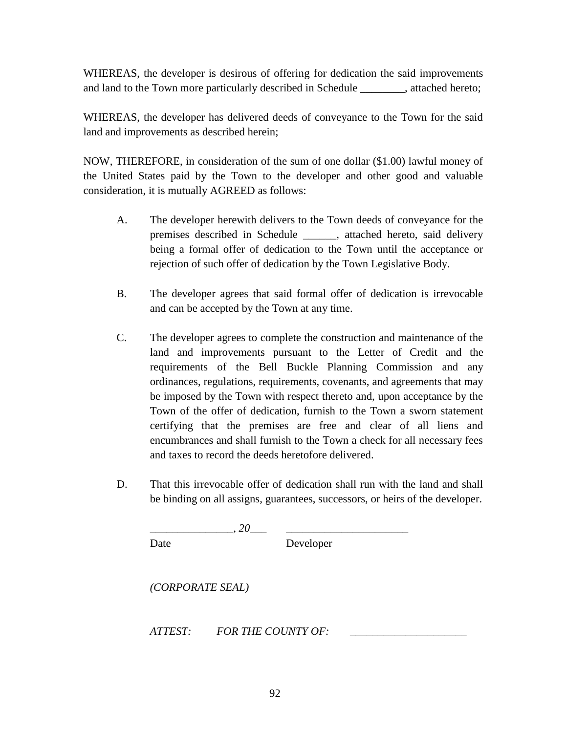WHEREAS, the developer is desirous of offering for dedication the said improvements and land to the Town more particularly described in Schedule ________, attached hereto;

WHEREAS, the developer has delivered deeds of conveyance to the Town for the said land and improvements as described herein;

NOW, THEREFORE, in consideration of the sum of one dollar ($1.00) lawful money of the United States paid by the Town to the developer and other good and valuable consideration, it is mutually AGREED as follows:

A. The developer herewith delivers to the Town deeds of conveyance for the premises described in Schedule ______, attached hereto, said delivery being a formal offer of dedication to the Town until the acceptance or rejection of such offer of dedication by the Town Legislative Body.

B. The developer agrees that said formal offer of dedication is irrevocable and can be accepted by the Town at any time.

C. The developer agrees to complete the construction and maintenance of the land and improvements pursuant to the Letter of Credit and the requirements of the Bell Buckle Planning Commission and any ordinances, regulations, requirements, covenants, and agreements that may be imposed by the Town with respect thereto and, upon acceptance by the Town of the offer of dedication, furnish to the Town a sworn statement certifying that the premises are free and clear of all liens and encumbrances and shall furnish to the Town a check for all necessary fees and taxes to record the deeds heretofore delivered.

D. That this irrevocable offer of dedication shall run with the land and shall be binding on all assigns, guarantees, successors, or heirs of the developer.

_______________, *20*___ ______________________

Date Developer

*(CORPORATE SEAL)*

*ATTEST: FOR THE COUNTY OF:* _____________________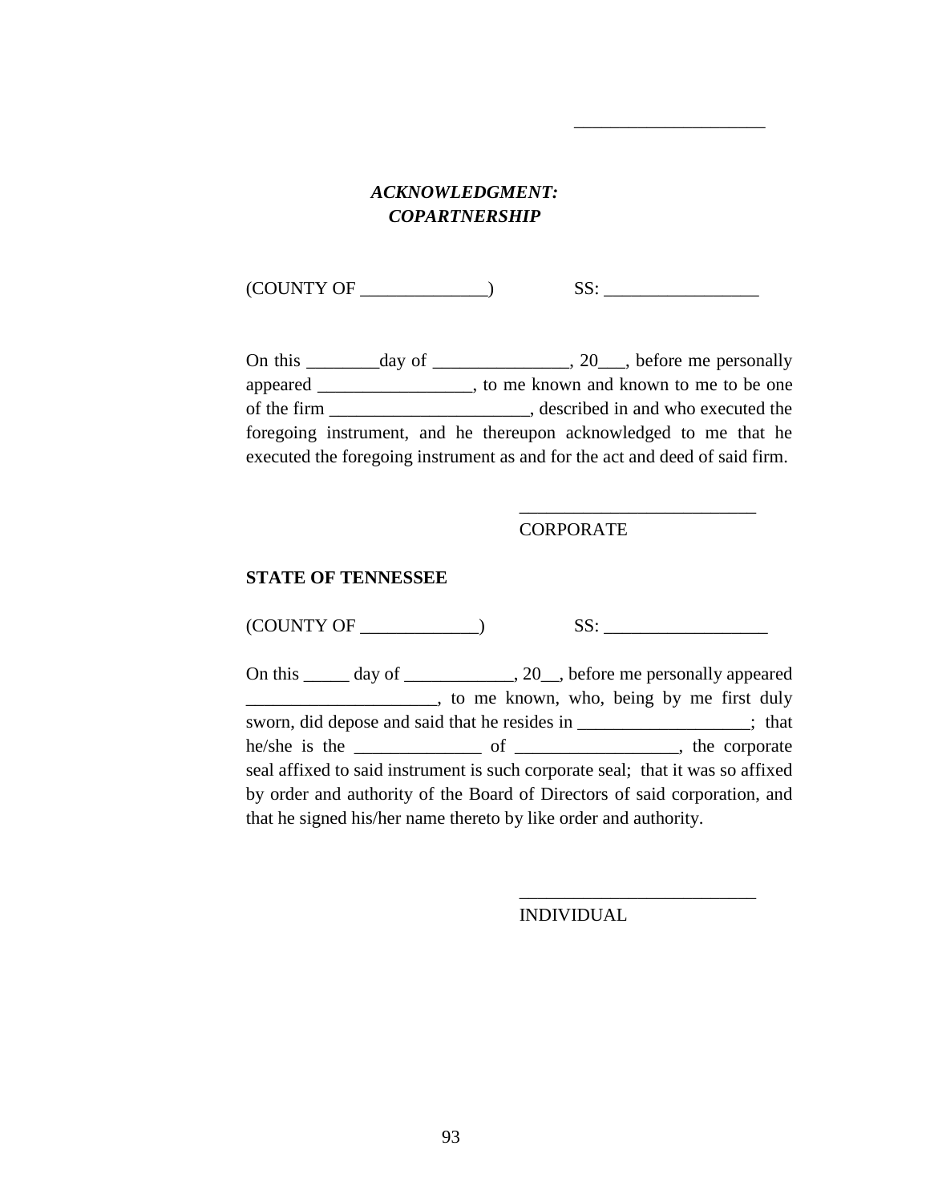____________________

***ACKNOWLEDGMENT:***
***COPARTNERSHIP***

(COUNTY OF ______________)    SS: _________________

On this ________day of _______________, 20___, before me personally appeared _________________, to me known and known to me to be one of the firm ______________________, described in and who executed the foregoing instrument, and he thereupon acknowledged to me that he executed the foregoing instrument as and for the act and deed of said firm.

__________________________
CORPORATE

**STATE OF TENNESSEE**

(COUNTY OF _____________)    SS: __________________

On this _____ day of ____________, 20__, before me personally appeared _____________________, to me known, who, being by me first duly sworn, did depose and said that he resides in ___________________; that he/she is the ______________ of __________________, the corporate seal affixed to said instrument is such corporate seal; that it was so affixed by order and authority of the Board of Directors of said corporation, and that he signed his/her name thereto by like order and authority.

__________________________
INDIVIDUAL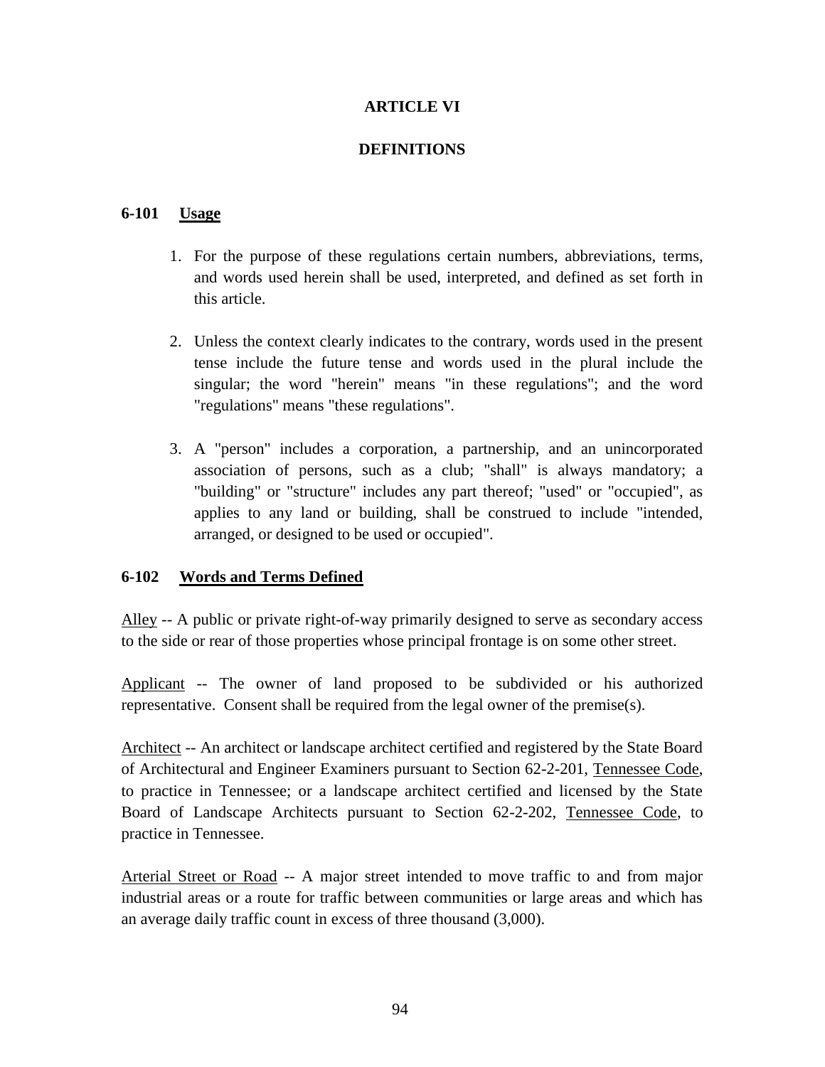# ARTICLE VI

# DEFINITIONS

## 6-101 Usage

1. For the purpose of these regulations certain numbers, abbreviations, terms, and words used herein shall be used, interpreted, and defined as set forth in this article.

2. Unless the context clearly indicates to the contrary, words used in the present tense include the future tense and words used in the plural include the singular; the word "herein" means "in these regulations"; and the word "regulations" means "these regulations".

3. A "person" includes a corporation, a partnership, and an unincorporated association of persons, such as a club; "shall" is always mandatory; a "building" or "structure" includes any part thereof; "used" or "occupied", as applies to any land or building, shall be construed to include "intended, arranged, or designed to be used or occupied".

## 6-102 Words and Terms Defined

Alley -- A public or private right-of-way primarily designed to serve as secondary access to the side or rear of those properties whose principal frontage is on some other street.

Applicant -- The owner of land proposed to be subdivided or his authorized representative. Consent shall be required from the legal owner of the premise(s).

Architect -- An architect or landscape architect certified and registered by the State Board of Architectural and Engineer Examiners pursuant to Section 62-2-201, Tennessee Code, to practice in Tennessee; or a landscape architect certified and licensed by the State Board of Landscape Architects pursuant to Section 62-2-202, Tennessee Code, to practice in Tennessee.

Arterial Street or Road -- A major street intended to move traffic to and from major industrial areas or a route for traffic between communities or large areas and which has an average daily traffic count in excess of three thousand (3,000).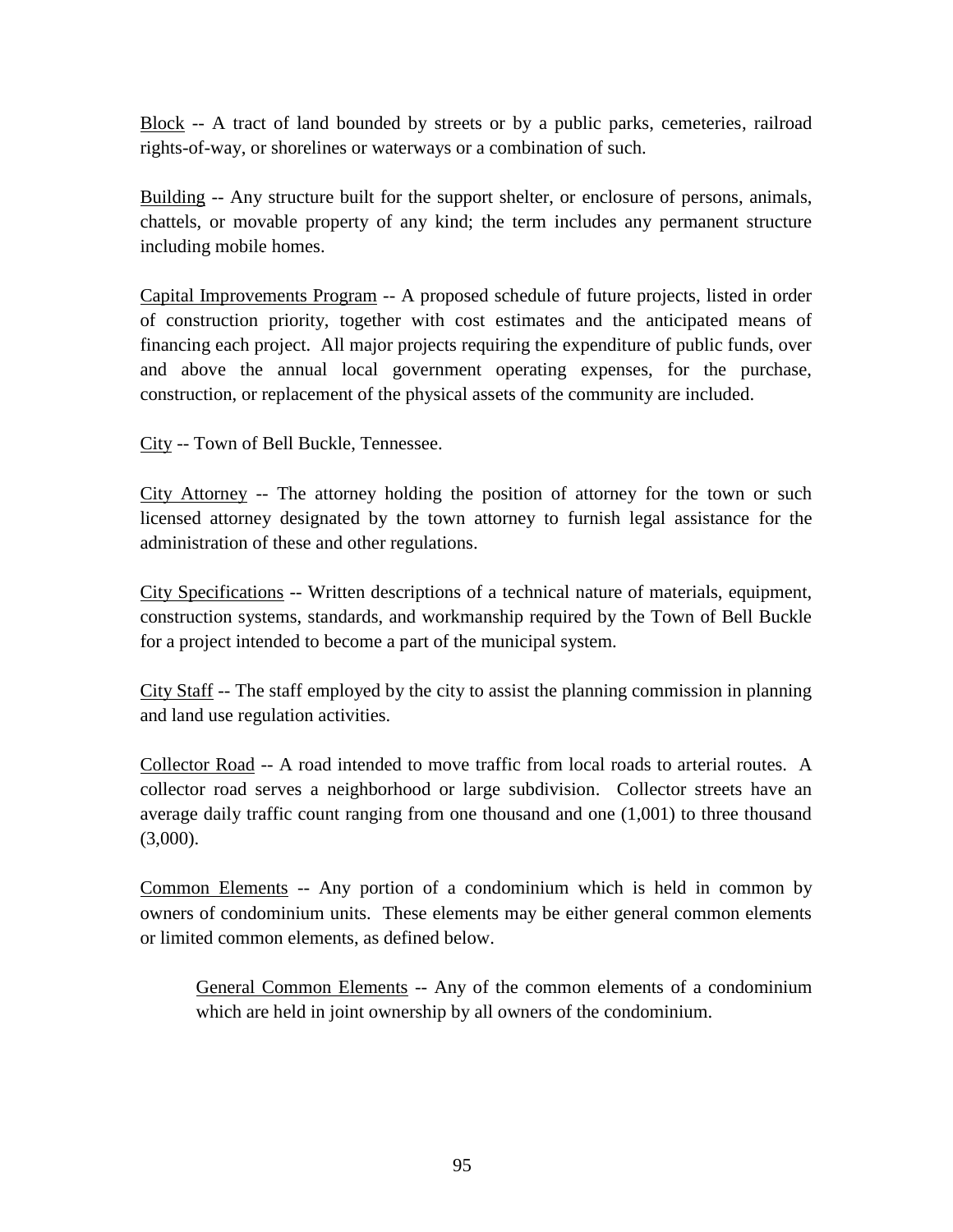<u>Block</u> -- A tract of land bounded by streets or by a public parks, cemeteries, railroad rights-of-way, or shorelines or waterways or a combination of such.

<u>Building</u> -- Any structure built for the support shelter, or enclosure of persons, animals, chattels, or movable property of any kind; the term includes any permanent structure including mobile homes.

<u>Capital Improvements Program</u> -- A proposed schedule of future projects, listed in order of construction priority, together with cost estimates and the anticipated means of financing each project. All major projects requiring the expenditure of public funds, over and above the annual local government operating expenses, for the purchase, construction, or replacement of the physical assets of the community are included.

<u>City</u> -- Town of Bell Buckle, Tennessee.

<u>City Attorney</u> -- The attorney holding the position of attorney for the town or such licensed attorney designated by the town attorney to furnish legal assistance for the administration of these and other regulations.

<u>City Specifications</u> -- Written descriptions of a technical nature of materials, equipment, construction systems, standards, and workmanship required by the Town of Bell Buckle for a project intended to become a part of the municipal system.

<u>City Staff</u> -- The staff employed by the city to assist the planning commission in planning and land use regulation activities.

<u>Collector Road</u> -- A road intended to move traffic from local roads to arterial routes. A collector road serves a neighborhood or large subdivision. Collector streets have an average daily traffic count ranging from one thousand and one (1,001) to three thousand (3,000).

<u>Common Elements</u> -- Any portion of a condominium which is held in common by owners of condominium units. These elements may be either general common elements or limited common elements, as defined below.

> <u>General Common Elements</u> -- Any of the common elements of a condominium which are held in joint ownership by all owners of the condominium.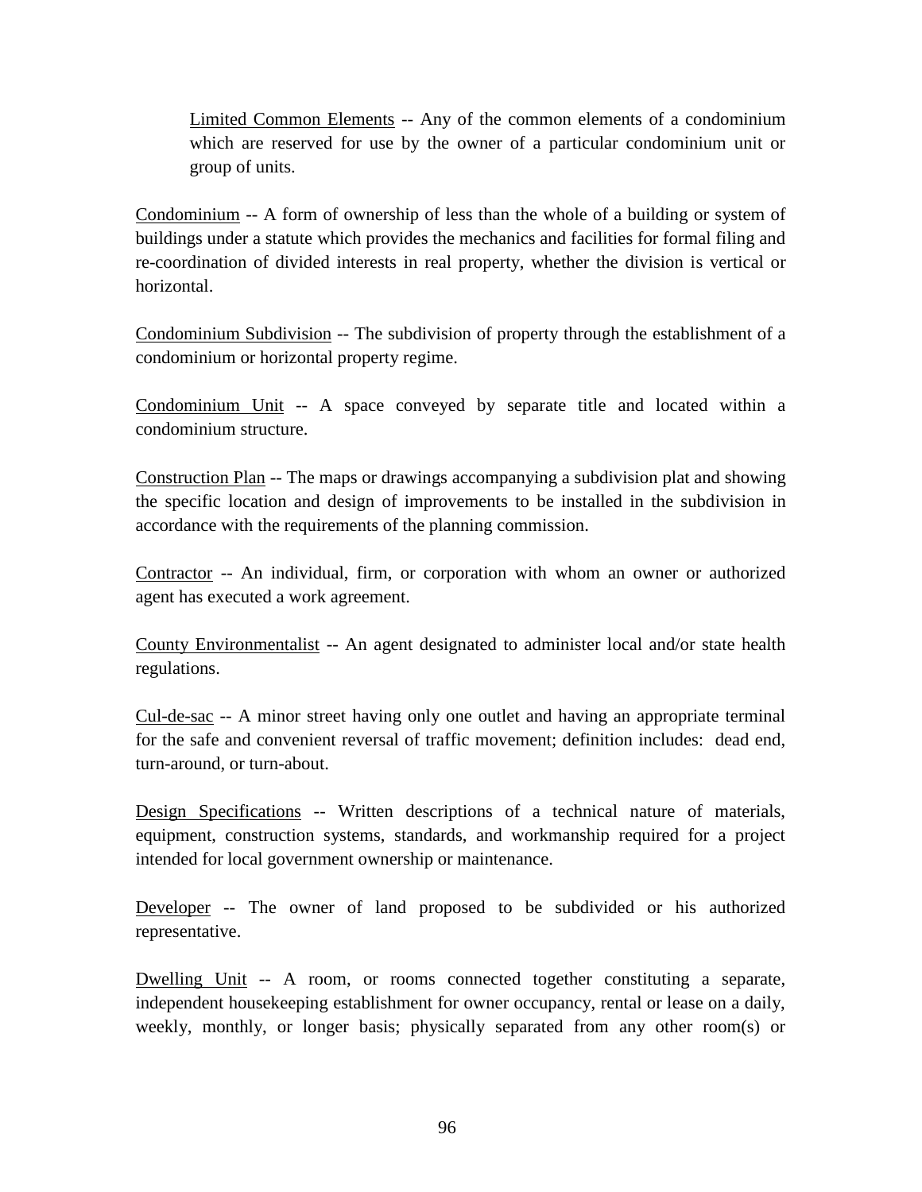Limited Common Elements -- Any of the common elements of a condominium which are reserved for use by the owner of a particular condominium unit or group of units.

Condominium -- A form of ownership of less than the whole of a building or system of buildings under a statute which provides the mechanics and facilities for formal filing and re-coordination of divided interests in real property, whether the division is vertical or horizontal.

Condominium Subdivision -- The subdivision of property through the establishment of a condominium or horizontal property regime.

Condominium Unit -- A space conveyed by separate title and located within a condominium structure.

Construction Plan -- The maps or drawings accompanying a subdivision plat and showing the specific location and design of improvements to be installed in the subdivision in accordance with the requirements of the planning commission.

Contractor -- An individual, firm, or corporation with whom an owner or authorized agent has executed a work agreement.

County Environmentalist -- An agent designated to administer local and/or state health regulations.

Cul-de-sac -- A minor street having only one outlet and having an appropriate terminal for the safe and convenient reversal of traffic movement; definition includes: dead end, turn-around, or turn-about.

Design Specifications -- Written descriptions of a technical nature of materials, equipment, construction systems, standards, and workmanship required for a project intended for local government ownership or maintenance.

Developer -- The owner of land proposed to be subdivided or his authorized representative.

Dwelling Unit -- A room, or rooms connected together constituting a separate, independent housekeeping establishment for owner occupancy, rental or lease on a daily, weekly, monthly, or longer basis; physically separated from any other room(s) or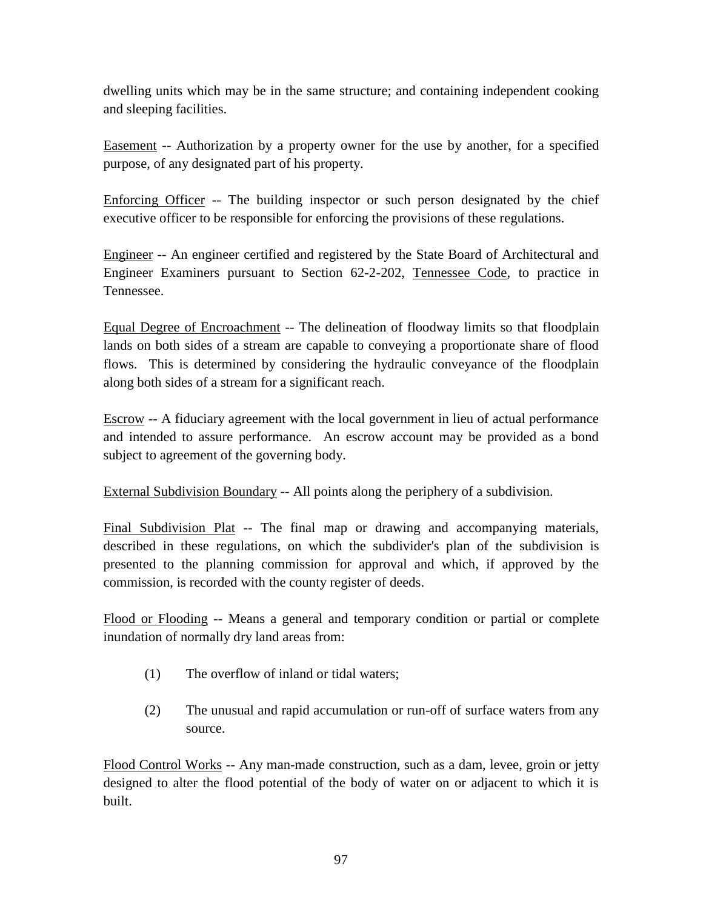dwelling units which may be in the same structure; and containing independent cooking and sleeping facilities.

<u>Easement</u> -- Authorization by a property owner for the use by another, for a specified purpose, of any designated part of his property.

<u>Enforcing Officer</u> -- The building inspector or such person designated by the chief executive officer to be responsible for enforcing the provisions of these regulations.

<u>Engineer</u> -- An engineer certified and registered by the State Board of Architectural and Engineer Examiners pursuant to Section 62-2-202, <u>Tennessee Code</u>, to practice in Tennessee.

<u>Equal Degree of Encroachment</u> -- The delineation of floodway limits so that floodplain lands on both sides of a stream are capable to conveying a proportionate share of flood flows. This is determined by considering the hydraulic conveyance of the floodplain along both sides of a stream for a significant reach.

<u>Escrow</u> -- A fiduciary agreement with the local government in lieu of actual performance and intended to assure performance. An escrow account may be provided as a bond subject to agreement of the governing body.

<u>External Subdivision Boundary</u> -- All points along the periphery of a subdivision.

<u>Final Subdivision Plat</u> -- The final map or drawing and accompanying materials, described in these regulations, on which the subdivider's plan of the subdivision is presented to the planning commission for approval and which, if approved by the commission, is recorded with the county register of deeds.

<u>Flood or Flooding</u> -- Means a general and temporary condition or partial or complete inundation of normally dry land areas from:

(1) The overflow of inland or tidal waters;

(2) The unusual and rapid accumulation or run-off of surface waters from any source.

<u>Flood Control Works</u> -- Any man-made construction, such as a dam, levee, groin or jetty designed to alter the flood potential of the body of water on or adjacent to which it is built.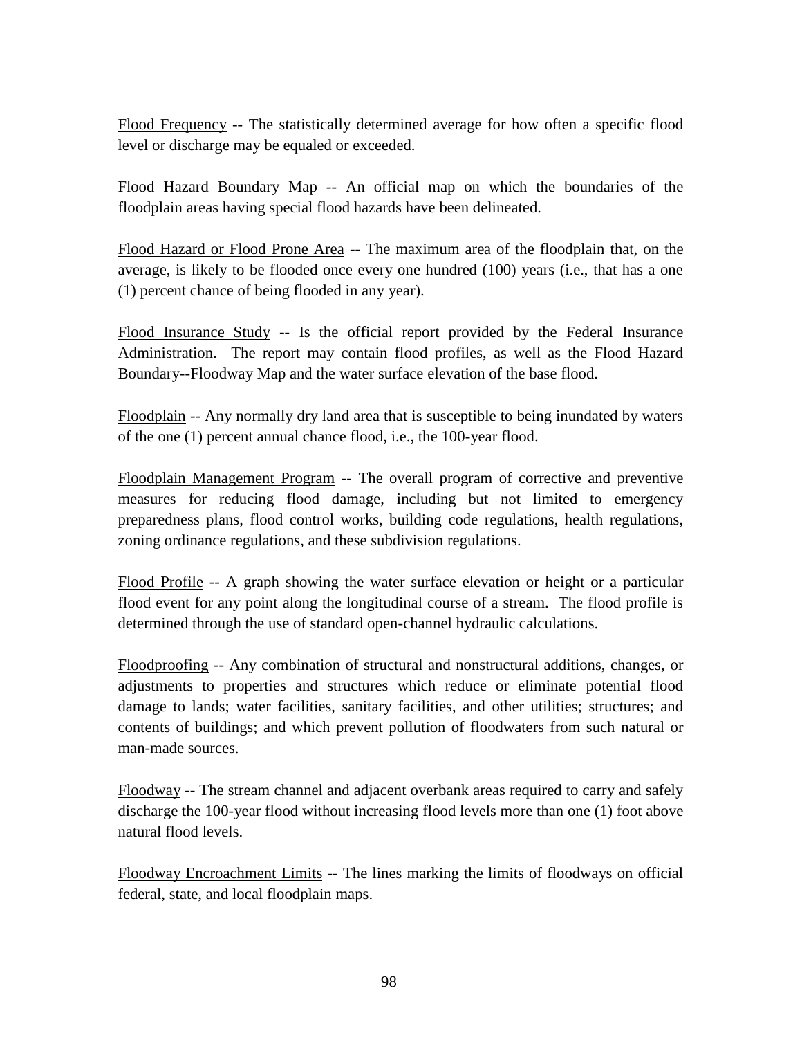Flood Frequency -- The statistically determined average for how often a specific flood level or discharge may be equaled or exceeded.

Flood Hazard Boundary Map -- An official map on which the boundaries of the floodplain areas having special flood hazards have been delineated.

Flood Hazard or Flood Prone Area -- The maximum area of the floodplain that, on the average, is likely to be flooded once every one hundred (100) years (i.e., that has a one (1) percent chance of being flooded in any year).

Flood Insurance Study -- Is the official report provided by the Federal Insurance Administration. The report may contain flood profiles, as well as the Flood Hazard Boundary--Floodway Map and the water surface elevation of the base flood.

Floodplain -- Any normally dry land area that is susceptible to being inundated by waters of the one (1) percent annual chance flood, i.e., the 100-year flood.

Floodplain Management Program -- The overall program of corrective and preventive measures for reducing flood damage, including but not limited to emergency preparedness plans, flood control works, building code regulations, health regulations, zoning ordinance regulations, and these subdivision regulations.

Flood Profile -- A graph showing the water surface elevation or height or a particular flood event for any point along the longitudinal course of a stream. The flood profile is determined through the use of standard open-channel hydraulic calculations.

Floodproofing -- Any combination of structural and nonstructural additions, changes, or adjustments to properties and structures which reduce or eliminate potential flood damage to lands; water facilities, sanitary facilities, and other utilities; structures; and contents of buildings; and which prevent pollution of floodwaters from such natural or man-made sources.

Floodway -- The stream channel and adjacent overbank areas required to carry and safely discharge the 100-year flood without increasing flood levels more than one (1) foot above natural flood levels.

Floodway Encroachment Limits -- The lines marking the limits of floodways on official federal, state, and local floodplain maps.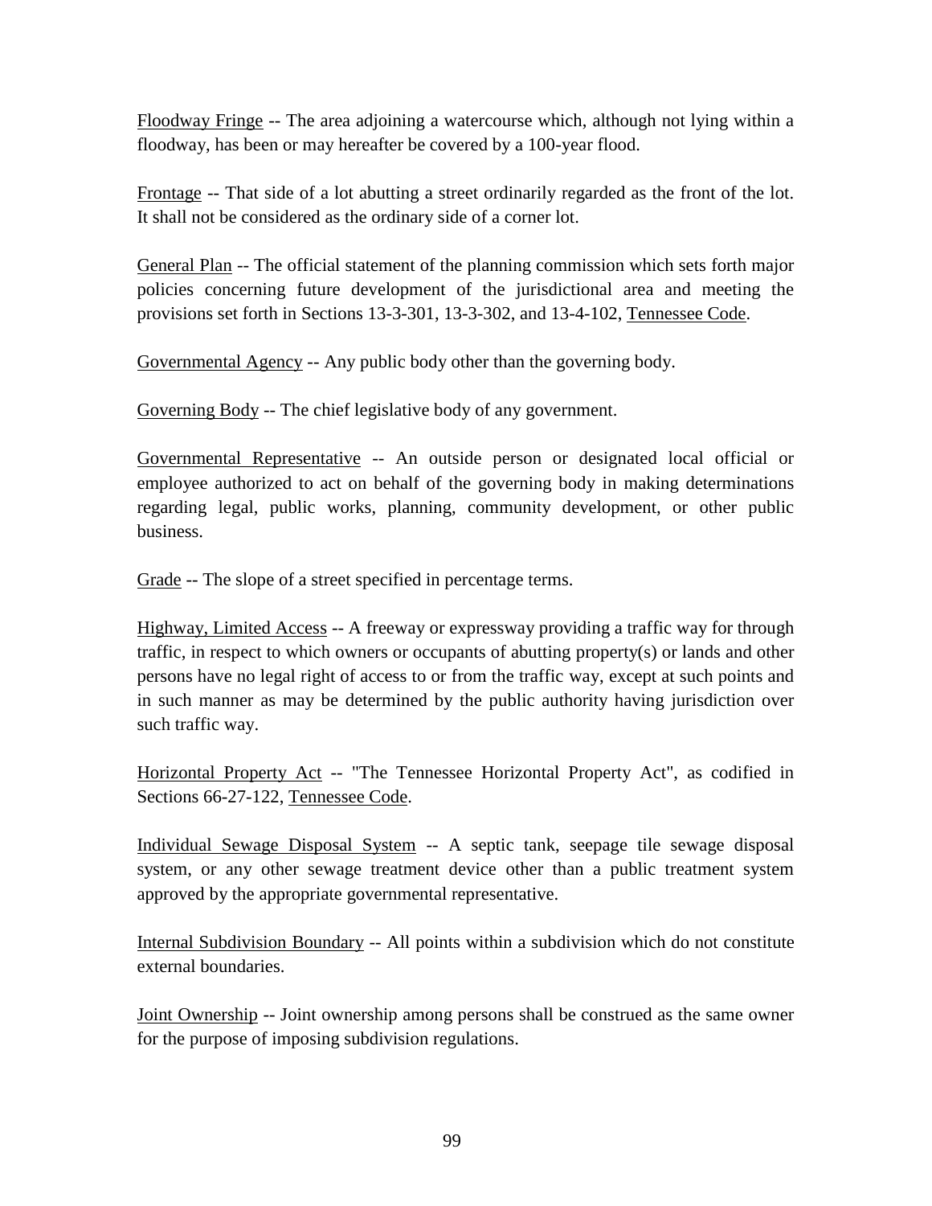<u>Floodway Fringe</u> -- The area adjoining a watercourse which, although not lying within a floodway, has been or may hereafter be covered by a 100-year flood.

<u>Frontage</u> -- That side of a lot abutting a street ordinarily regarded as the front of the lot. It shall not be considered as the ordinary side of a corner lot.

<u>General Plan</u> -- The official statement of the planning commission which sets forth major policies concerning future development of the jurisdictional area and meeting the provisions set forth in Sections 13-3-301, 13-3-302, and 13-4-102, <u>Tennessee Code</u>.

<u>Governmental Agency</u> -- Any public body other than the governing body.

<u>Governing Body</u> -- The chief legislative body of any government.

<u>Governmental Representative</u> -- An outside person or designated local official or employee authorized to act on behalf of the governing body in making determinations regarding legal, public works, planning, community development, or other public business.

<u>Grade</u> -- The slope of a street specified in percentage terms.

<u>Highway, Limited Access</u> -- A freeway or expressway providing a traffic way for through traffic, in respect to which owners or occupants of abutting property(s) or lands and other persons have no legal right of access to or from the traffic way, except at such points and in such manner as may be determined by the public authority having jurisdiction over such traffic way.

<u>Horizontal Property Act</u> -- "The Tennessee Horizontal Property Act", as codified in Sections 66-27-122, <u>Tennessee Code</u>.

<u>Individual Sewage Disposal System</u> -- A septic tank, seepage tile sewage disposal system, or any other sewage treatment device other than a public treatment system approved by the appropriate governmental representative.

<u>Internal Subdivision Boundary</u> -- All points within a subdivision which do not constitute external boundaries.

<u>Joint Ownership</u> -- Joint ownership among persons shall be construed as the same owner for the purpose of imposing subdivision regulations.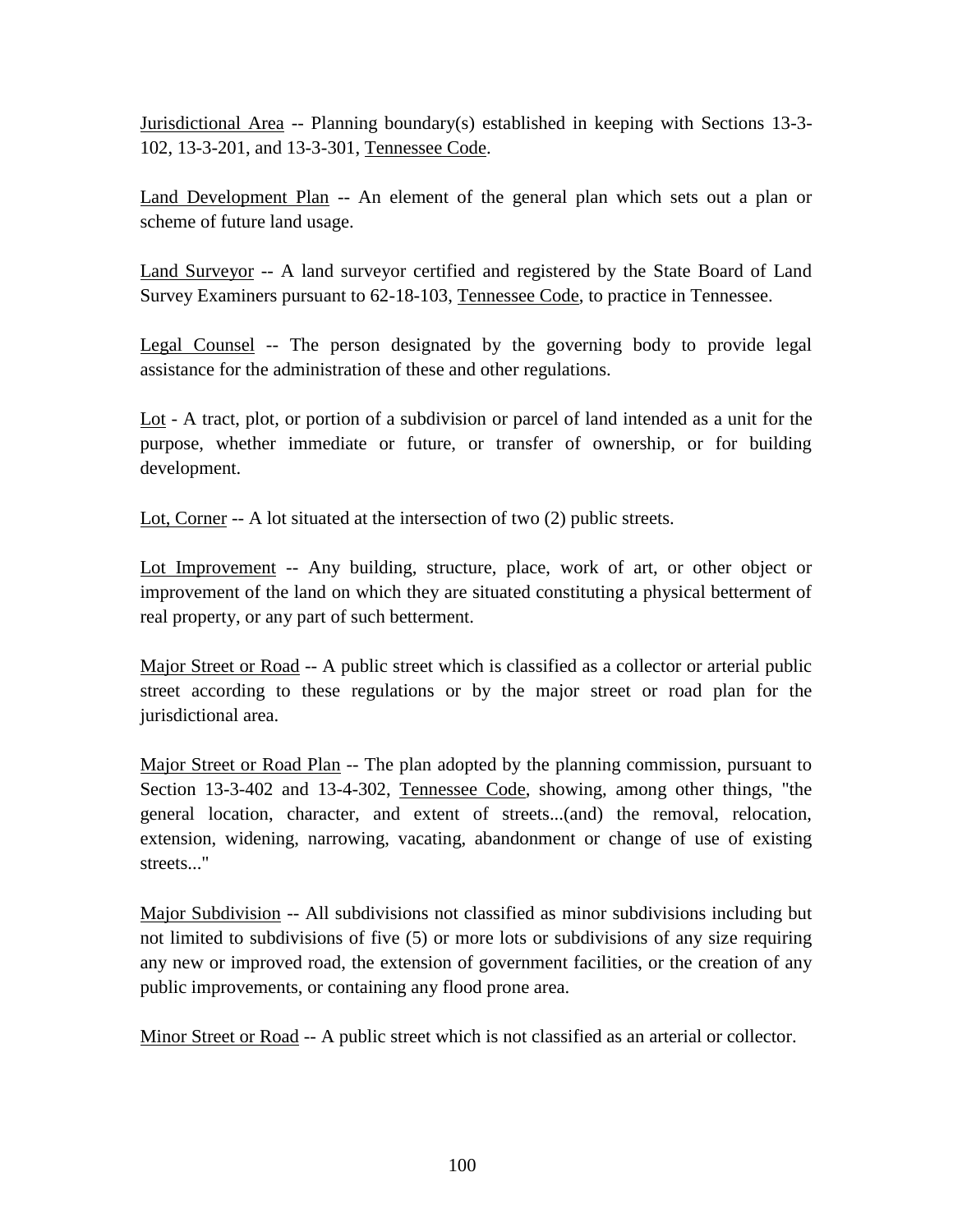Jurisdictional Area -- Planning boundary(s) established in keeping with Sections 13-3-102, 13-3-201, and 13-3-301, Tennessee Code.

Land Development Plan -- An element of the general plan which sets out a plan or scheme of future land usage.

Land Surveyor -- A land surveyor certified and registered by the State Board of Land Survey Examiners pursuant to 62-18-103, Tennessee Code, to practice in Tennessee.

Legal Counsel -- The person designated by the governing body to provide legal assistance for the administration of these and other regulations.

Lot - A tract, plot, or portion of a subdivision or parcel of land intended as a unit for the purpose, whether immediate or future, or transfer of ownership, or for building development.

Lot, Corner -- A lot situated at the intersection of two (2) public streets.

Lot Improvement -- Any building, structure, place, work of art, or other object or improvement of the land on which they are situated constituting a physical betterment of real property, or any part of such betterment.

Major Street or Road -- A public street which is classified as a collector or arterial public street according to these regulations or by the major street or road plan for the jurisdictional area.

Major Street or Road Plan -- The plan adopted by the planning commission, pursuant to Section 13-3-402 and 13-4-302, Tennessee Code, showing, among other things, "the general location, character, and extent of streets...(and) the removal, relocation, extension, widening, narrowing, vacating, abandonment or change of use of existing streets..."

Major Subdivision -- All subdivisions not classified as minor subdivisions including but not limited to subdivisions of five (5) or more lots or subdivisions of any size requiring any new or improved road, the extension of government facilities, or the creation of any public improvements, or containing any flood prone area.

Minor Street or Road -- A public street which is not classified as an arterial or collector.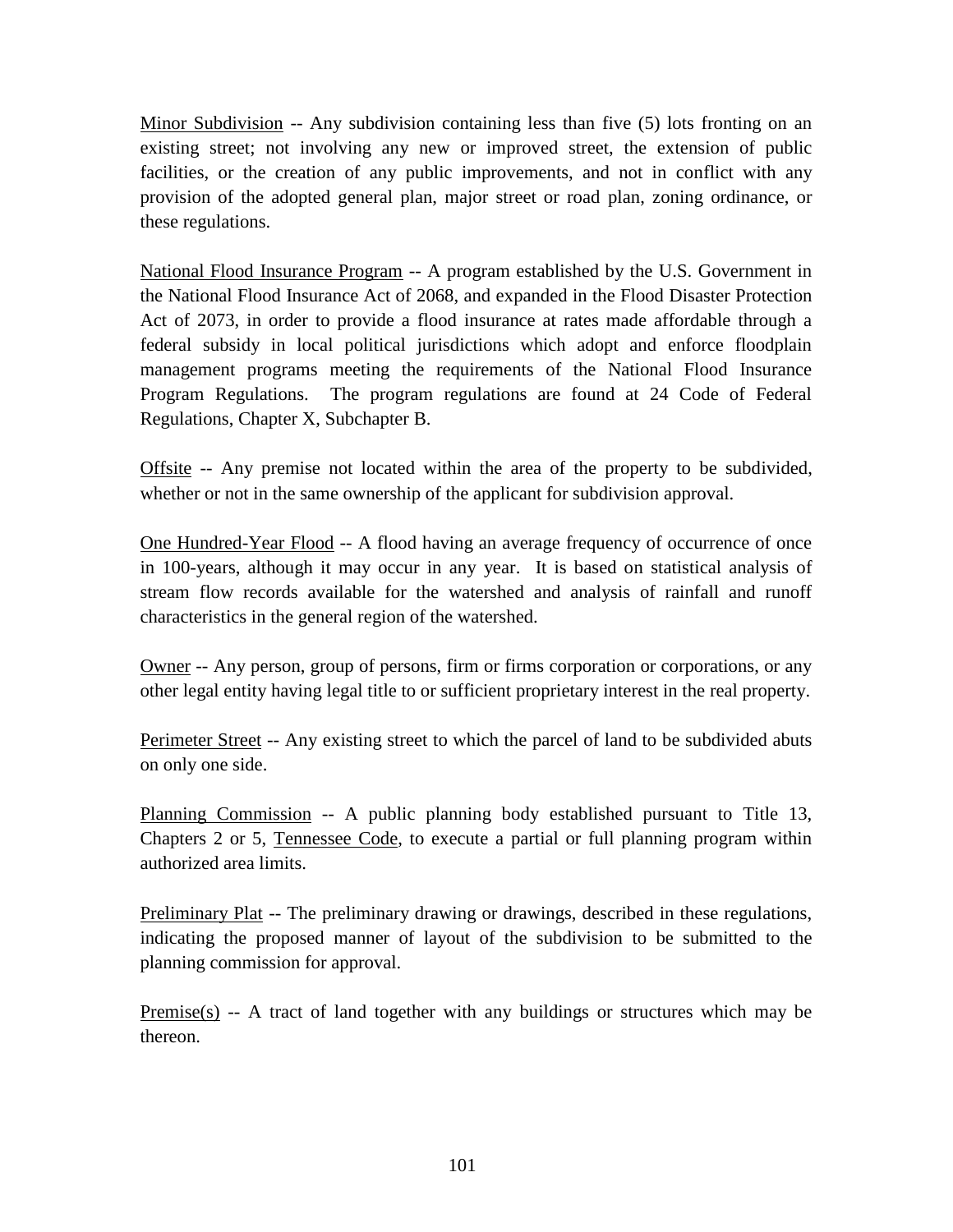<u>Minor Subdivision</u> -- Any subdivision containing less than five (5) lots fronting on an existing street; not involving any new or improved street, the extension of public facilities, or the creation of any public improvements, and not in conflict with any provision of the adopted general plan, major street or road plan, zoning ordinance, or these regulations.

<u>National Flood Insurance Program</u> -- A program established by the U.S. Government in the National Flood Insurance Act of 2068, and expanded in the Flood Disaster Protection Act of 2073, in order to provide a flood insurance at rates made affordable through a federal subsidy in local political jurisdictions which adopt and enforce floodplain management programs meeting the requirements of the National Flood Insurance Program Regulations. The program regulations are found at 24 Code of Federal Regulations, Chapter X, Subchapter B.

<u>Offsite</u> -- Any premise not located within the area of the property to be subdivided, whether or not in the same ownership of the applicant for subdivision approval.

<u>One Hundred-Year Flood</u> -- A flood having an average frequency of occurrence of once in 100-years, although it may occur in any year. It is based on statistical analysis of stream flow records available for the watershed and analysis of rainfall and runoff characteristics in the general region of the watershed.

<u>Owner</u> -- Any person, group of persons, firm or firms corporation or corporations, or any other legal entity having legal title to or sufficient proprietary interest in the real property.

<u>Perimeter Street</u> -- Any existing street to which the parcel of land to be subdivided abuts on only one side.

<u>Planning Commission</u> -- A public planning body established pursuant to Title 13, Chapters 2 or 5, <u>Tennessee Code</u>, to execute a partial or full planning program within authorized area limits.

<u>Preliminary Plat</u> -- The preliminary drawing or drawings, described in these regulations, indicating the proposed manner of layout of the subdivision to be submitted to the planning commission for approval.

<u>Premise(s)</u> -- A tract of land together with any buildings or structures which may be thereon.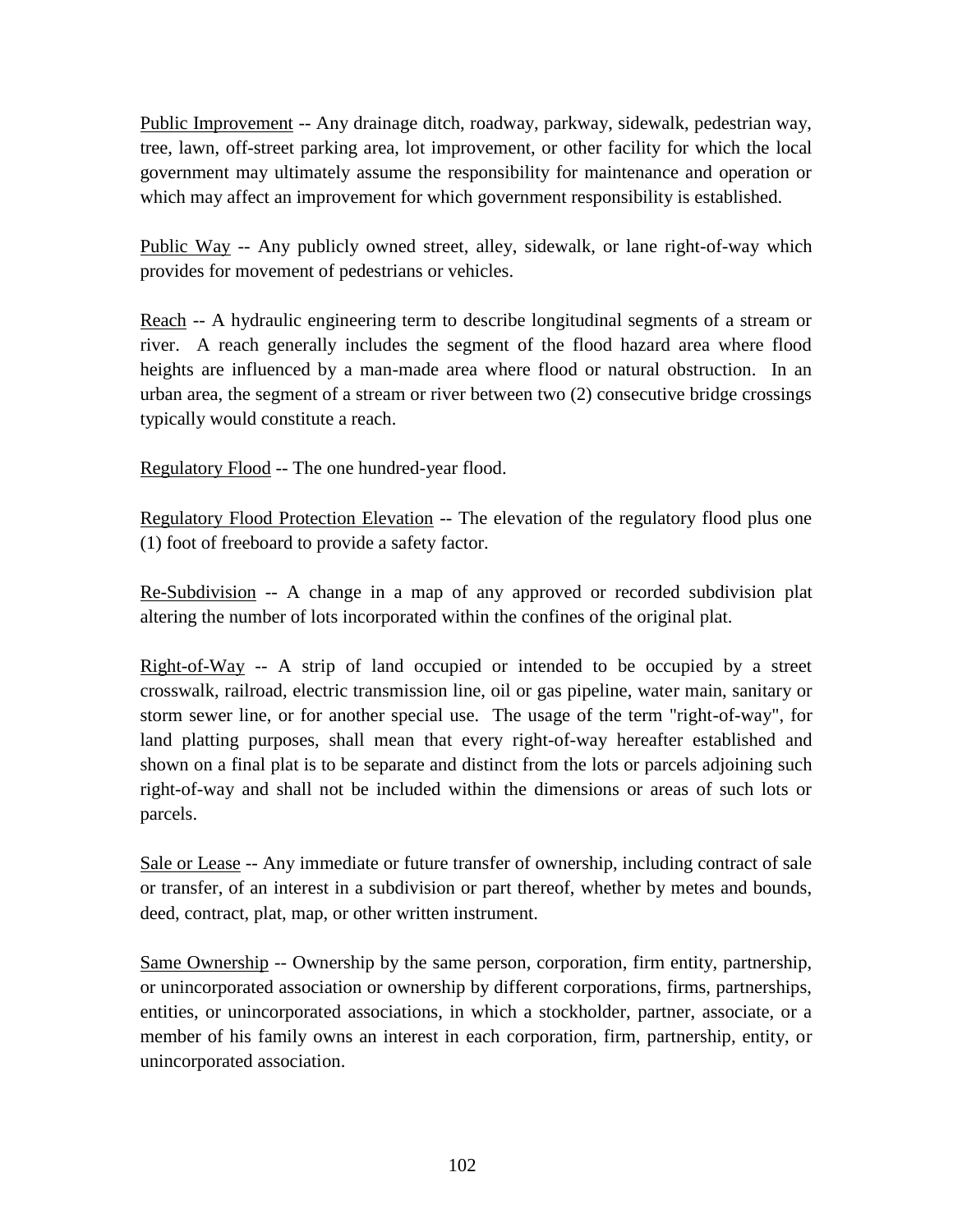Public Improvement -- Any drainage ditch, roadway, parkway, sidewalk, pedestrian way, tree, lawn, off-street parking area, lot improvement, or other facility for which the local government may ultimately assume the responsibility for maintenance and operation or which may affect an improvement for which government responsibility is established.

Public Way -- Any publicly owned street, alley, sidewalk, or lane right-of-way which provides for movement of pedestrians or vehicles.

Reach -- A hydraulic engineering term to describe longitudinal segments of a stream or river. A reach generally includes the segment of the flood hazard area where flood heights are influenced by a man-made area where flood or natural obstruction. In an urban area, the segment of a stream or river between two (2) consecutive bridge crossings typically would constitute a reach.

Regulatory Flood -- The one hundred-year flood.

Regulatory Flood Protection Elevation -- The elevation of the regulatory flood plus one (1) foot of freeboard to provide a safety factor.

Re-Subdivision -- A change in a map of any approved or recorded subdivision plat altering the number of lots incorporated within the confines of the original plat.

Right-of-Way -- A strip of land occupied or intended to be occupied by a street crosswalk, railroad, electric transmission line, oil or gas pipeline, water main, sanitary or storm sewer line, or for another special use. The usage of the term "right-of-way", for land platting purposes, shall mean that every right-of-way hereafter established and shown on a final plat is to be separate and distinct from the lots or parcels adjoining such right-of-way and shall not be included within the dimensions or areas of such lots or parcels.

Sale or Lease -- Any immediate or future transfer of ownership, including contract of sale or transfer, of an interest in a subdivision or part thereof, whether by metes and bounds, deed, contract, plat, map, or other written instrument.

Same Ownership -- Ownership by the same person, corporation, firm entity, partnership, or unincorporated association or ownership by different corporations, firms, partnerships, entities, or unincorporated associations, in which a stockholder, partner, associate, or a member of his family owns an interest in each corporation, firm, partnership, entity, or unincorporated association.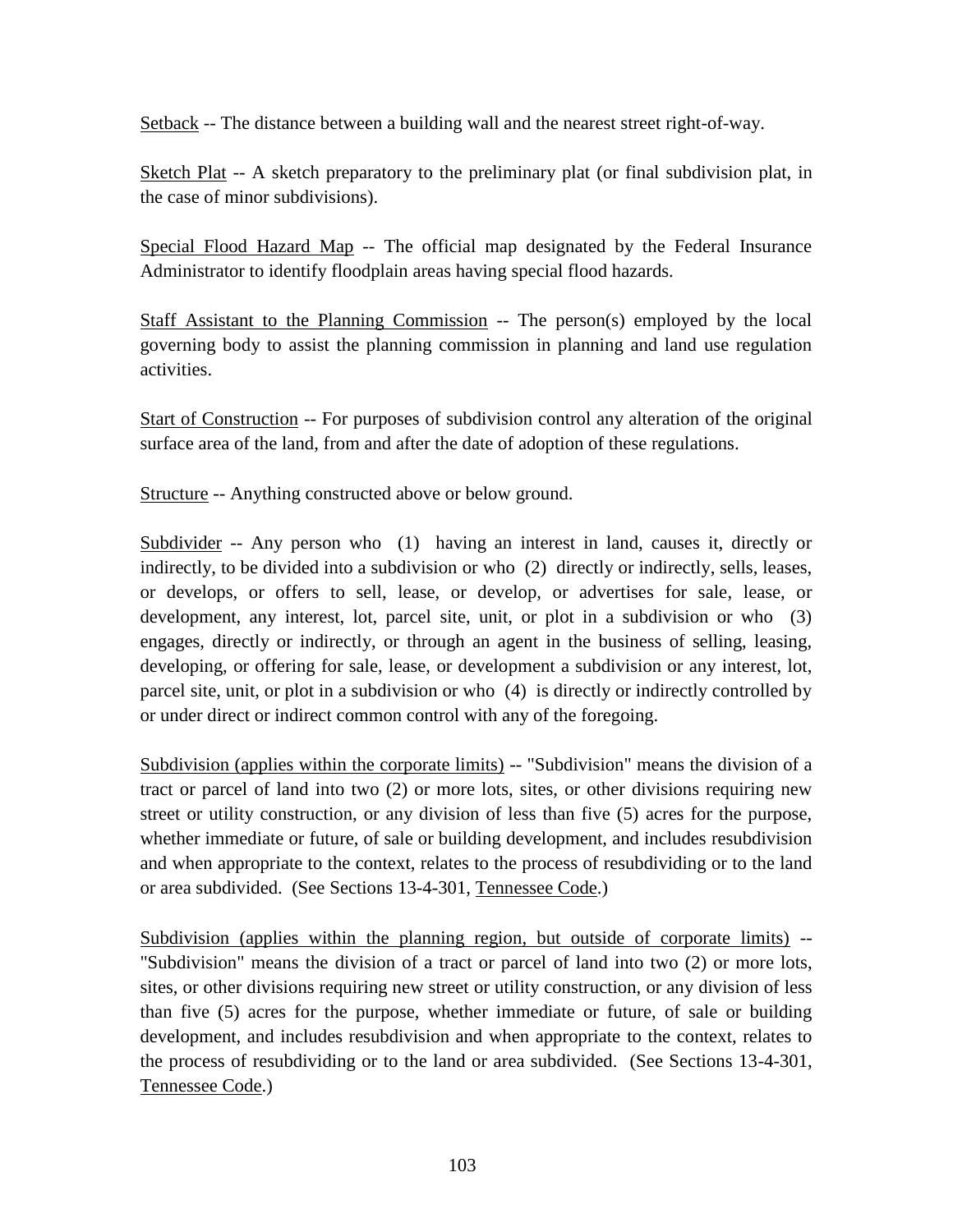Setback -- The distance between a building wall and the nearest street right-of-way.

Sketch Plat -- A sketch preparatory to the preliminary plat (or final subdivision plat, in the case of minor subdivisions).

Special Flood Hazard Map -- The official map designated by the Federal Insurance Administrator to identify floodplain areas having special flood hazards.

Staff Assistant to the Planning Commission -- The person(s) employed by the local governing body to assist the planning commission in planning and land use regulation activities.

Start of Construction -- For purposes of subdivision control any alteration of the original surface area of the land, from and after the date of adoption of these regulations.

Structure -- Anything constructed above or below ground.

Subdivider -- Any person who (1) having an interest in land, causes it, directly or indirectly, to be divided into a subdivision or who (2) directly or indirectly, sells, leases, or develops, or offers to sell, lease, or develop, or advertises for sale, lease, or development, any interest, lot, parcel site, unit, or plot in a subdivision or who (3) engages, directly or indirectly, or through an agent in the business of selling, leasing, developing, or offering for sale, lease, or development a subdivision or any interest, lot, parcel site, unit, or plot in a subdivision or who (4) is directly or indirectly controlled by or under direct or indirect common control with any of the foregoing.

Subdivision (applies within the corporate limits) -- "Subdivision" means the division of a tract or parcel of land into two (2) or more lots, sites, or other divisions requiring new street or utility construction, or any division of less than five (5) acres for the purpose, whether immediate or future, of sale or building development, and includes resubdivision and when appropriate to the context, relates to the process of resubdividing or to the land or area subdivided. (See Sections 13-4-301, Tennessee Code.)

Subdivision (applies within the planning region, but outside of corporate limits) -- "Subdivision" means the division of a tract or parcel of land into two (2) or more lots, sites, or other divisions requiring new street or utility construction, or any division of less than five (5) acres for the purpose, whether immediate or future, of sale or building development, and includes resubdivision and when appropriate to the context, relates to the process of resubdividing or to the land or area subdivided. (See Sections 13-4-301, Tennessee Code.)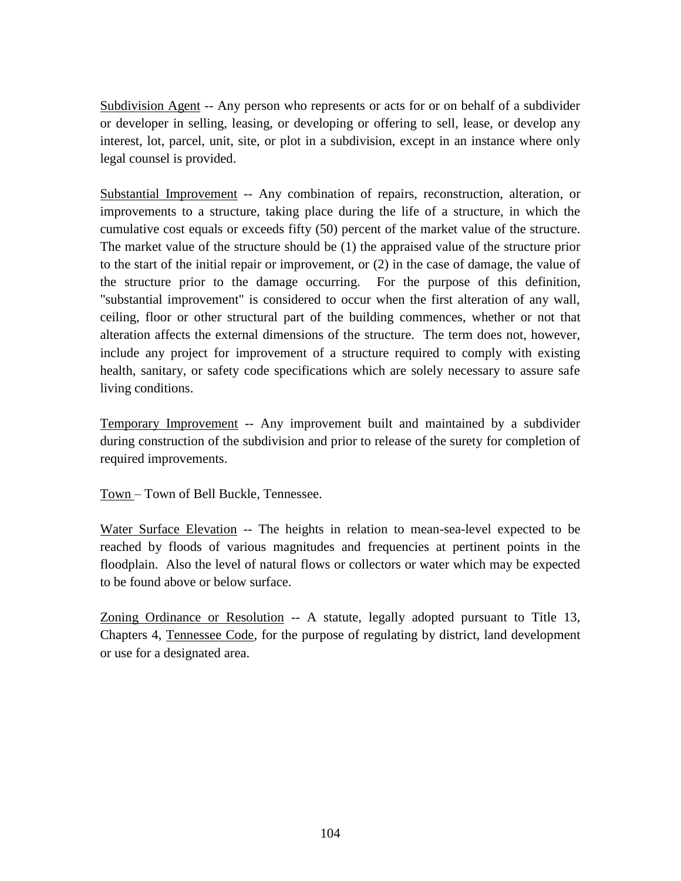<u>Subdivision Agent</u> -- Any person who represents or acts for or on behalf of a subdivider or developer in selling, leasing, or developing or offering to sell, lease, or develop any interest, lot, parcel, unit, site, or plot in a subdivision, except in an instance where only legal counsel is provided.

<u>Substantial Improvement</u> -- Any combination of repairs, reconstruction, alteration, or improvements to a structure, taking place during the life of a structure, in which the cumulative cost equals or exceeds fifty (50) percent of the market value of the structure. The market value of the structure should be (1) the appraised value of the structure prior to the start of the initial repair or improvement, or (2) in the case of damage, the value of the structure prior to the damage occurring. For the purpose of this definition, "substantial improvement" is considered to occur when the first alteration of any wall, ceiling, floor or other structural part of the building commences, whether or not that alteration affects the external dimensions of the structure. The term does not, however, include any project for improvement of a structure required to comply with existing health, sanitary, or safety code specifications which are solely necessary to assure safe living conditions.

<u>Temporary Improvement</u> -- Any improvement built and maintained by a subdivider during construction of the subdivision and prior to release of the surety for completion of required improvements.

<u>Town</u> – Town of Bell Buckle, Tennessee.

<u>Water Surface Elevation</u> -- The heights in relation to mean-sea-level expected to be reached by floods of various magnitudes and frequencies at pertinent points in the floodplain. Also the level of natural flows or collectors or water which may be expected to be found above or below surface.

<u>Zoning Ordinance or Resolution</u> -- A statute, legally adopted pursuant to Title 13, Chapters 4, <u>Tennessee Code</u>, for the purpose of regulating by district, land development or use for a designated area.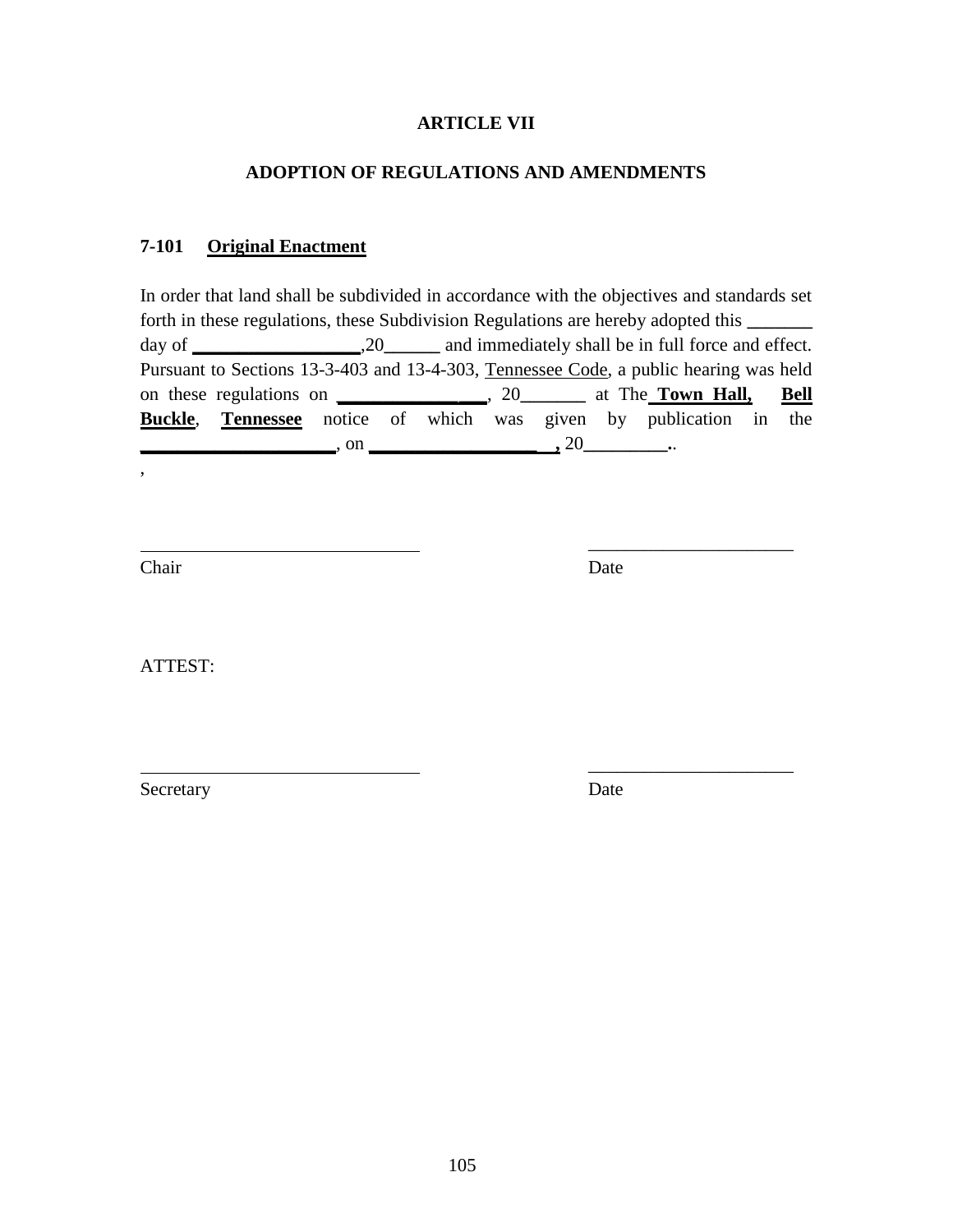# ARTICLE VII

## ADOPTION OF REGULATIONS AND AMENDMENTS

### 7-101 Original Enactment

In order that land shall be subdivided in accordance with the objectives and standards set forth in these regulations, these Subdivision Regulations are hereby adopted this _______ day of _________________,20______ and immediately shall be in full force and effect. Pursuant to Sections 13-3-403 and 13-4-303, Tennessee Code, a public hearing was held on these regulations on ________________, 20_______ at The **Town Hall, Bell Buckle**, **Tennessee** notice of which was given by publication in the ____________________, on __________________, 20_________..

,

_______________________________ _____________________

Chair Date

ATTEST:

_______________________________ _____________________

Secretary Date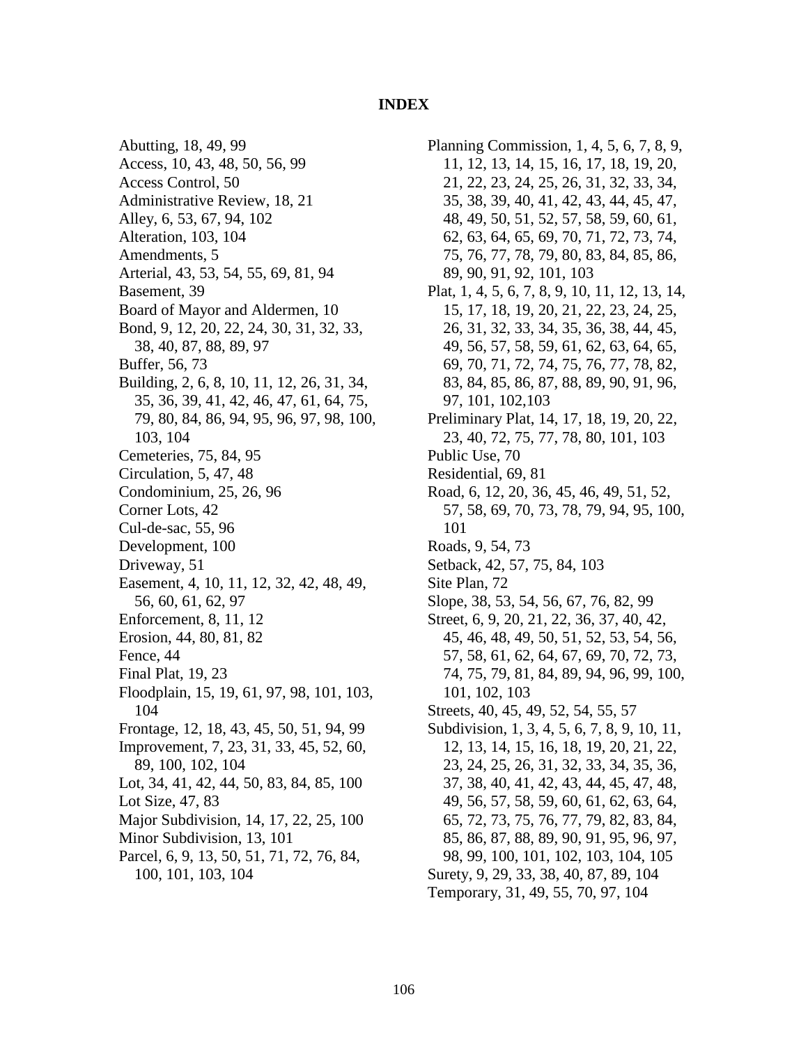# INDEX

Abutting, 18, 49, 99
Access, 10, 43, 48, 50, 56, 99
Access Control, 50
Administrative Review, 18, 21
Alley, 6, 53, 67, 94, 102
Alteration, 103, 104
Amendments, 5
Arterial, 43, 53, 54, 55, 69, 81, 94
Basement, 39
Board of Mayor and Aldermen, 10
Bond, 9, 12, 20, 22, 24, 30, 31, 32, 33, 38, 40, 87, 88, 89, 97
Buffer, 56, 73
Building, 2, 6, 8, 10, 11, 12, 26, 31, 34, 35, 36, 39, 41, 42, 46, 47, 61, 64, 75, 79, 80, 84, 86, 94, 95, 96, 97, 98, 100, 103, 104
Cemeteries, 75, 84, 95
Circulation, 5, 47, 48
Condominium, 25, 26, 96
Corner Lots, 42
Cul-de-sac, 55, 96
Development, 100
Driveway, 51
Easement, 4, 10, 11, 12, 32, 42, 48, 49, 56, 60, 61, 62, 97
Enforcement, 8, 11, 12
Erosion, 44, 80, 81, 82
Fence, 44
Final Plat, 19, 23
Floodplain, 15, 19, 61, 97, 98, 101, 103, 104
Frontage, 12, 18, 43, 45, 50, 51, 94, 99
Improvement, 7, 23, 31, 33, 45, 52, 60, 89, 100, 102, 104
Lot, 34, 41, 42, 44, 50, 83, 84, 85, 100
Lot Size, 47, 83
Major Subdivision, 14, 17, 22, 25, 100
Minor Subdivision, 13, 101
Parcel, 6, 9, 13, 50, 51, 71, 72, 76, 84, 100, 101, 103, 104
Planning Commission, 1, 4, 5, 6, 7, 8, 9, 11, 12, 13, 14, 15, 16, 17, 18, 19, 20, 21, 22, 23, 24, 25, 26, 31, 32, 33, 34, 35, 38, 39, 40, 41, 42, 43, 44, 45, 47, 48, 49, 50, 51, 52, 57, 58, 59, 60, 61, 62, 63, 64, 65, 69, 70, 71, 72, 73, 74, 75, 76, 77, 78, 79, 80, 83, 84, 85, 86, 89, 90, 91, 92, 101, 103
Plat, 1, 4, 5, 6, 7, 8, 9, 10, 11, 12, 13, 14, 15, 17, 18, 19, 20, 21, 22, 23, 24, 25, 26, 31, 32, 33, 34, 35, 36, 38, 44, 45, 49, 56, 57, 58, 59, 61, 62, 63, 64, 65, 69, 70, 71, 72, 74, 75, 76, 77, 78, 82, 83, 84, 85, 86, 87, 88, 89, 90, 91, 96, 97, 101, 102,103
Preliminary Plat, 14, 17, 18, 19, 20, 22, 23, 40, 72, 75, 77, 78, 80, 101, 103
Public Use, 70
Residential, 69, 81
Road, 6, 12, 20, 36, 45, 46, 49, 51, 52, 57, 58, 69, 70, 73, 78, 79, 94, 95, 100, 101
Roads, 9, 54, 73
Setback, 42, 57, 75, 84, 103
Site Plan, 72
Slope, 38, 53, 54, 56, 67, 76, 82, 99
Street, 6, 9, 20, 21, 22, 36, 37, 40, 42, 45, 46, 48, 49, 50, 51, 52, 53, 54, 56, 57, 58, 61, 62, 64, 67, 69, 70, 72, 73, 74, 75, 79, 81, 84, 89, 94, 96, 99, 100, 101, 102, 103
Streets, 40, 45, 49, 52, 54, 55, 57
Subdivision, 1, 3, 4, 5, 6, 7, 8, 9, 10, 11, 12, 13, 14, 15, 16, 18, 19, 20, 21, 22, 23, 24, 25, 26, 31, 32, 33, 34, 35, 36, 37, 38, 40, 41, 42, 43, 44, 45, 47, 48, 49, 56, 57, 58, 59, 60, 61, 62, 63, 64, 65, 72, 73, 75, 76, 77, 79, 82, 83, 84, 85, 86, 87, 88, 89, 90, 91, 95, 96, 97, 98, 99, 100, 101, 102, 103, 104, 105
Surety, 9, 29, 33, 38, 40, 87, 89, 104
Temporary, 31, 49, 55, 70, 97, 104